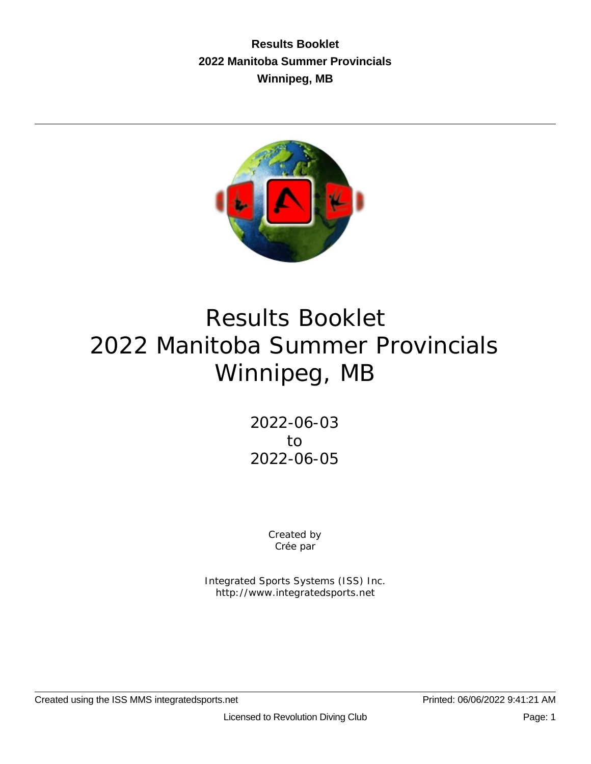**Results Booklet**
**2022 Manitoba Summer Provincials**
**Winnipeg, MB**

---

# Results Booklet
# 2022 Manitoba Summer Provincials
# Winnipeg, MB

2022-06-03
to
2022-06-05

Created by
Crée par

Integrated Sports Systems (ISS) Inc.
http://www.integratedsports.net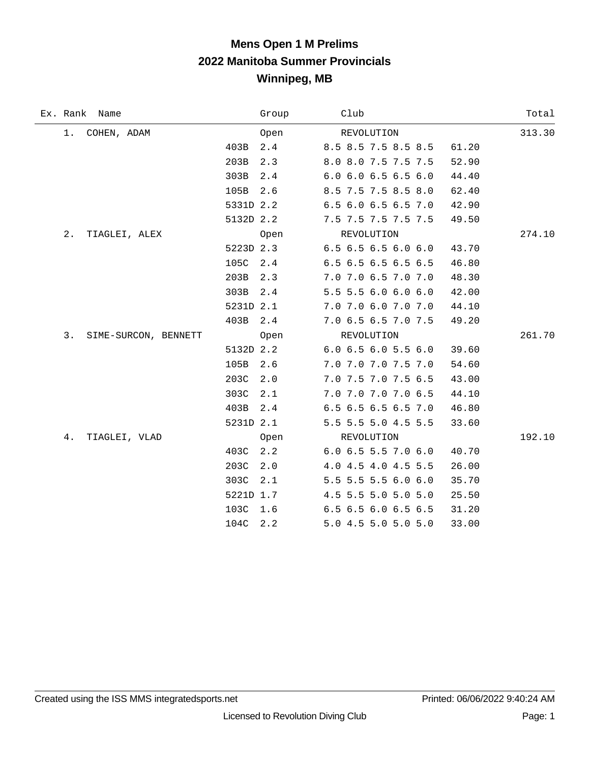# Mens Open 1 M Prelims

## 2022 Manitoba Summer Provincials

## Winnipeg, MB

| Ex. | Rank | Name | Dive | DD | Group / Scores | Club / Points | Total |
|---|---|---|---|---|---|---|---|
| | 1. | COHEN, ADAM | | | Open | REVOLUTION | 313.30 |
| | | | 403B | 2.4 | 8.5 8.5 7.5 8.5 8.5 | 61.20 | |
| | | | 203B | 2.3 | 8.0 8.0 7.5 7.5 7.5 | 52.90 | |
| | | | 303B | 2.4 | 6.0 6.0 6.5 6.5 6.0 | 44.40 | |
| | | | 105B | 2.6 | 8.5 7.5 7.5 8.5 8.0 | 62.40 | |
| | | | 5331D | 2.2 | 6.5 6.0 6.5 6.5 7.0 | 42.90 | |
| | | | 5132D | 2.2 | 7.5 7.5 7.5 7.5 7.5 | 49.50 | |
| | 2. | TIAGLEI, ALEX | | | Open | REVOLUTION | 274.10 |
| | | | 5223D | 2.3 | 6.5 6.5 6.5 6.0 6.0 | 43.70 | |
| | | | 105C | 2.4 | 6.5 6.5 6.5 6.5 6.5 | 46.80 | |
| | | | 203B | 2.3 | 7.0 7.0 6.5 7.0 7.0 | 48.30 | |
| | | | 303B | 2.4 | 5.5 5.5 6.0 6.0 6.0 | 42.00 | |
| | | | 5231D | 2.1 | 7.0 7.0 6.0 7.0 7.0 | 44.10 | |
| | | | 403B | 2.4 | 7.0 6.5 6.5 7.0 7.5 | 49.20 | |
| | 3. | SIME-SURCON, BENNETT | | | Open | REVOLUTION | 261.70 |
| | | | 5132D | 2.2 | 6.0 6.5 6.0 5.5 6.0 | 39.60 | |
| | | | 105B | 2.6 | 7.0 7.0 7.0 7.5 7.0 | 54.60 | |
| | | | 203C | 2.0 | 7.0 7.5 7.0 7.5 6.5 | 43.00 | |
| | | | 303C | 2.1 | 7.0 7.0 7.0 7.0 6.5 | 44.10 | |
| | | | 403B | 2.4 | 6.5 6.5 6.5 6.5 7.0 | 46.80 | |
| | | | 5231D | 2.1 | 5.5 5.5 5.0 4.5 5.5 | 33.60 | |
| | 4. | TIAGLEI, VLAD | | | Open | REVOLUTION | 192.10 |
| | | | 403C | 2.2 | 6.0 6.5 5.5 7.0 6.0 | 40.70 | |
| | | | 203C | 2.0 | 4.0 4.5 4.0 4.5 5.5 | 26.00 | |
| | | | 303C | 2.1 | 5.5 5.5 5.5 6.0 6.0 | 35.70 | |
| | | | 5221D | 1.7 | 4.5 5.5 5.0 5.0 5.0 | 25.50 | |
| | | | 103C | 1.6 | 6.5 6.5 6.0 6.5 6.5 | 31.20 | |
| | | | 104C | 2.2 | 5.0 4.5 5.0 5.0 5.0 | 33.00 | |

Created using the ISS MMS integratedsports.net — Printed: 06/06/2022 9:40:24 AM

Licensed to Revolution Diving Club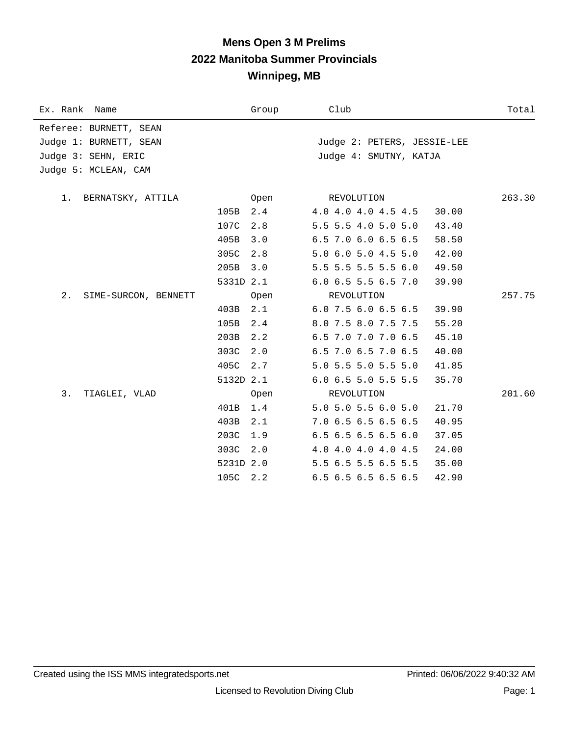# Mens Open 3 M Prelims
## 2022 Manitoba Summer Provincials
## Winnipeg, MB

| Ex. Rank | Name | Group | Club | Total |
|---|---|---|---|---|

Referee: BURNETT, SEAN
Judge 1: BURNETT, SEAN
Judge 2: PETERS, JESSIE-LEE
Judge 3: SEHN, ERIC
Judge 4: SMUTNY, KATJA
Judge 5: MCLEAN, CAM

| Rank | Name | Dive | DD | Group / Scores | Club / Points | Total |
|---|---|---|---|---|---|---|
| 1. | BERNATSKY, ATTILA | | | Open | REVOLUTION | 263.30 |
| | | 105B | 2.4 | 4.0 4.0 4.0 4.5 4.5 | 30.00 | |
| | | 107C | 2.8 | 5.5 5.5 4.0 5.0 5.0 | 43.40 | |
| | | 405B | 3.0 | 6.5 7.0 6.0 6.5 6.5 | 58.50 | |
| | | 305C | 2.8 | 5.0 6.0 5.0 4.5 5.0 | 42.00 | |
| | | 205B | 3.0 | 5.5 5.5 5.5 5.5 6.0 | 49.50 | |
| | | 5331D | 2.1 | 6.0 6.5 5.5 6.5 7.0 | 39.90 | |
| 2. | SIME-SURCON, BENNETT | | | Open | REVOLUTION | 257.75 |
| | | 403B | 2.1 | 6.0 7.5 6.0 6.5 6.5 | 39.90 | |
| | | 105B | 2.4 | 8.0 7.5 8.0 7.5 7.5 | 55.20 | |
| | | 203B | 2.2 | 6.5 7.0 7.0 7.0 6.5 | 45.10 | |
| | | 303C | 2.0 | 6.5 7.0 6.5 7.0 6.5 | 40.00 | |
| | | 405C | 2.7 | 5.0 5.5 5.0 5.5 5.0 | 41.85 | |
| | | 5132D | 2.1 | 6.0 6.5 5.0 5.5 5.5 | 35.70 | |
| 3. | TIAGLEI, VLAD | | | Open | REVOLUTION | 201.60 |
| | | 401B | 1.4 | 5.0 5.0 5.5 6.0 5.0 | 21.70 | |
| | | 403B | 2.1 | 7.0 6.5 6.5 6.5 6.5 | 40.95 | |
| | | 203C | 1.9 | 6.5 6.5 6.5 6.5 6.0 | 37.05 | |
| | | 303C | 2.0 | 4.0 4.0 4.0 4.0 4.5 | 24.00 | |
| | | 5231D | 2.0 | 5.5 6.5 5.5 6.5 5.5 | 35.00 | |
| | | 105C | 2.2 | 6.5 6.5 6.5 6.5 6.5 | 42.90 | |

Created using the ISS MMS integratedsports.net — Printed: 06/06/2022 9:40:32 AM

Licensed to Revolution Diving Club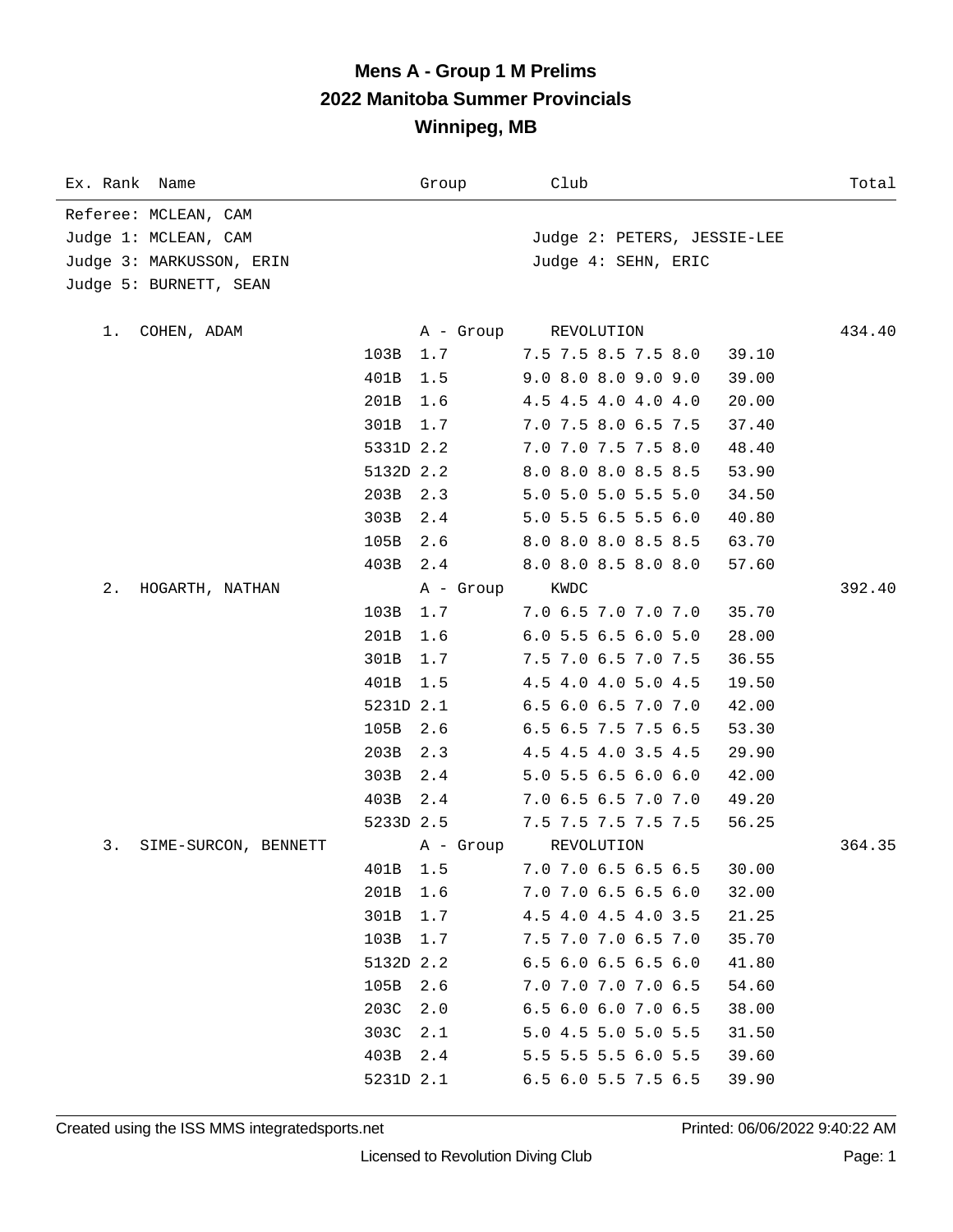# Mens A - Group 1 M Prelims
## 2022 Manitoba Summer Provincials
## Winnipeg, MB

| Ex. Rank | Name | Dive | DD | Group / Scores | Club | Total |
|---|---|---|---|---|---|---|
| Referee: MCLEAN, CAM | | | | | | |
| Judge 1: MCLEAN, CAM | | | | | Judge 2: PETERS, JESSIE-LEE | |
| Judge 3: MARKUSSON, ERIN | | | | | Judge 4: SEHN, ERIC | |
| Judge 5: BURNETT, SEAN | | | | | | |
| 1. | COHEN, ADAM | | | A - Group | REVOLUTION | 434.40 |
| | | 103B | 1.7 | 7.5 7.5 8.5 7.5 8.0 | 39.10 | |
| | | 401B | 1.5 | 9.0 8.0 8.0 9.0 9.0 | 39.00 | |
| | | 201B | 1.6 | 4.5 4.5 4.0 4.0 4.0 | 20.00 | |
| | | 301B | 1.7 | 7.0 7.5 8.0 6.5 7.5 | 37.40 | |
| | | 5331D | 2.2 | 7.0 7.0 7.5 7.5 8.0 | 48.40 | |
| | | 5132D | 2.2 | 8.0 8.0 8.0 8.5 8.5 | 53.90 | |
| | | 203B | 2.3 | 5.0 5.0 5.0 5.5 5.0 | 34.50 | |
| | | 303B | 2.4 | 5.0 5.5 6.5 5.5 6.0 | 40.80 | |
| | | 105B | 2.6 | 8.0 8.0 8.0 8.5 8.5 | 63.70 | |
| | | 403B | 2.4 | 8.0 8.0 8.5 8.0 8.0 | 57.60 | |
| 2. | HOGARTH, NATHAN | | | A - Group | KWDC | 392.40 |
| | | 103B | 1.7 | 7.0 6.5 7.0 7.0 7.0 | 35.70 | |
| | | 201B | 1.6 | 6.0 5.5 6.5 6.0 5.0 | 28.00 | |
| | | 301B | 1.7 | 7.5 7.0 6.5 7.0 7.5 | 36.55 | |
| | | 401B | 1.5 | 4.5 4.0 4.0 5.0 4.5 | 19.50 | |
| | | 5231D | 2.1 | 6.5 6.0 6.5 7.0 7.0 | 42.00 | |
| | | 105B | 2.6 | 6.5 6.5 7.5 7.5 6.5 | 53.30 | |
| | | 203B | 2.3 | 4.5 4.5 4.0 3.5 4.5 | 29.90 | |
| | | 303B | 2.4 | 5.0 5.5 6.5 6.0 6.0 | 42.00 | |
| | | 403B | 2.4 | 7.0 6.5 6.5 7.0 7.0 | 49.20 | |
| | | 5233D | 2.5 | 7.5 7.5 7.5 7.5 7.5 | 56.25 | |
| 3. | SIME-SURCON, BENNETT | | | A - Group | REVOLUTION | 364.35 |
| | | 401B | 1.5 | 7.0 7.0 6.5 6.5 6.5 | 30.00 | |
| | | 201B | 1.6 | 7.0 7.0 6.5 6.5 6.0 | 32.00 | |
| | | 301B | 1.7 | 4.5 4.0 4.5 4.0 3.5 | 21.25 | |
| | | 103B | 1.7 | 7.5 7.0 7.0 6.5 7.0 | 35.70 | |
| | | 5132D | 2.2 | 6.5 6.0 6.5 6.5 6.0 | 41.80 | |
| | | 105B | 2.6 | 7.0 7.0 7.0 7.0 6.5 | 54.60 | |
| | | 203C | 2.0 | 6.5 6.0 6.0 7.0 6.5 | 38.00 | |
| | | 303C | 2.1 | 5.0 4.5 5.0 5.0 5.5 | 31.50 | |
| | | 403B | 2.4 | 5.5 5.5 5.5 6.0 5.5 | 39.60 | |
| | | 5231D | 2.1 | 6.5 6.0 5.5 7.5 6.5 | 39.90 | |

Created using the ISS MMS integratedsports.net — Printed: 06/06/2022 9:40:22 AM

Licensed to Revolution Diving Club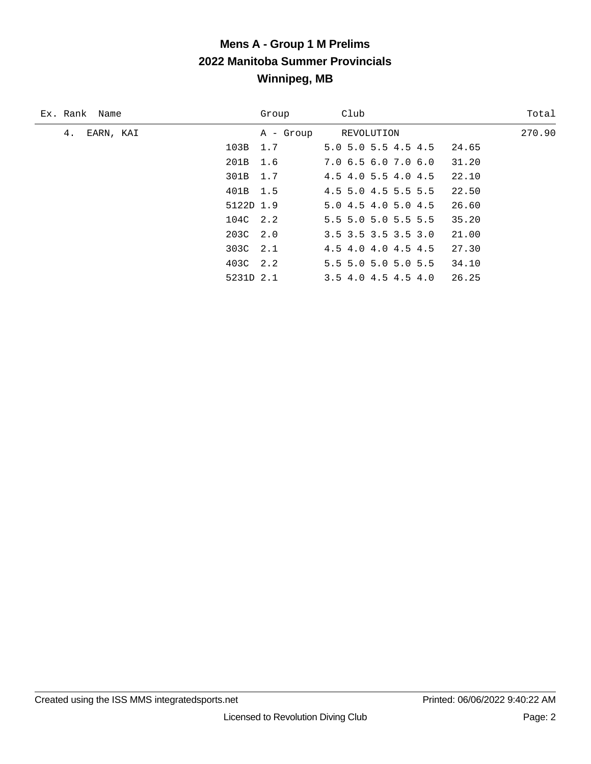# Mens A - Group 1 M Prelims

## 2022 Manitoba Summer Provincials

## Winnipeg, MB

| Ex. | Rank | Name | Group | Club | | Total |
|---|---|---|---|---|---|---|
| | 4. | EARN, KAI | A - Group | REVOLUTION | | 270.90 |
| | | 103B | 1.7 | 5.0 5.0 5.5 4.5 4.5 | 24.65 | |
| | | 201B | 1.6 | 7.0 6.5 6.0 7.0 6.0 | 31.20 | |
| | | 301B | 1.7 | 4.5 4.0 5.5 4.0 4.5 | 22.10 | |
| | | 401B | 1.5 | 4.5 5.0 4.5 5.5 5.5 | 22.50 | |
| | | 5122D | 1.9 | 5.0 4.5 4.0 5.0 4.5 | 26.60 | |
| | | 104C | 2.2 | 5.5 5.0 5.0 5.5 5.5 | 35.20 | |
| | | 203C | 2.0 | 3.5 3.5 3.5 3.5 3.0 | 21.00 | |
| | | 303C | 2.1 | 4.5 4.0 4.0 4.5 4.5 | 27.30 | |
| | | 403C | 2.2 | 5.5 5.0 5.0 5.0 5.5 | 34.10 | |
| | | 5231D | 2.1 | 3.5 4.0 4.5 4.5 4.0 | 26.25 | |

Created using the ISS MMS integratedsports.net

Printed: 06/06/2022 9:40:22 AM

Licensed to Revolution Diving Club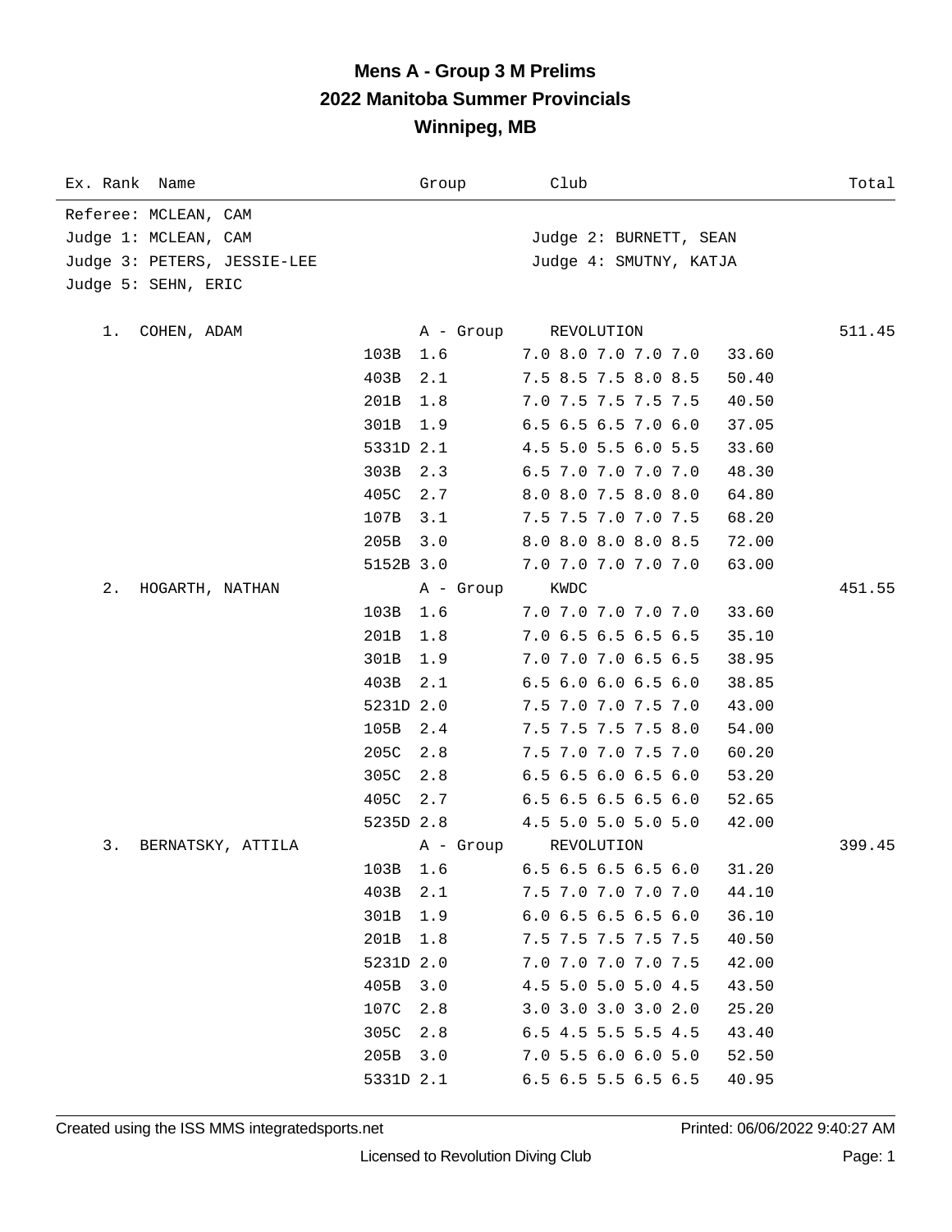# Mens A - Group 3 M Prelims
## 2022 Manitoba Summer Provincials
## Winnipeg, MB

| Ex. Rank | Name | Group | Club | Total |
|---|---|---|---|---|

Referee: MCLEAN, CAM
Judge 1: MCLEAN, CAM — Judge 2: BURNETT, SEAN
Judge 3: PETERS, JESSIE-LEE — Judge 4: SMUTNY, KATJA
Judge 5: SEHN, ERIC

| Rank | Name | Dive | DD | Group / Scores | Club / Points | Total |
|---|---|---|---|---|---|---|
| 1. | COHEN, ADAM | | | A - Group | REVOLUTION | 511.45 |
| | | 103B | 1.6 | 7.0 8.0 7.0 7.0 7.0 | 33.60 | |
| | | 403B | 2.1 | 7.5 8.5 7.5 8.0 8.5 | 50.40 | |
| | | 201B | 1.8 | 7.0 7.5 7.5 7.5 7.5 | 40.50 | |
| | | 301B | 1.9 | 6.5 6.5 6.5 7.0 6.0 | 37.05 | |
| | | 5331D | 2.1 | 4.5 5.0 5.5 6.0 5.5 | 33.60 | |
| | | 303B | 2.3 | 6.5 7.0 7.0 7.0 7.0 | 48.30 | |
| | | 405C | 2.7 | 8.0 8.0 7.5 8.0 8.0 | 64.80 | |
| | | 107B | 3.1 | 7.5 7.5 7.0 7.0 7.5 | 68.20 | |
| | | 205B | 3.0 | 8.0 8.0 8.0 8.0 8.5 | 72.00 | |
| | | 5152B | 3.0 | 7.0 7.0 7.0 7.0 7.0 | 63.00 | |
| 2. | HOGARTH, NATHAN | | | A - Group | KWDC | 451.55 |
| | | 103B | 1.6 | 7.0 7.0 7.0 7.0 7.0 | 33.60 | |
| | | 201B | 1.8 | 7.0 6.5 6.5 6.5 6.5 | 35.10 | |
| | | 301B | 1.9 | 7.0 7.0 7.0 6.5 6.5 | 38.95 | |
| | | 403B | 2.1 | 6.5 6.0 6.0 6.5 6.0 | 38.85 | |
| | | 5231D | 2.0 | 7.5 7.0 7.0 7.5 7.0 | 43.00 | |
| | | 105B | 2.4 | 7.5 7.5 7.5 7.5 8.0 | 54.00 | |
| | | 205C | 2.8 | 7.5 7.0 7.0 7.5 7.0 | 60.20 | |
| | | 305C | 2.8 | 6.5 6.5 6.0 6.5 6.0 | 53.20 | |
| | | 405C | 2.7 | 6.5 6.5 6.5 6.5 6.0 | 52.65 | |
| | | 5235D | 2.8 | 4.5 5.0 5.0 5.0 5.0 | 42.00 | |
| 3. | BERNATSKY, ATTILA | | | A - Group | REVOLUTION | 399.45 |
| | | 103B | 1.6 | 6.5 6.5 6.5 6.5 6.0 | 31.20 | |
| | | 403B | 2.1 | 7.5 7.0 7.0 7.0 7.0 | 44.10 | |
| | | 301B | 1.9 | 6.0 6.5 6.5 6.5 6.0 | 36.10 | |
| | | 201B | 1.8 | 7.5 7.5 7.5 7.5 7.5 | 40.50 | |
| | | 5231D | 2.0 | 7.0 7.0 7.0 7.0 7.5 | 42.00 | |
| | | 405B | 3.0 | 4.5 5.0 5.0 5.0 4.5 | 43.50 | |
| | | 107C | 2.8 | 3.0 3.0 3.0 3.0 2.0 | 25.20 | |
| | | 305C | 2.8 | 6.5 4.5 5.5 5.5 4.5 | 43.40 | |
| | | 205B | 3.0 | 7.0 5.5 6.0 6.0 5.0 | 52.50 | |
| | | 5331D | 2.1 | 6.5 6.5 5.5 6.5 6.5 | 40.95 | |

Created using the ISS MMS integratedsports.net — Printed: 06/06/2022 9:40:27 AM

Licensed to Revolution Diving Club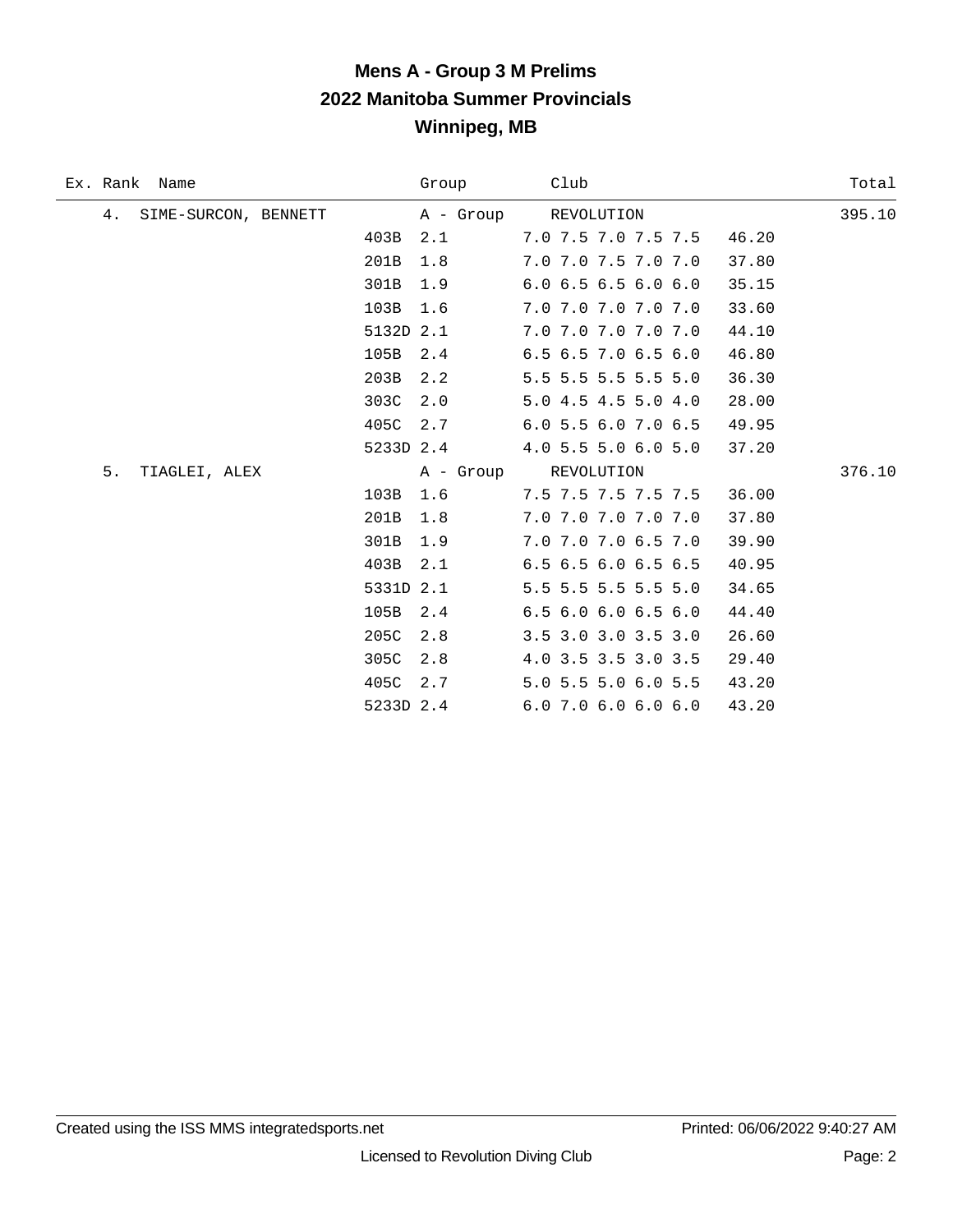# Mens A - Group 3 M Prelims
## 2022 Manitoba Summer Provincials
## Winnipeg, MB

| Ex. | Rank | Name | | Group | Club | | Total |
|---|---|---|---|---|---|---|---|
| | 4. | SIME-SURCON, BENNETT | | A - Group | REVOLUTION | | 395.10 |
| | | | 403B | 2.1 | 7.0 7.5 7.0 7.5 7.5 | 46.20 | |
| | | | 201B | 1.8 | 7.0 7.0 7.5 7.0 7.0 | 37.80 | |
| | | | 301B | 1.9 | 6.0 6.5 6.5 6.0 6.0 | 35.15 | |
| | | | 103B | 1.6 | 7.0 7.0 7.0 7.0 7.0 | 33.60 | |
| | | | 5132D | 2.1 | 7.0 7.0 7.0 7.0 7.0 | 44.10 | |
| | | | 105B | 2.4 | 6.5 6.5 7.0 6.5 6.0 | 46.80 | |
| | | | 203B | 2.2 | 5.5 5.5 5.5 5.5 5.0 | 36.30 | |
| | | | 303C | 2.0 | 5.0 4.5 4.5 5.0 4.0 | 28.00 | |
| | | | 405C | 2.7 | 6.0 5.5 6.0 7.0 6.5 | 49.95 | |
| | | | 5233D | 2.4 | 4.0 5.5 5.0 6.0 5.0 | 37.20 | |
| | 5. | TIAGLEI, ALEX | | A - Group | REVOLUTION | | 376.10 |
| | | | 103B | 1.6 | 7.5 7.5 7.5 7.5 7.5 | 36.00 | |
| | | | 201B | 1.8 | 7.0 7.0 7.0 7.0 7.0 | 37.80 | |
| | | | 301B | 1.9 | 7.0 7.0 7.0 6.5 7.0 | 39.90 | |
| | | | 403B | 2.1 | 6.5 6.5 6.0 6.5 6.5 | 40.95 | |
| | | | 5331D | 2.1 | 5.5 5.5 5.5 5.5 5.0 | 34.65 | |
| | | | 105B | 2.4 | 6.5 6.0 6.0 6.5 6.0 | 44.40 | |
| | | | 205C | 2.8 | 3.5 3.0 3.0 3.5 3.0 | 26.60 | |
| | | | 305C | 2.8 | 4.0 3.5 3.5 3.0 3.5 | 29.40 | |
| | | | 405C | 2.7 | 5.0 5.5 5.0 6.0 5.5 | 43.20 | |
| | | | 5233D | 2.4 | 6.0 7.0 6.0 6.0 6.0 | 43.20 | |

Created using the ISS MMS integratedsports.net Printed: 06/06/2022 9:40:27 AM

Licensed to Revolution Diving Club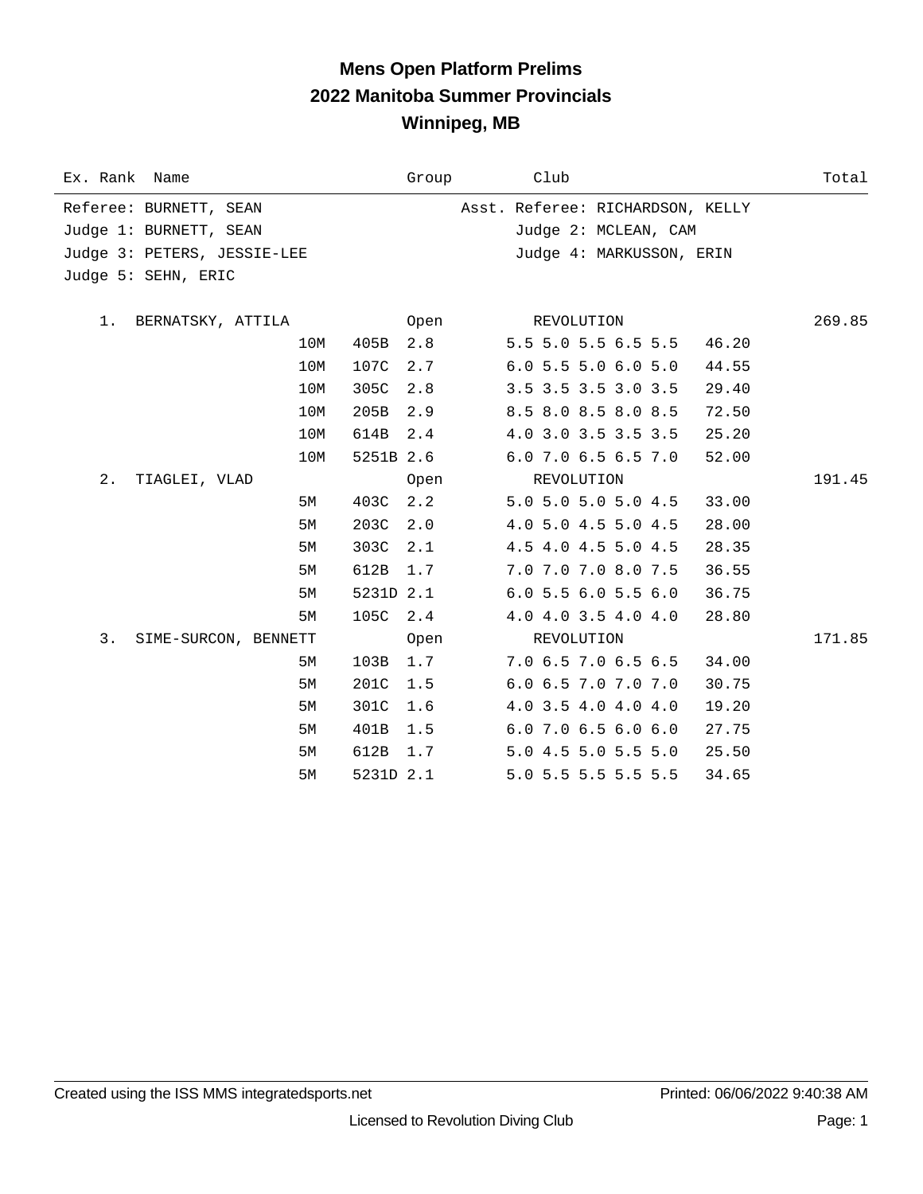# Mens Open Platform Prelims
## 2022 Manitoba Summer Provincials
## Winnipeg, MB

| Ex. | Rank | Name | | | Group | Club | | Total |
|---|---|---|---|---|---|---|---|---|

Referee: BURNETT, SEAN | Asst. Referee: RICHARDSON, KELLY

Judge 1: BURNETT, SEAN | Judge 2: MCLEAN, CAM

Judge 3: PETERS, JESSIE-LEE | Judge 4: MARKUSSON, ERIN

Judge 5: SEHN, ERIC

| Rank | Name | Height | Dive | DD / Group | Scores / Club | Points | Total |
|---|---|---|---|---|---|---|---|
| 1. | BERNATSKY, ATTILA | | | Open | REVOLUTION | | 269.85 |
| | | 10M | 405B | 2.8 | 5.5 5.0 5.5 6.5 5.5 | 46.20 | |
| | | 10M | 107C | 2.7 | 6.0 5.5 5.0 6.0 5.0 | 44.55 | |
| | | 10M | 305C | 2.8 | 3.5 3.5 3.5 3.0 3.5 | 29.40 | |
| | | 10M | 205B | 2.9 | 8.5 8.0 8.5 8.0 8.5 | 72.50 | |
| | | 10M | 614B | 2.4 | 4.0 3.0 3.5 3.5 3.5 | 25.20 | |
| | | 10M | 5251B | 2.6 | 6.0 7.0 6.5 6.5 7.0 | 52.00 | |
| 2. | TIAGLEI, VLAD | | | Open | REVOLUTION | | 191.45 |
| | | 5M | 403C | 2.2 | 5.0 5.0 5.0 5.0 4.5 | 33.00 | |
| | | 5M | 203C | 2.0 | 4.0 5.0 4.5 5.0 4.5 | 28.00 | |
| | | 5M | 303C | 2.1 | 4.5 4.0 4.5 5.0 4.5 | 28.35 | |
| | | 5M | 612B | 1.7 | 7.0 7.0 7.0 8.0 7.5 | 36.55 | |
| | | 5M | 5231D | 2.1 | 6.0 5.5 6.0 5.5 6.0 | 36.75 | |
| | | 5M | 105C | 2.4 | 4.0 4.0 3.5 4.0 4.0 | 28.80 | |
| 3. | SIME-SURCON, BENNETT | | | Open | REVOLUTION | | 171.85 |
| | | 5M | 103B | 1.7 | 7.0 6.5 7.0 6.5 6.5 | 34.00 | |
| | | 5M | 201C | 1.5 | 6.0 6.5 7.0 7.0 7.0 | 30.75 | |
| | | 5M | 301C | 1.6 | 4.0 3.5 4.0 4.0 4.0 | 19.20 | |
| | | 5M | 401B | 1.5 | 6.0 7.0 6.5 6.0 6.0 | 27.75 | |
| | | 5M | 612B | 1.7 | 5.0 4.5 5.0 5.5 5.0 | 25.50 | |
| | | 5M | 5231D | 2.1 | 5.0 5.5 5.5 5.5 5.5 | 34.65 | |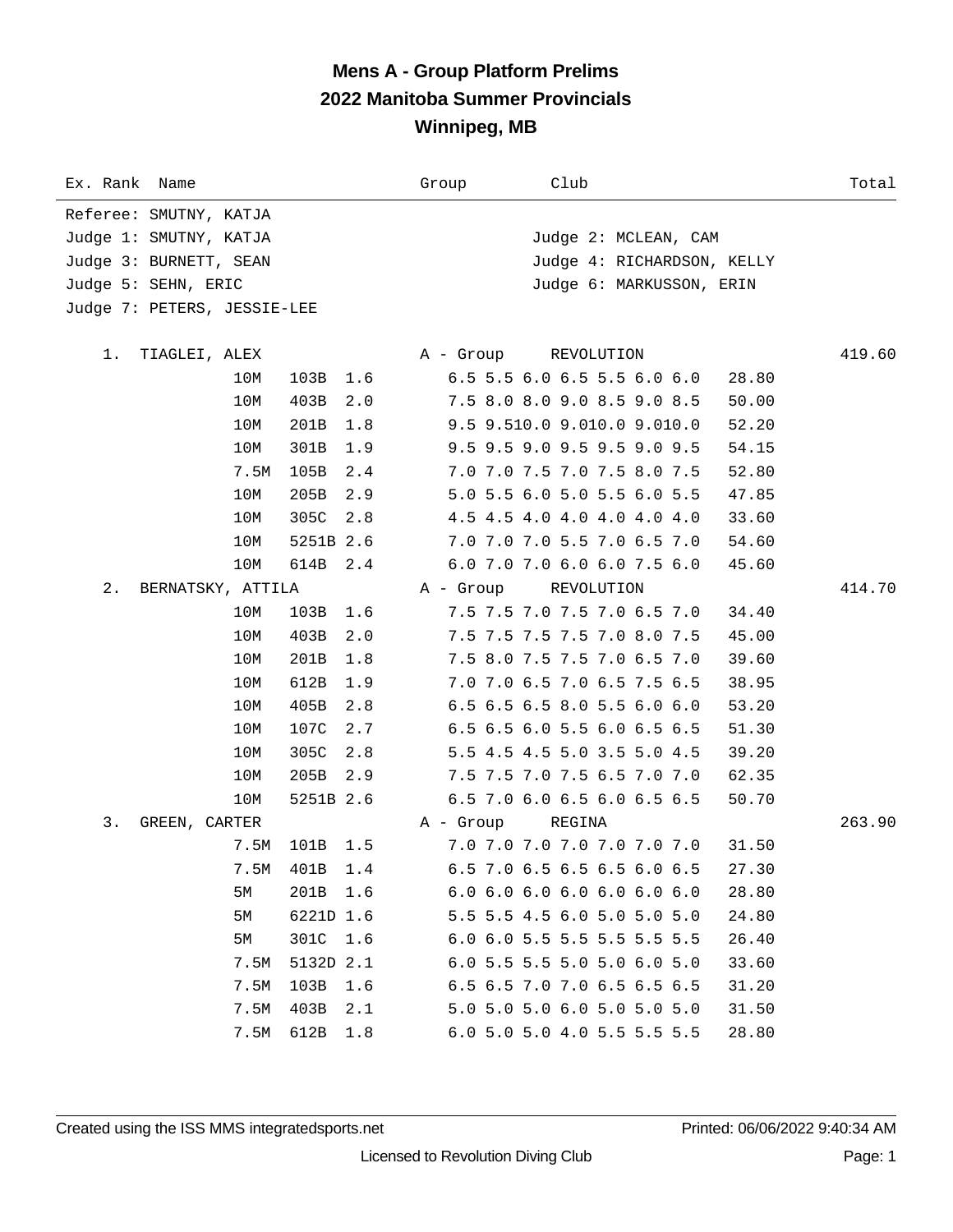# Mens A - Group Platform Prelims
## 2022 Manitoba Summer Provincials
## Winnipeg, MB

| Ex. Rank | Name | | | Group | Club | | Total |
|---|---|---|---|---|---|---|---|

Referee: SMUTNY, KATJA

Judge 1: SMUTNY, KATJA

Judge 2: MCLEAN, CAM

Judge 3: BURNETT, SEAN

Judge 4: RICHARDSON, KELLY

Judge 5: SEHN, ERIC

Judge 6: MARKUSSON, ERIN

Judge 7: PETERS, JESSIE-LEE

| Rank | Name / Height | Dive | DD | Group / Scores | Club | Points | Total |
|---|---|---|---|---|---|---|---|
| 1. | TIAGLEI, ALEX | | | A - Group | REVOLUTION | | 419.60 |
| | 10M | 103B | 1.6 | 6.5 5.5 6.0 6.5 5.5 6.0 6.0 | | 28.80 | |
| | 10M | 403B | 2.0 | 7.5 8.0 8.0 9.0 8.5 9.0 8.5 | | 50.00 | |
| | 10M | 201B | 1.8 | 9.5 9.510.0 9.010.0 9.010.0 | | 52.20 | |
| | 10M | 301B | 1.9 | 9.5 9.5 9.0 9.5 9.5 9.0 9.5 | | 54.15 | |
| | 7.5M | 105B | 2.4 | 7.0 7.0 7.5 7.0 7.5 8.0 7.5 | | 52.80 | |
| | 10M | 205B | 2.9 | 5.0 5.5 6.0 5.0 5.5 6.0 5.5 | | 47.85 | |
| | 10M | 305C | 2.8 | 4.5 4.5 4.0 4.0 4.0 4.0 4.0 | | 33.60 | |
| | 10M | 5251B | 2.6 | 7.0 7.0 7.0 5.5 7.0 6.5 7.0 | | 54.60 | |
| | 10M | 614B | 2.4 | 6.0 7.0 7.0 6.0 6.0 7.5 6.0 | | 45.60 | |
| 2. | BERNATSKY, ATTILA | | | A - Group | REVOLUTION | | 414.70 |
| | 10M | 103B | 1.6 | 7.5 7.5 7.0 7.5 7.0 6.5 7.0 | | 34.40 | |
| | 10M | 403B | 2.0 | 7.5 7.5 7.5 7.5 7.0 8.0 7.5 | | 45.00 | |
| | 10M | 201B | 1.8 | 7.5 8.0 7.5 7.5 7.0 6.5 7.0 | | 39.60 | |
| | 10M | 612B | 1.9 | 7.0 7.0 6.5 7.0 6.5 7.5 6.5 | | 38.95 | |
| | 10M | 405B | 2.8 | 6.5 6.5 6.5 8.0 5.5 6.0 6.0 | | 53.20 | |
| | 10M | 107C | 2.7 | 6.5 6.5 6.0 5.5 6.0 6.5 6.5 | | 51.30 | |
| | 10M | 305C | 2.8 | 5.5 4.5 4.5 5.0 3.5 5.0 4.5 | | 39.20 | |
| | 10M | 205B | 2.9 | 7.5 7.5 7.0 7.5 6.5 7.0 7.0 | | 62.35 | |
| | 10M | 5251B | 2.6 | 6.5 7.0 6.0 6.5 6.0 6.5 6.5 | | 50.70 | |
| 3. | GREEN, CARTER | | | A - Group | REGINA | | 263.90 |
| | 7.5M | 101B | 1.5 | 7.0 7.0 7.0 7.0 7.0 7.0 7.0 | | 31.50 | |
| | 7.5M | 401B | 1.4 | 6.5 7.0 6.5 6.5 6.5 6.0 6.5 | | 27.30 | |
| | 5M | 201B | 1.6 | 6.0 6.0 6.0 6.0 6.0 6.0 6.0 | | 28.80 | |
| | 5M | 6221D | 1.6 | 5.5 5.5 4.5 6.0 5.0 5.0 5.0 | | 24.80 | |
| | 5M | 301C | 1.6 | 6.0 6.0 5.5 5.5 5.5 5.5 5.5 | | 26.40 | |
| | 7.5M | 5132D | 2.1 | 6.0 5.5 5.5 5.0 5.0 6.0 5.0 | | 33.60 | |
| | 7.5M | 103B | 1.6 | 6.5 6.5 7.0 7.0 6.5 6.5 6.5 | | 31.20 | |
| | 7.5M | 403B | 2.1 | 5.0 5.0 5.0 6.0 5.0 5.0 5.0 | | 31.50 | |
| | 7.5M | 612B | 1.8 | 6.0 5.0 5.0 4.0 5.5 5.5 5.5 | | 28.80 | |

Created using the ISS MMS integratedsports.net

Printed: 06/06/2022 9:40:34 AM

Licensed to Revolution Diving Club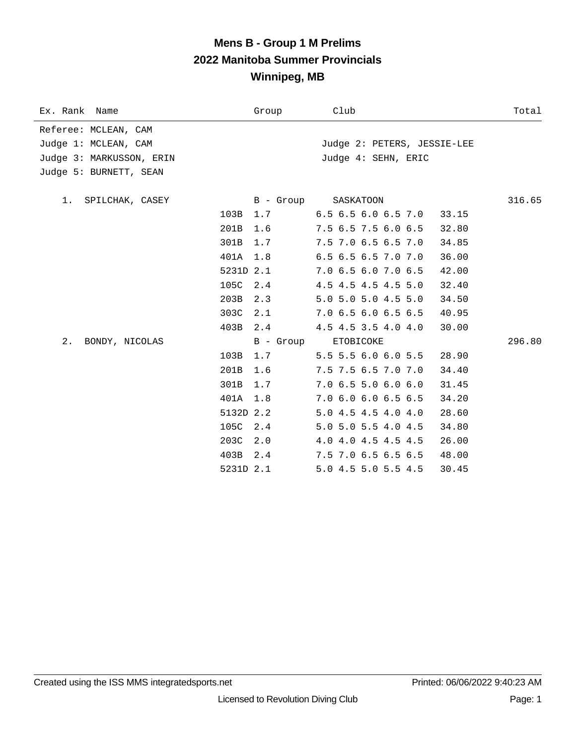# Mens B - Group 1 M Prelims
## 2022 Manitoba Summer Provincials
## Winnipeg, MB

| Ex. Rank | Name | Group | Club | | | Total |
|---|---|---|---|---|---|---|
| Referee: MCLEAN, CAM | | | | | | |
| Judge 1: MCLEAN, CAM | | | Judge 2: PETERS, JESSIE-LEE | | | |
| Judge 3: MARKUSSON, ERIN | | | Judge 4: SEHN, ERIC | | | |
| Judge 5: BURNETT, SEAN | | | | | | |
| 1. | SPILCHAK, CASEY | B - Group | SASKATOON | | | 316.65 |
| | 103B | 1.7 | 6.5 6.5 6.0 6.5 7.0 | 33.15 | | |
| | 201B | 1.6 | 7.5 6.5 7.5 6.0 6.5 | 32.80 | | |
| | 301B | 1.7 | 7.5 7.0 6.5 6.5 7.0 | 34.85 | | |
| | 401A | 1.8 | 6.5 6.5 6.5 7.0 7.0 | 36.00 | | |
| | 5231D | 2.1 | 7.0 6.5 6.0 7.0 6.5 | 42.00 | | |
| | 105C | 2.4 | 4.5 4.5 4.5 4.5 5.0 | 32.40 | | |
| | 203B | 2.3 | 5.0 5.0 5.0 4.5 5.0 | 34.50 | | |
| | 303C | 2.1 | 7.0 6.5 6.0 6.5 6.5 | 40.95 | | |
| | 403B | 2.4 | 4.5 4.5 3.5 4.0 4.0 | 30.00 | | |
| 2. | BONDY, NICOLAS | B - Group | ETOBICOKE | | | 296.80 |
| | 103B | 1.7 | 5.5 5.5 6.0 6.0 5.5 | 28.90 | | |
| | 201B | 1.6 | 7.5 7.5 6.5 7.0 7.0 | 34.40 | | |
| | 301B | 1.7 | 7.0 6.5 5.0 6.0 6.0 | 31.45 | | |
| | 401A | 1.8 | 7.0 6.0 6.0 6.5 6.5 | 34.20 | | |
| | 5132D | 2.2 | 5.0 4.5 4.5 4.0 4.0 | 28.60 | | |
| | 105C | 2.4 | 5.0 5.0 5.5 4.0 4.5 | 34.80 | | |
| | 203C | 2.0 | 4.0 4.0 4.5 4.5 4.5 | 26.00 | | |
| | 403B | 2.4 | 7.5 7.0 6.5 6.5 6.5 | 48.00 | | |
| | 5231D | 2.1 | 5.0 4.5 5.0 5.5 4.5 | 30.45 | | |

Created using the ISS MMS integratedsports.net — Printed: 06/06/2022 9:40:23 AM

Licensed to Revolution Diving Club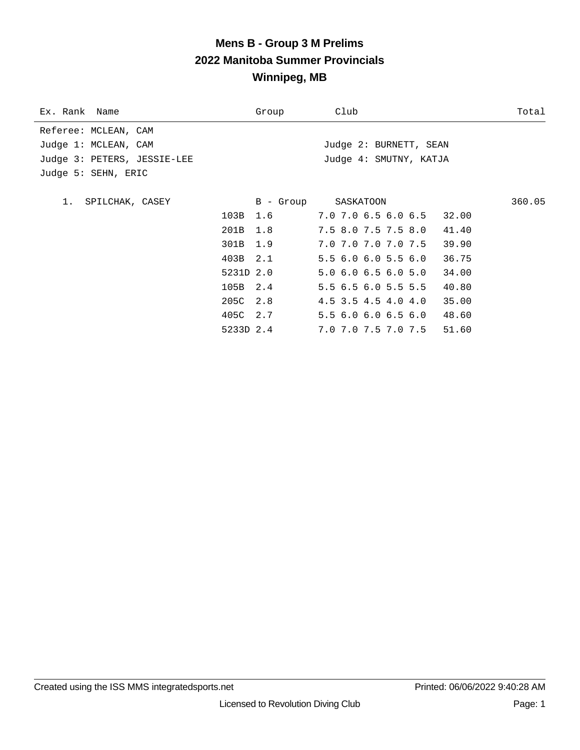# Mens B - Group 3 M Prelims
## 2022 Manitoba Summer Provincials
## Winnipeg, MB

| Ex. Rank | Name | Group | Club | Total |
|---|---|---|---|---|

Referee: MCLEAN, CAM

Judge 1: MCLEAN, CAM — Judge 2: BURNETT, SEAN

Judge 3: PETERS, JESSIE-LEE — Judge 4: SMUTNY, KATJA

Judge 5: SEHN, ERIC

| Rank | Name | Group | Club | Total |
|---|---|---|---|---|
| 1. | SPILCHAK, CASEY | B - Group | SASKATOON | 360.05 |

| Dive | DD | Scores | Points |
|---|---|---|---|
| 103B | 1.6 | 7.0 7.0 6.5 6.0 6.5 | 32.00 |
| 201B | 1.8 | 7.5 8.0 7.5 7.5 8.0 | 41.40 |
| 301B | 1.9 | 7.0 7.0 7.0 7.0 7.5 | 39.90 |
| 403B | 2.1 | 5.5 6.0 6.0 5.5 6.0 | 36.75 |
| 5231D | 2.0 | 5.0 6.0 6.5 6.0 5.0 | 34.00 |
| 105B | 2.4 | 5.5 6.5 6.0 5.5 5.5 | 40.80 |
| 205C | 2.8 | 4.5 3.5 4.5 4.0 4.0 | 35.00 |
| 405C | 2.7 | 5.5 6.0 6.0 6.5 6.0 | 48.60 |
| 5233D | 2.4 | 7.0 7.0 7.5 7.0 7.5 | 51.60 |

Created using the ISS MMS integratedsports.net — Printed: 06/06/2022 9:40:28 AM

Licensed to Revolution Diving Club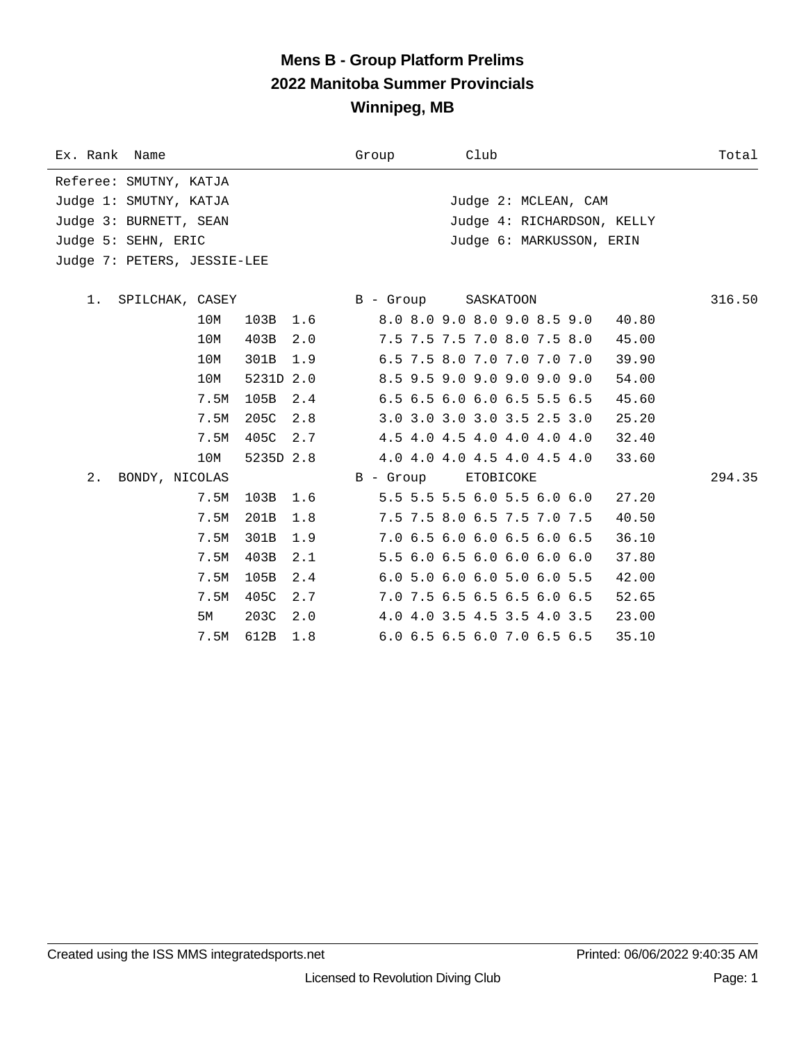# Mens B - Group Platform Prelims

## 2022 Manitoba Summer Provincials

## Winnipeg, MB

| Ex. Rank | Name | Group | Club | Total |
|---|---|---|---|---|

Referee: SMUTNY, KATJA
Judge 1: SMUTNY, KATJA
Judge 2: MCLEAN, CAM
Judge 3: BURNETT, SEAN
Judge 4: RICHARDSON, KELLY
Judge 5: SEHN, ERIC
Judge 6: MARKUSSON, ERIN
Judge 7: PETERS, JESSIE-LEE

| Rank | Name | Height | Dive | DD | Scores | Points | Group | Club | Total |
|---|---|---|---|---|---|---|---|---|---|
| 1. | SPILCHAK, CASEY | | | | | | B - Group | SASKATOON | 316.50 |
| | | 10M | 103B | 1.6 | 8.0 8.0 9.0 8.0 9.0 8.5 9.0 | 40.80 | | | |
| | | 10M | 403B | 2.0 | 7.5 7.5 7.5 7.0 8.0 7.5 8.0 | 45.00 | | | |
| | | 10M | 301B | 1.9 | 6.5 7.5 8.0 7.0 7.0 7.0 7.0 | 39.90 | | | |
| | | 10M | 5231D | 2.0 | 8.5 9.5 9.0 9.0 9.0 9.0 9.0 | 54.00 | | | |
| | | 7.5M | 105B | 2.4 | 6.5 6.5 6.0 6.0 6.5 5.5 6.5 | 45.60 | | | |
| | | 7.5M | 205C | 2.8 | 3.0 3.0 3.0 3.0 3.5 2.5 3.0 | 25.20 | | | |
| | | 7.5M | 405C | 2.7 | 4.5 4.0 4.5 4.0 4.0 4.0 4.0 | 32.40 | | | |
| | | 10M | 5235D | 2.8 | 4.0 4.0 4.0 4.5 4.0 4.5 4.0 | 33.60 | | | |
| 2. | BONDY, NICOLAS | | | | | | B - Group | ETOBICOKE | 294.35 |
| | | 7.5M | 103B | 1.6 | 5.5 5.5 5.5 6.0 5.5 6.0 6.0 | 27.20 | | | |
| | | 7.5M | 201B | 1.8 | 7.5 7.5 8.0 6.5 7.5 7.0 7.5 | 40.50 | | | |
| | | 7.5M | 301B | 1.9 | 7.0 6.5 6.0 6.0 6.5 6.0 6.5 | 36.10 | | | |
| | | 7.5M | 403B | 2.1 | 5.5 6.0 6.5 6.0 6.0 6.0 6.0 | 37.80 | | | |
| | | 7.5M | 105B | 2.4 | 6.0 5.0 6.0 6.0 5.0 6.0 5.5 | 42.00 | | | |
| | | 7.5M | 405C | 2.7 | 7.0 7.5 6.5 6.5 6.5 6.0 6.5 | 52.65 | | | |
| | | 5M | 203C | 2.0 | 4.0 4.0 3.5 4.5 3.5 4.0 3.5 | 23.00 | | | |
| | | 7.5M | 612B | 1.8 | 6.0 6.5 6.5 6.0 7.0 6.5 6.5 | 35.10 | | | |

Created using the ISS MMS integratedsports.net    Printed: 06/06/2022 9:40:35 AM

Licensed to Revolution Diving Club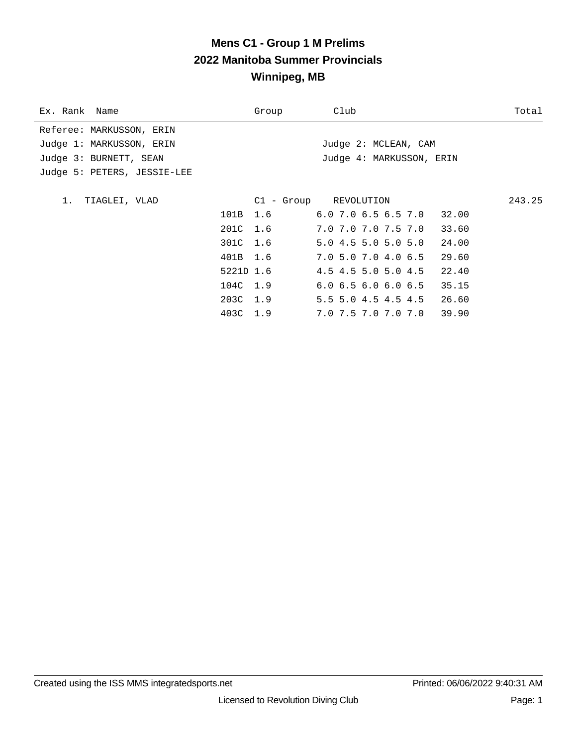# Mens C1 - Group 1 M Prelims
## 2022 Manitoba Summer Provincials
## Winnipeg, MB

| Ex. Rank | Name | Group | Club | Total |
|---|---|---|---|---|

Referee: MARKUSSON, ERIN
Judge 1: MARKUSSON, ERIN
Judge 2: MCLEAN, CAM
Judge 3: BURNETT, SEAN
Judge 4: MARKUSSON, ERIN
Judge 5: PETERS, JESSIE-LEE

| Ex. Rank | Name | Group | Club | Total |
|---|---|---|---|---|
| 1. | TIAGLEI, VLAD | C1 - Group | REVOLUTION | 243.25 |

| Dive | DD | Scores | Points |
|---|---|---|---|
| 101B | 1.6 | 6.0 7.0 6.5 6.5 7.0 | 32.00 |
| 201C | 1.6 | 7.0 7.0 7.0 7.5 7.0 | 33.60 |
| 301C | 1.6 | 5.0 4.5 5.0 5.0 5.0 | 24.00 |
| 401B | 1.6 | 7.0 5.0 7.0 4.0 6.5 | 29.60 |
| 5221D | 1.6 | 4.5 4.5 5.0 5.0 4.5 | 22.40 |
| 104C | 1.9 | 6.0 6.5 6.0 6.0 6.5 | 35.15 |
| 203C | 1.9 | 5.5 5.0 4.5 4.5 4.5 | 26.60 |
| 403C | 1.9 | 7.0 7.5 7.0 7.0 7.0 | 39.90 |

Created using the ISS MMS integratedsports.net | Printed: 06/06/2022 9:40:31 AM

Licensed to Revolution Diving Club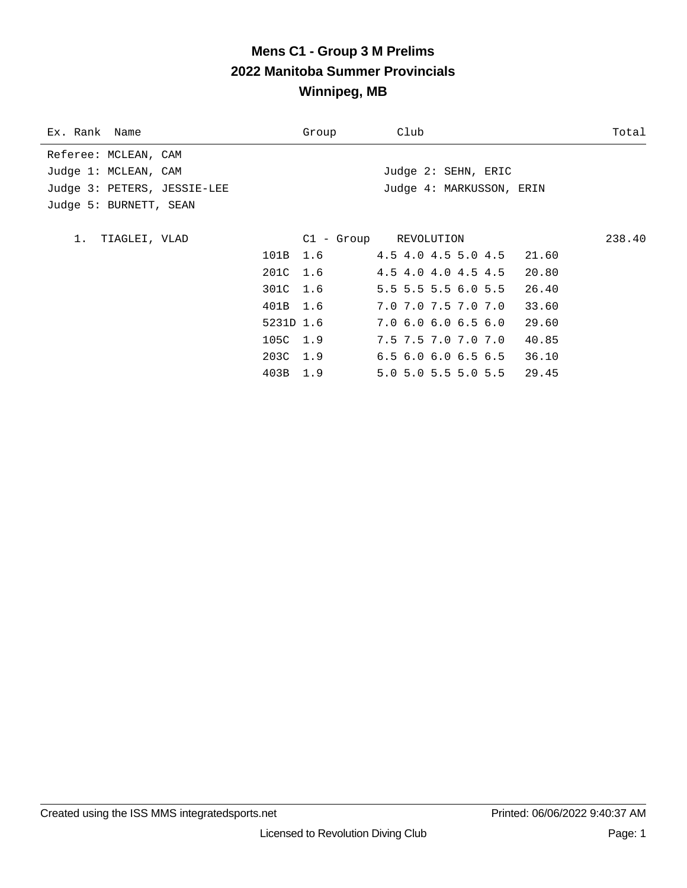# Mens C1 - Group 3 M Prelims

## 2022 Manitoba Summer Provincials

## Winnipeg, MB

| Ex. Rank | Name | Group | Club | Total |
|---|---|---|---|---|

Referee: MCLEAN, CAM

Judge 1: MCLEAN, CAM　　Judge 2: SEHN, ERIC

Judge 3: PETERS, JESSIE-LEE　　Judge 4: MARKUSSON, ERIN

Judge 5: BURNETT, SEAN

| Rank | Name | Group | Club | Total |
|---|---|---|---|---|
| 1. | TIAGLEI, VLAD | C1 - Group | REVOLUTION | 238.40 |

| Dive | DD | Scores | Points |
|---|---|---|---|
| 101B | 1.6 | 4.5 4.0 4.5 5.0 4.5 | 21.60 |
| 201C | 1.6 | 4.5 4.0 4.0 4.5 4.5 | 20.80 |
| 301C | 1.6 | 5.5 5.5 5.5 6.0 5.5 | 26.40 |
| 401B | 1.6 | 7.0 7.0 7.5 7.0 7.0 | 33.60 |
| 5231D | 1.6 | 7.0 6.0 6.0 6.5 6.0 | 29.60 |
| 105C | 1.9 | 7.5 7.5 7.0 7.0 7.0 | 40.85 |
| 203C | 1.9 | 6.5 6.0 6.0 6.5 6.5 | 36.10 |
| 403B | 1.9 | 5.0 5.0 5.5 5.0 5.5 | 29.45 |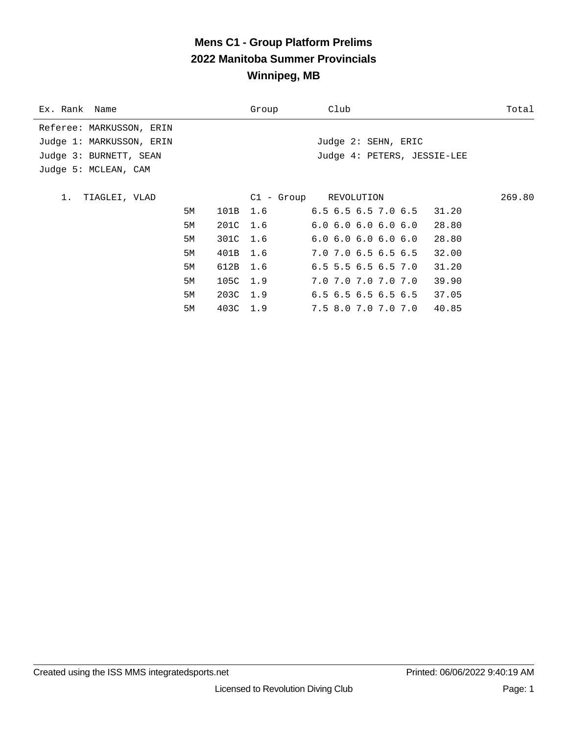# Mens C1 - Group Platform Prelims

## 2022 Manitoba Summer Provincials

## Winnipeg, MB

| Ex. Rank | Name | Group | Club | Total |
|---|---|---|---|---|

Referee: MARKUSSON, ERIN
Judge 1: MARKUSSON, ERIN
Judge 2: SEHN, ERIC
Judge 3: BURNETT, SEAN
Judge 4: PETERS, JESSIE-LEE
Judge 5: MCLEAN, CAM

| Ex. Rank | Name | Group | Club | Total |
|---|---|---|---|---|
| 1. | TIAGLEI, VLAD | C1 - Group | REVOLUTION | 269.80 |

| Height | Dive | DD | Scores | Points |
|---|---|---|---|---|
| 5M | 101B | 1.6 | 6.5 6.5 6.5 7.0 6.5 | 31.20 |
| 5M | 201C | 1.6 | 6.0 6.0 6.0 6.0 6.0 | 28.80 |
| 5M | 301C | 1.6 | 6.0 6.0 6.0 6.0 6.0 | 28.80 |
| 5M | 401B | 1.6 | 7.0 7.0 6.5 6.5 6.5 | 32.00 |
| 5M | 612B | 1.6 | 6.5 5.5 6.5 6.5 7.0 | 31.20 |
| 5M | 105C | 1.9 | 7.0 7.0 7.0 7.0 7.0 | 39.90 |
| 5M | 203C | 1.9 | 6.5 6.5 6.5 6.5 6.5 | 37.05 |
| 5M | 403C | 1.9 | 7.5 8.0 7.0 7.0 7.0 | 40.85 |

Created using the ISS MMS integratedsports.net    Printed: 06/06/2022 9:40:19 AM

Licensed to Revolution Diving Club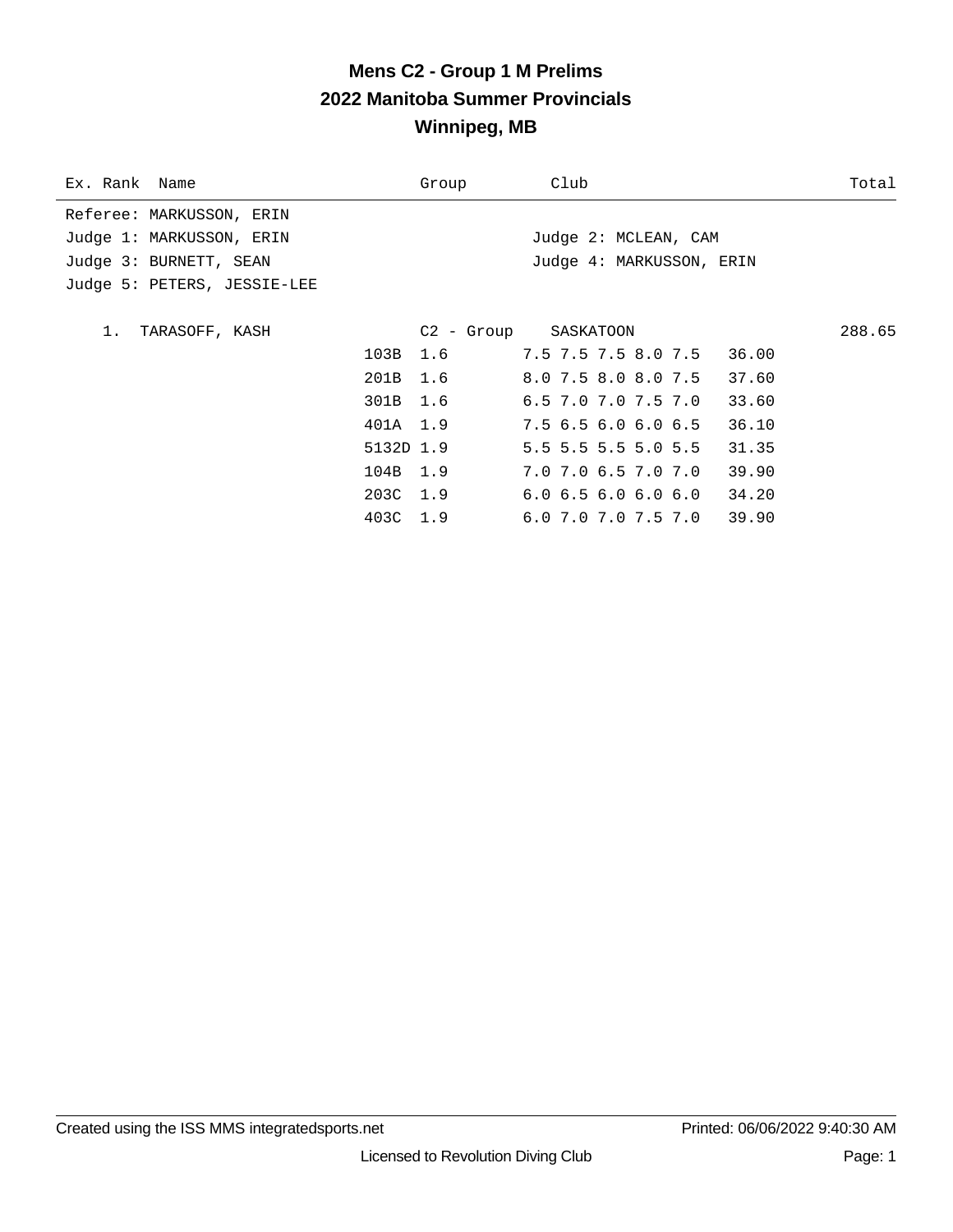# Mens C2 - Group 1 M Prelims
# 2022 Manitoba Summer Provincials
# Winnipeg, MB

| Ex. Rank | Name | Group | Club | Total |
|---|---|---|---|---|

Referee: MARKUSSON, ERIN
Judge 1: MARKUSSON, ERIN
Judge 2: MCLEAN, CAM
Judge 3: BURNETT, SEAN
Judge 4: MARKUSSON, ERIN
Judge 5: PETERS, JESSIE-LEE

| Ex. Rank | Name | Group | Club | Total |
|---|---|---|---|---|
| 1. | TARASOFF, KASH | C2 - Group | SASKATOON | 288.65 |

| Dive | DD | Scores | Points |
|---|---|---|---|
| 103B | 1.6 | 7.5 7.5 7.5 8.0 7.5 | 36.00 |
| 201B | 1.6 | 8.0 7.5 8.0 8.0 7.5 | 37.60 |
| 301B | 1.6 | 6.5 7.0 7.0 7.5 7.0 | 33.60 |
| 401A | 1.9 | 7.5 6.5 6.0 6.0 6.5 | 36.10 |
| 5132D | 1.9 | 5.5 5.5 5.5 5.0 5.5 | 31.35 |
| 104B | 1.9 | 7.0 7.0 6.5 7.0 7.0 | 39.90 |
| 203C | 1.9 | 6.0 6.5 6.0 6.0 6.0 | 34.20 |
| 403C | 1.9 | 6.0 7.0 7.0 7.5 7.0 | 39.90 |

Created using the ISS MMS integratedsports.net
Printed: 06/06/2022 9:40:30 AM
Licensed to Revolution Diving Club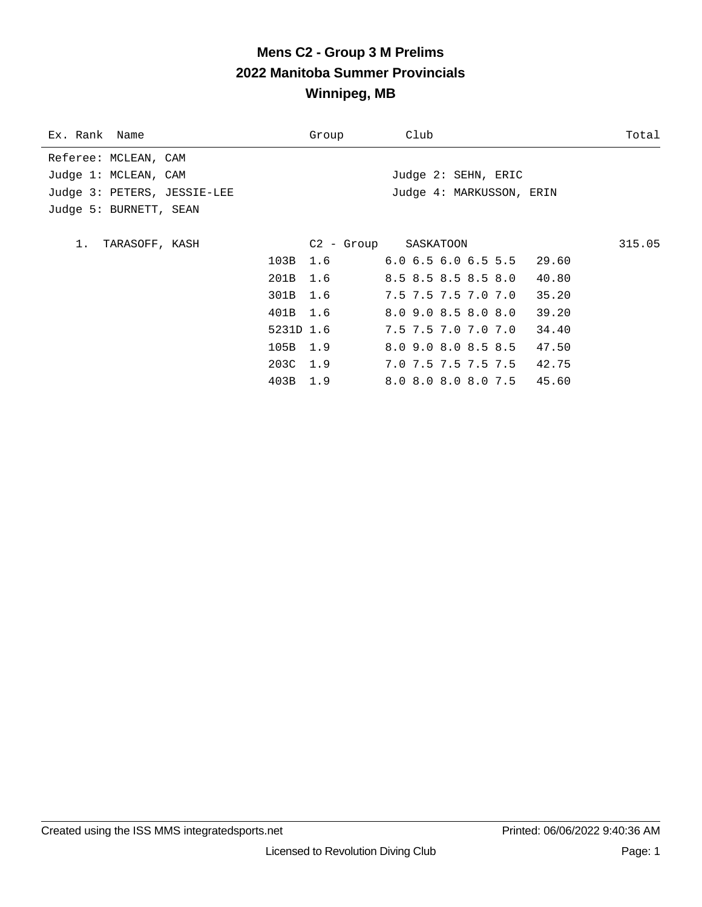# Mens C2 - Group 3 M Prelims
## 2022 Manitoba Summer Provincials
## Winnipeg, MB

| Ex. Rank | Name | Group | Club | Total |
|---|---|---|---|---|

Referee: MCLEAN, CAM
Judge 1: MCLEAN, CAM
Judge 2: SEHN, ERIC
Judge 3: PETERS, JESSIE-LEE
Judge 4: MARKUSSON, ERIN
Judge 5: BURNETT, SEAN

| Rank | Name | Group | Club | Total |
|---|---|---|---|---|
| 1. | TARASOFF, KASH | C2 - Group | SASKATOON | 315.05 |

| Dive | DD | Scores | Points |
|---|---|---|---|
| 103B | 1.6 | 6.0 6.5 6.0 6.5 5.5 | 29.60 |
| 201B | 1.6 | 8.5 8.5 8.5 8.5 8.0 | 40.80 |
| 301B | 1.6 | 7.5 7.5 7.5 7.0 7.0 | 35.20 |
| 401B | 1.6 | 8.0 9.0 8.5 8.0 8.0 | 39.20 |
| 5231D | 1.6 | 7.5 7.5 7.0 7.0 7.0 | 34.40 |
| 105B | 1.9 | 8.0 9.0 8.0 8.5 8.5 | 47.50 |
| 203C | 1.9 | 7.0 7.5 7.5 7.5 7.5 | 42.75 |
| 403B | 1.9 | 8.0 8.0 8.0 8.0 7.5 | 45.60 |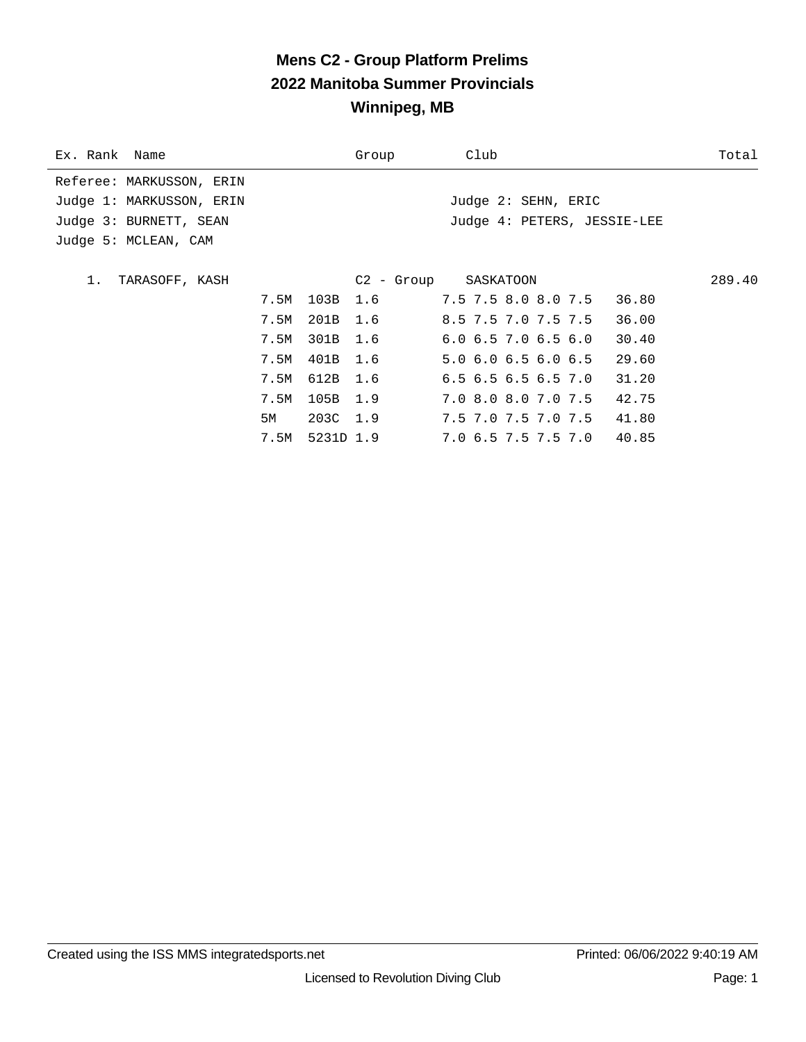# Mens C2 - Group Platform Prelims
## 2022 Manitoba Summer Provincials
## Winnipeg, MB

| Ex. Rank | Name | Group | Club | Total |
|---|---|---|---|---|

Referee: MARKUSSON, ERIN
Judge 1: MARKUSSON, ERIN
Judge 2: SEHN, ERIC
Judge 3: BURNETT, SEAN
Judge 4: PETERS, JESSIE-LEE
Judge 5: MCLEAN, CAM

| Rank | Name | Group | Club | Total |
|---|---|---|---|---|
| 1. | TARASOFF, KASH | C2 - Group | SASKATOON | 289.40 |

| Height | Dive | DD | Scores | Points |
|---|---|---|---|---|
| 7.5M | 103B | 1.6 | 7.5 7.5 8.0 8.0 7.5 | 36.80 |
| 7.5M | 201B | 1.6 | 8.5 7.5 7.0 7.5 7.5 | 36.00 |
| 7.5M | 301B | 1.6 | 6.0 6.5 7.0 6.5 6.0 | 30.40 |
| 7.5M | 401B | 1.6 | 5.0 6.0 6.5 6.0 6.5 | 29.60 |
| 7.5M | 612B | 1.6 | 6.5 6.5 6.5 6.5 7.0 | 31.20 |
| 7.5M | 105B | 1.9 | 7.0 8.0 8.0 7.0 7.5 | 42.75 |
| 5M | 203C | 1.9 | 7.5 7.0 7.5 7.0 7.5 | 41.80 |
| 7.5M | 5231D | 1.9 | 7.0 6.5 7.5 7.5 7.0 | 40.85 |

Created using the ISS MMS integratedsports.net
Printed: 06/06/2022 9:40:19 AM
Licensed to Revolution Diving Club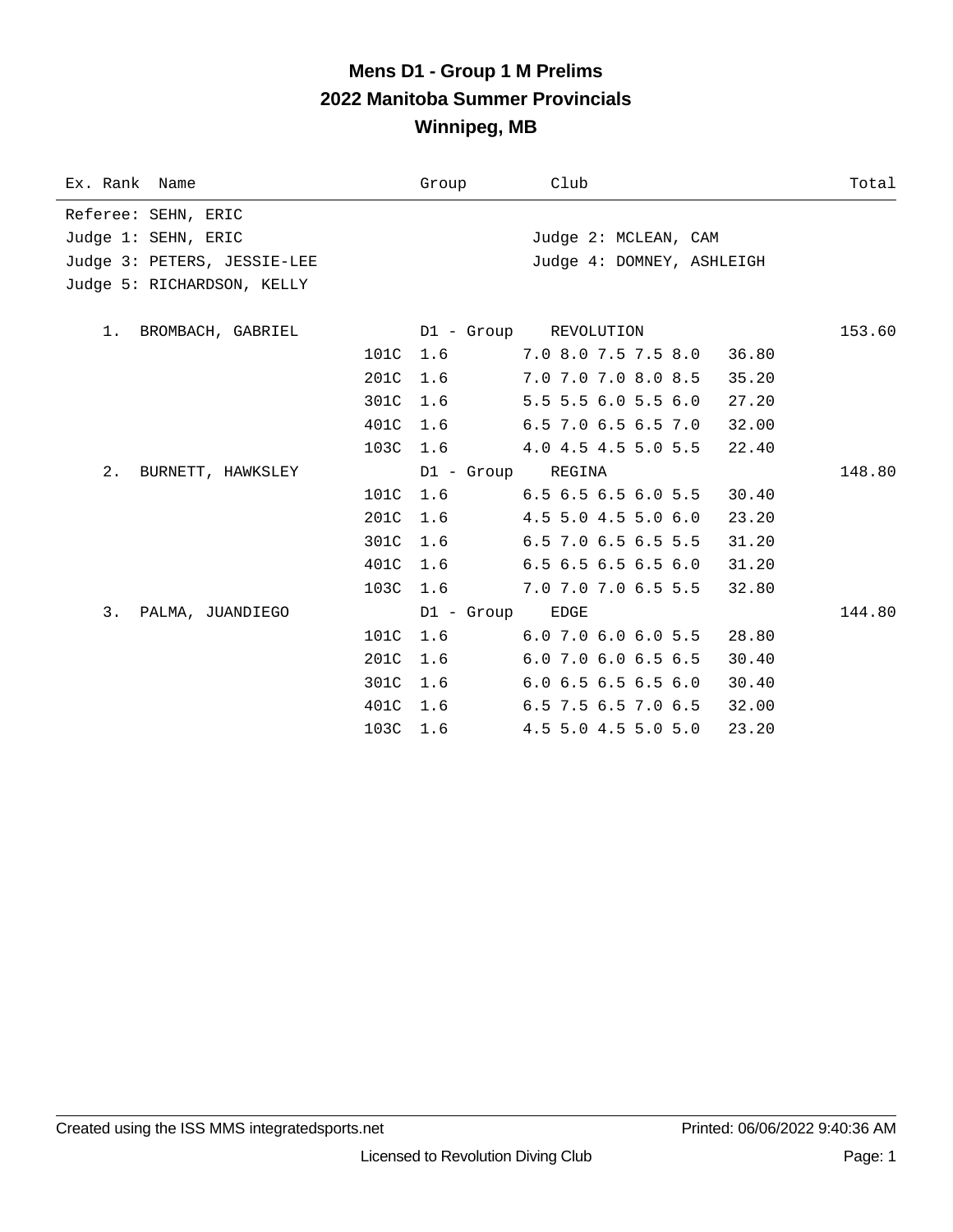# Mens D1 - Group 1 M Prelims
## 2022 Manitoba Summer Provincials
## Winnipeg, MB

| Ex. Rank | Name | Dive | DD | Group | Club / Scores | Points | Total |
|---|---|---|---|---|---|---|---|
| Referee: SEHN, ERIC | | | | | | | |
| Judge 1: SEHN, ERIC | | | | | Judge 2: MCLEAN, CAM | | |
| Judge 3: PETERS, JESSIE-LEE | | | | | Judge 4: DOMNEY, ASHLEIGH | | |
| Judge 5: RICHARDSON, KELLY | | | | | | | |
| 1. | BROMBACH, GABRIEL | | | D1 - Group | REVOLUTION | | 153.60 |
| | | 101C | 1.6 | | 7.0 8.0 7.5 7.5 8.0 | 36.80 | |
| | | 201C | 1.6 | | 7.0 7.0 7.0 8.0 8.5 | 35.20 | |
| | | 301C | 1.6 | | 5.5 5.5 6.0 5.5 6.0 | 27.20 | |
| | | 401C | 1.6 | | 6.5 7.0 6.5 6.5 7.0 | 32.00 | |
| | | 103C | 1.6 | | 4.0 4.5 4.5 5.0 5.5 | 22.40 | |
| 2. | BURNETT, HAWKSLEY | | | D1 - Group | REGINA | | 148.80 |
| | | 101C | 1.6 | | 6.5 6.5 6.5 6.0 5.5 | 30.40 | |
| | | 201C | 1.6 | | 4.5 5.0 4.5 5.0 6.0 | 23.20 | |
| | | 301C | 1.6 | | 6.5 7.0 6.5 6.5 5.5 | 31.20 | |
| | | 401C | 1.6 | | 6.5 6.5 6.5 6.5 6.0 | 31.20 | |
| | | 103C | 1.6 | | 7.0 7.0 7.0 6.5 5.5 | 32.80 | |
| 3. | PALMA, JUANDIEGO | | | D1 - Group | EDGE | | 144.80 |
| | | 101C | 1.6 | | 6.0 7.0 6.0 6.0 5.5 | 28.80 | |
| | | 201C | 1.6 | | 6.0 7.0 6.0 6.5 6.5 | 30.40 | |
| | | 301C | 1.6 | | 6.0 6.5 6.5 6.5 6.0 | 30.40 | |
| | | 401C | 1.6 | | 6.5 7.5 6.5 7.0 6.5 | 32.00 | |
| | | 103C | 1.6 | | 4.5 5.0 4.5 5.0 5.0 | 23.20 | |

Created using the ISS MMS integratedsports.net — Printed: 06/06/2022 9:40:36 AM

Licensed to Revolution Diving Club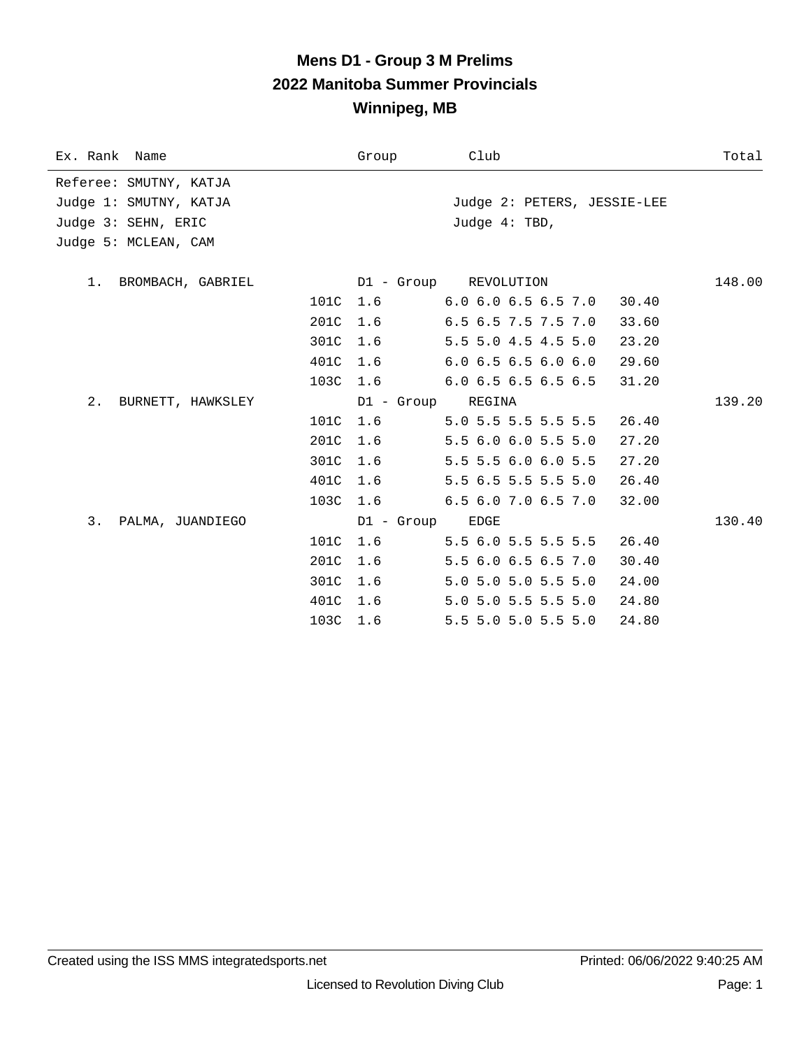# Mens D1 - Group 3 M Prelims

# 2022 Manitoba Summer Provincials

# Winnipeg, MB

| Ex. Rank | Name | | Group | Club | | Total |
|---|---|---|---|---|---|---|
| Referee: SMUTNY, KATJA | | | | | | |
| Judge 1: SMUTNY, KATJA | | | | Judge 2: PETERS, JESSIE-LEE | | |
| Judge 3: SEHN, ERIC | | | | Judge 4: TBD, | | |
| Judge 5: MCLEAN, CAM | | | | | | |
| 1. | BROMBACH, GABRIEL | | D1 - Group | REVOLUTION | | 148.00 |
| | | 101C | 1.6 | 6.0 6.0 6.5 6.5 7.0 | 30.40 | |
| | | 201C | 1.6 | 6.5 6.5 7.5 7.5 7.0 | 33.60 | |
| | | 301C | 1.6 | 5.5 5.0 4.5 4.5 5.0 | 23.20 | |
| | | 401C | 1.6 | 6.0 6.5 6.5 6.0 6.0 | 29.60 | |
| | | 103C | 1.6 | 6.0 6.5 6.5 6.5 6.5 | 31.20 | |
| 2. | BURNETT, HAWKSLEY | | D1 - Group | REGINA | | 139.20 |
| | | 101C | 1.6 | 5.0 5.5 5.5 5.5 5.5 | 26.40 | |
| | | 201C | 1.6 | 5.5 6.0 6.0 5.5 5.0 | 27.20 | |
| | | 301C | 1.6 | 5.5 5.5 6.0 6.0 5.5 | 27.20 | |
| | | 401C | 1.6 | 5.5 6.5 5.5 5.5 5.0 | 26.40 | |
| | | 103C | 1.6 | 6.5 6.0 7.0 6.5 7.0 | 32.00 | |
| 3. | PALMA, JUANDIEGO | | D1 - Group | EDGE | | 130.40 |
| | | 101C | 1.6 | 5.5 6.0 5.5 5.5 5.5 | 26.40 | |
| | | 201C | 1.6 | 5.5 6.0 6.5 6.5 7.0 | 30.40 | |
| | | 301C | 1.6 | 5.0 5.0 5.0 5.5 5.0 | 24.00 | |
| | | 401C | 1.6 | 5.0 5.0 5.5 5.5 5.0 | 24.80 | |
| | | 103C | 1.6 | 5.5 5.0 5.0 5.5 5.0 | 24.80 | |

Created using the ISS MMS integratedsports.net    Printed: 06/06/2022 9:40:25 AM

Licensed to Revolution Diving Club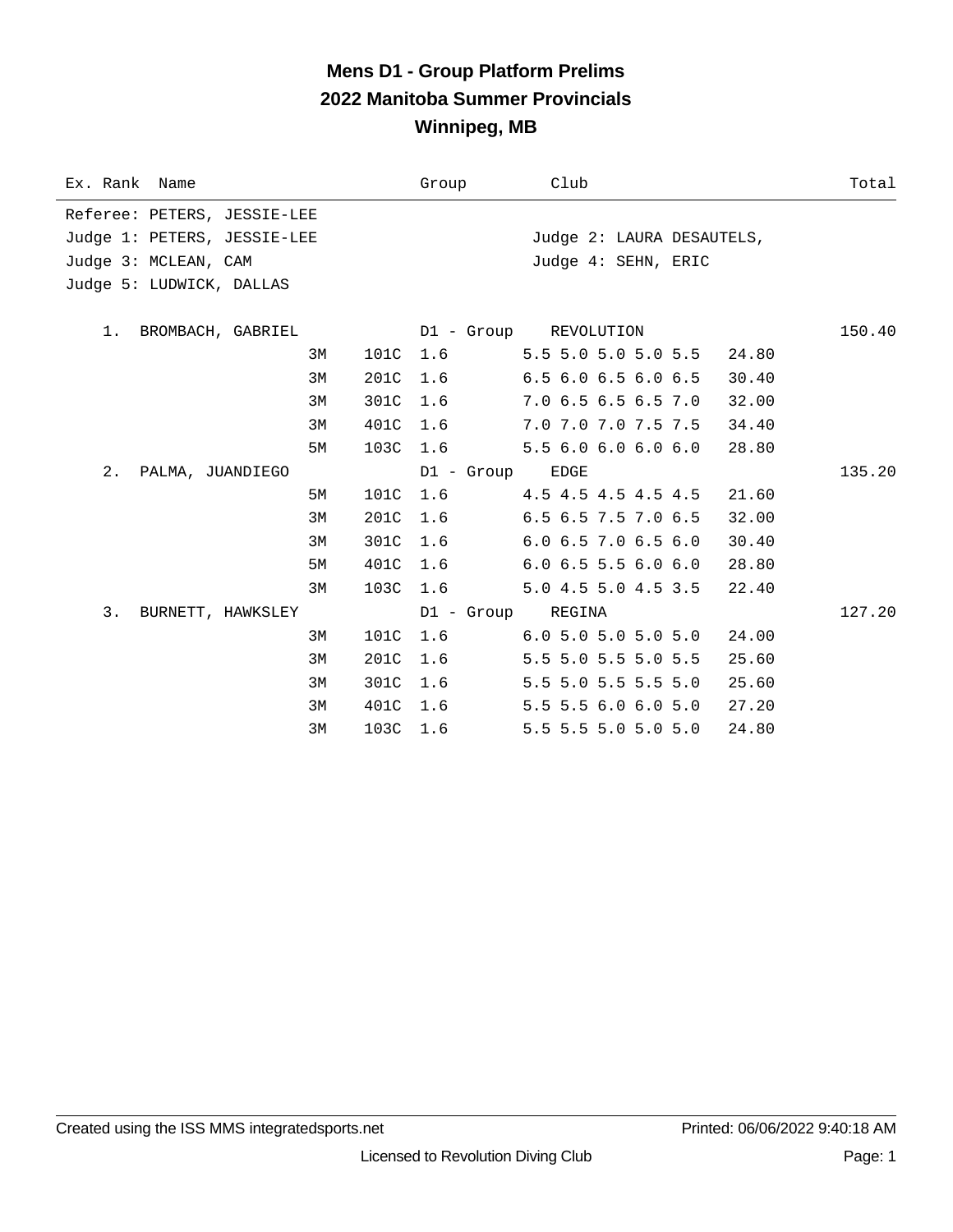# Mens D1 - Group Platform Prelims
## 2022 Manitoba Summer Provincials
## Winnipeg, MB

| Ex. Rank | Name | | | | Group | Club | | Total |
|---|---|---|---|---|---|---|---|---|

Referee: PETERS, JESSIE-LEE
Judge 1: PETERS, JESSIE-LEE — Judge 2: LAURA DESAUTELS,
Judge 3: MCLEAN, CAM — Judge 4: SEHN, ERIC
Judge 5: LUDWICK, DALLAS

| Ex. Rank | Name | Board | Dive | DD | Group / Scores | Club | Points | Total |
|---|---|---|---|---|---|---|---|---|
| 1. | BROMBACH, GABRIEL | | | | D1 - Group | REVOLUTION | | 150.40 |
| | | 3M | 101C | 1.6 | 5.5 5.0 5.0 5.0 5.5 | | 24.80 | |
| | | 3M | 201C | 1.6 | 6.5 6.0 6.5 6.0 6.5 | | 30.40 | |
| | | 3M | 301C | 1.6 | 7.0 6.5 6.5 6.5 7.0 | | 32.00 | |
| | | 3M | 401C | 1.6 | 7.0 7.0 7.0 7.5 7.5 | | 34.40 | |
| | | 5M | 103C | 1.6 | 5.5 6.0 6.0 6.0 6.0 | | 28.80 | |
| 2. | PALMA, JUANDIEGO | | | | D1 - Group | EDGE | | 135.20 |
| | | 5M | 101C | 1.6 | 4.5 4.5 4.5 4.5 4.5 | | 21.60 | |
| | | 3M | 201C | 1.6 | 6.5 6.5 7.5 7.0 6.5 | | 32.00 | |
| | | 3M | 301C | 1.6 | 6.0 6.5 7.0 6.5 6.0 | | 30.40 | |
| | | 5M | 401C | 1.6 | 6.0 6.5 5.5 6.0 6.0 | | 28.80 | |
| | | 3M | 103C | 1.6 | 5.0 4.5 5.0 4.5 3.5 | | 22.40 | |
| 3. | BURNETT, HAWKSLEY | | | | D1 - Group | REGINA | | 127.20 |
| | | 3M | 101C | 1.6 | 6.0 5.0 5.0 5.0 5.0 | | 24.00 | |
| | | 3M | 201C | 1.6 | 5.5 5.0 5.5 5.0 5.5 | | 25.60 | |
| | | 3M | 301C | 1.6 | 5.5 5.0 5.5 5.5 5.0 | | 25.60 | |
| | | 3M | 401C | 1.6 | 5.5 5.5 6.0 6.0 5.0 | | 27.20 | |
| | | 3M | 103C | 1.6 | 5.5 5.5 5.0 5.0 5.0 | | 24.80 | |

Created using the ISS MMS integratedsports.net — Printed: 06/06/2022 9:40:18 AM

Licensed to Revolution Diving Club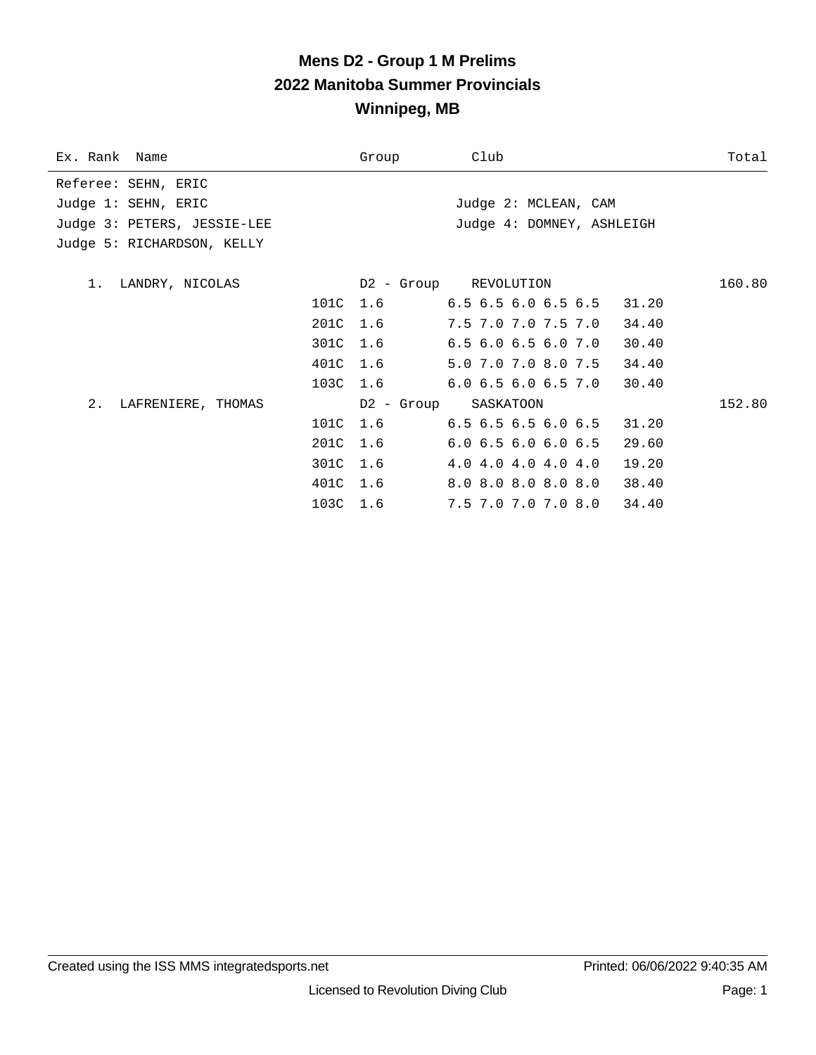# Mens D2 - Group 1 M Prelims
## 2022 Manitoba Summer Provincials
## Winnipeg, MB

| Ex. Rank | Name | | Group | Club | | Total |
|---|---|---|---|---|---|---|
| Referee: SEHN, ERIC | | | | | | |
| Judge 1: SEHN, ERIC | | | | Judge 2: MCLEAN, CAM | | |
| Judge 3: PETERS, JESSIE-LEE | | | | Judge 4: DOMNEY, ASHLEIGH | | |
| Judge 5: RICHARDSON, KELLY | | | | | | |
| 1. | LANDRY, NICOLAS | | D2 - Group | REVOLUTION | | 160.80 |
| | | 101C | 1.6 | 6.5 6.5 6.0 6.5 6.5 | 31.20 | |
| | | 201C | 1.6 | 7.5 7.0 7.0 7.5 7.0 | 34.40 | |
| | | 301C | 1.6 | 6.5 6.0 6.5 6.0 7.0 | 30.40 | |
| | | 401C | 1.6 | 5.0 7.0 7.0 8.0 7.5 | 34.40 | |
| | | 103C | 1.6 | 6.0 6.5 6.0 6.5 7.0 | 30.40 | |
| 2. | LAFRENIERE, THOMAS | | D2 - Group | SASKATOON | | 152.80 |
| | | 101C | 1.6 | 6.5 6.5 6.5 6.0 6.5 | 31.20 | |
| | | 201C | 1.6 | 6.0 6.5 6.0 6.0 6.5 | 29.60 | |
| | | 301C | 1.6 | 4.0 4.0 4.0 4.0 4.0 | 19.20 | |
| | | 401C | 1.6 | 8.0 8.0 8.0 8.0 8.0 | 38.40 | |
| | | 103C | 1.6 | 7.5 7.0 7.0 7.0 8.0 | 34.40 | |

Created using the ISS MMS integratedsports.net    Printed: 06/06/2022 9:40:35 AM

Licensed to Revolution Diving Club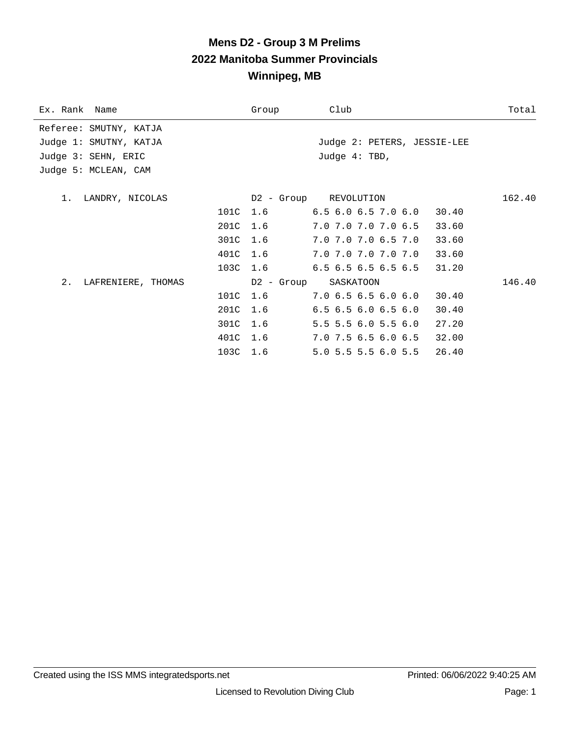# Mens D2 - Group 3 M Prelims
## 2022 Manitoba Summer Provincials
## Winnipeg, MB

| Ex. Rank | Name | | Group | Club | | Total |
|---|---|---|---|---|---|---|
| Referee: SMUTNY, KATJA | | | | | | |
| Judge 1: SMUTNY, KATJA | | | | Judge 2: PETERS, JESSIE-LEE | | |
| Judge 3: SEHN, ERIC | | | | Judge 4: TBD, | | |
| Judge 5: MCLEAN, CAM | | | | | | |
| 1. | LANDRY, NICOLAS | | D2 - Group | REVOLUTION | | 162.40 |
| | | 101C | 1.6 | 6.5 6.0 6.5 7.0 6.0 | 30.40 | |
| | | 201C | 1.6 | 7.0 7.0 7.0 7.0 6.5 | 33.60 | |
| | | 301C | 1.6 | 7.0 7.0 7.0 6.5 7.0 | 33.60 | |
| | | 401C | 1.6 | 7.0 7.0 7.0 7.0 7.0 | 33.60 | |
| | | 103C | 1.6 | 6.5 6.5 6.5 6.5 6.5 | 31.20 | |
| 2. | LAFRENIERE, THOMAS | | D2 - Group | SASKATOON | | 146.40 |
| | | 101C | 1.6 | 7.0 6.5 6.5 6.0 6.0 | 30.40 | |
| | | 201C | 1.6 | 6.5 6.5 6.0 6.5 6.0 | 30.40 | |
| | | 301C | 1.6 | 5.5 5.5 6.0 5.5 6.0 | 27.20 | |
| | | 401C | 1.6 | 7.0 7.5 6.5 6.0 6.5 | 32.00 | |
| | | 103C | 1.6 | 5.0 5.5 5.5 6.0 5.5 | 26.40 | |

Created using the ISS MMS integratedsports.net    Printed: 06/06/2022 9:40:25 AM

Licensed to Revolution Diving Club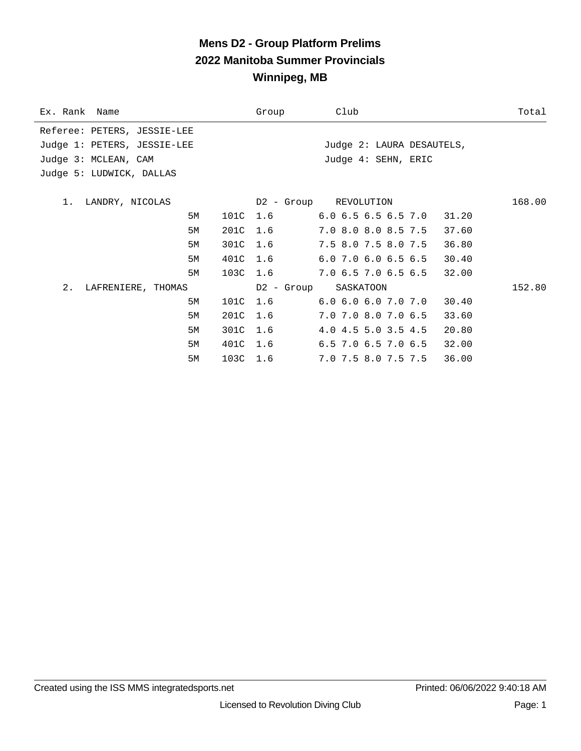# Mens D2 - Group Platform Prelims
## 2022 Manitoba Summer Provincials
## Winnipeg, MB

| Ex. Rank | Name | | | Group | | Club | Total |
|---|---|---|---|---|---|---|---|
| Referee: PETERS, JESSIE-LEE | | | | | | | |
| Judge 1: PETERS, JESSIE-LEE | | | | | | Judge 2: LAURA DESAUTELS, | |
| Judge 3: MCLEAN, CAM | | | | | | Judge 4: SEHN, ERIC | |
| Judge 5: LUDWICK, DALLAS | | | | | | | |
| 1. | LANDRY, NICOLAS | | | D2 - Group | | REVOLUTION | 168.00 |
| | | 5M | 101C | 1.6 | 6.0 6.5 6.5 6.5 7.0 | 31.20 | |
| | | 5M | 201C | 1.6 | 7.0 8.0 8.0 8.5 7.5 | 37.60 | |
| | | 5M | 301C | 1.6 | 7.5 8.0 7.5 8.0 7.5 | 36.80 | |
| | | 5M | 401C | 1.6 | 6.0 7.0 6.0 6.5 6.5 | 30.40 | |
| | | 5M | 103C | 1.6 | 7.0 6.5 7.0 6.5 6.5 | 32.00 | |
| 2. | LAFRENIERE, THOMAS | | | D2 - Group | | SASKATOON | 152.80 |
| | | 5M | 101C | 1.6 | 6.0 6.0 6.0 7.0 7.0 | 30.40 | |
| | | 5M | 201C | 1.6 | 7.0 7.0 8.0 7.0 6.5 | 33.60 | |
| | | 5M | 301C | 1.6 | 4.0 4.5 5.0 3.5 4.5 | 20.80 | |
| | | 5M | 401C | 1.6 | 6.5 7.0 6.5 7.0 6.5 | 32.00 | |
| | | 5M | 103C | 1.6 | 7.0 7.5 8.0 7.5 7.5 | 36.00 | |

Created using the ISS MMS integratedsports.net Printed: 06/06/2022 9:40:18 AM

Licensed to Revolution Diving Club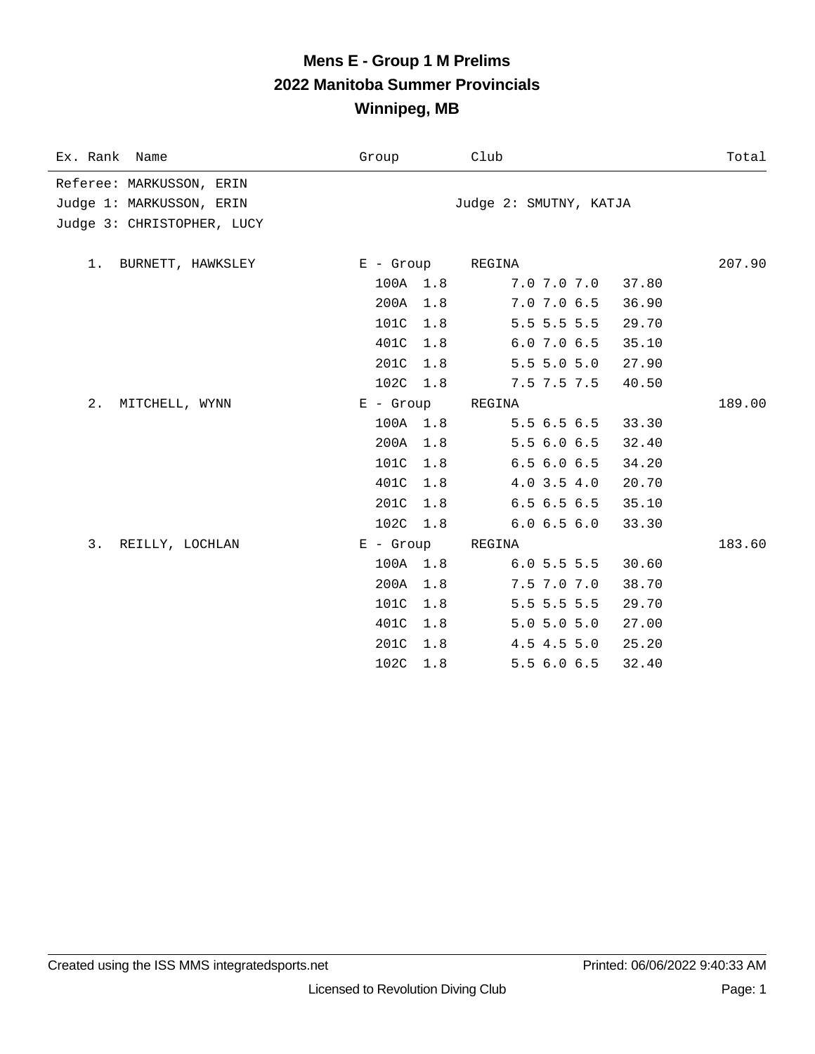# Mens E - Group 1 M Prelims
## 2022 Manitoba Summer Provincials
## Winnipeg, MB

| Ex. Rank | Name | Group | Club | Total |
|---|---|---|---|---|

Referee: MARKUSSON, ERIN
Judge 1: MARKUSSON, ERIN    Judge 2: SMUTNY, KATJA
Judge 3: CHRISTOPHER, LUCY

| Rank | Name | Dive | DD | Scores | Points | Group | Club | Total |
|---|---|---|---|---|---|---|---|---|
| 1. | BURNETT, HAWKSLEY | | | | | E - Group | REGINA | 207.90 |
| | | 100A | 1.8 | 7.0 7.0 7.0 | 37.80 | | | |
| | | 200A | 1.8 | 7.0 7.0 6.5 | 36.90 | | | |
| | | 101C | 1.8 | 5.5 5.5 5.5 | 29.70 | | | |
| | | 401C | 1.8 | 6.0 7.0 6.5 | 35.10 | | | |
| | | 201C | 1.8 | 5.5 5.0 5.0 | 27.90 | | | |
| | | 102C | 1.8 | 7.5 7.5 7.5 | 40.50 | | | |
| 2. | MITCHELL, WYNN | | | | | E - Group | REGINA | 189.00 |
| | | 100A | 1.8 | 5.5 6.5 6.5 | 33.30 | | | |
| | | 200A | 1.8 | 5.5 6.0 6.5 | 32.40 | | | |
| | | 101C | 1.8 | 6.5 6.0 6.5 | 34.20 | | | |
| | | 401C | 1.8 | 4.0 3.5 4.0 | 20.70 | | | |
| | | 201C | 1.8 | 6.5 6.5 6.5 | 35.10 | | | |
| | | 102C | 1.8 | 6.0 6.5 6.0 | 33.30 | | | |
| 3. | REILLY, LOCHLAN | | | | | E - Group | REGINA | 183.60 |
| | | 100A | 1.8 | 6.0 5.5 5.5 | 30.60 | | | |
| | | 200A | 1.8 | 7.5 7.0 7.0 | 38.70 | | | |
| | | 101C | 1.8 | 5.5 5.5 5.5 | 29.70 | | | |
| | | 401C | 1.8 | 5.0 5.0 5.0 | 27.00 | | | |
| | | 201C | 1.8 | 4.5 4.5 5.0 | 25.20 | | | |
| | | 102C | 1.8 | 5.5 6.0 6.5 | 32.40 | | | |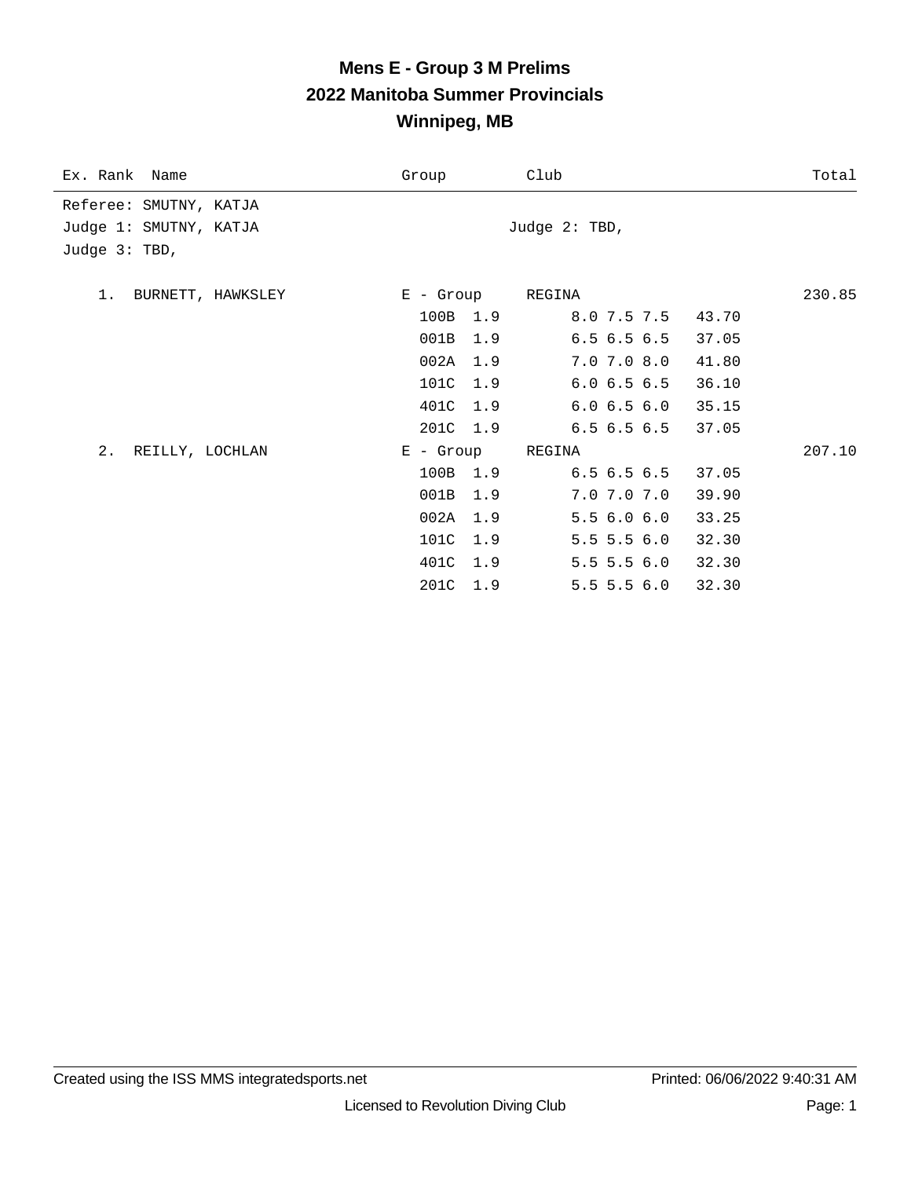# Mens E - Group 3 M Prelims
## 2022 Manitoba Summer Provincials
## Winnipeg, MB

| Ex. Rank | Name | Group | Club | Total |
|---|---|---|---|---|

Referee: SMUTNY, KATJA
Judge 1: SMUTNY, KATJA  Judge 2: TBD,
Judge 3: TBD,

| Ex. Rank | Name | Group | Club | | Total |
|---|---|---|---|---|---|
| 1. | BURNETT, HAWKSLEY | E - Group | REGINA | | 230.85 |
| | | 100B 1.9 | 8.0 7.5 7.5 | 43.70 | |
| | | 001B 1.9 | 6.5 6.5 6.5 | 37.05 | |
| | | 002A 1.9 | 7.0 7.0 8.0 | 41.80 | |
| | | 101C 1.9 | 6.0 6.5 6.5 | 36.10 | |
| | | 401C 1.9 | 6.0 6.5 6.0 | 35.15 | |
| | | 201C 1.9 | 6.5 6.5 6.5 | 37.05 | |
| 2. | REILLY, LOCHLAN | E - Group | REGINA | | 207.10 |
| | | 100B 1.9 | 6.5 6.5 6.5 | 37.05 | |
| | | 001B 1.9 | 7.0 7.0 7.0 | 39.90 | |
| | | 002A 1.9 | 5.5 6.0 6.0 | 33.25 | |
| | | 101C 1.9 | 5.5 5.5 6.0 | 32.30 | |
| | | 401C 1.9 | 5.5 5.5 6.0 | 32.30 | |
| | | 201C 1.9 | 5.5 5.5 6.0 | 32.30 | |

Created using the ISS MMS integratedsports.net  Printed: 06/06/2022 9:40:31 AM

Licensed to Revolution Diving Club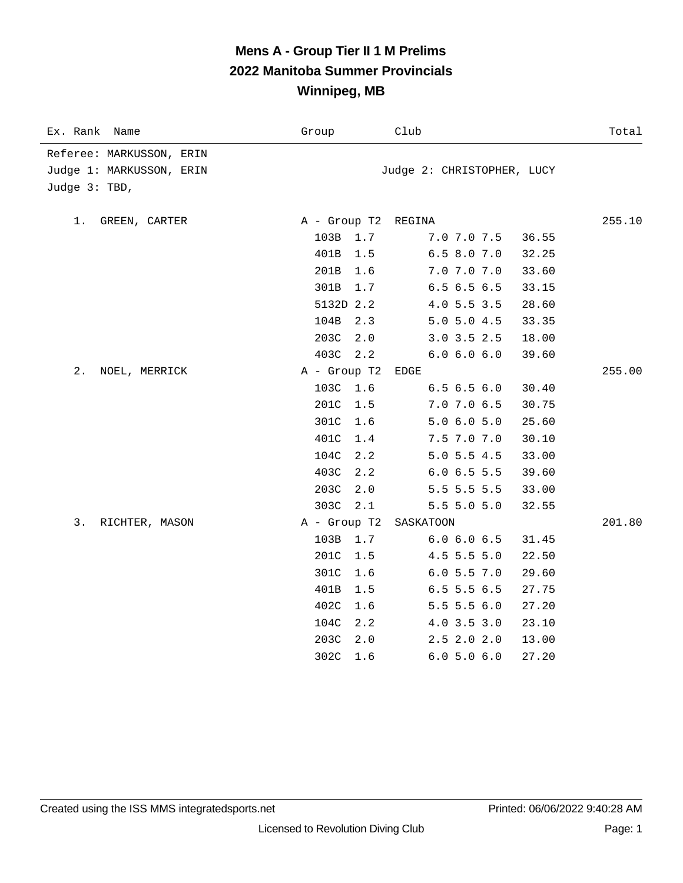# Mens A - Group Tier II 1 M Prelims

## 2022 Manitoba Summer Provincials

## Winnipeg, MB

| Ex. Rank | Name | Group | Club | Total |
|---|---|---|---|---|

Referee: MARKUSSON, ERIN
Judge 1: MARKUSSON, ERIN
Judge 2: CHRISTOPHER, LUCY
Judge 3: TBD,

| Rank | Name | Group | Club | Dive | DD | Scores | Points | Total |
|---|---|---|---|---|---|---|---|---|
| 1. | GREEN, CARTER | A - Group T2 | REGINA | | | | | 255.10 |
| | | | | 103B | 1.7 | 7.0 7.0 7.5 | 36.55 | |
| | | | | 401B | 1.5 | 6.5 8.0 7.0 | 32.25 | |
| | | | | 201B | 1.6 | 7.0 7.0 7.0 | 33.60 | |
| | | | | 301B | 1.7 | 6.5 6.5 6.5 | 33.15 | |
| | | | | 5132D | 2.2 | 4.0 5.5 3.5 | 28.60 | |
| | | | | 104B | 2.3 | 5.0 5.0 4.5 | 33.35 | |
| | | | | 203C | 2.0 | 3.0 3.5 2.5 | 18.00 | |
| | | | | 403C | 2.2 | 6.0 6.0 6.0 | 39.60 | |
| 2. | NOEL, MERRICK | A - Group T2 | EDGE | | | | | 255.00 |
| | | | | 103C | 1.6 | 6.5 6.5 6.0 | 30.40 | |
| | | | | 201C | 1.5 | 7.0 7.0 6.5 | 30.75 | |
| | | | | 301C | 1.6 | 5.0 6.0 5.0 | 25.60 | |
| | | | | 401C | 1.4 | 7.5 7.0 7.0 | 30.10 | |
| | | | | 104C | 2.2 | 5.0 5.5 4.5 | 33.00 | |
| | | | | 403C | 2.2 | 6.0 6.5 5.5 | 39.60 | |
| | | | | 203C | 2.0 | 5.5 5.5 5.5 | 33.00 | |
| | | | | 303C | 2.1 | 5.5 5.0 5.0 | 32.55 | |
| 3. | RICHTER, MASON | A - Group T2 | SASKATOON | | | | | 201.80 |
| | | | | 103B | 1.7 | 6.0 6.0 6.5 | 31.45 | |
| | | | | 201C | 1.5 | 4.5 5.5 5.0 | 22.50 | |
| | | | | 301C | 1.6 | 6.0 5.5 7.0 | 29.60 | |
| | | | | 401B | 1.5 | 6.5 5.5 6.5 | 27.75 | |
| | | | | 402C | 1.6 | 5.5 5.5 6.0 | 27.20 | |
| | | | | 104C | 2.2 | 4.0 3.5 3.0 | 23.10 | |
| | | | | 203C | 2.0 | 2.5 2.0 2.0 | 13.00 | |
| | | | | 302C | 1.6 | 6.0 5.0 6.0 | 27.20 | |

Created using the ISS MMS integratedsports.net Printed: 06/06/2022 9:40:28 AM

Licensed to Revolution Diving Club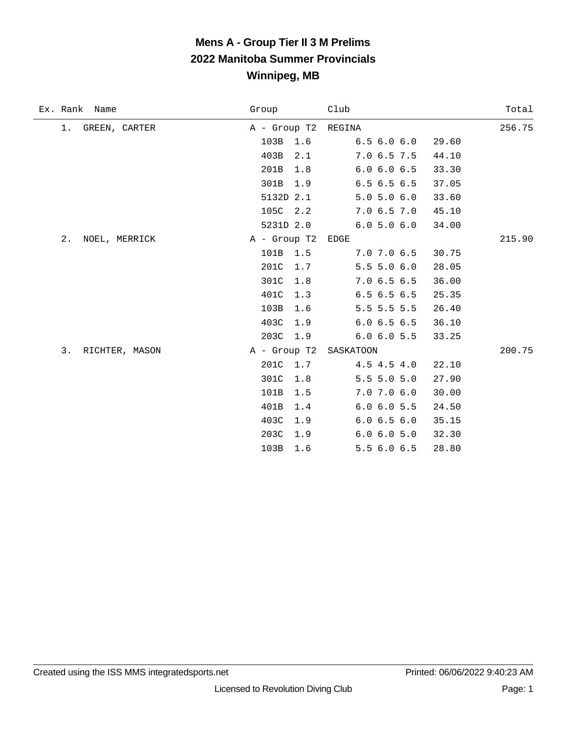# Mens A - Group Tier II 3 M Prelims
## 2022 Manitoba Summer Provincials
## Winnipeg, MB

| Ex. | Rank | Name | Group | Club | | Total |
|---|---|---|---|---|---|---|
| | 1. | GREEN, CARTER | A - Group T2 | REGINA | | 256.75 |
| | | | 103B 1.6 | 6.5 6.0 6.0 | 29.60 | |
| | | | 403B 2.1 | 7.0 6.5 7.5 | 44.10 | |
| | | | 201B 1.8 | 6.0 6.0 6.5 | 33.30 | |
| | | | 301B 1.9 | 6.5 6.5 6.5 | 37.05 | |
| | | | 5132D 2.1 | 5.0 5.0 6.0 | 33.60 | |
| | | | 105C 2.2 | 7.0 6.5 7.0 | 45.10 | |
| | | | 5231D 2.0 | 6.0 5.0 6.0 | 34.00 | |
| | 2. | NOEL, MERRICK | A - Group T2 | EDGE | | 215.90 |
| | | | 101B 1.5 | 7.0 7.0 6.5 | 30.75 | |
| | | | 201C 1.7 | 5.5 5.0 6.0 | 28.05 | |
| | | | 301C 1.8 | 7.0 6.5 6.5 | 36.00 | |
| | | | 401C 1.3 | 6.5 6.5 6.5 | 25.35 | |
| | | | 103B 1.6 | 5.5 5.5 5.5 | 26.40 | |
| | | | 403C 1.9 | 6.0 6.5 6.5 | 36.10 | |
| | | | 203C 1.9 | 6.0 6.0 5.5 | 33.25 | |
| | 3. | RICHTER, MASON | A - Group T2 | SASKATOON | | 200.75 |
| | | | 201C 1.7 | 4.5 4.5 4.0 | 22.10 | |
| | | | 301C 1.8 | 5.5 5.0 5.0 | 27.90 | |
| | | | 101B 1.5 | 7.0 7.0 6.0 | 30.00 | |
| | | | 401B 1.4 | 6.0 6.0 5.5 | 24.50 | |
| | | | 403C 1.9 | 6.0 6.5 6.0 | 35.15 | |
| | | | 203C 1.9 | 6.0 6.0 5.0 | 32.30 | |
| | | | 103B 1.6 | 5.5 6.0 6.5 | 28.80 | |

Created using the ISS MMS integratedsports.net    Printed: 06/06/2022 9:40:23 AM

Licensed to Revolution Diving Club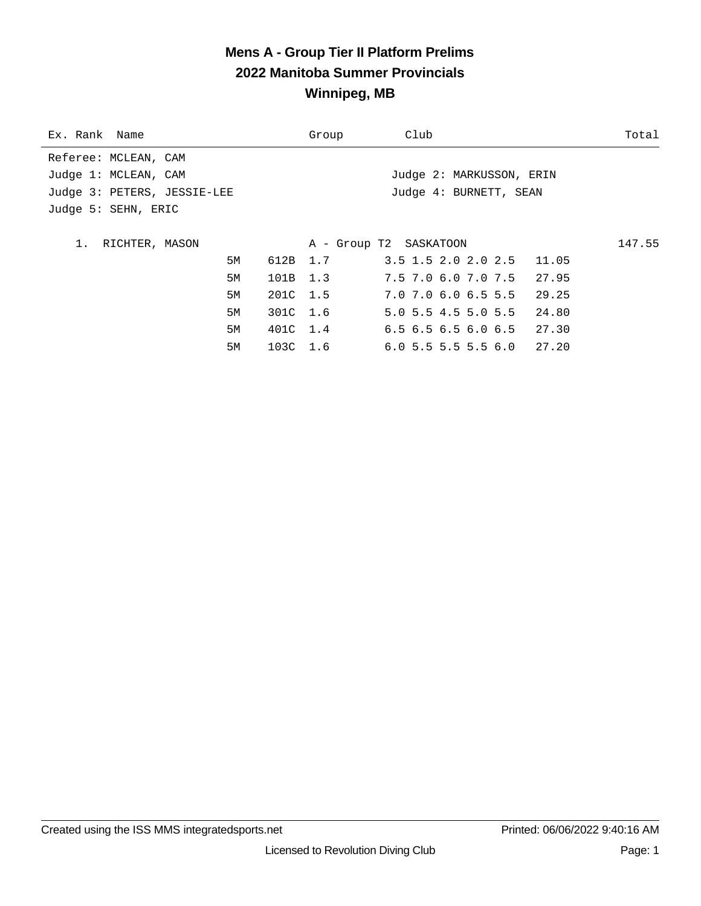# Mens A - Group Tier II Platform Prelims

## 2022 Manitoba Summer Provincials

## Winnipeg, MB

| Ex. Rank | Name | | | | Group | Club | | Total |
|---|---|---|---|---|---|---|---|---|

Referee: MCLEAN, CAM

Judge 1: MCLEAN, CAM

Judge 2: MARKUSSON, ERIN

Judge 3: PETERS, JESSIE-LEE

Judge 4: BURNETT, SEAN

Judge 5: SEHN, ERIC

| Rank | Name | Height | Dive | DD | Group / Scores | Club | Points | Total |
|---|---|---|---|---|---|---|---|---|
| 1. | RICHTER, MASON | | | | A - Group T2 | SASKATOON | | 147.55 |
| | | 5M | 612B | 1.7 | 3.5 1.5 2.0 2.0 2.5 | | 11.05 | |
| | | 5M | 101B | 1.3 | 7.5 7.0 6.0 7.0 7.5 | | 27.95 | |
| | | 5M | 201C | 1.5 | 7.0 7.0 6.0 6.5 5.5 | | 29.25 | |
| | | 5M | 301C | 1.6 | 5.0 5.5 4.5 5.0 5.5 | | 24.80 | |
| | | 5M | 401C | 1.4 | 6.5 6.5 6.5 6.0 6.5 | | 27.30 | |
| | | 5M | 103C | 1.6 | 6.0 5.5 5.5 5.5 6.0 | | 27.20 | |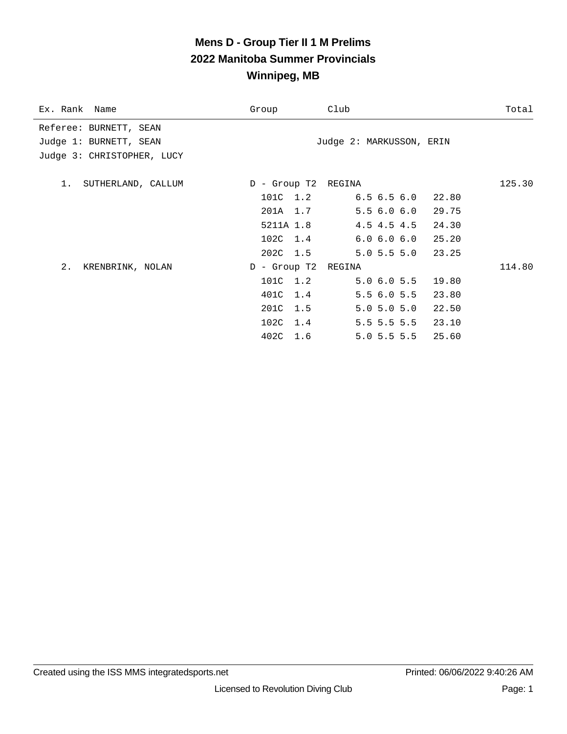# Mens D - Group Tier II 1 M Prelims

## 2022 Manitoba Summer Provincials

## Winnipeg, MB

| Ex. Rank | Name | Group | Club | Total |
|---|---|---|---|---|

Referee: BURNETT, SEAN
Judge 1: BURNETT, SEAN
Judge 2: MARKUSSON, ERIN
Judge 3: CHRISTOPHER, LUCY

| Ex. Rank | Name | Group | Club | | | Total |
|---|---|---|---|---|---|---|
| 1. | SUTHERLAND, CALLUM | D - Group T2 | REGINA | | | 125.30 |
| | | 101C | 1.2 | 6.5 6.5 6.0 | 22.80 | |
| | | 201A | 1.7 | 5.5 6.0 6.0 | 29.75 | |
| | | 5211A | 1.8 | 4.5 4.5 4.5 | 24.30 | |
| | | 102C | 1.4 | 6.0 6.0 6.0 | 25.20 | |
| | | 202C | 1.5 | 5.0 5.5 5.0 | 23.25 | |
| 2. | KRENBRINK, NOLAN | D - Group T2 | REGINA | | | 114.80 |
| | | 101C | 1.2 | 5.0 6.0 5.5 | 19.80 | |
| | | 401C | 1.4 | 5.5 6.0 5.5 | 23.80 | |
| | | 201C | 1.5 | 5.0 5.0 5.0 | 22.50 | |
| | | 102C | 1.4 | 5.5 5.5 5.5 | 23.10 | |
| | | 402C | 1.6 | 5.0 5.5 5.5 | 25.60 | |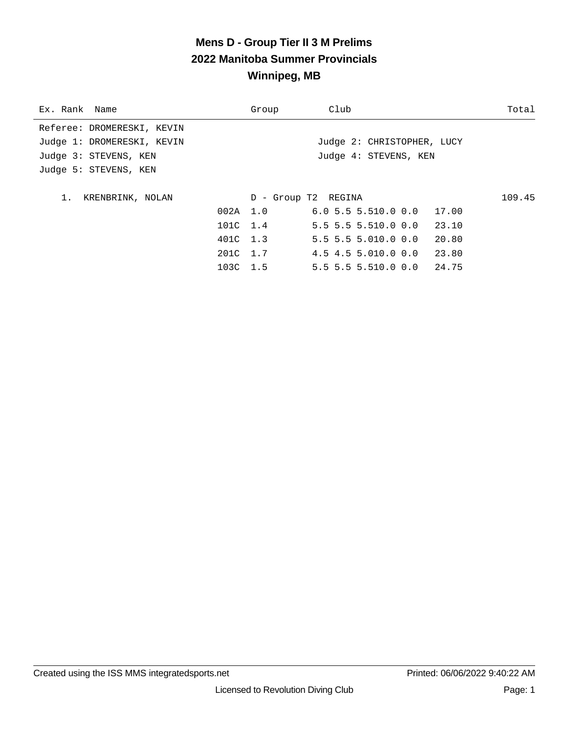# Mens D - Group Tier II 3 M Prelims
## 2022 Manitoba Summer Provincials
## Winnipeg, MB

| Ex. Rank | Name | Group | Club | Total |
|---|---|---|---|---|

Referee: DROMERESKI, KEVIN

Judge 1: DROMERESKI, KEVIN

Judge 2: CHRISTOPHER, LUCY

Judge 3: STEVENS, KEN

Judge 4: STEVENS, KEN

Judge 5: STEVENS, KEN

| Ex. Rank | Name | Group | Club | Total |
|---|---|---|---|---|
| 1. | KRENBRINK, NOLAN | D - Group T2 | REGINA | 109.45 |

| Dive | DD | Scores | Points |
|---|---|---|---|
| 002A | 1.0 | 6.0 5.5 5.510.0 0.0 | 17.00 |
| 101C | 1.4 | 5.5 5.5 5.510.0 0.0 | 23.10 |
| 401C | 1.3 | 5.5 5.5 5.010.0 0.0 | 20.80 |
| 201C | 1.7 | 4.5 4.5 5.010.0 0.0 | 23.80 |
| 103C | 1.5 | 5.5 5.5 5.510.0 0.0 | 24.75 |

Created using the ISS MMS integratedsports.net

Printed: 06/06/2022 9:40:22 AM

Licensed to Revolution Diving Club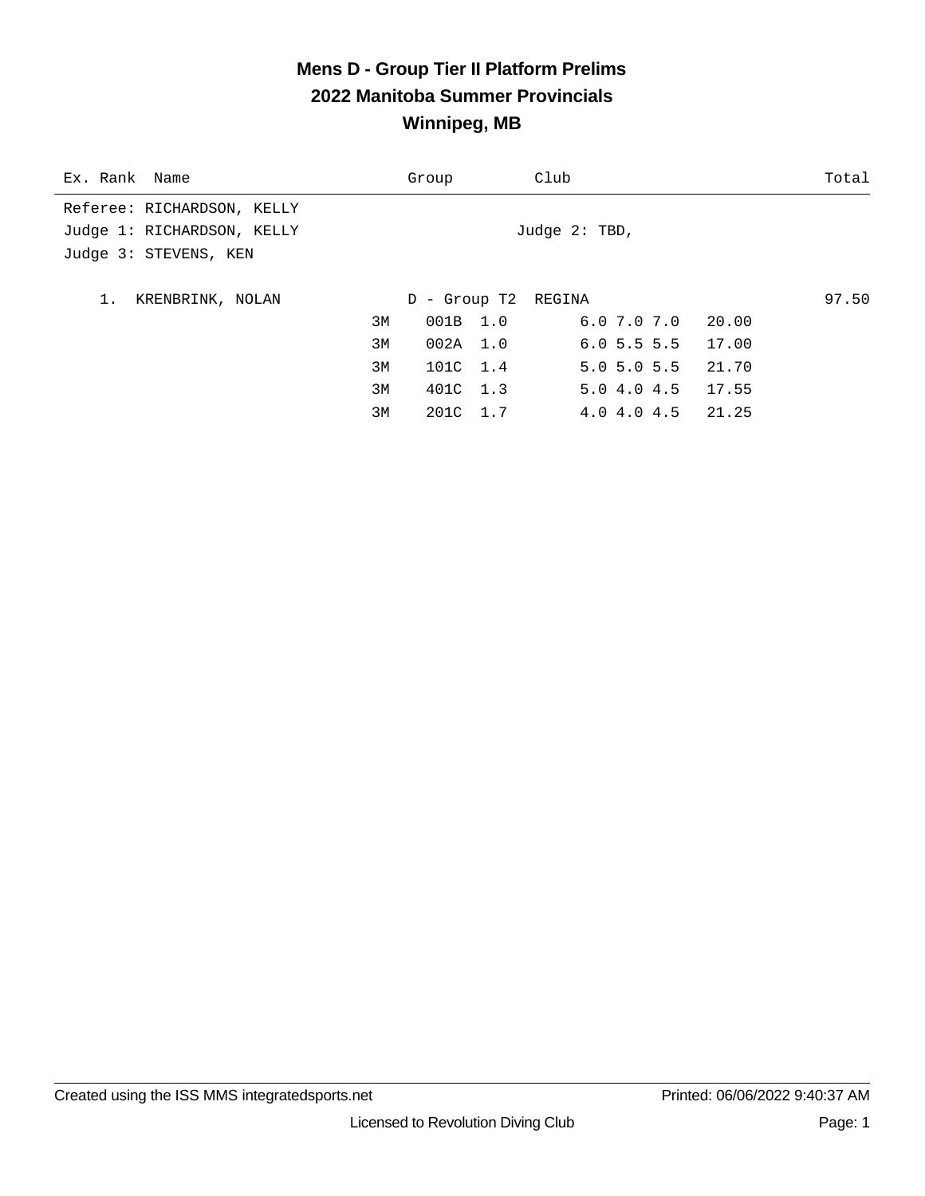# Mens D - Group Tier II Platform Prelims
## 2022 Manitoba Summer Provincials
## Winnipeg, MB

| Ex. Rank | Name | Group | Club | | | | Total |
|---|---|---|---|---|---|---|---|

Referee: RICHARDSON, KELLY
Judge 1: RICHARDSON, KELLY — Judge 2: TBD,
Judge 3: STEVENS, KEN

| Ex. Rank | Name | Group | Club | | | | Total |
|---|---|---|---|---|---|---|---|
| 1. | KRENBRINK, NOLAN | D - Group T2 | REGINA | | | | 97.50 |
| | 3M | 001B | 1.0 | 6.0 7.0 7.0 | 20.00 | | |
| | 3M | 002A | 1.0 | 6.0 5.5 5.5 | 17.00 | | |
| | 3M | 101C | 1.4 | 5.0 5.0 5.5 | 21.70 | | |
| | 3M | 401C | 1.3 | 5.0 4.0 4.5 | 17.55 | | |
| | 3M | 201C | 1.7 | 4.0 4.0 4.5 | 21.25 | | |

Created using the ISS MMS integratedsports.net — Printed: 06/06/2022 9:40:37 AM

Licensed to Revolution Diving Club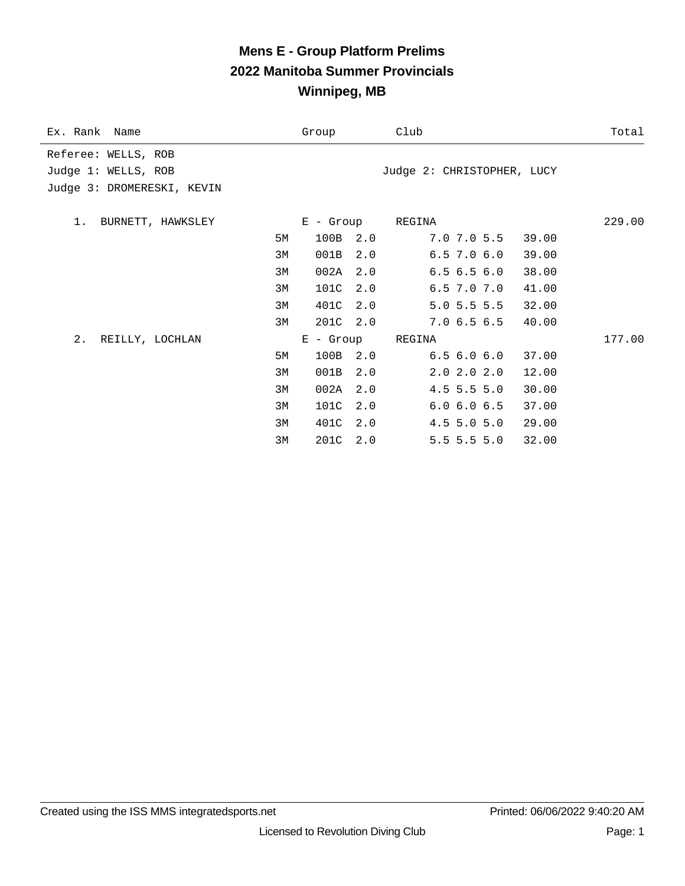# Mens E - Group Platform Prelims
## 2022 Manitoba Summer Provincials
## Winnipeg, MB

| Ex. Rank | Name | Group | Club | Total |
|---|---|---|---|---|

Referee: WELLS, ROB
Judge 1: WELLS, ROB
Judge 2: CHRISTOPHER, LUCY
Judge 3: DROMERESKI, KEVIN

| Rank | Name | Height | Dive | DD | Scores | Points | Group | Club | Total |
|---|---|---|---|---|---|---|---|---|---|
| 1. | BURNETT, HAWKSLEY | | | | | | E - Group | REGINA | 229.00 |
| | | 5M | 100B | 2.0 | 7.0 7.0 5.5 | 39.00 | | | |
| | | 3M | 001B | 2.0 | 6.5 7.0 6.0 | 39.00 | | | |
| | | 3M | 002A | 2.0 | 6.5 6.5 6.0 | 38.00 | | | |
| | | 3M | 101C | 2.0 | 6.5 7.0 7.0 | 41.00 | | | |
| | | 3M | 401C | 2.0 | 5.0 5.5 5.5 | 32.00 | | | |
| | | 3M | 201C | 2.0 | 7.0 6.5 6.5 | 40.00 | | | |
| 2. | REILLY, LOCHLAN | | | | | | E - Group | REGINA | 177.00 |
| | | 5M | 100B | 2.0 | 6.5 6.0 6.0 | 37.00 | | | |
| | | 3M | 001B | 2.0 | 2.0 2.0 2.0 | 12.00 | | | |
| | | 3M | 002A | 2.0 | 4.5 5.5 5.0 | 30.00 | | | |
| | | 3M | 101C | 2.0 | 6.0 6.0 6.5 | 37.00 | | | |
| | | 3M | 401C | 2.0 | 4.5 5.0 5.0 | 29.00 | | | |
| | | 3M | 201C | 2.0 | 5.5 5.5 5.0 | 32.00 | | | |

Created using the ISS MMS integratedsports.net    Printed: 06/06/2022 9:40:20 AM

Licensed to Revolution Diving Club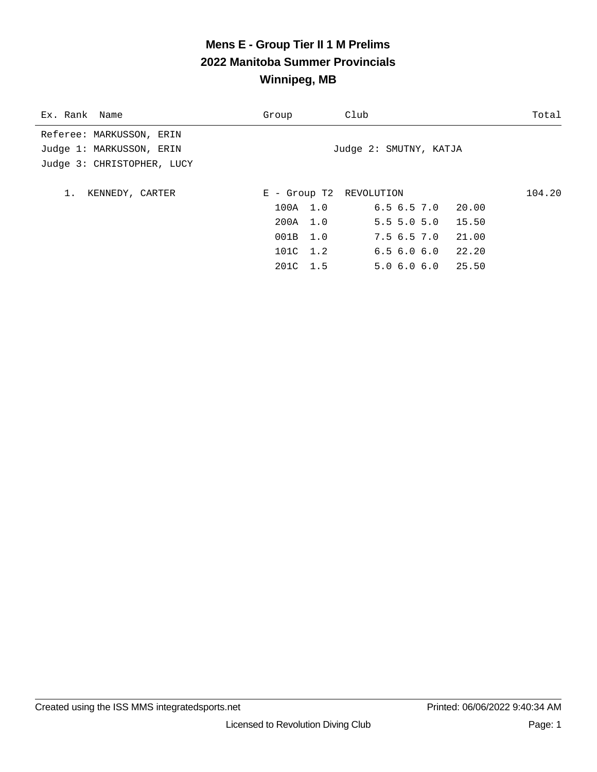# Mens E - Group Tier II 1 M Prelims
## 2022 Manitoba Summer Provincials
## Winnipeg, MB

| Ex. Rank | Name | Group | Club | Total |
|---|---|---|---|---|

Referee: MARKUSSON, ERIN
Judge 1: MARKUSSON, ERIN    Judge 2: SMUTNY, KATJA
Judge 3: CHRISTOPHER, LUCY

| Ex. Rank | Name | Group | Club | Total |
|---|---|---|---|---|
| 1. | KENNEDY, CARTER | E - Group T2 | REVOLUTION | 104.20 |

| Dive | DD | Scores | Points |
|---|---|---|---|
| 100A | 1.0 | 6.5 6.5 7.0 | 20.00 |
| 200A | 1.0 | 5.5 5.0 5.0 | 15.50 |
| 001B | 1.0 | 7.5 6.5 7.0 | 21.00 |
| 101C | 1.2 | 6.5 6.0 6.0 | 22.20 |
| 201C | 1.5 | 5.0 6.0 6.0 | 25.50 |

Created using the ISS MMS integratedsports.net    Printed: 06/06/2022 9:40:34 AM

Licensed to Revolution Diving Club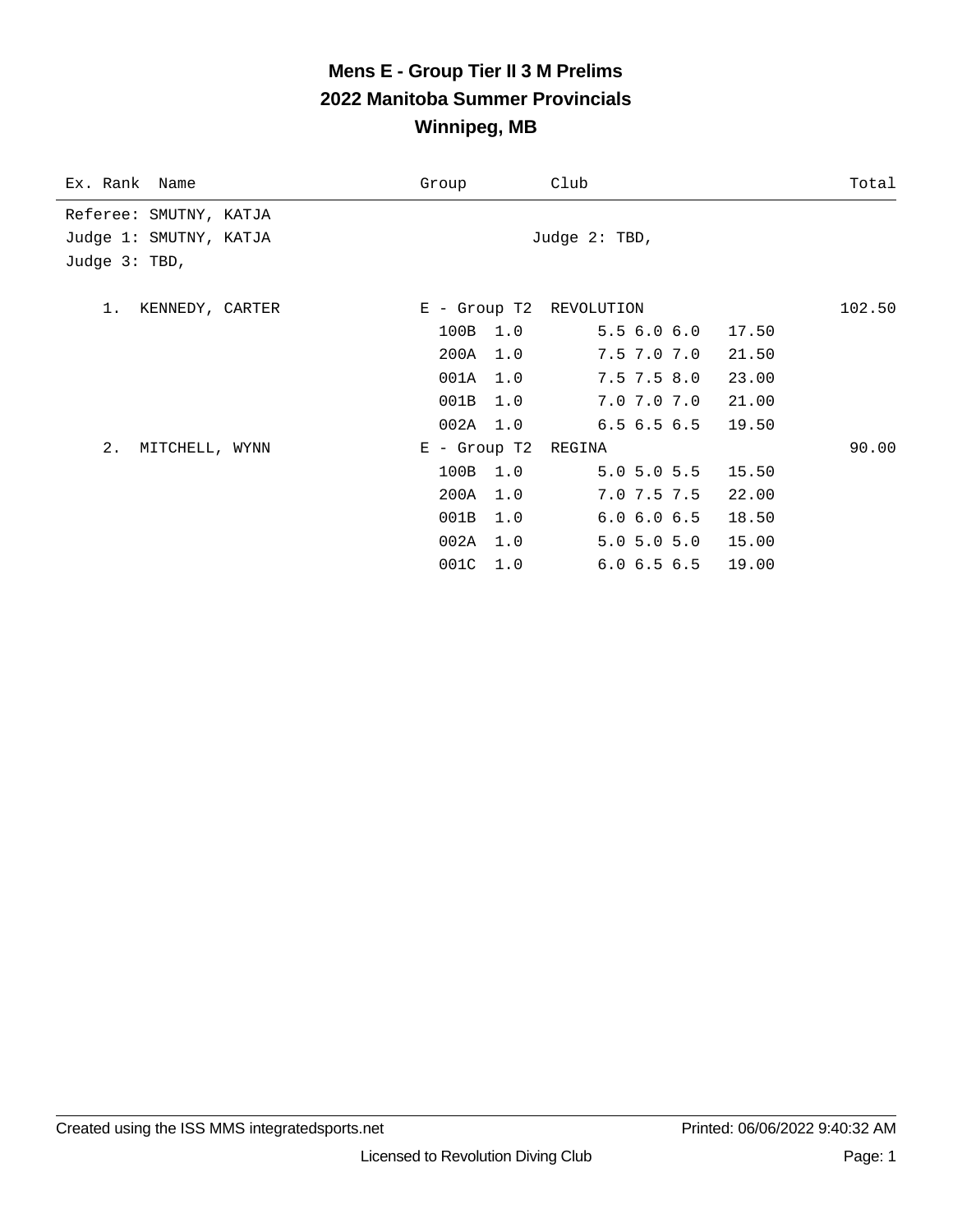# Mens E - Group Tier II 3 M Prelims
## 2022 Manitoba Summer Provincials
## Winnipeg, MB

| Ex. Rank | Name | Group | Club | | | Total |
|---|---|---|---|---|---|---|
| Referee: SMUTNY, KATJA | | | | | | |
| Judge 1: SMUTNY, KATJA | | | Judge 2: TBD, | | | |
| Judge 3: TBD, | | | | | | |
| 1. | KENNEDY, CARTER | E - Group T2 | REVOLUTION | | | 102.50 |
| | | 100B 1.0 | | 5.5 6.0 6.0 | 17.50 | |
| | | 200A 1.0 | | 7.5 7.0 7.0 | 21.50 | |
| | | 001A 1.0 | | 7.5 7.5 8.0 | 23.00 | |
| | | 001B 1.0 | | 7.0 7.0 7.0 | 21.00 | |
| | | 002A 1.0 | | 6.5 6.5 6.5 | 19.50 | |
| 2. | MITCHELL, WYNN | E - Group T2 | REGINA | | | 90.00 |
| | | 100B 1.0 | | 5.0 5.0 5.5 | 15.50 | |
| | | 200A 1.0 | | 7.0 7.5 7.5 | 22.00 | |
| | | 001B 1.0 | | 6.0 6.0 6.5 | 18.50 | |
| | | 002A 1.0 | | 5.0 5.0 5.0 | 15.00 | |
| | | 001C 1.0 | | 6.0 6.5 6.5 | 19.00 | |

Created using the ISS MMS integratedsports.net Printed: 06/06/2022 9:40:32 AM

Licensed to Revolution Diving Club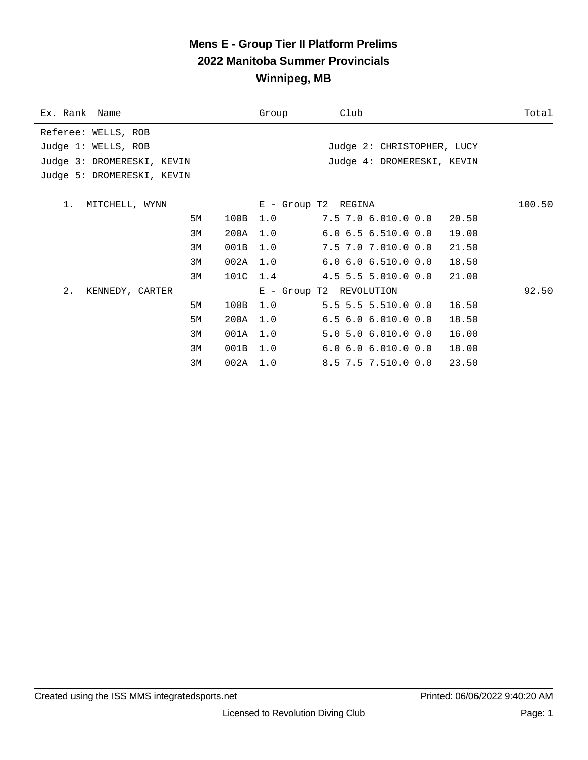# Mens E - Group Tier II Platform Prelims
## 2022 Manitoba Summer Provincials
## Winnipeg, MB

| Ex. Rank | Name | | | Group | | Club | Total |
|---|---|---|---|---|---|---|---|

Referee: WELLS, ROB
Judge 1: WELLS, ROB
Judge 2: CHRISTOPHER, LUCY
Judge 3: DROMERESKI, KEVIN
Judge 4: DROMERESKI, KEVIN
Judge 5: DROMERESKI, KEVIN

| Rank | Name | Height | Dive | DD | Scores | Points | Total |
|---|---|---|---|---|---|---|---|
| 1. | MITCHELL, WYNN | | | E - Group T2 | REGINA | | 100.50 |
| | | 5M | 100B | 1.0 | 7.5 7.0 6.010.0 0.0 | 20.50 | |
| | | 3M | 200A | 1.0 | 6.0 6.5 6.510.0 0.0 | 19.00 | |
| | | 3M | 001B | 1.0 | 7.5 7.0 7.010.0 0.0 | 21.50 | |
| | | 3M | 002A | 1.0 | 6.0 6.0 6.510.0 0.0 | 18.50 | |
| | | 3M | 101C | 1.4 | 4.5 5.5 5.010.0 0.0 | 21.00 | |
| 2. | KENNEDY, CARTER | | | E - Group T2 | REVOLUTION | | 92.50 |
| | | 5M | 100B | 1.0 | 5.5 5.5 5.510.0 0.0 | 16.50 | |
| | | 5M | 200A | 1.0 | 6.5 6.0 6.010.0 0.0 | 18.50 | |
| | | 3M | 001A | 1.0 | 5.0 5.0 6.010.0 0.0 | 16.00 | |
| | | 3M | 001B | 1.0 | 6.0 6.0 6.010.0 0.0 | 18.00 | |
| | | 3M | 002A | 1.0 | 8.5 7.5 7.510.0 0.0 | 23.50 | |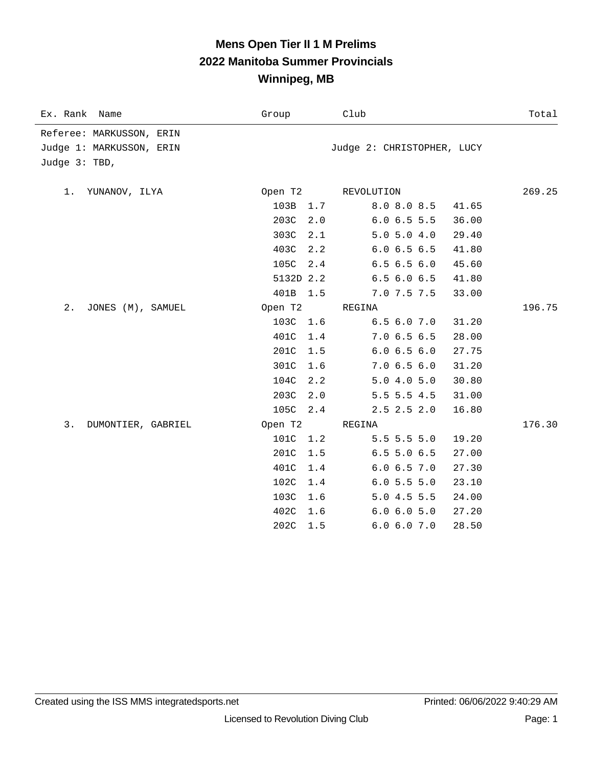# Mens Open Tier II 1 M Prelims
## 2022 Manitoba Summer Provincials
## Winnipeg, MB

| Ex. Rank | Name | Group | Club | Total |
|---|---|---|---|---|

Referee: MARKUSSON, ERIN
Judge 1: MARKUSSON, ERIN — Judge 2: CHRISTOPHER, LUCY
Judge 3: TBD,

| Rank | Name | Group / Dive | DD | Club / Scores | Points | Total |
|---|---|---|---|---|---|---|
| 1. | YUNANOV, ILYA | Open T2 | | REVOLUTION | | 269.25 |
| | | 103B | 1.7 | 8.0 8.0 8.5 | 41.65 | |
| | | 203C | 2.0 | 6.0 6.5 5.5 | 36.00 | |
| | | 303C | 2.1 | 5.0 5.0 4.0 | 29.40 | |
| | | 403C | 2.2 | 6.0 6.5 6.5 | 41.80 | |
| | | 105C | 2.4 | 6.5 6.5 6.0 | 45.60 | |
| | | 5132D | 2.2 | 6.5 6.0 6.5 | 41.80 | |
| | | 401B | 1.5 | 7.0 7.5 7.5 | 33.00 | |
| 2. | JONES (M), SAMUEL | Open T2 | | REGINA | | 196.75 |
| | | 103C | 1.6 | 6.5 6.0 7.0 | 31.20 | |
| | | 401C | 1.4 | 7.0 6.5 6.5 | 28.00 | |
| | | 201C | 1.5 | 6.0 6.5 6.0 | 27.75 | |
| | | 301C | 1.6 | 7.0 6.5 6.0 | 31.20 | |
| | | 104C | 2.2 | 5.0 4.0 5.0 | 30.80 | |
| | | 203C | 2.0 | 5.5 5.5 4.5 | 31.00 | |
| | | 105C | 2.4 | 2.5 2.5 2.0 | 16.80 | |
| 3. | DUMONTIER, GABRIEL | Open T2 | | REGINA | | 176.30 |
| | | 101C | 1.2 | 5.5 5.5 5.0 | 19.20 | |
| | | 201C | 1.5 | 6.5 5.0 6.5 | 27.00 | |
| | | 401C | 1.4 | 6.0 6.5 7.0 | 27.30 | |
| | | 102C | 1.4 | 6.0 5.5 5.0 | 23.10 | |
| | | 103C | 1.6 | 5.0 4.5 5.5 | 24.00 | |
| | | 402C | 1.6 | 6.0 6.0 5.0 | 27.20 | |
| | | 202C | 1.5 | 6.0 6.0 7.0 | 28.50 | |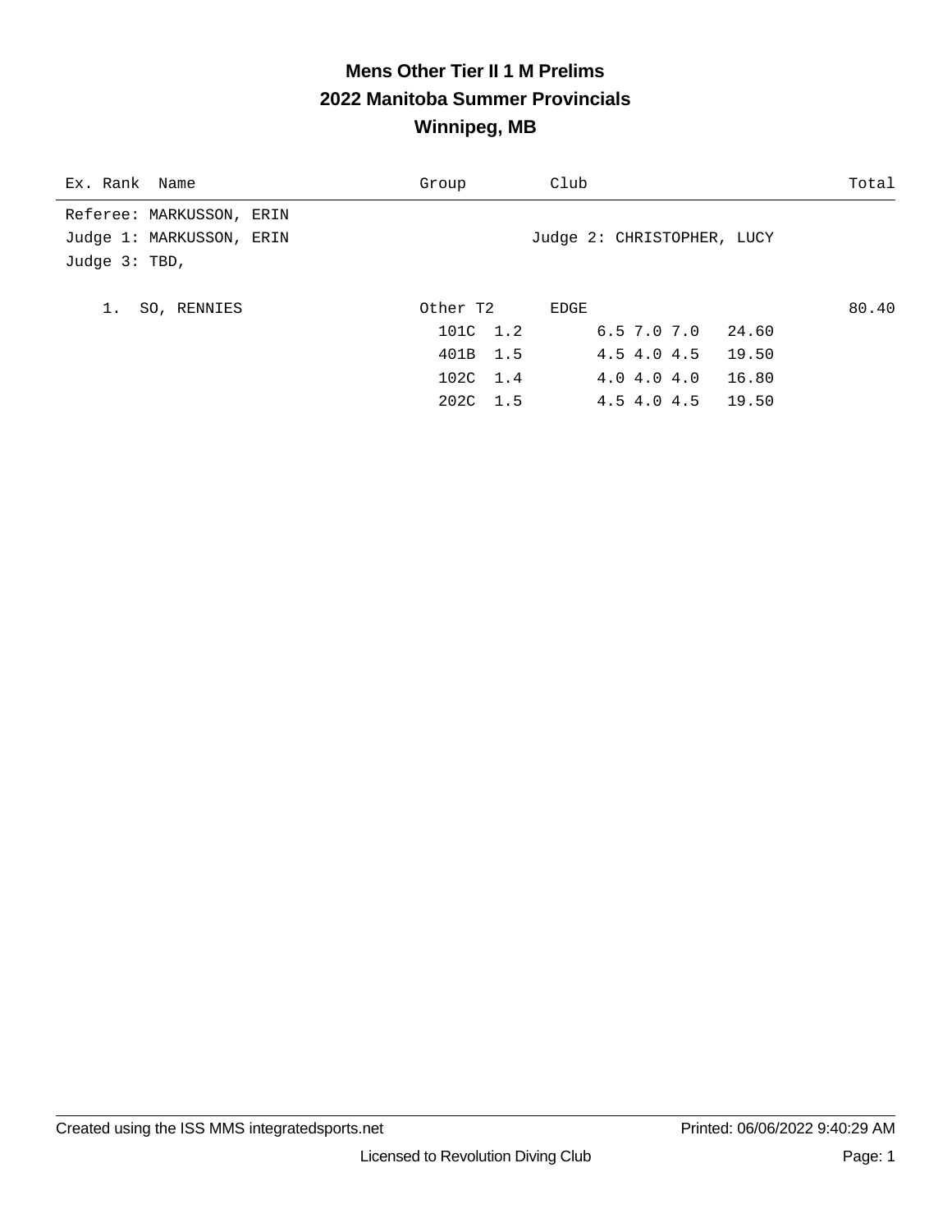# Mens Other Tier II 1 M Prelims
## 2022 Manitoba Summer Provincials
## Winnipeg, MB

| Ex. Rank | Name | Group | Club | Total |
|---|---|---|---|---|

Referee: MARKUSSON, ERIN
Judge 1: MARKUSSON, ERIN
Judge 2: CHRISTOPHER, LUCY
Judge 3: TBD,

| Ex. Rank | Name | Group | Club | Total |
|---|---|---|---|---|
| 1. | SO, RENNIES | Other T2 | EDGE | 80.40 |

| Dive | DD | Scores | Points |
|---|---|---|---|
| 101C | 1.2 | 6.5 7.0 7.0 | 24.60 |
| 401B | 1.5 | 4.5 4.0 4.5 | 19.50 |
| 102C | 1.4 | 4.0 4.0 4.0 | 16.80 |
| 202C | 1.5 | 4.5 4.0 4.5 | 19.50 |

Created using the ISS MMS integratedsports.net
Printed: 06/06/2022 9:40:29 AM
Licensed to Revolution Diving Club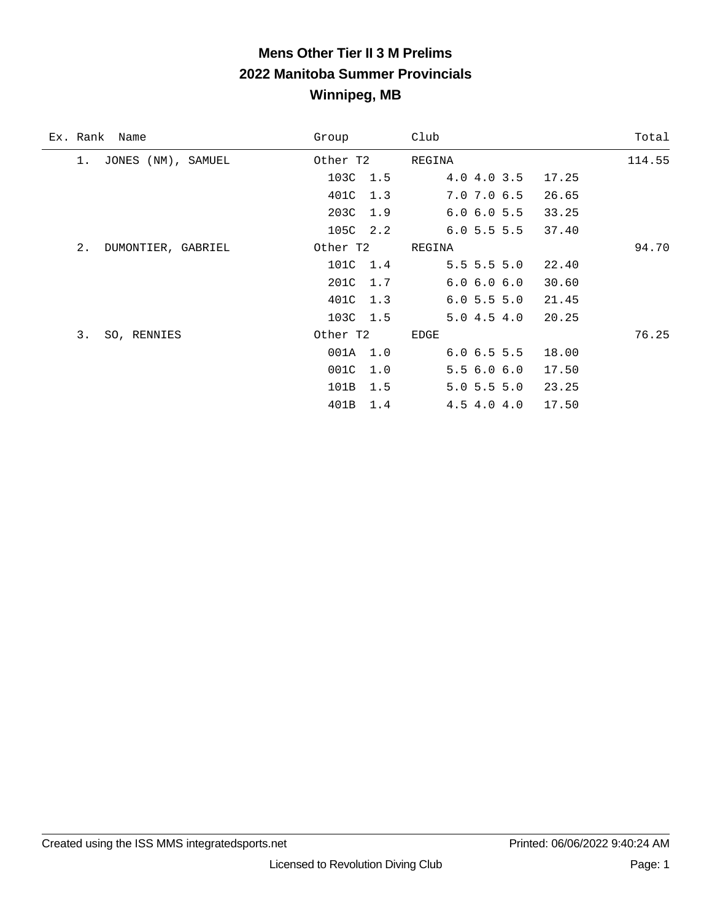# Mens Other Tier II 3 M Prelims
## 2022 Manitoba Summer Provincials
## Winnipeg, MB

| Ex. | Rank | Name | Group | Club | | Total |
|---|---|---|---|---|---|---|
| | 1. | JONES (NM), SAMUEL | Other T2 | REGINA | | 114.55 |
| | | | 103C 1.5 | 4.0 4.0 3.5 | 17.25 | |
| | | | 401C 1.3 | 7.0 7.0 6.5 | 26.65 | |
| | | | 203C 1.9 | 6.0 6.0 5.5 | 33.25 | |
| | | | 105C 2.2 | 6.0 5.5 5.5 | 37.40 | |
| | 2. | DUMONTIER, GABRIEL | Other T2 | REGINA | | 94.70 |
| | | | 101C 1.4 | 5.5 5.5 5.0 | 22.40 | |
| | | | 201C 1.7 | 6.0 6.0 6.0 | 30.60 | |
| | | | 401C 1.3 | 6.0 5.5 5.0 | 21.45 | |
| | | | 103C 1.5 | 5.0 4.5 4.0 | 20.25 | |
| | 3. | SO, RENNIES | Other T2 | EDGE | | 76.25 |
| | | | 001A 1.0 | 6.0 6.5 5.5 | 18.00 | |
| | | | 001C 1.0 | 5.5 6.0 6.0 | 17.50 | |
| | | | 101B 1.5 | 5.0 5.5 5.0 | 23.25 | |
| | | | 401B 1.4 | 4.5 4.0 4.0 | 17.50 | |

Created using the ISS MMS integratedsports.net    Printed: 06/06/2022 9:40:24 AM

Licensed to Revolution Diving Club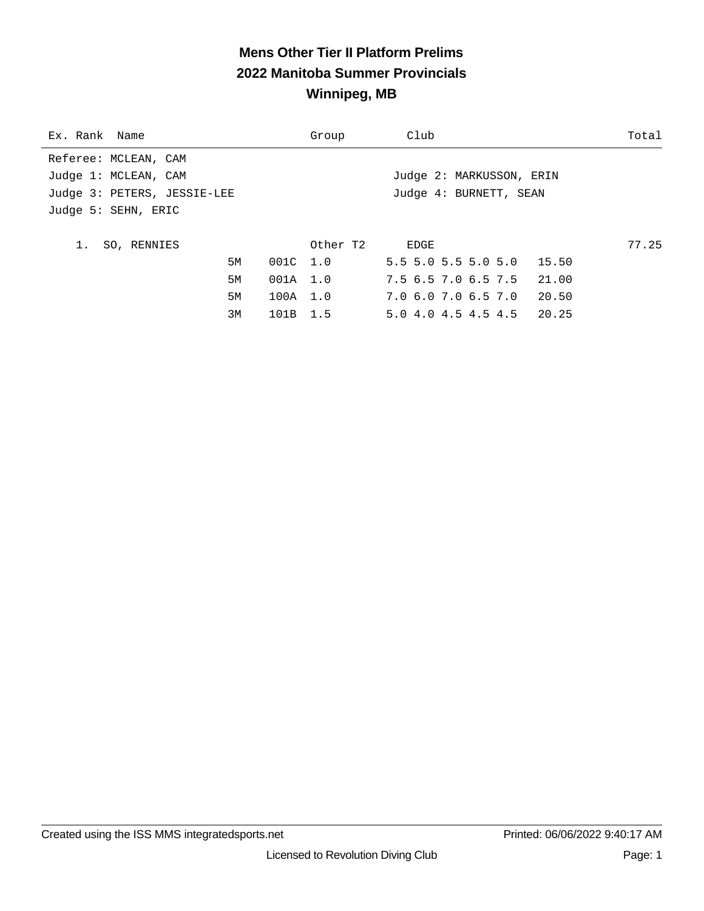# Mens Other Tier II Platform Prelims
## 2022 Manitoba Summer Provincials
## Winnipeg, MB

| Ex. Rank | Name | Group | Club | Total |
|---|---|---|---|---|

Referee: MCLEAN, CAM
Judge 1: MCLEAN, CAM
Judge 2: MARKUSSON, ERIN
Judge 3: PETERS, JESSIE-LEE
Judge 4: BURNETT, SEAN
Judge 5: SEHN, ERIC

| Ex. Rank | Name | Height | Dive | DD | Group | Scores | Club | Points | Total |
|---|---|---|---|---|---|---|---|---|---|
| 1. | SO, RENNIES | | | | Other T2 | | EDGE | | 77.25 |
| | | 5M | 001C | 1.0 | | 5.5 5.0 5.5 5.0 5.0 | | 15.50 | |
| | | 5M | 001A | 1.0 | | 7.5 6.5 7.0 6.5 7.5 | | 21.00 | |
| | | 5M | 100A | 1.0 | | 7.0 6.0 7.0 6.5 7.0 | | 20.50 | |
| | | 3M | 101B | 1.5 | | 5.0 4.0 4.5 4.5 4.5 | | 20.25 | |

Created using the ISS MMS integratedsports.net
Printed: 06/06/2022 9:40:17 AM
Licensed to Revolution Diving Club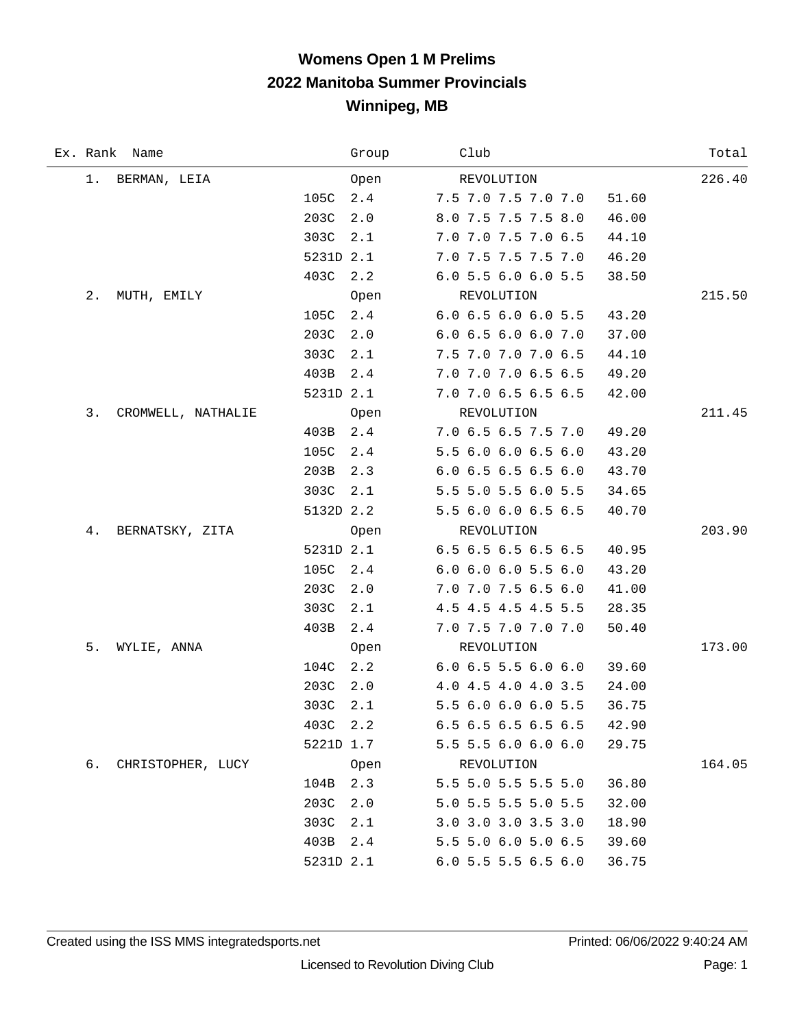# Womens Open 1 M Prelims
## 2022 Manitoba Summer Provincials
## Winnipeg, MB

| Ex. | Rank | Name | Dive | DD | Group / Scores | Club / Points | Total |
|---|---|---|---|---|---|---|---|
| | 1. | BERMAN, LEIA | | | Open | REVOLUTION | 226.40 |
| | | | 105C | 2.4 | 7.5 7.0 7.5 7.0 7.0 | 51.60 | |
| | | | 203C | 2.0 | 8.0 7.5 7.5 7.5 8.0 | 46.00 | |
| | | | 303C | 2.1 | 7.0 7.0 7.5 7.0 6.5 | 44.10 | |
| | | | 5231D | 2.1 | 7.0 7.5 7.5 7.5 7.0 | 46.20 | |
| | | | 403C | 2.2 | 6.0 5.5 6.0 6.0 5.5 | 38.50 | |
| | 2. | MUTH, EMILY | | | Open | REVOLUTION | 215.50 |
| | | | 105C | 2.4 | 6.0 6.5 6.0 6.0 5.5 | 43.20 | |
| | | | 203C | 2.0 | 6.0 6.5 6.0 6.0 7.0 | 37.00 | |
| | | | 303C | 2.1 | 7.5 7.0 7.0 7.0 6.5 | 44.10 | |
| | | | 403B | 2.4 | 7.0 7.0 7.0 6.5 6.5 | 49.20 | |
| | | | 5231D | 2.1 | 7.0 7.0 6.5 6.5 6.5 | 42.00 | |
| | 3. | CROMWELL, NATHALIE | | | Open | REVOLUTION | 211.45 |
| | | | 403B | 2.4 | 7.0 6.5 6.5 7.5 7.0 | 49.20 | |
| | | | 105C | 2.4 | 5.5 6.0 6.0 6.5 6.0 | 43.20 | |
| | | | 203B | 2.3 | 6.0 6.5 6.5 6.5 6.0 | 43.70 | |
| | | | 303C | 2.1 | 5.5 5.0 5.5 6.0 5.5 | 34.65 | |
| | | | 5132D | 2.2 | 5.5 6.0 6.0 6.5 6.5 | 40.70 | |
| | 4. | BERNATSKY, ZITA | | | Open | REVOLUTION | 203.90 |
| | | | 5231D | 2.1 | 6.5 6.5 6.5 6.5 6.5 | 40.95 | |
| | | | 105C | 2.4 | 6.0 6.0 6.0 5.5 6.0 | 43.20 | |
| | | | 203C | 2.0 | 7.0 7.0 7.5 6.5 6.0 | 41.00 | |
| | | | 303C | 2.1 | 4.5 4.5 4.5 4.5 5.5 | 28.35 | |
| | | | 403B | 2.4 | 7.0 7.5 7.0 7.0 7.0 | 50.40 | |
| | 5. | WYLIE, ANNA | | | Open | REVOLUTION | 173.00 |
| | | | 104C | 2.2 | 6.0 6.5 5.5 6.0 6.0 | 39.60 | |
| | | | 203C | 2.0 | 4.0 4.5 4.0 4.0 3.5 | 24.00 | |
| | | | 303C | 2.1 | 5.5 6.0 6.0 6.0 5.5 | 36.75 | |
| | | | 403C | 2.2 | 6.5 6.5 6.5 6.5 6.5 | 42.90 | |
| | | | 5221D | 1.7 | 5.5 5.5 6.0 6.0 6.0 | 29.75 | |
| | 6. | CHRISTOPHER, LUCY | | | Open | REVOLUTION | 164.05 |
| | | | 104B | 2.3 | 5.5 5.0 5.5 5.5 5.0 | 36.80 | |
| | | | 203C | 2.0 | 5.0 5.5 5.5 5.0 5.5 | 32.00 | |
| | | | 303C | 2.1 | 3.0 3.0 3.0 3.5 3.0 | 18.90 | |
| | | | 403B | 2.4 | 5.5 5.0 6.0 5.0 6.5 | 39.60 | |
| | | | 5231D | 2.1 | 6.0 5.5 5.5 6.5 6.0 | 36.75 | |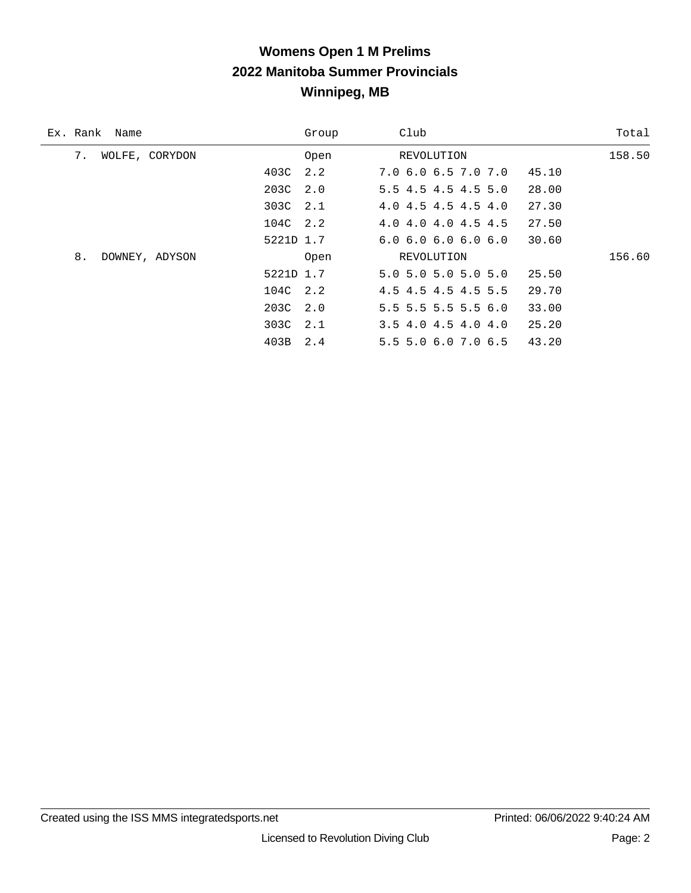# Womens Open 1 M Prelims

## 2022 Manitoba Summer Provincials

## Winnipeg, MB

| Ex. | Rank | Name | Dive | DD | Group / Scores | Club | Total |
|---|---|---|---|---|---|---|---|
| | 7. | WOLFE, CORYDON | | | Open | REVOLUTION | 158.50 |
| | | | 403C | 2.2 | 7.0 6.0 6.5 7.0 7.0 | 45.10 | |
| | | | 203C | 2.0 | 5.5 4.5 4.5 4.5 5.0 | 28.00 | |
| | | | 303C | 2.1 | 4.0 4.5 4.5 4.5 4.0 | 27.30 | |
| | | | 104C | 2.2 | 4.0 4.0 4.0 4.5 4.5 | 27.50 | |
| | | | 5221D | 1.7 | 6.0 6.0 6.0 6.0 6.0 | 30.60 | |
| | 8. | DOWNEY, ADYSON | | | Open | REVOLUTION | 156.60 |
| | | | 5221D | 1.7 | 5.0 5.0 5.0 5.0 5.0 | 25.50 | |
| | | | 104C | 2.2 | 4.5 4.5 4.5 4.5 5.5 | 29.70 | |
| | | | 203C | 2.0 | 5.5 5.5 5.5 5.5 6.0 | 33.00 | |
| | | | 303C | 2.1 | 3.5 4.0 4.5 4.0 4.0 | 25.20 | |
| | | | 403B | 2.4 | 5.5 5.0 6.0 7.0 6.5 | 43.20 | |

Created using the ISS MMS integratedsports.net

Printed: 06/06/2022 9:40:24 AM

Licensed to Revolution Diving Club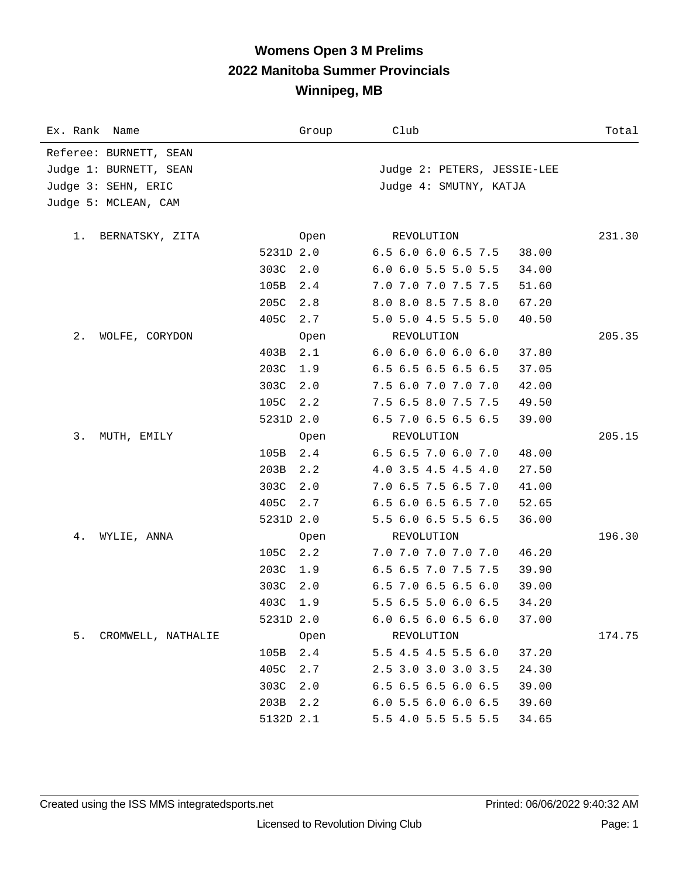# Womens Open 3 M Prelims
## 2022 Manitoba Summer Provincials
### Winnipeg, MB

Referee: BURNETT, SEAN
Judge 1: BURNETT, SEAN
Judge 2: PETERS, JESSIE-LEE
Judge 3: SEHN, ERIC
Judge 4: SMUTNY, KATJA
Judge 5: MCLEAN, CAM

| Ex. Rank | Name | Group | Club | Total |
|---|---|---|---|---|
| 1. | BERNATSKY, ZITA | Open | REVOLUTION | 231.30 |
| | 5231D 2.0 | | 6.5 6.0 6.0 6.5 7.5 | 38.00 |
| | 303C 2.0 | | 6.0 6.0 5.5 5.0 5.5 | 34.00 |
| | 105B 2.4 | | 7.0 7.0 7.0 7.5 7.5 | 51.60 |
| | 205C 2.8 | | 8.0 8.0 8.5 7.5 8.0 | 67.20 |
| | 405C 2.7 | | 5.0 5.0 4.5 5.5 5.0 | 40.50 |
| 2. | WOLFE, CORYDON | Open | REVOLUTION | 205.35 |
| | 403B 2.1 | | 6.0 6.0 6.0 6.0 6.0 | 37.80 |
| | 203C 1.9 | | 6.5 6.5 6.5 6.5 6.5 | 37.05 |
| | 303C 2.0 | | 7.5 6.0 7.0 7.0 7.0 | 42.00 |
| | 105C 2.2 | | 7.5 6.5 8.0 7.5 7.5 | 49.50 |
| | 5231D 2.0 | | 6.5 7.0 6.5 6.5 6.5 | 39.00 |
| 3. | MUTH, EMILY | Open | REVOLUTION | 205.15 |
| | 105B 2.4 | | 6.5 6.5 7.0 6.0 7.0 | 48.00 |
| | 203B 2.2 | | 4.0 3.5 4.5 4.5 4.0 | 27.50 |
| | 303C 2.0 | | 7.0 6.5 7.5 6.5 7.0 | 41.00 |
| | 405C 2.7 | | 6.5 6.0 6.5 6.5 7.0 | 52.65 |
| | 5231D 2.0 | | 5.5 6.0 6.5 5.5 6.5 | 36.00 |
| 4. | WYLIE, ANNA | Open | REVOLUTION | 196.30 |
| | 105C 2.2 | | 7.0 7.0 7.0 7.0 7.0 | 46.20 |
| | 203C 1.9 | | 6.5 6.5 7.0 7.5 7.5 | 39.90 |
| | 303C 2.0 | | 6.5 7.0 6.5 6.5 6.0 | 39.00 |
| | 403C 1.9 | | 5.5 6.5 5.0 6.0 6.5 | 34.20 |
| | 5231D 2.0 | | 6.0 6.5 6.0 6.5 6.0 | 37.00 |
| 5. | CROMWELL, NATHALIE | Open | REVOLUTION | 174.75 |
| | 105B 2.4 | | 5.5 4.5 4.5 5.5 6.0 | 37.20 |
| | 405C 2.7 | | 2.5 3.0 3.0 3.0 3.5 | 24.30 |
| | 303C 2.0 | | 6.5 6.5 6.5 6.0 6.5 | 39.00 |
| | 203B 2.2 | | 6.0 5.5 6.0 6.0 6.5 | 39.60 |
| | 5132D 2.1 | | 5.5 4.0 5.5 5.5 5.5 | 34.65 |

Created using the ISS MMS integratedsports.net
Printed: 06/06/2022 9:40:32 AM
Licensed to Revolution Diving Club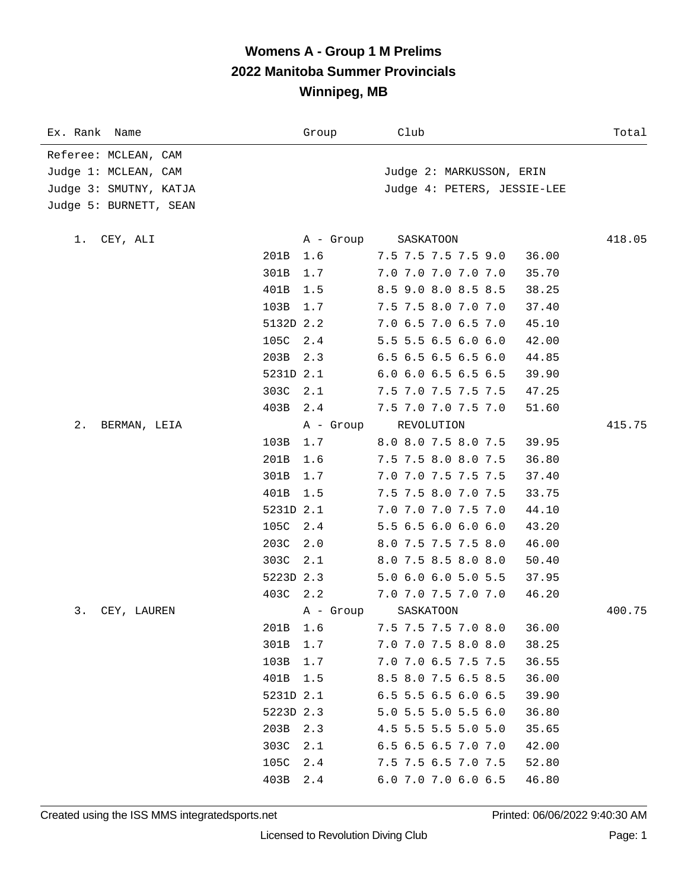# Womens A - Group 1 M Prelims
## 2022 Manitoba Summer Provincials
## Winnipeg, MB

| Ex. Rank | Name | Group | Club | Total |
|---|---|---|---|---|

Referee: MCLEAN, CAM
Judge 1: MCLEAN, CAM
Judge 2: MARKUSSON, ERIN
Judge 3: SMUTNY, KATJA
Judge 4: PETERS, JESSIE-LEE
Judge 5: BURNETT, SEAN

| Rank | Name / Dive | DD / Group | Scores / Club | Points | Total |
|---|---|---|---|---|---|
| 1. | CEY, ALI | A - Group | SASKATOON | | 418.05 |
| | 201B | 1.6 | 7.5 7.5 7.5 7.5 9.0 | 36.00 | |
| | 301B | 1.7 | 7.0 7.0 7.0 7.0 7.0 | 35.70 | |
| | 401B | 1.5 | 8.5 9.0 8.0 8.5 8.5 | 38.25 | |
| | 103B | 1.7 | 7.5 7.5 8.0 7.0 7.0 | 37.40 | |
| | 5132D | 2.2 | 7.0 6.5 7.0 6.5 7.0 | 45.10 | |
| | 105C | 2.4 | 5.5 5.5 6.5 6.0 6.0 | 42.00 | |
| | 203B | 2.3 | 6.5 6.5 6.5 6.5 6.0 | 44.85 | |
| | 5231D | 2.1 | 6.0 6.0 6.5 6.5 6.5 | 39.90 | |
| | 303C | 2.1 | 7.5 7.0 7.5 7.5 7.5 | 47.25 | |
| | 403B | 2.4 | 7.5 7.0 7.0 7.5 7.0 | 51.60 | |
| 2. | BERMAN, LEIA | A - Group | REVOLUTION | | 415.75 |
| | 103B | 1.7 | 8.0 8.0 7.5 8.0 7.5 | 39.95 | |
| | 201B | 1.6 | 7.5 7.5 8.0 8.0 7.5 | 36.80 | |
| | 301B | 1.7 | 7.0 7.0 7.5 7.5 7.5 | 37.40 | |
| | 401B | 1.5 | 7.5 7.5 8.0 7.0 7.5 | 33.75 | |
| | 5231D | 2.1 | 7.0 7.0 7.0 7.5 7.0 | 44.10 | |
| | 105C | 2.4 | 5.5 6.5 6.0 6.0 6.0 | 43.20 | |
| | 203C | 2.0 | 8.0 7.5 7.5 7.5 8.0 | 46.00 | |
| | 303C | 2.1 | 8.0 7.5 8.5 8.0 8.0 | 50.40 | |
| | 5223D | 2.3 | 5.0 6.0 6.0 5.0 5.5 | 37.95 | |
| | 403C | 2.2 | 7.0 7.0 7.5 7.0 7.0 | 46.20 | |
| 3. | CEY, LAUREN | A - Group | SASKATOON | | 400.75 |
| | 201B | 1.6 | 7.5 7.5 7.5 7.0 8.0 | 36.00 | |
| | 301B | 1.7 | 7.0 7.0 7.5 8.0 8.0 | 38.25 | |
| | 103B | 1.7 | 7.0 7.0 6.5 7.5 7.5 | 36.55 | |
| | 401B | 1.5 | 8.5 8.0 7.5 6.5 8.5 | 36.00 | |
| | 5231D | 2.1 | 6.5 5.5 6.5 6.0 6.5 | 39.90 | |
| | 5223D | 2.3 | 5.0 5.5 5.0 5.5 6.0 | 36.80 | |
| | 203B | 2.3 | 4.5 5.5 5.5 5.0 5.0 | 35.65 | |
| | 303C | 2.1 | 6.5 6.5 6.5 7.0 7.0 | 42.00 | |
| | 105C | 2.4 | 7.5 7.5 6.5 7.0 7.5 | 52.80 | |
| | 403B | 2.4 | 6.0 7.0 7.0 6.0 6.5 | 46.80 | |

Created using the ISS MMS integratedsports.net — Printed: 06/06/2022 9:40:30 AM

Licensed to Revolution Diving Club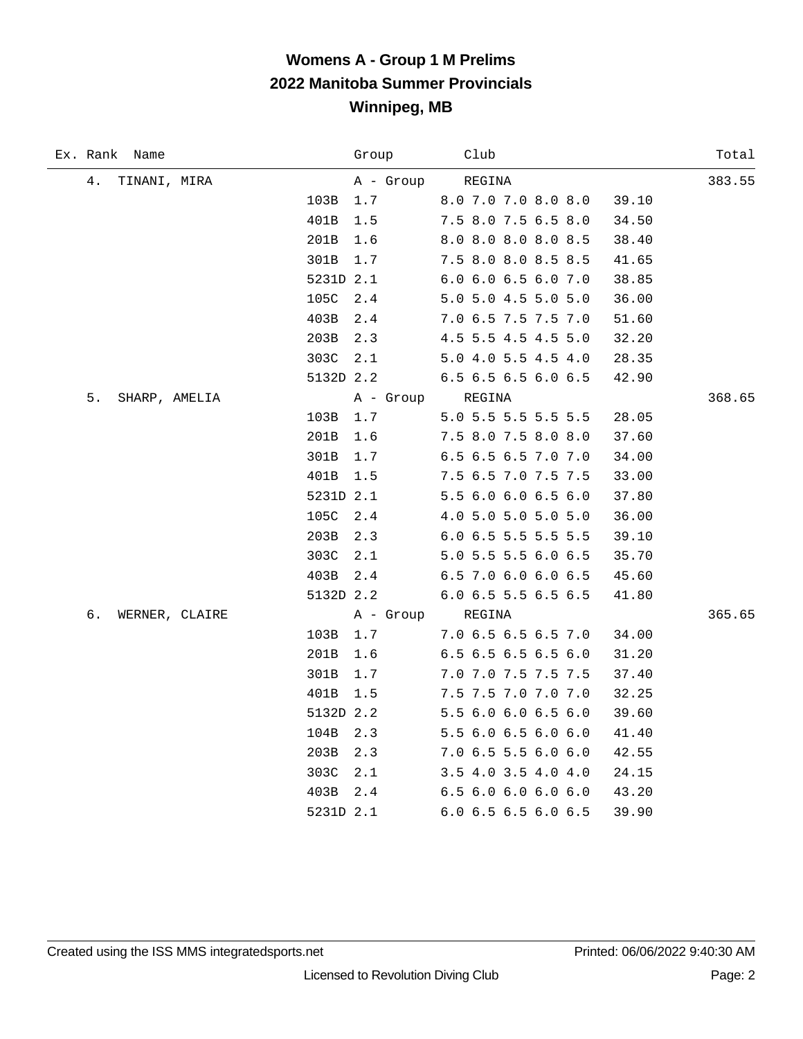# Womens A - Group 1 M Prelims
## 2022 Manitoba Summer Provincials
## Winnipeg, MB

| Ex. | Rank | Name | | Group | Club | | Total |
|---|---|---|---|---|---|---|---|
| | 4. | TINANI, MIRA | | A - Group | REGINA | | 383.55 |
| | | | 103B | 1.7 | 8.0 7.0 7.0 8.0 8.0 | 39.10 | |
| | | | 401B | 1.5 | 7.5 8.0 7.5 6.5 8.0 | 34.50 | |
| | | | 201B | 1.6 | 8.0 8.0 8.0 8.0 8.5 | 38.40 | |
| | | | 301B | 1.7 | 7.5 8.0 8.0 8.5 8.5 | 41.65 | |
| | | | 5231D | 2.1 | 6.0 6.0 6.5 6.0 7.0 | 38.85 | |
| | | | 105C | 2.4 | 5.0 5.0 4.5 5.0 5.0 | 36.00 | |
| | | | 403B | 2.4 | 7.0 6.5 7.5 7.5 7.0 | 51.60 | |
| | | | 203B | 2.3 | 4.5 5.5 4.5 4.5 5.0 | 32.20 | |
| | | | 303C | 2.1 | 5.0 4.0 5.5 4.5 4.0 | 28.35 | |
| | | | 5132D | 2.2 | 6.5 6.5 6.5 6.0 6.5 | 42.90 | |
| | 5. | SHARP, AMELIA | | A - Group | REGINA | | 368.65 |
| | | | 103B | 1.7 | 5.0 5.5 5.5 5.5 5.5 | 28.05 | |
| | | | 201B | 1.6 | 7.5 8.0 7.5 8.0 8.0 | 37.60 | |
| | | | 301B | 1.7 | 6.5 6.5 6.5 7.0 7.0 | 34.00 | |
| | | | 401B | 1.5 | 7.5 6.5 7.0 7.5 7.5 | 33.00 | |
| | | | 5231D | 2.1 | 5.5 6.0 6.0 6.5 6.0 | 37.80 | |
| | | | 105C | 2.4 | 4.0 5.0 5.0 5.0 5.0 | 36.00 | |
| | | | 203B | 2.3 | 6.0 6.5 5.5 5.5 5.5 | 39.10 | |
| | | | 303C | 2.1 | 5.0 5.5 5.5 6.0 6.5 | 35.70 | |
| | | | 403B | 2.4 | 6.5 7.0 6.0 6.0 6.5 | 45.60 | |
| | | | 5132D | 2.2 | 6.0 6.5 5.5 6.5 6.5 | 41.80 | |
| | 6. | WERNER, CLAIRE | | A - Group | REGINA | | 365.65 |
| | | | 103B | 1.7 | 7.0 6.5 6.5 6.5 7.0 | 34.00 | |
| | | | 201B | 1.6 | 6.5 6.5 6.5 6.5 6.0 | 31.20 | |
| | | | 301B | 1.7 | 7.0 7.0 7.5 7.5 7.5 | 37.40 | |
| | | | 401B | 1.5 | 7.5 7.5 7.0 7.0 7.0 | 32.25 | |
| | | | 5132D | 2.2 | 5.5 6.0 6.0 6.5 6.0 | 39.60 | |
| | | | 104B | 2.3 | 5.5 6.0 6.5 6.0 6.0 | 41.40 | |
| | | | 203B | 2.3 | 7.0 6.5 5.5 6.0 6.0 | 42.55 | |
| | | | 303C | 2.1 | 3.5 4.0 3.5 4.0 4.0 | 24.15 | |
| | | | 403B | 2.4 | 6.5 6.0 6.0 6.0 6.0 | 43.20 | |
| | | | 5231D | 2.1 | 6.0 6.5 6.5 6.0 6.5 | 39.90 | |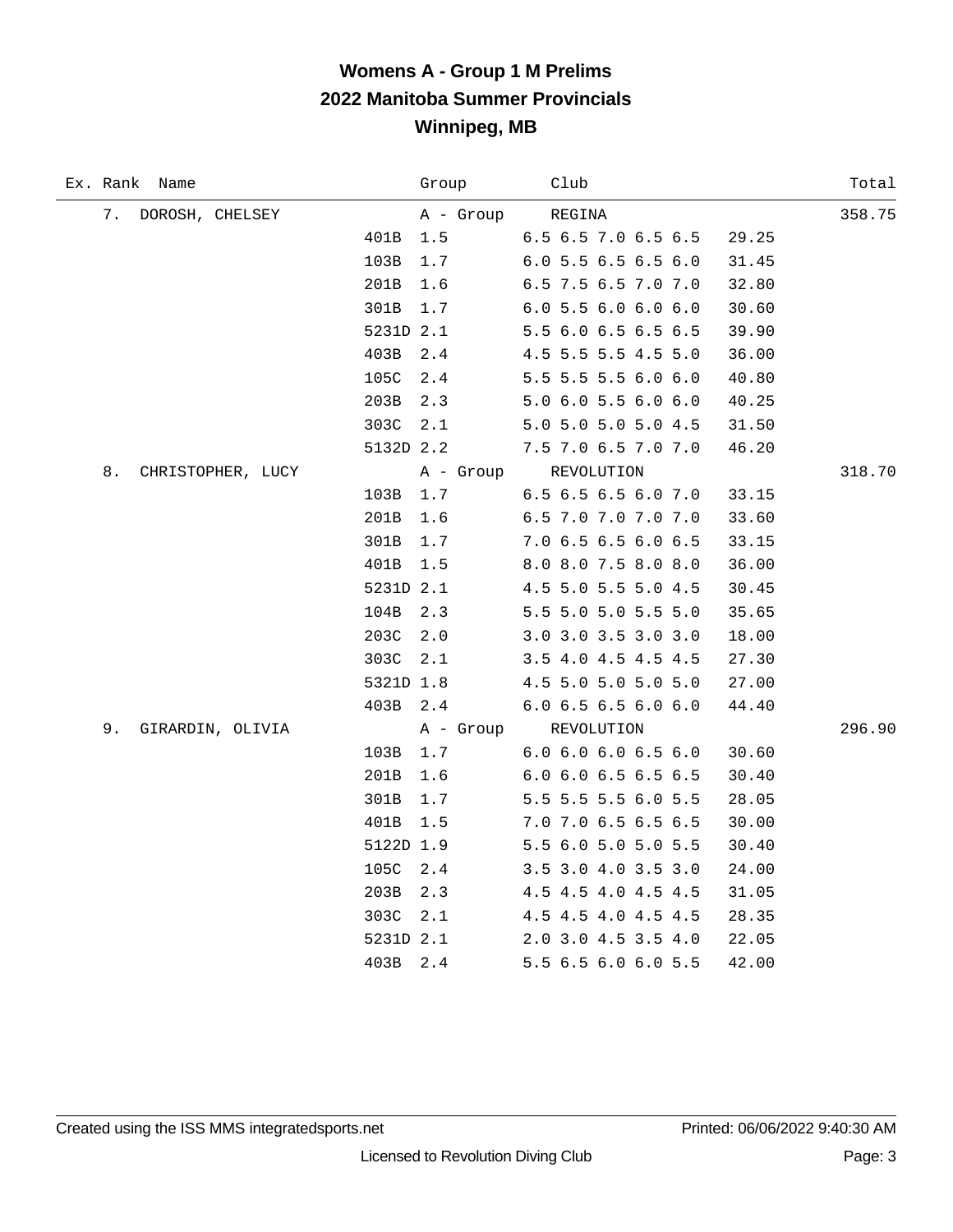# Womens A - Group 1 M Prelims
## 2022 Manitoba Summer Provincials
## Winnipeg, MB

| Ex. | Rank | Name | Dive | DD | Group / Scores | Club / Score | Total |
|---|---|---|---|---|---|---|---|
| | 7. | DOROSH, CHELSEY | | | A - Group | REGINA | 358.75 |
| | | | 401B | 1.5 | 6.5 6.5 7.0 6.5 6.5 | 29.25 | |
| | | | 103B | 1.7 | 6.0 5.5 6.5 6.5 6.0 | 31.45 | |
| | | | 201B | 1.6 | 6.5 7.5 6.5 7.0 7.0 | 32.80 | |
| | | | 301B | 1.7 | 6.0 5.5 6.0 6.0 6.0 | 30.60 | |
| | | | 5231D | 2.1 | 5.5 6.0 6.5 6.5 6.5 | 39.90 | |
| | | | 403B | 2.4 | 4.5 5.5 5.5 4.5 5.0 | 36.00 | |
| | | | 105C | 2.4 | 5.5 5.5 5.5 6.0 6.0 | 40.80 | |
| | | | 203B | 2.3 | 5.0 6.0 5.5 6.0 6.0 | 40.25 | |
| | | | 303C | 2.1 | 5.0 5.0 5.0 5.0 4.5 | 31.50 | |
| | | | 5132D | 2.2 | 7.5 7.0 6.5 7.0 7.0 | 46.20 | |
| | 8. | CHRISTOPHER, LUCY | | | A - Group | REVOLUTION | 318.70 |
| | | | 103B | 1.7 | 6.5 6.5 6.5 6.0 7.0 | 33.15 | |
| | | | 201B | 1.6 | 6.5 7.0 7.0 7.0 7.0 | 33.60 | |
| | | | 301B | 1.7 | 7.0 6.5 6.5 6.0 6.5 | 33.15 | |
| | | | 401B | 1.5 | 8.0 8.0 7.5 8.0 8.0 | 36.00 | |
| | | | 5231D | 2.1 | 4.5 5.0 5.5 5.0 4.5 | 30.45 | |
| | | | 104B | 2.3 | 5.5 5.0 5.0 5.5 5.0 | 35.65 | |
| | | | 203C | 2.0 | 3.0 3.0 3.5 3.0 3.0 | 18.00 | |
| | | | 303C | 2.1 | 3.5 4.0 4.5 4.5 4.5 | 27.30 | |
| | | | 5321D | 1.8 | 4.5 5.0 5.0 5.0 5.0 | 27.00 | |
| | | | 403B | 2.4 | 6.0 6.5 6.5 6.0 6.0 | 44.40 | |
| | 9. | GIRARDIN, OLIVIA | | | A - Group | REVOLUTION | 296.90 |
| | | | 103B | 1.7 | 6.0 6.0 6.0 6.5 6.0 | 30.60 | |
| | | | 201B | 1.6 | 6.0 6.0 6.5 6.5 6.5 | 30.40 | |
| | | | 301B | 1.7 | 5.5 5.5 5.5 6.0 5.5 | 28.05 | |
| | | | 401B | 1.5 | 7.0 7.0 6.5 6.5 6.5 | 30.00 | |
| | | | 5122D | 1.9 | 5.5 6.0 5.0 5.0 5.5 | 30.40 | |
| | | | 105C | 2.4 | 3.5 3.0 4.0 3.5 3.0 | 24.00 | |
| | | | 203B | 2.3 | 4.5 4.5 4.0 4.5 4.5 | 31.05 | |
| | | | 303C | 2.1 | 4.5 4.5 4.0 4.5 4.5 | 28.35 | |
| | | | 5231D | 2.1 | 2.0 3.0 4.5 3.5 4.0 | 22.05 | |
| | | | 403B | 2.4 | 5.5 6.5 6.0 6.0 5.5 | 42.00 | |

Created using the ISS MMS integratedsports.net | Printed: 06/06/2022 9:40:30 AM

Licensed to Revolution Diving Club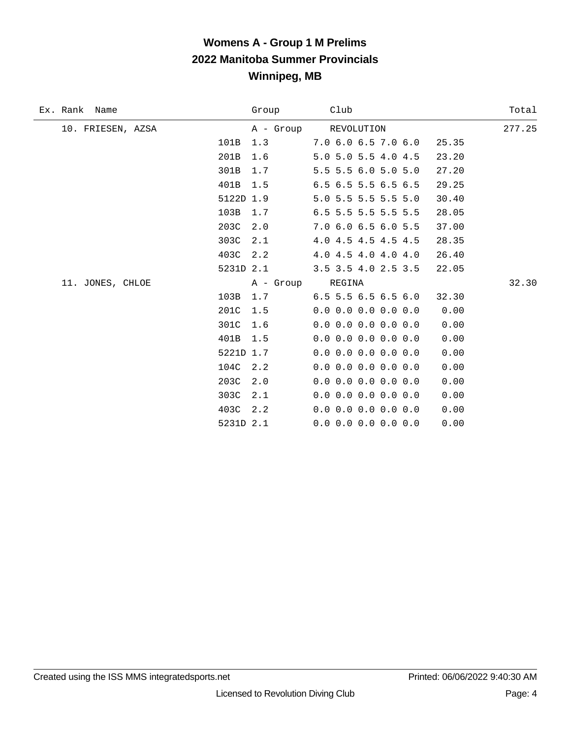# Womens A - Group 1 M Prelims

## 2022 Manitoba Summer Provincials

## Winnipeg, MB

| Ex. | Rank | Name | Dive | DD | Group / Scores | Club | Dive Score | Total |
|---|---|---|---|---|---|---|---|---|
| | 10. | FRIESEN, AZSA | | | A - Group | REVOLUTION | | 277.25 |
| | | | 101B | 1.3 | 7.0 6.0 6.5 7.0 6.0 | | 25.35 | |
| | | | 201B | 1.6 | 5.0 5.0 5.5 4.0 4.5 | | 23.20 | |
| | | | 301B | 1.7 | 5.5 5.5 6.0 5.0 5.0 | | 27.20 | |
| | | | 401B | 1.5 | 6.5 6.5 5.5 6.5 6.5 | | 29.25 | |
| | | | 5122D | 1.9 | 5.0 5.5 5.5 5.5 5.0 | | 30.40 | |
| | | | 103B | 1.7 | 6.5 5.5 5.5 5.5 5.5 | | 28.05 | |
| | | | 203C | 2.0 | 7.0 6.0 6.5 6.0 5.5 | | 37.00 | |
| | | | 303C | 2.1 | 4.0 4.5 4.5 4.5 4.5 | | 28.35 | |
| | | | 403C | 2.2 | 4.0 4.5 4.0 4.0 4.0 | | 26.40 | |
| | | | 5231D | 2.1 | 3.5 3.5 4.0 2.5 3.5 | | 22.05 | |
| | 11. | JONES, CHLOE | | | A - Group | REGINA | | 32.30 |
| | | | 103B | 1.7 | 6.5 5.5 6.5 6.5 6.0 | | 32.30 | |
| | | | 201C | 1.5 | 0.0 0.0 0.0 0.0 0.0 | | 0.00 | |
| | | | 301C | 1.6 | 0.0 0.0 0.0 0.0 0.0 | | 0.00 | |
| | | | 401B | 1.5 | 0.0 0.0 0.0 0.0 0.0 | | 0.00 | |
| | | | 5221D | 1.7 | 0.0 0.0 0.0 0.0 0.0 | | 0.00 | |
| | | | 104C | 2.2 | 0.0 0.0 0.0 0.0 0.0 | | 0.00 | |
| | | | 203C | 2.0 | 0.0 0.0 0.0 0.0 0.0 | | 0.00 | |
| | | | 303C | 2.1 | 0.0 0.0 0.0 0.0 0.0 | | 0.00 | |
| | | | 403C | 2.2 | 0.0 0.0 0.0 0.0 0.0 | | 0.00 | |
| | | | 5231D | 2.1 | 0.0 0.0 0.0 0.0 0.0 | | 0.00 | |

Created using the ISS MMS integratedsports.net — Printed: 06/06/2022 9:40:30 AM

Licensed to Revolution Diving Club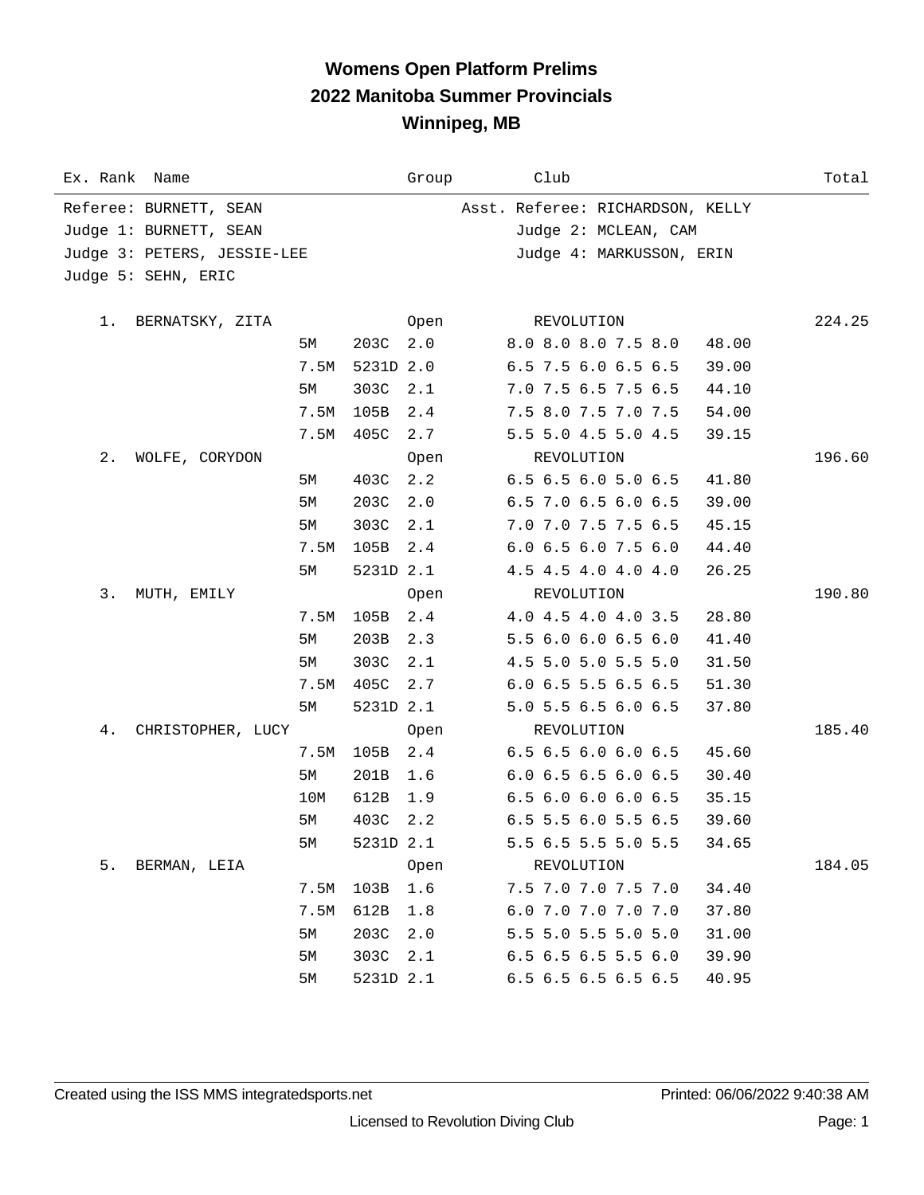# Womens Open Platform Prelims
## 2022 Manitoba Summer Provincials
### Winnipeg, MB

| Ex. Rank | Name | Group | Club | Total |
|---|---|---|---|---|

Referee: BURNETT, SEAN — Asst. Referee: RICHARDSON, KELLY

Judge 1: BURNETT, SEAN — Judge 2: MCLEAN, CAM

Judge 3: PETERS, JESSIE-LEE — Judge 4: MARKUSSON, ERIN

Judge 5: SEHN, ERIC

| Rank | Name | Height | Dive | DD | Group | Scores | Club | Points | Total |
|---|---|---|---|---|---|---|---|---|---|
| 1. | BERNATSKY, ZITA | | | | Open | | REVOLUTION | | 224.25 |
| | | 5M | 203C | 2.0 | | 8.0 8.0 8.0 7.5 8.0 | | 48.00 | |
| | | 7.5M | 5231D | 2.0 | | 6.5 7.5 6.0 6.5 6.5 | | 39.00 | |
| | | 5M | 303C | 2.1 | | 7.0 7.5 6.5 7.5 6.5 | | 44.10 | |
| | | 7.5M | 105B | 2.4 | | 7.5 8.0 7.5 7.0 7.5 | | 54.00 | |
| | | 7.5M | 405C | 2.7 | | 5.5 5.0 4.5 5.0 4.5 | | 39.15 | |
| 2. | WOLFE, CORYDON | | | | Open | | REVOLUTION | | 196.60 |
| | | 5M | 403C | 2.2 | | 6.5 6.5 6.0 5.0 6.5 | | 41.80 | |
| | | 5M | 203C | 2.0 | | 6.5 7.0 6.5 6.0 6.5 | | 39.00 | |
| | | 5M | 303C | 2.1 | | 7.0 7.0 7.5 7.5 6.5 | | 45.15 | |
| | | 7.5M | 105B | 2.4 | | 6.0 6.5 6.0 7.5 6.0 | | 44.40 | |
| | | 5M | 5231D | 2.1 | | 4.5 4.5 4.0 4.0 4.0 | | 26.25 | |
| 3. | MUTH, EMILY | | | | Open | | REVOLUTION | | 190.80 |
| | | 7.5M | 105B | 2.4 | | 4.0 4.5 4.0 4.0 3.5 | | 28.80 | |
| | | 5M | 203B | 2.3 | | 5.5 6.0 6.0 6.5 6.0 | | 41.40 | |
| | | 5M | 303C | 2.1 | | 4.5 5.0 5.0 5.5 5.0 | | 31.50 | |
| | | 7.5M | 405C | 2.7 | | 6.0 6.5 5.5 6.5 6.5 | | 51.30 | |
| | | 5M | 5231D | 2.1 | | 5.0 5.5 6.5 6.0 6.5 | | 37.80 | |
| 4. | CHRISTOPHER, LUCY | | | | Open | | REVOLUTION | | 185.40 |
| | | 7.5M | 105B | 2.4 | | 6.5 6.5 6.0 6.0 6.5 | | 45.60 | |
| | | 5M | 201B | 1.6 | | 6.0 6.5 6.5 6.0 6.5 | | 30.40 | |
| | | 10M | 612B | 1.9 | | 6.5 6.0 6.0 6.0 6.5 | | 35.15 | |
| | | 5M | 403C | 2.2 | | 6.5 5.5 6.0 5.5 6.5 | | 39.60 | |
| | | 5M | 5231D | 2.1 | | 5.5 6.5 5.5 5.0 5.5 | | 34.65 | |
| 5. | BERMAN, LEIA | | | | Open | | REVOLUTION | | 184.05 |
| | | 7.5M | 103B | 1.6 | | 7.5 7.0 7.0 7.5 7.0 | | 34.40 | |
| | | 7.5M | 612B | 1.8 | | 6.0 7.0 7.0 7.0 7.0 | | 37.80 | |
| | | 5M | 203C | 2.0 | | 5.5 5.0 5.5 5.0 5.0 | | 31.00 | |
| | | 5M | 303C | 2.1 | | 6.5 6.5 6.5 5.5 6.0 | | 39.90 | |
| | | 5M | 5231D | 2.1 | | 6.5 6.5 6.5 6.5 6.5 | | 40.95 | |

Created using the ISS MMS integratedsports.net — Printed: 06/06/2022 9:40:38 AM

Licensed to Revolution Diving Club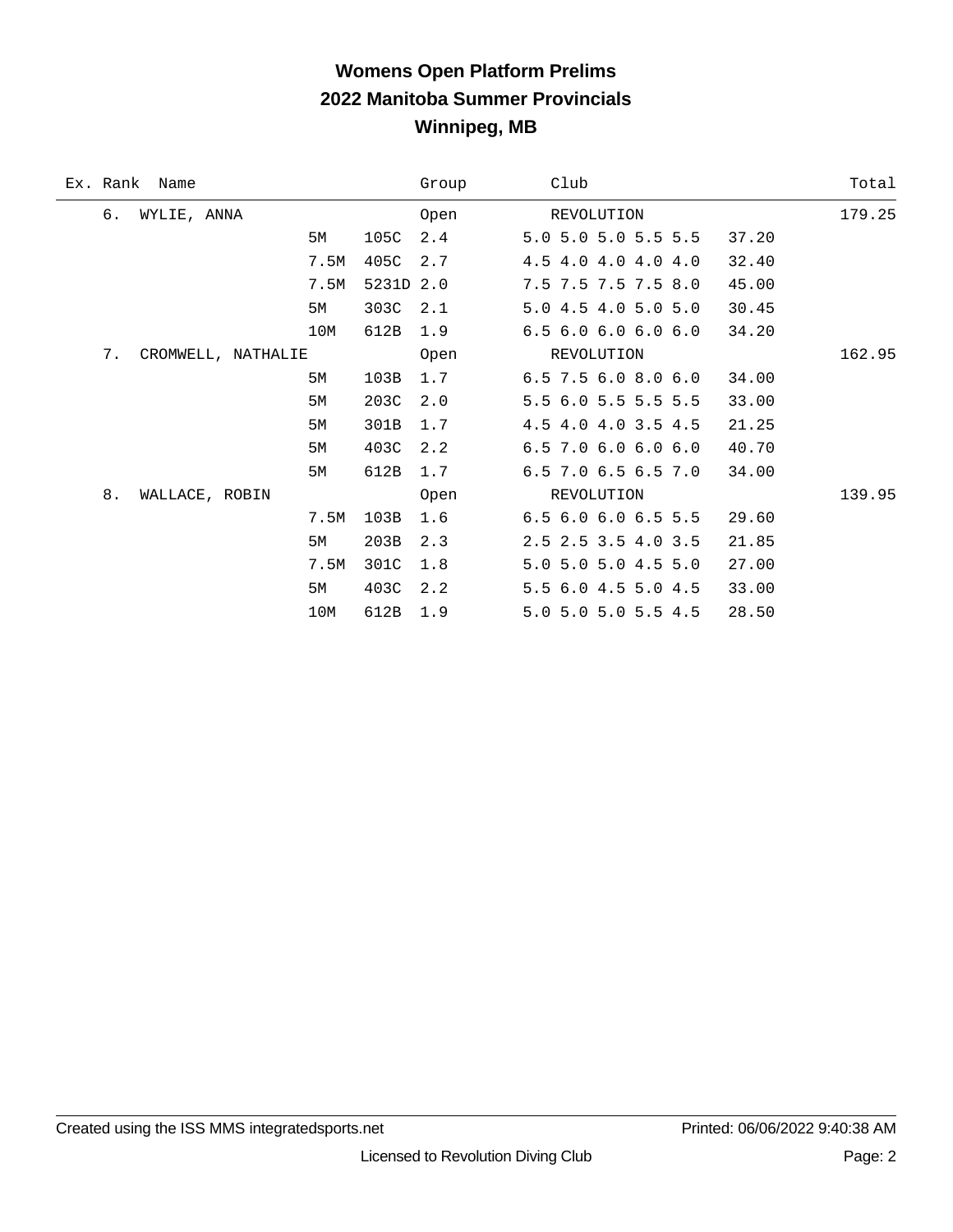# Womens Open Platform Prelims
## 2022 Manitoba Summer Provincials
## Winnipeg, MB

| Ex. | Rank | Name | | | Group | Club | | Total |
|---|---|---|---|---|---|---|---|---|
| | 6. | WYLIE, ANNA | | | Open | REVOLUTION | | 179.25 |
| | | | 5M | 105C | 2.4 | 5.0 5.0 5.0 5.5 5.5 | 37.20 | |
| | | | 7.5M | 405C | 2.7 | 4.5 4.0 4.0 4.0 4.0 | 32.40 | |
| | | | 7.5M | 5231D | 2.0 | 7.5 7.5 7.5 7.5 8.0 | 45.00 | |
| | | | 5M | 303C | 2.1 | 5.0 4.5 4.0 5.0 5.0 | 30.45 | |
| | | | 10M | 612B | 1.9 | 6.5 6.0 6.0 6.0 6.0 | 34.20 | |
| | 7. | CROMWELL, NATHALIE | | | Open | REVOLUTION | | 162.95 |
| | | | 5M | 103B | 1.7 | 6.5 7.5 6.0 8.0 6.0 | 34.00 | |
| | | | 5M | 203C | 2.0 | 5.5 6.0 5.5 5.5 5.5 | 33.00 | |
| | | | 5M | 301B | 1.7 | 4.5 4.0 4.0 3.5 4.5 | 21.25 | |
| | | | 5M | 403C | 2.2 | 6.5 7.0 6.0 6.0 6.0 | 40.70 | |
| | | | 5M | 612B | 1.7 | 6.5 7.0 6.5 6.5 7.0 | 34.00 | |
| | 8. | WALLACE, ROBIN | | | Open | REVOLUTION | | 139.95 |
| | | | 7.5M | 103B | 1.6 | 6.5 6.0 6.0 6.5 5.5 | 29.60 | |
| | | | 5M | 203B | 2.3 | 2.5 2.5 3.5 4.0 3.5 | 21.85 | |
| | | | 7.5M | 301C | 1.8 | 5.0 5.0 5.0 4.5 5.0 | 27.00 | |
| | | | 5M | 403C | 2.2 | 5.5 6.0 4.5 5.0 4.5 | 33.00 | |
| | | | 10M | 612B | 1.9 | 5.0 5.0 5.0 5.5 4.5 | 28.50 | |

Created using the ISS MMS integratedsports.net | Printed: 06/06/2022 9:40:38 AM

Licensed to Revolution Diving Club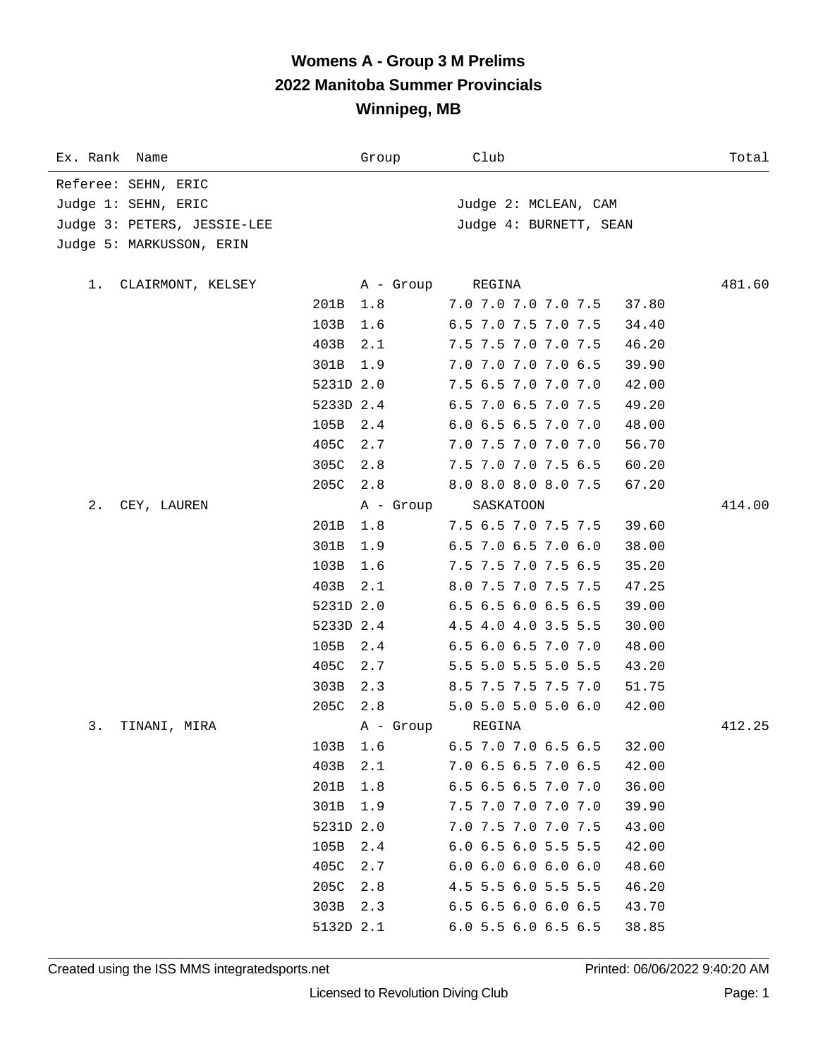# Womens A - Group 3 M Prelims
## 2022 Manitoba Summer Provincials
## Winnipeg, MB

| Ex. Rank | Name | Group | Club | Total |
|---|---|---|---|---|

Referee: SEHN, ERIC
Judge 1: SEHN, ERIC
Judge 2: MCLEAN, CAM
Judge 3: PETERS, JESSIE-LEE
Judge 4: BURNETT, SEAN
Judge 5: MARKUSSON, ERIN

| Rank | Name | Group | Club | Dive | DD | Scores | Points | Total |
|---|---|---|---|---|---|---|---|---|
| 1. | CLAIRMONT, KELSEY | A - Group | REGINA | | | | | 481.60 |
| | | | | 201B | 1.8 | 7.0 7.0 7.0 7.0 7.5 | 37.80 | |
| | | | | 103B | 1.6 | 6.5 7.0 7.5 7.0 7.5 | 34.40 | |
| | | | | 403B | 2.1 | 7.5 7.5 7.0 7.0 7.5 | 46.20 | |
| | | | | 301B | 1.9 | 7.0 7.0 7.0 7.0 6.5 | 39.90 | |
| | | | | 5231D | 2.0 | 7.5 6.5 7.0 7.0 7.0 | 42.00 | |
| | | | | 5233D | 2.4 | 6.5 7.0 6.5 7.0 7.5 | 49.20 | |
| | | | | 105B | 2.4 | 6.0 6.5 6.5 7.0 7.0 | 48.00 | |
| | | | | 405C | 2.7 | 7.0 7.5 7.0 7.0 7.0 | 56.70 | |
| | | | | 305C | 2.8 | 7.5 7.0 7.0 7.5 6.5 | 60.20 | |
| | | | | 205C | 2.8 | 8.0 8.0 8.0 8.0 7.5 | 67.20 | |
| 2. | CEY, LAUREN | A - Group | SASKATOON | | | | | 414.00 |
| | | | | 201B | 1.8 | 7.5 6.5 7.0 7.5 7.5 | 39.60 | |
| | | | | 301B | 1.9 | 6.5 7.0 6.5 7.0 6.0 | 38.00 | |
| | | | | 103B | 1.6 | 7.5 7.5 7.0 7.5 6.5 | 35.20 | |
| | | | | 403B | 2.1 | 8.0 7.5 7.0 7.5 7.5 | 47.25 | |
| | | | | 5231D | 2.0 | 6.5 6.5 6.0 6.5 6.5 | 39.00 | |
| | | | | 5233D | 2.4 | 4.5 4.0 4.0 3.5 5.5 | 30.00 | |
| | | | | 105B | 2.4 | 6.5 6.0 6.5 7.0 7.0 | 48.00 | |
| | | | | 405C | 2.7 | 5.5 5.0 5.5 5.0 5.5 | 43.20 | |
| | | | | 303B | 2.3 | 8.5 7.5 7.5 7.5 7.0 | 51.75 | |
| | | | | 205C | 2.8 | 5.0 5.0 5.0 5.0 6.0 | 42.00 | |
| 3. | TINANI, MIRA | A - Group | REGINA | | | | | 412.25 |
| | | | | 103B | 1.6 | 6.5 7.0 7.0 6.5 6.5 | 32.00 | |
| | | | | 403B | 2.1 | 7.0 6.5 6.5 7.0 6.5 | 42.00 | |
| | | | | 201B | 1.8 | 6.5 6.5 6.5 7.0 7.0 | 36.00 | |
| | | | | 301B | 1.9 | 7.5 7.0 7.0 7.0 7.0 | 39.90 | |
| | | | | 5231D | 2.0 | 7.0 7.5 7.0 7.0 7.5 | 43.00 | |
| | | | | 105B | 2.4 | 6.0 6.5 6.0 5.5 5.5 | 42.00 | |
| | | | | 405C | 2.7 | 6.0 6.0 6.0 6.0 6.0 | 48.60 | |
| | | | | 205C | 2.8 | 4.5 5.5 6.0 5.5 5.5 | 46.20 | |
| | | | | 303B | 2.3 | 6.5 6.5 6.0 6.0 6.5 | 43.70 | |
| | | | | 5132D | 2.1 | 6.0 5.5 6.0 6.5 6.5 | 38.85 | |

Created using the ISS MMS integratedsports.net — Printed: 06/06/2022 9:40:20 AM

Licensed to Revolution Diving Club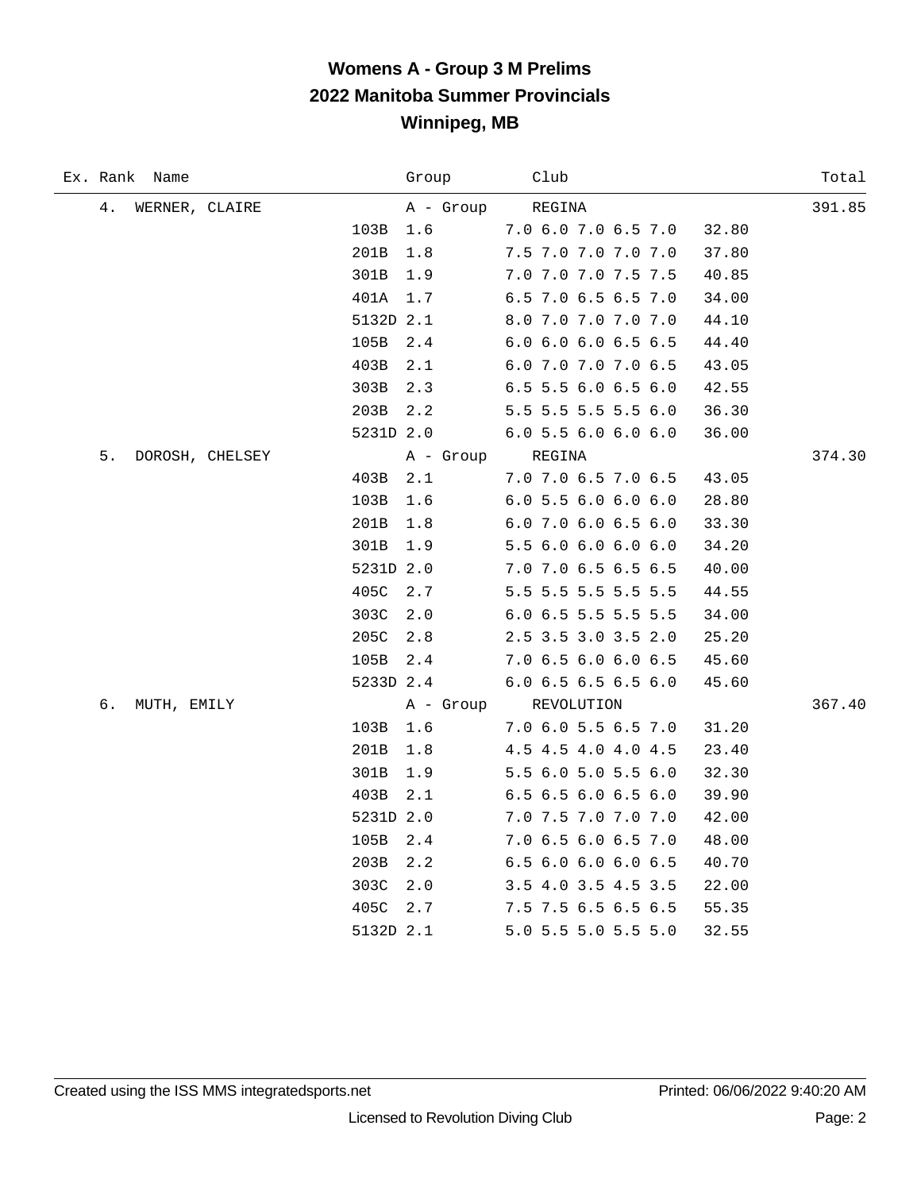# Womens A - Group 3 M Prelims
## 2022 Manitoba Summer Provincials
## Winnipeg, MB

| Ex. | Rank | Name | Dive | DD | Group / Scores | Club | Score | Total |
|---|---|---|---|---|---|---|---|---|
| | 4. | WERNER, CLAIRE | | | A - Group | REGINA | | 391.85 |
| | | | 103B | 1.6 | 7.0 6.0 7.0 6.5 7.0 | | 32.80 | |
| | | | 201B | 1.8 | 7.5 7.0 7.0 7.0 7.0 | | 37.80 | |
| | | | 301B | 1.9 | 7.0 7.0 7.0 7.5 7.5 | | 40.85 | |
| | | | 401A | 1.7 | 6.5 7.0 6.5 6.5 7.0 | | 34.00 | |
| | | | 5132D | 2.1 | 8.0 7.0 7.0 7.0 7.0 | | 44.10 | |
| | | | 105B | 2.4 | 6.0 6.0 6.0 6.5 6.5 | | 44.40 | |
| | | | 403B | 2.1 | 6.0 7.0 7.0 7.0 6.5 | | 43.05 | |
| | | | 303B | 2.3 | 6.5 5.5 6.0 6.5 6.0 | | 42.55 | |
| | | | 203B | 2.2 | 5.5 5.5 5.5 5.5 6.0 | | 36.30 | |
| | | | 5231D | 2.0 | 6.0 5.5 6.0 6.0 6.0 | | 36.00 | |
| | 5. | DOROSH, CHELSEY | | | A - Group | REGINA | | 374.30 |
| | | | 403B | 2.1 | 7.0 7.0 6.5 7.0 6.5 | | 43.05 | |
| | | | 103B | 1.6 | 6.0 5.5 6.0 6.0 6.0 | | 28.80 | |
| | | | 201B | 1.8 | 6.0 7.0 6.0 6.5 6.0 | | 33.30 | |
| | | | 301B | 1.9 | 5.5 6.0 6.0 6.0 6.0 | | 34.20 | |
| | | | 5231D | 2.0 | 7.0 7.0 6.5 6.5 6.5 | | 40.00 | |
| | | | 405C | 2.7 | 5.5 5.5 5.5 5.5 5.5 | | 44.55 | |
| | | | 303C | 2.0 | 6.0 6.5 5.5 5.5 5.5 | | 34.00 | |
| | | | 205C | 2.8 | 2.5 3.5 3.0 3.5 2.0 | | 25.20 | |
| | | | 105B | 2.4 | 7.0 6.5 6.0 6.0 6.5 | | 45.60 | |
| | | | 5233D | 2.4 | 6.0 6.5 6.5 6.5 6.0 | | 45.60 | |
| | 6. | MUTH, EMILY | | | A - Group | REVOLUTION | | 367.40 |
| | | | 103B | 1.6 | 7.0 6.0 5.5 6.5 7.0 | | 31.20 | |
| | | | 201B | 1.8 | 4.5 4.5 4.0 4.0 4.5 | | 23.40 | |
| | | | 301B | 1.9 | 5.5 6.0 5.0 5.5 6.0 | | 32.30 | |
| | | | 403B | 2.1 | 6.5 6.5 6.0 6.5 6.0 | | 39.90 | |
| | | | 5231D | 2.0 | 7.0 7.5 7.0 7.0 7.0 | | 42.00 | |
| | | | 105B | 2.4 | 7.0 6.5 6.0 6.5 7.0 | | 48.00 | |
| | | | 203B | 2.2 | 6.5 6.0 6.0 6.0 6.5 | | 40.70 | |
| | | | 303C | 2.0 | 3.5 4.0 3.5 4.5 3.5 | | 22.00 | |
| | | | 405C | 2.7 | 7.5 7.5 6.5 6.5 6.5 | | 55.35 | |
| | | | 5132D | 2.1 | 5.0 5.5 5.0 5.5 5.0 | | 32.55 | |

Created using the ISS MMS integratedsports.net — Printed: 06/06/2022 9:40:20 AM

Licensed to Revolution Diving Club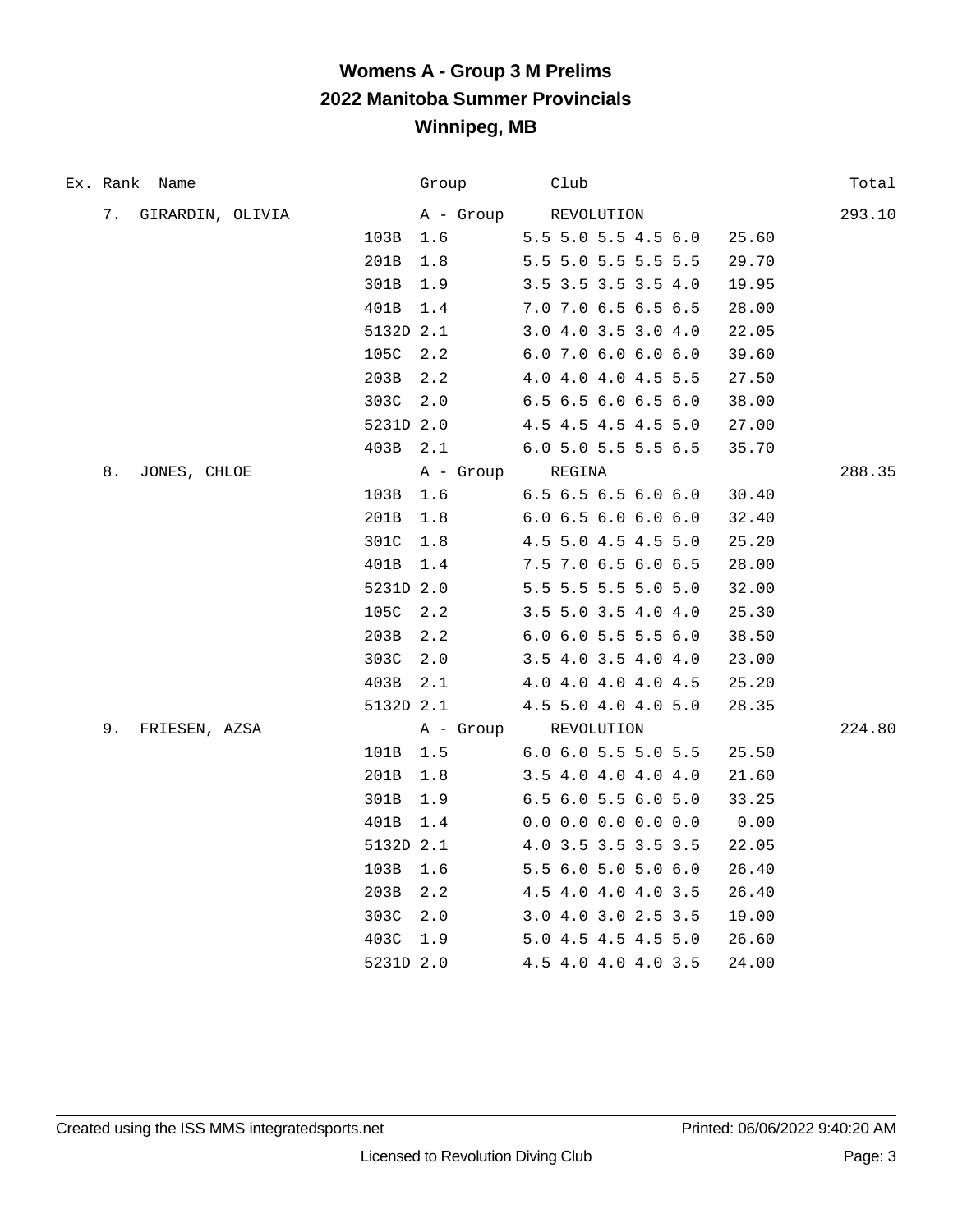# Womens A - Group 3 M Prelims
## 2022 Manitoba Summer Provincials
## Winnipeg, MB

| Ex. | Rank | Name | | Group | Club | | Total |
|---|---|---|---|---|---|---|---|
| | 7. | GIRARDIN, OLIVIA | | A - Group | REVOLUTION | | 293.10 |
| | | | 103B | 1.6 | 5.5 5.0 5.5 4.5 6.0 | 25.60 | |
| | | | 201B | 1.8 | 5.5 5.0 5.5 5.5 5.5 | 29.70 | |
| | | | 301B | 1.9 | 3.5 3.5 3.5 3.5 4.0 | 19.95 | |
| | | | 401B | 1.4 | 7.0 7.0 6.5 6.5 6.5 | 28.00 | |
| | | | 5132D | 2.1 | 3.0 4.0 3.5 3.0 4.0 | 22.05 | |
| | | | 105C | 2.2 | 6.0 7.0 6.0 6.0 6.0 | 39.60 | |
| | | | 203B | 2.2 | 4.0 4.0 4.0 4.5 5.5 | 27.50 | |
| | | | 303C | 2.0 | 6.5 6.5 6.0 6.5 6.0 | 38.00 | |
| | | | 5231D | 2.0 | 4.5 4.5 4.5 4.5 5.0 | 27.00 | |
| | | | 403B | 2.1 | 6.0 5.0 5.5 5.5 6.5 | 35.70 | |
| | 8. | JONES, CHLOE | | A - Group | REGINA | | 288.35 |
| | | | 103B | 1.6 | 6.5 6.5 6.5 6.0 6.0 | 30.40 | |
| | | | 201B | 1.8 | 6.0 6.5 6.0 6.0 6.0 | 32.40 | |
| | | | 301C | 1.8 | 4.5 5.0 4.5 4.5 5.0 | 25.20 | |
| | | | 401B | 1.4 | 7.5 7.0 6.5 6.0 6.5 | 28.00 | |
| | | | 5231D | 2.0 | 5.5 5.5 5.5 5.0 5.0 | 32.00 | |
| | | | 105C | 2.2 | 3.5 5.0 3.5 4.0 4.0 | 25.30 | |
| | | | 203B | 2.2 | 6.0 6.0 5.5 5.5 6.0 | 38.50 | |
| | | | 303C | 2.0 | 3.5 4.0 3.5 4.0 4.0 | 23.00 | |
| | | | 403B | 2.1 | 4.0 4.0 4.0 4.0 4.5 | 25.20 | |
| | | | 5132D | 2.1 | 4.5 5.0 4.0 4.0 5.0 | 28.35 | |
| | 9. | FRIESEN, AZSA | | A - Group | REVOLUTION | | 224.80 |
| | | | 101B | 1.5 | 6.0 6.0 5.5 5.0 5.5 | 25.50 | |
| | | | 201B | 1.8 | 3.5 4.0 4.0 4.0 4.0 | 21.60 | |
| | | | 301B | 1.9 | 6.5 6.0 5.5 6.0 5.0 | 33.25 | |
| | | | 401B | 1.4 | 0.0 0.0 0.0 0.0 0.0 | 0.00 | |
| | | | 5132D | 2.1 | 4.0 3.5 3.5 3.5 3.5 | 22.05 | |
| | | | 103B | 1.6 | 5.5 6.0 5.0 5.0 6.0 | 26.40 | |
| | | | 203B | 2.2 | 4.5 4.0 4.0 4.0 3.5 | 26.40 | |
| | | | 303C | 2.0 | 3.0 4.0 3.0 2.5 3.5 | 19.00 | |
| | | | 403C | 1.9 | 5.0 4.5 4.5 4.5 5.0 | 26.60 | |
| | | | 5231D | 2.0 | 4.5 4.0 4.0 4.0 3.5 | 24.00 | |

Created using the ISS MMS integratedsports.net | Printed: 06/06/2022 9:40:20 AM

Licensed to Revolution Diving Club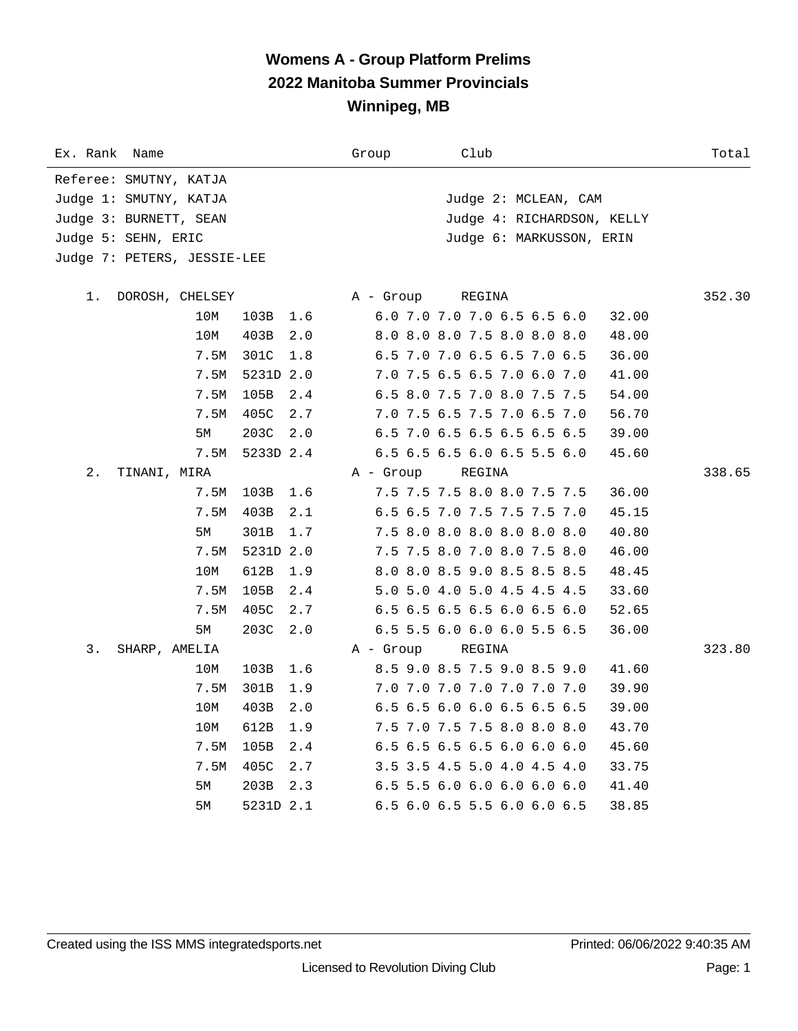# Womens A - Group Platform Prelims
## 2022 Manitoba Summer Provincials
## Winnipeg, MB

| Ex. Rank | Name | Group | Club | Total |
|---|---|---|---|---|

Referee: SMUTNY, KATJA
Judge 1: SMUTNY, KATJA
Judge 2: MCLEAN, CAM
Judge 3: BURNETT, SEAN
Judge 4: RICHARDSON, KELLY
Judge 5: SEHN, ERIC
Judge 6: MARKUSSON, ERIN
Judge 7: PETERS, JESSIE-LEE

| Rank | Name / Height | Dive | DD | Scores | Points | Group | Club | Total |
|---|---|---|---|---|---|---|---|---|
| 1. | DOROSH, CHELSEY | | | | | A - Group | REGINA | 352.30 |
| | 10M | 103B | 1.6 | 6.0 7.0 7.0 7.0 6.5 6.5 6.0 | 32.00 | | | |
| | 10M | 403B | 2.0 | 8.0 8.0 8.0 7.5 8.0 8.0 8.0 | 48.00 | | | |
| | 7.5M | 301C | 1.8 | 6.5 7.0 7.0 6.5 6.5 7.0 6.5 | 36.00 | | | |
| | 7.5M | 5231D | 2.0 | 7.0 7.5 6.5 6.5 7.0 6.0 7.0 | 41.00 | | | |
| | 7.5M | 105B | 2.4 | 6.5 8.0 7.5 7.0 8.0 7.5 7.5 | 54.00 | | | |
| | 7.5M | 405C | 2.7 | 7.0 7.5 6.5 7.5 7.0 6.5 7.0 | 56.70 | | | |
| | 5M | 203C | 2.0 | 6.5 7.0 6.5 6.5 6.5 6.5 6.5 | 39.00 | | | |
| | 7.5M | 5233D | 2.4 | 6.5 6.5 6.5 6.0 6.5 5.5 6.0 | 45.60 | | | |
| 2. | TINANI, MIRA | | | | | A - Group | REGINA | 338.65 |
| | 7.5M | 103B | 1.6 | 7.5 7.5 7.5 8.0 8.0 7.5 7.5 | 36.00 | | | |
| | 7.5M | 403B | 2.1 | 6.5 6.5 7.0 7.5 7.5 7.5 7.0 | 45.15 | | | |
| | 5M | 301B | 1.7 | 7.5 8.0 8.0 8.0 8.0 8.0 8.0 | 40.80 | | | |
| | 7.5M | 5231D | 2.0 | 7.5 7.5 8.0 7.0 8.0 7.5 8.0 | 46.00 | | | |
| | 10M | 612B | 1.9 | 8.0 8.0 8.5 9.0 8.5 8.5 8.5 | 48.45 | | | |
| | 7.5M | 105B | 2.4 | 5.0 5.0 4.0 5.0 4.5 4.5 4.5 | 33.60 | | | |
| | 7.5M | 405C | 2.7 | 6.5 6.5 6.5 6.5 6.0 6.5 6.0 | 52.65 | | | |
| | 5M | 203C | 2.0 | 6.5 5.5 6.0 6.0 6.0 5.5 6.5 | 36.00 | | | |
| 3. | SHARP, AMELIA | | | | | A - Group | REGINA | 323.80 |
| | 10M | 103B | 1.6 | 8.5 9.0 8.5 7.5 9.0 8.5 9.0 | 41.60 | | | |
| | 7.5M | 301B | 1.9 | 7.0 7.0 7.0 7.0 7.0 7.0 7.0 | 39.90 | | | |
| | 10M | 403B | 2.0 | 6.5 6.5 6.0 6.0 6.5 6.5 6.5 | 39.00 | | | |
| | 10M | 612B | 1.9 | 7.5 7.0 7.5 7.5 8.0 8.0 8.0 | 43.70 | | | |
| | 7.5M | 105B | 2.4 | 6.5 6.5 6.5 6.5 6.0 6.0 6.0 | 45.60 | | | |
| | 7.5M | 405C | 2.7 | 3.5 3.5 4.5 5.0 4.0 4.5 4.0 | 33.75 | | | |
| | 5M | 203B | 2.3 | 6.5 5.5 6.0 6.0 6.0 6.0 6.0 | 41.40 | | | |
| | 5M | 5231D | 2.1 | 6.5 6.0 6.5 5.5 6.0 6.0 6.5 | 38.85 | | | |

Created using the ISS MMS integratedsports.net — Printed: 06/06/2022 9:40:35 AM

Licensed to Revolution Diving Club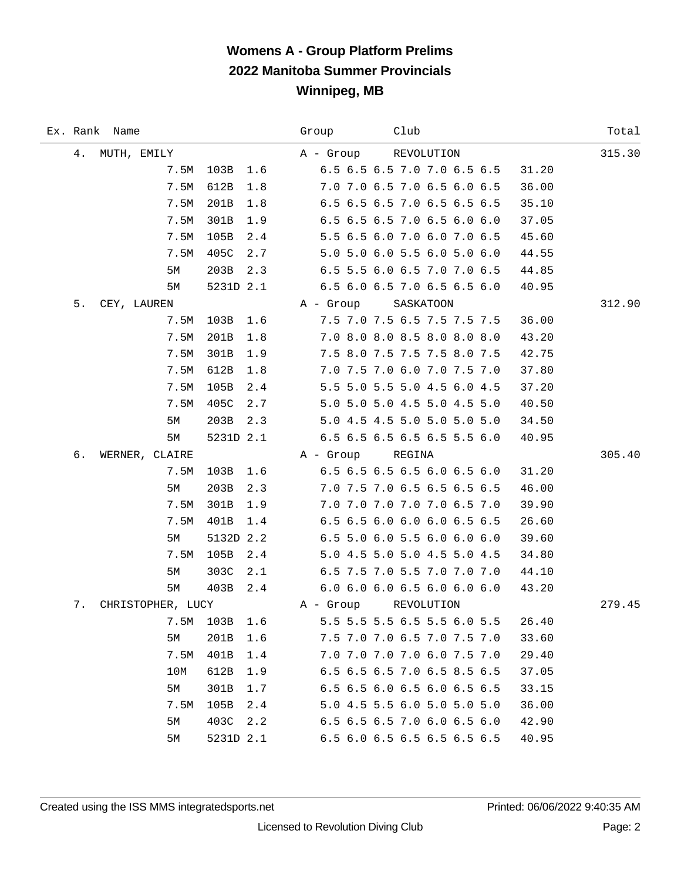# Womens A - Group Platform Prelims
## 2022 Manitoba Summer Provincials
## Winnipeg, MB

| Ex. | Rank | Name | | | | Group | Club | Scores | | Total |
|---|---|---|---|---|---|---|---|---|---|---|
| | 4. | MUTH, EMILY | | | | A - Group | REVOLUTION | | | 315.30 |
| | | | 7.5M | 103B | 1.6 | | | 6.5 6.5 6.5 7.0 7.0 6.5 6.5 | 31.20 | |
| | | | 7.5M | 612B | 1.8 | | | 7.0 7.0 6.5 7.0 6.5 6.0 6.5 | 36.00 | |
| | | | 7.5M | 201B | 1.8 | | | 6.5 6.5 6.5 7.0 6.5 6.5 6.5 | 35.10 | |
| | | | 7.5M | 301B | 1.9 | | | 6.5 6.5 6.5 7.0 6.5 6.0 6.0 | 37.05 | |
| | | | 7.5M | 105B | 2.4 | | | 5.5 6.5 6.0 7.0 6.0 7.0 6.5 | 45.60 | |
| | | | 7.5M | 405C | 2.7 | | | 5.0 5.0 6.0 5.5 6.0 5.0 6.0 | 44.55 | |
| | | | 5M | 203B | 2.3 | | | 6.5 5.5 6.0 6.5 7.0 7.0 6.5 | 44.85 | |
| | | | 5M | 5231D | 2.1 | | | 6.5 6.0 6.5 7.0 6.5 6.5 6.0 | 40.95 | |
| | 5. | CEY, LAUREN | | | | A - Group | SASKATOON | | | 312.90 |
| | | | 7.5M | 103B | 1.6 | | | 7.5 7.0 7.5 6.5 7.5 7.5 7.5 | 36.00 | |
| | | | 7.5M | 201B | 1.8 | | | 7.0 8.0 8.0 8.5 8.0 8.0 8.0 | 43.20 | |
| | | | 7.5M | 301B | 1.9 | | | 7.5 8.0 7.5 7.5 7.5 8.0 7.5 | 42.75 | |
| | | | 7.5M | 612B | 1.8 | | | 7.0 7.5 7.0 6.0 7.0 7.5 7.0 | 37.80 | |
| | | | 7.5M | 105B | 2.4 | | | 5.5 5.0 5.5 5.0 4.5 6.0 4.5 | 37.20 | |
| | | | 7.5M | 405C | 2.7 | | | 5.0 5.0 5.0 4.5 5.0 4.5 5.0 | 40.50 | |
| | | | 5M | 203B | 2.3 | | | 5.0 4.5 4.5 5.0 5.0 5.0 5.0 | 34.50 | |
| | | | 5M | 5231D | 2.1 | | | 6.5 6.5 6.5 6.5 6.5 5.5 6.0 | 40.95 | |
| | 6. | WERNER, CLAIRE | | | | A - Group | REGINA | | | 305.40 |
| | | | 7.5M | 103B | 1.6 | | | 6.5 6.5 6.5 6.5 6.0 6.5 6.0 | 31.20 | |
| | | | 5M | 203B | 2.3 | | | 7.0 7.5 7.0 6.5 6.5 6.5 6.5 | 46.00 | |
| | | | 7.5M | 301B | 1.9 | | | 7.0 7.0 7.0 7.0 7.0 6.5 7.0 | 39.90 | |
| | | | 7.5M | 401B | 1.4 | | | 6.5 6.5 6.0 6.0 6.0 6.5 6.5 | 26.60 | |
| | | | 5M | 5132D | 2.2 | | | 6.5 5.0 6.0 5.5 6.0 6.0 6.0 | 39.60 | |
| | | | 7.5M | 105B | 2.4 | | | 5.0 4.5 5.0 5.0 4.5 5.0 4.5 | 34.80 | |
| | | | 5M | 303C | 2.1 | | | 6.5 7.5 7.0 5.5 7.0 7.0 7.0 | 44.10 | |
| | | | 5M | 403B | 2.4 | | | 6.0 6.0 6.0 6.5 6.0 6.0 6.0 | 43.20 | |
| | 7. | CHRISTOPHER, LUCY | | | | A - Group | REVOLUTION | | | 279.45 |
| | | | 7.5M | 103B | 1.6 | | | 5.5 5.5 5.5 6.5 5.5 6.0 5.5 | 26.40 | |
| | | | 5M | 201B | 1.6 | | | 7.5 7.0 7.0 6.5 7.0 7.5 7.0 | 33.60 | |
| | | | 7.5M | 401B | 1.4 | | | 7.0 7.0 7.0 7.0 6.0 7.5 7.0 | 29.40 | |
| | | | 10M | 612B | 1.9 | | | 6.5 6.5 6.5 7.0 6.5 8.5 6.5 | 37.05 | |
| | | | 5M | 301B | 1.7 | | | 6.5 6.5 6.0 6.5 6.0 6.5 6.5 | 33.15 | |
| | | | 7.5M | 105B | 2.4 | | | 5.0 4.5 5.5 6.0 5.0 5.0 5.0 | 36.00 | |
| | | | 5M | 403C | 2.2 | | | 6.5 6.5 6.5 7.0 6.0 6.5 6.0 | 42.90 | |
| | | | 5M | 5231D | 2.1 | | | 6.5 6.0 6.5 6.5 6.5 6.5 6.5 | 40.95 | |

Created using the ISS MMS integratedsports.net
Printed: 06/06/2022 9:40:35 AM
Licensed to Revolution Diving Club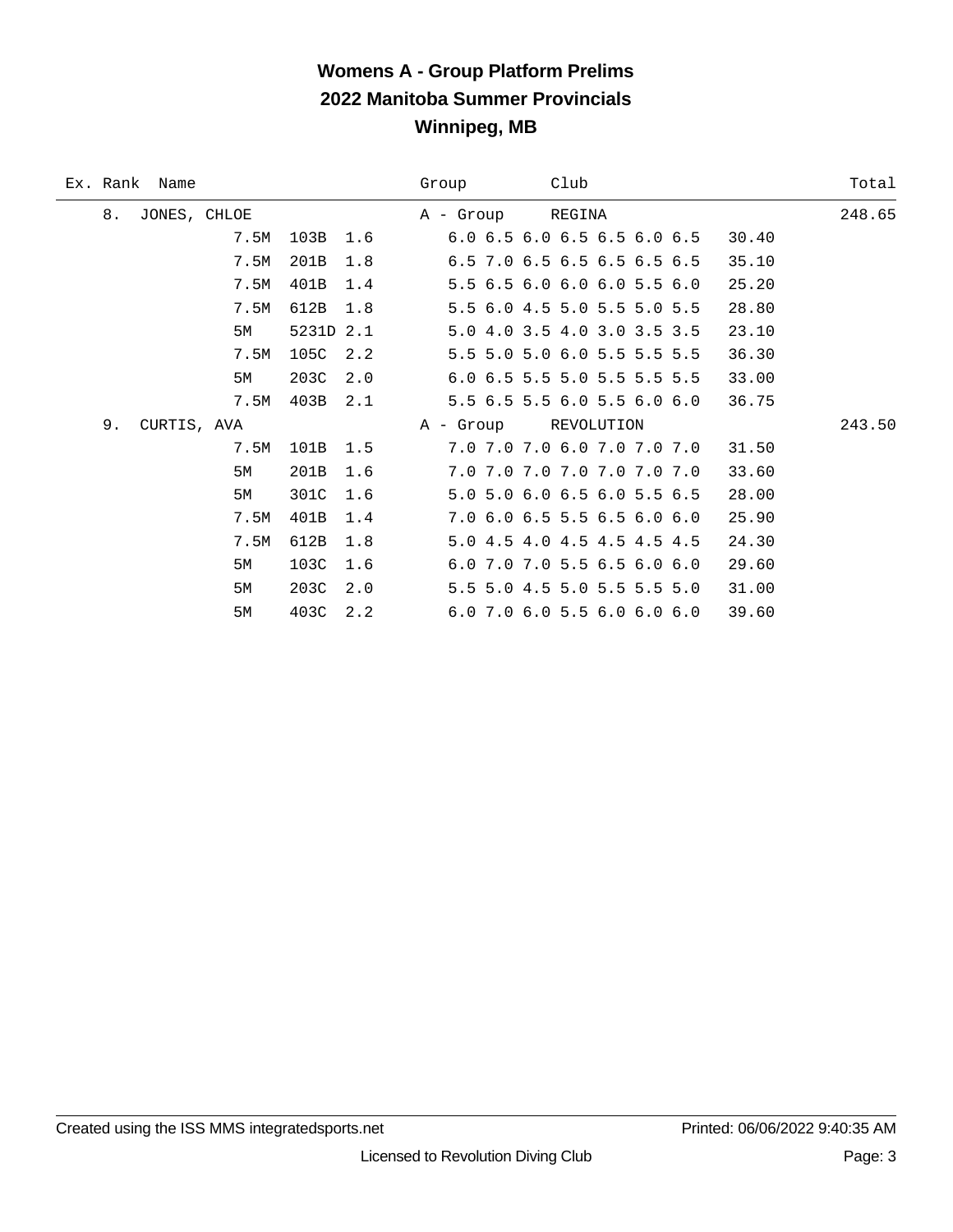# Womens A - Group Platform Prelims
## 2022 Manitoba Summer Provincials
### Winnipeg, MB

| Ex. | Rank | Name | Height | Dive | DD | Group / Scores | Club | Points | Total |
|---|---|---|---|---|---|---|---|---|---|
| | 8. | JONES, CHLOE | | | | A - Group | REGINA | | 248.65 |
| | | | 7.5M | 103B | 1.6 | 6.0 6.5 6.0 6.5 6.5 6.0 6.5 | | 30.40 | |
| | | | 7.5M | 201B | 1.8 | 6.5 7.0 6.5 6.5 6.5 6.5 6.5 | | 35.10 | |
| | | | 7.5M | 401B | 1.4 | 5.5 6.5 6.0 6.0 6.0 5.5 6.0 | | 25.20 | |
| | | | 7.5M | 612B | 1.8 | 5.5 6.0 4.5 5.0 5.5 5.0 5.5 | | 28.80 | |
| | | | 5M | 5231D | 2.1 | 5.0 4.0 3.5 4.0 3.0 3.5 3.5 | | 23.10 | |
| | | | 7.5M | 105C | 2.2 | 5.5 5.0 5.0 6.0 5.5 5.5 5.5 | | 36.30 | |
| | | | 5M | 203C | 2.0 | 6.0 6.5 5.5 5.0 5.5 5.5 5.5 | | 33.00 | |
| | | | 7.5M | 403B | 2.1 | 5.5 6.5 5.5 6.0 5.5 6.0 6.0 | | 36.75 | |
| | 9. | CURTIS, AVA | | | | A - Group | REVOLUTION | | 243.50 |
| | | | 7.5M | 101B | 1.5 | 7.0 7.0 7.0 6.0 7.0 7.0 7.0 | | 31.50 | |
| | | | 5M | 201B | 1.6 | 7.0 7.0 7.0 7.0 7.0 7.0 7.0 | | 33.60 | |
| | | | 5M | 301C | 1.6 | 5.0 5.0 6.0 6.5 6.0 5.5 6.5 | | 28.00 | |
| | | | 7.5M | 401B | 1.4 | 7.0 6.0 6.5 5.5 6.5 6.0 6.0 | | 25.90 | |
| | | | 7.5M | 612B | 1.8 | 5.0 4.5 4.0 4.5 4.5 4.5 4.5 | | 24.30 | |
| | | | 5M | 103C | 1.6 | 6.0 7.0 7.0 5.5 6.5 6.0 6.0 | | 29.60 | |
| | | | 5M | 203C | 2.0 | 5.5 5.0 4.5 5.0 5.5 5.5 5.0 | | 31.00 | |
| | | | 5M | 403C | 2.2 | 6.0 7.0 6.0 5.5 6.0 6.0 6.0 | | 39.60 | |

Created using the ISS MMS integratedsports.net — Printed: 06/06/2022 9:40:35 AM

Licensed to Revolution Diving Club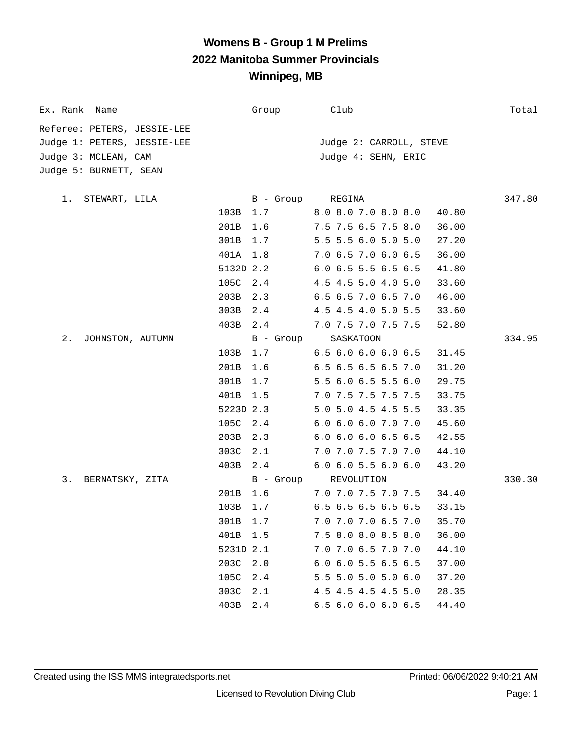# Womens B - Group 1 M Prelims
## 2022 Manitoba Summer Provincials
## Winnipeg, MB

| Ex. Rank | Name | Group | Club | Total |
|---|---|---|---|---|

Referee: PETERS, JESSIE-LEE
Judge 1: PETERS, JESSIE-LEE
Judge 2: CARROLL, STEVE
Judge 3: MCLEAN, CAM
Judge 4: SEHN, ERIC
Judge 5: BURNETT, SEAN

| Rank | Name | Dive | DD | Scores | Points | Total |
|---|---|---|---|---|---|---|
| 1. | STEWART, LILA | B - Group | REGINA | | | 347.80 |
| | | 103B | 1.7 | 8.0 8.0 7.0 8.0 8.0 | 40.80 | |
| | | 201B | 1.6 | 7.5 7.5 6.5 7.5 8.0 | 36.00 | |
| | | 301B | 1.7 | 5.5 5.5 6.0 5.0 5.0 | 27.20 | |
| | | 401A | 1.8 | 7.0 6.5 7.0 6.0 6.5 | 36.00 | |
| | | 5132D | 2.2 | 6.0 6.5 5.5 6.5 6.5 | 41.80 | |
| | | 105C | 2.4 | 4.5 4.5 5.0 4.0 5.0 | 33.60 | |
| | | 203B | 2.3 | 6.5 6.5 7.0 6.5 7.0 | 46.00 | |
| | | 303B | 2.4 | 4.5 4.5 4.0 5.0 5.5 | 33.60 | |
| | | 403B | 2.4 | 7.0 7.5 7.0 7.5 7.5 | 52.80 | |
| 2. | JOHNSTON, AUTUMN | B - Group | SASKATOON | | | 334.95 |
| | | 103B | 1.7 | 6.5 6.0 6.0 6.0 6.5 | 31.45 | |
| | | 201B | 1.6 | 6.5 6.5 6.5 6.5 7.0 | 31.20 | |
| | | 301B | 1.7 | 5.5 6.0 6.5 5.5 6.0 | 29.75 | |
| | | 401B | 1.5 | 7.0 7.5 7.5 7.5 7.5 | 33.75 | |
| | | 5223D | 2.3 | 5.0 5.0 4.5 4.5 5.5 | 33.35 | |
| | | 105C | 2.4 | 6.0 6.0 6.0 7.0 7.0 | 45.60 | |
| | | 203B | 2.3 | 6.0 6.0 6.0 6.5 6.5 | 42.55 | |
| | | 303C | 2.1 | 7.0 7.0 7.5 7.0 7.0 | 44.10 | |
| | | 403B | 2.4 | 6.0 6.0 5.5 6.0 6.0 | 43.20 | |
| 3. | BERNATSKY, ZITA | B - Group | REVOLUTION | | | 330.30 |
| | | 201B | 1.6 | 7.0 7.0 7.5 7.0 7.5 | 34.40 | |
| | | 103B | 1.7 | 6.5 6.5 6.5 6.5 6.5 | 33.15 | |
| | | 301B | 1.7 | 7.0 7.0 7.0 6.5 7.0 | 35.70 | |
| | | 401B | 1.5 | 7.5 8.0 8.0 8.5 8.0 | 36.00 | |
| | | 5231D | 2.1 | 7.0 7.0 6.5 7.0 7.0 | 44.10 | |
| | | 203C | 2.0 | 6.0 6.0 5.5 6.5 6.5 | 37.00 | |
| | | 105C | 2.4 | 5.5 5.0 5.0 5.0 6.0 | 37.20 | |
| | | 303C | 2.1 | 4.5 4.5 4.5 4.5 5.0 | 28.35 | |
| | | 403B | 2.4 | 6.5 6.0 6.0 6.0 6.5 | 44.40 | |

Created using the ISS MMS integratedsports.net    Printed: 06/06/2022 9:40:21 AM

Licensed to Revolution Diving Club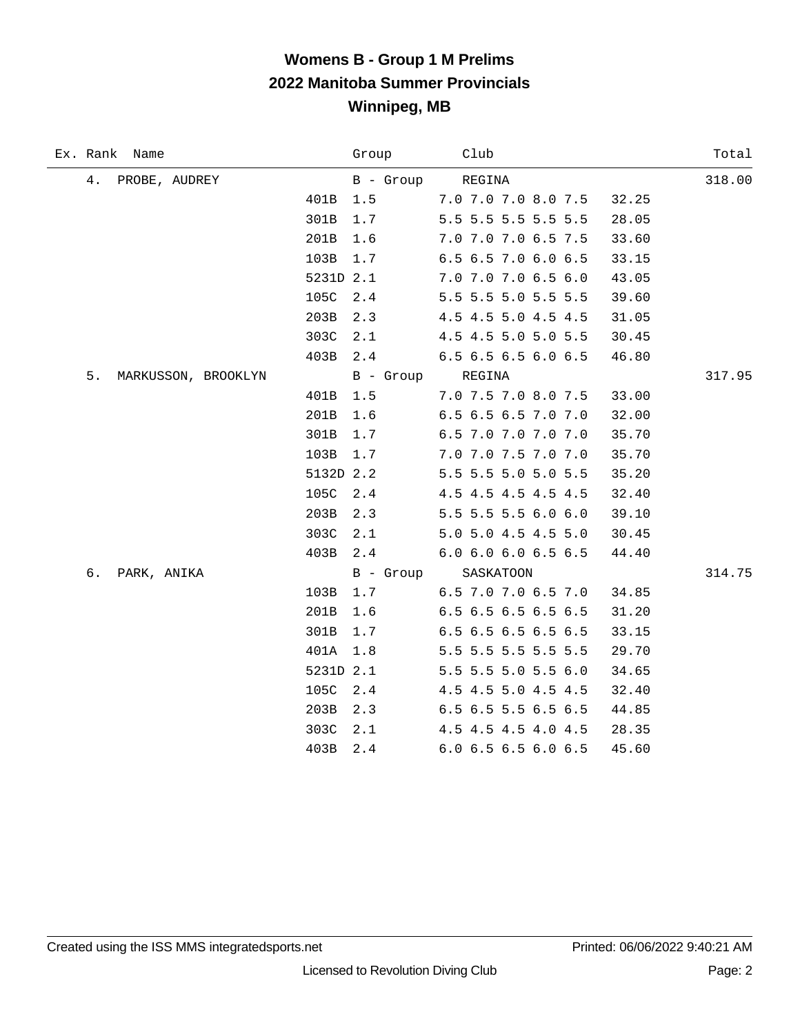# Womens B - Group 1 M Prelims

## 2022 Manitoba Summer Provincials

## Winnipeg, MB

| Ex. | Rank | Name | | Group | Club | | Total |
|---|---|---|---|---|---|---|---|
| | 4. | PROBE, AUDREY | | B - Group | REGINA | | 318.00 |
| | | | 401B | 1.5 | 7.0 7.0 7.0 8.0 7.5 | 32.25 | |
| | | | 301B | 1.7 | 5.5 5.5 5.5 5.5 5.5 | 28.05 | |
| | | | 201B | 1.6 | 7.0 7.0 7.0 6.5 7.5 | 33.60 | |
| | | | 103B | 1.7 | 6.5 6.5 7.0 6.0 6.5 | 33.15 | |
| | | | 5231D | 2.1 | 7.0 7.0 7.0 6.5 6.0 | 43.05 | |
| | | | 105C | 2.4 | 5.5 5.5 5.0 5.5 5.5 | 39.60 | |
| | | | 203B | 2.3 | 4.5 4.5 5.0 4.5 4.5 | 31.05 | |
| | | | 303C | 2.1 | 4.5 4.5 5.0 5.0 5.5 | 30.45 | |
| | | | 403B | 2.4 | 6.5 6.5 6.5 6.0 6.5 | 46.80 | |
| | 5. | MARKUSSON, BROOKLYN | | B - Group | REGINA | | 317.95 |
| | | | 401B | 1.5 | 7.0 7.5 7.0 8.0 7.5 | 33.00 | |
| | | | 201B | 1.6 | 6.5 6.5 6.5 7.0 7.0 | 32.00 | |
| | | | 301B | 1.7 | 6.5 7.0 7.0 7.0 7.0 | 35.70 | |
| | | | 103B | 1.7 | 7.0 7.0 7.5 7.0 7.0 | 35.70 | |
| | | | 5132D | 2.2 | 5.5 5.5 5.0 5.0 5.5 | 35.20 | |
| | | | 105C | 2.4 | 4.5 4.5 4.5 4.5 4.5 | 32.40 | |
| | | | 203B | 2.3 | 5.5 5.5 5.5 6.0 6.0 | 39.10 | |
| | | | 303C | 2.1 | 5.0 5.0 4.5 4.5 5.0 | 30.45 | |
| | | | 403B | 2.4 | 6.0 6.0 6.0 6.5 6.5 | 44.40 | |
| | 6. | PARK, ANIKA | | B - Group | SASKATOON | | 314.75 |
| | | | 103B | 1.7 | 6.5 7.0 7.0 6.5 7.0 | 34.85 | |
| | | | 201B | 1.6 | 6.5 6.5 6.5 6.5 6.5 | 31.20 | |
| | | | 301B | 1.7 | 6.5 6.5 6.5 6.5 6.5 | 33.15 | |
| | | | 401A | 1.8 | 5.5 5.5 5.5 5.5 5.5 | 29.70 | |
| | | | 5231D | 2.1 | 5.5 5.5 5.0 5.5 6.0 | 34.65 | |
| | | | 105C | 2.4 | 4.5 4.5 5.0 4.5 4.5 | 32.40 | |
| | | | 203B | 2.3 | 6.5 6.5 5.5 6.5 6.5 | 44.85 | |
| | | | 303C | 2.1 | 4.5 4.5 4.5 4.0 4.5 | 28.35 | |
| | | | 403B | 2.4 | 6.0 6.5 6.5 6.0 6.5 | 45.60 | |

Created using the ISS MMS integratedsports.net    Printed: 06/06/2022 9:40:21 AM

Licensed to Revolution Diving Club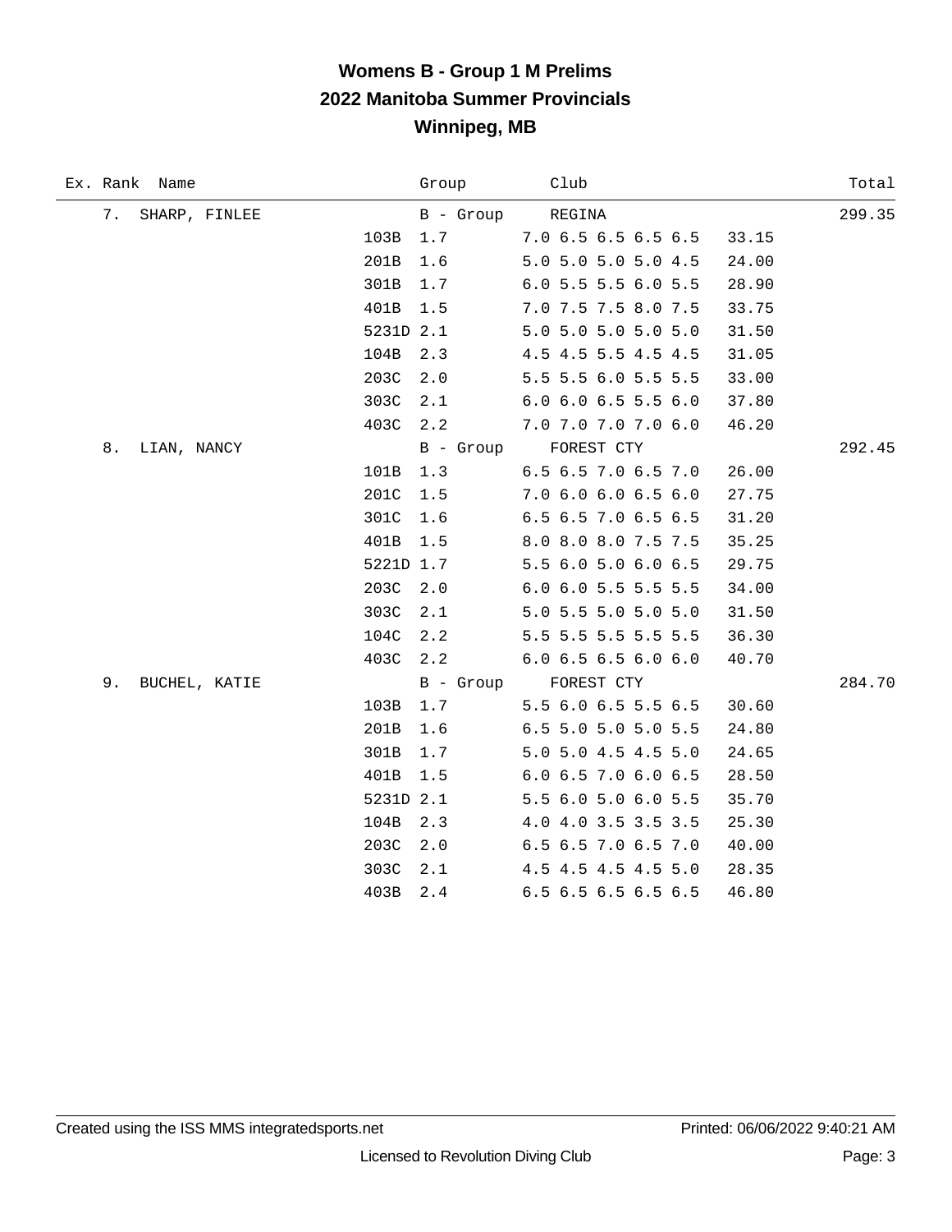# Womens B - Group 1 M Prelims
## 2022 Manitoba Summer Provincials
## Winnipeg, MB

| Ex. | Rank | Name | Dive | Group / DD | Club / Scores | Points | Total |
|---|---|---|---|---|---|---|---|
| | 7. | SHARP, FINLEE | | B - Group | REGINA | | 299.35 |
| | | | 103B | 1.7 | 7.0 6.5 6.5 6.5 6.5 | 33.15 | |
| | | | 201B | 1.6 | 5.0 5.0 5.0 5.0 4.5 | 24.00 | |
| | | | 301B | 1.7 | 6.0 5.5 5.5 6.0 5.5 | 28.90 | |
| | | | 401B | 1.5 | 7.0 7.5 7.5 8.0 7.5 | 33.75 | |
| | | | 5231D | 2.1 | 5.0 5.0 5.0 5.0 5.0 | 31.50 | |
| | | | 104B | 2.3 | 4.5 4.5 5.5 4.5 4.5 | 31.05 | |
| | | | 203C | 2.0 | 5.5 5.5 6.0 5.5 5.5 | 33.00 | |
| | | | 303C | 2.1 | 6.0 6.0 6.5 5.5 6.0 | 37.80 | |
| | | | 403C | 2.2 | 7.0 7.0 7.0 7.0 6.0 | 46.20 | |
| | 8. | LIAN, NANCY | | B - Group | FOREST CTY | | 292.45 |
| | | | 101B | 1.3 | 6.5 6.5 7.0 6.5 7.0 | 26.00 | |
| | | | 201C | 1.5 | 7.0 6.0 6.0 6.5 6.0 | 27.75 | |
| | | | 301C | 1.6 | 6.5 6.5 7.0 6.5 6.5 | 31.20 | |
| | | | 401B | 1.5 | 8.0 8.0 8.0 7.5 7.5 | 35.25 | |
| | | | 5221D | 1.7 | 5.5 6.0 5.0 6.0 6.5 | 29.75 | |
| | | | 203C | 2.0 | 6.0 6.0 5.5 5.5 5.5 | 34.00 | |
| | | | 303C | 2.1 | 5.0 5.5 5.0 5.0 5.0 | 31.50 | |
| | | | 104C | 2.2 | 5.5 5.5 5.5 5.5 5.5 | 36.30 | |
| | | | 403C | 2.2 | 6.0 6.5 6.5 6.0 6.0 | 40.70 | |
| | 9. | BUCHEL, KATIE | | B - Group | FOREST CTY | | 284.70 |
| | | | 103B | 1.7 | 5.5 6.0 6.5 5.5 6.5 | 30.60 | |
| | | | 201B | 1.6 | 6.5 5.0 5.0 5.0 5.5 | 24.80 | |
| | | | 301B | 1.7 | 5.0 5.0 4.5 4.5 5.0 | 24.65 | |
| | | | 401B | 1.5 | 6.0 6.5 7.0 6.0 6.5 | 28.50 | |
| | | | 5231D | 2.1 | 5.5 6.0 5.0 6.0 5.5 | 35.70 | |
| | | | 104B | 2.3 | 4.0 4.0 3.5 3.5 3.5 | 25.30 | |
| | | | 203C | 2.0 | 6.5 6.5 7.0 6.5 7.0 | 40.00 | |
| | | | 303C | 2.1 | 4.5 4.5 4.5 4.5 5.0 | 28.35 | |
| | | | 403B | 2.4 | 6.5 6.5 6.5 6.5 6.5 | 46.80 | |

Created using the ISS MMS integratedsports.net | Printed: 06/06/2022 9:40:21 AM

Licensed to Revolution Diving Club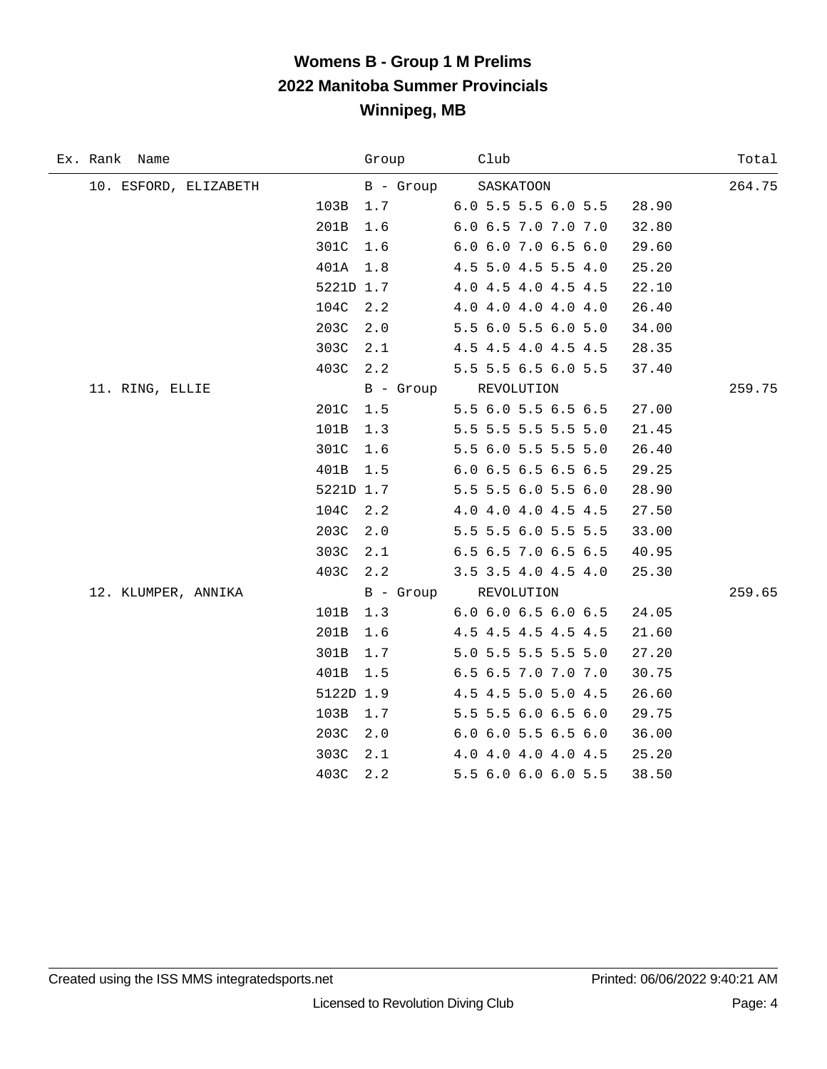# Womens B - Group 1 M Prelims
## 2022 Manitoba Summer Provincials
## Winnipeg, MB

| Ex. Rank | Name | | Group | Club | | Total |
|---|---|---|---|---|---|---|
| 10. | ESFORD, ELIZABETH | | B - Group | SASKATOON | | 264.75 |
| | | 103B | 1.7 | 6.0 5.5 5.5 6.0 5.5 | 28.90 | |
| | | 201B | 1.6 | 6.0 6.5 7.0 7.0 7.0 | 32.80 | |
| | | 301C | 1.6 | 6.0 6.0 7.0 6.5 6.0 | 29.60 | |
| | | 401A | 1.8 | 4.5 5.0 4.5 5.5 4.0 | 25.20 | |
| | | 5221D | 1.7 | 4.0 4.5 4.0 4.5 4.5 | 22.10 | |
| | | 104C | 2.2 | 4.0 4.0 4.0 4.0 4.0 | 26.40 | |
| | | 203C | 2.0 | 5.5 6.0 5.5 6.0 5.0 | 34.00 | |
| | | 303C | 2.1 | 4.5 4.5 4.0 4.5 4.5 | 28.35 | |
| | | 403C | 2.2 | 5.5 5.5 6.5 6.0 5.5 | 37.40 | |
| 11. | RING, ELLIE | | B - Group | REVOLUTION | | 259.75 |
| | | 201C | 1.5 | 5.5 6.0 5.5 6.5 6.5 | 27.00 | |
| | | 101B | 1.3 | 5.5 5.5 5.5 5.5 5.0 | 21.45 | |
| | | 301C | 1.6 | 5.5 6.0 5.5 5.5 5.0 | 26.40 | |
| | | 401B | 1.5 | 6.0 6.5 6.5 6.5 6.5 | 29.25 | |
| | | 5221D | 1.7 | 5.5 5.5 6.0 5.5 6.0 | 28.90 | |
| | | 104C | 2.2 | 4.0 4.0 4.0 4.5 4.5 | 27.50 | |
| | | 203C | 2.0 | 5.5 5.5 6.0 5.5 5.5 | 33.00 | |
| | | 303C | 2.1 | 6.5 6.5 7.0 6.5 6.5 | 40.95 | |
| | | 403C | 2.2 | 3.5 3.5 4.0 4.5 4.0 | 25.30 | |
| 12. | KLUMPER, ANNIKA | | B - Group | REVOLUTION | | 259.65 |
| | | 101B | 1.3 | 6.0 6.0 6.5 6.0 6.5 | 24.05 | |
| | | 201B | 1.6 | 4.5 4.5 4.5 4.5 4.5 | 21.60 | |
| | | 301B | 1.7 | 5.0 5.5 5.5 5.5 5.0 | 27.20 | |
| | | 401B | 1.5 | 6.5 6.5 7.0 7.0 7.0 | 30.75 | |
| | | 5122D | 1.9 | 4.5 4.5 5.0 5.0 4.5 | 26.60 | |
| | | 103B | 1.7 | 5.5 5.5 6.0 6.5 6.0 | 29.75 | |
| | | 203C | 2.0 | 6.0 6.0 5.5 6.5 6.0 | 36.00 | |
| | | 303C | 2.1 | 4.0 4.0 4.0 4.0 4.5 | 25.20 | |
| | | 403C | 2.2 | 5.5 6.0 6.0 6.0 5.5 | 38.50 | |

Created using the ISS MMS integratedsports.net Printed: 06/06/2022 9:40:21 AM

Licensed to Revolution Diving Club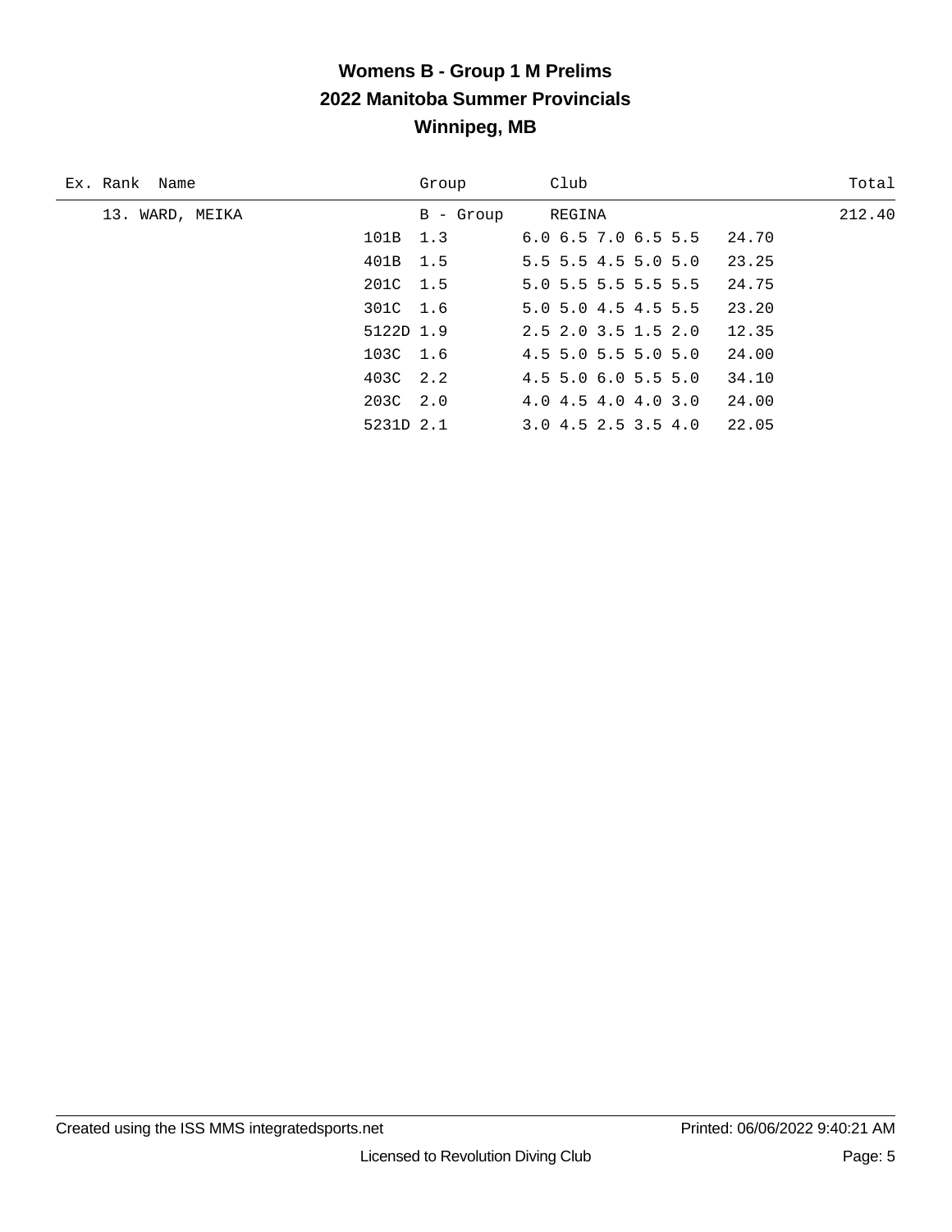# Womens B - Group 1 M Prelims

## 2022 Manitoba Summer Provincials

## Winnipeg, MB

| Ex. | Rank | Name | Group | Club | | Total |
|---|---|---|---|---|---|---|
| | 13. | WARD, MEIKA | B - Group | REGINA | | 212.40 |
| | | 101B | 1.3 | 6.0 6.5 7.0 6.5 5.5 | 24.70 | |
| | | 401B | 1.5 | 5.5 5.5 4.5 5.0 5.0 | 23.25 | |
| | | 201C | 1.5 | 5.0 5.5 5.5 5.5 5.5 | 24.75 | |
| | | 301C | 1.6 | 5.0 5.0 4.5 4.5 5.5 | 23.20 | |
| | | 5122D | 1.9 | 2.5 2.0 3.5 1.5 2.0 | 12.35 | |
| | | 103C | 1.6 | 4.5 5.0 5.5 5.0 5.0 | 24.00 | |
| | | 403C | 2.2 | 4.5 5.0 6.0 5.5 5.0 | 34.10 | |
| | | 203C | 2.0 | 4.0 4.5 4.0 4.0 3.0 | 24.00 | |
| | | 5231D | 2.1 | 3.0 4.5 2.5 3.5 4.0 | 22.05 | |

Created using the ISS MMS integratedsports.net

Printed: 06/06/2022 9:40:21 AM

Licensed to Revolution Diving Club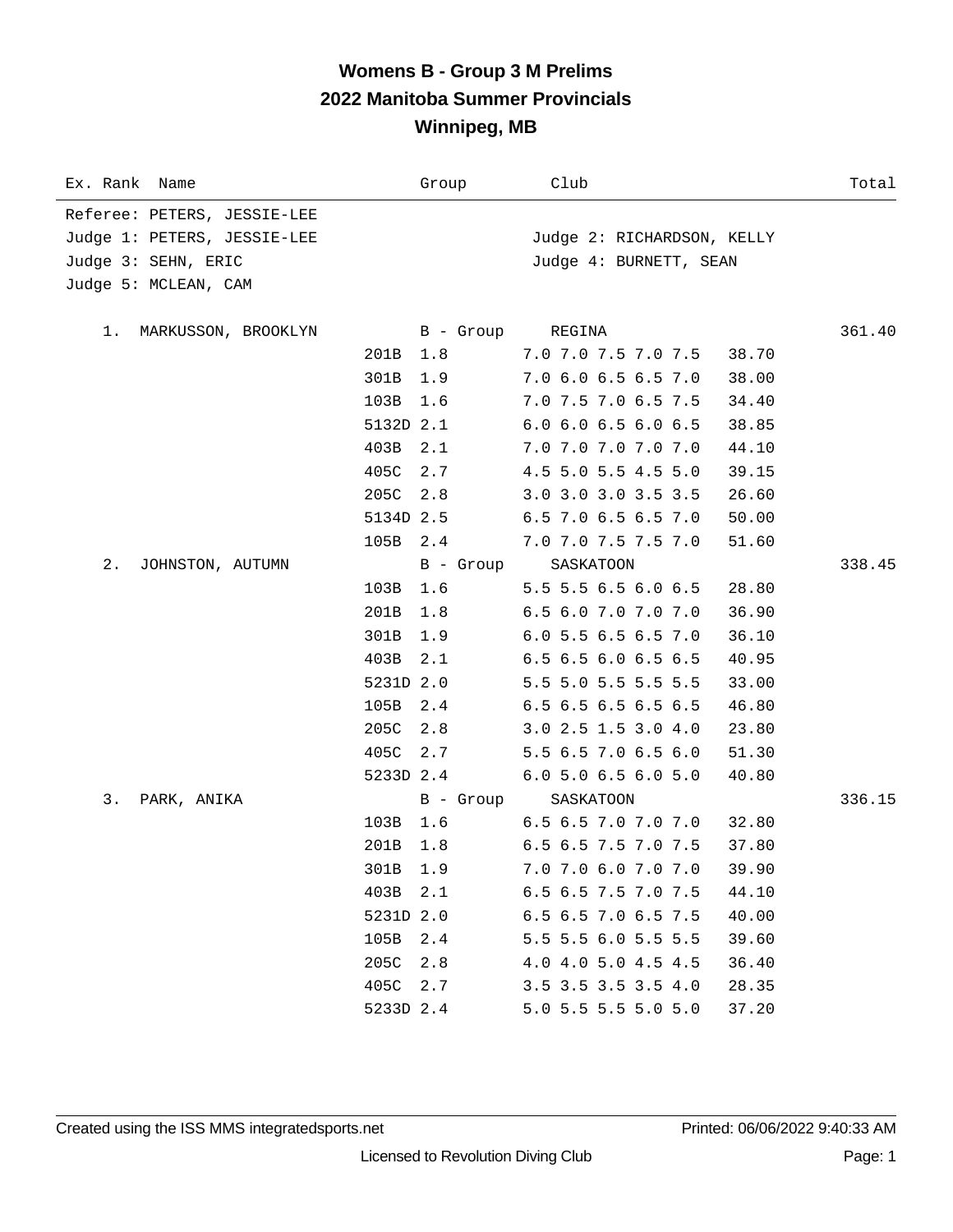# Womens B - Group 3 M Prelims
## 2022 Manitoba Summer Provincials
### Winnipeg, MB

| Ex. Rank | Name | Group | Club | Total |
|---|---|---|---|---|

Referee: PETERS, JESSIE-LEE
Judge 1: PETERS, JESSIE-LEE
Judge 2: RICHARDSON, KELLY
Judge 3: SEHN, ERIC
Judge 4: BURNETT, SEAN
Judge 5: MCLEAN, CAM

| Rank | Name | Dive | DD | Scores | Points | Group | Club | Total |
|---|---|---|---|---|---|---|---|---|
| 1. | MARKUSSON, BROOKLYN | | | | | B - Group | REGINA | 361.40 |
| | | 201B | 1.8 | 7.0 7.0 7.5 7.0 7.5 | 38.70 | | | |
| | | 301B | 1.9 | 7.0 6.0 6.5 6.5 7.0 | 38.00 | | | |
| | | 103B | 1.6 | 7.0 7.5 7.0 6.5 7.5 | 34.40 | | | |
| | | 5132D | 2.1 | 6.0 6.0 6.5 6.0 6.5 | 38.85 | | | |
| | | 403B | 2.1 | 7.0 7.0 7.0 7.0 7.0 | 44.10 | | | |
| | | 405C | 2.7 | 4.5 5.0 5.5 4.5 5.0 | 39.15 | | | |
| | | 205C | 2.8 | 3.0 3.0 3.0 3.5 3.5 | 26.60 | | | |
| | | 5134D | 2.5 | 6.5 7.0 6.5 6.5 7.0 | 50.00 | | | |
| | | 105B | 2.4 | 7.0 7.0 7.5 7.5 7.0 | 51.60 | | | |
| 2. | JOHNSTON, AUTUMN | | | | | B - Group | SASKATOON | 338.45 |
| | | 103B | 1.6 | 5.5 5.5 6.5 6.0 6.5 | 28.80 | | | |
| | | 201B | 1.8 | 6.5 6.0 7.0 7.0 7.0 | 36.90 | | | |
| | | 301B | 1.9 | 6.0 5.5 6.5 6.5 7.0 | 36.10 | | | |
| | | 403B | 2.1 | 6.5 6.5 6.0 6.5 6.5 | 40.95 | | | |
| | | 5231D | 2.0 | 5.5 5.0 5.5 5.5 5.5 | 33.00 | | | |
| | | 105B | 2.4 | 6.5 6.5 6.5 6.5 6.5 | 46.80 | | | |
| | | 205C | 2.8 | 3.0 2.5 1.5 3.0 4.0 | 23.80 | | | |
| | | 405C | 2.7 | 5.5 6.5 7.0 6.5 6.0 | 51.30 | | | |
| | | 5233D | 2.4 | 6.0 5.0 6.5 6.0 5.0 | 40.80 | | | |
| 3. | PARK, ANIKA | | | | | B - Group | SASKATOON | 336.15 |
| | | 103B | 1.6 | 6.5 6.5 7.0 7.0 7.0 | 32.80 | | | |
| | | 201B | 1.8 | 6.5 6.5 7.5 7.0 7.5 | 37.80 | | | |
| | | 301B | 1.9 | 7.0 7.0 6.0 7.0 7.0 | 39.90 | | | |
| | | 403B | 2.1 | 6.5 6.5 7.5 7.0 7.5 | 44.10 | | | |
| | | 5231D | 2.0 | 6.5 6.5 7.0 6.5 7.5 | 40.00 | | | |
| | | 105B | 2.4 | 5.5 5.5 6.0 5.5 5.5 | 39.60 | | | |
| | | 205C | 2.8 | 4.0 4.0 5.0 4.5 4.5 | 36.40 | | | |
| | | 405C | 2.7 | 3.5 3.5 3.5 3.5 4.0 | 28.35 | | | |
| | | 5233D | 2.4 | 5.0 5.5 5.5 5.0 5.0 | 37.20 | | | |

Created using the ISS MMS integratedsports.net — Printed: 06/06/2022 9:40:33 AM

Licensed to Revolution Diving Club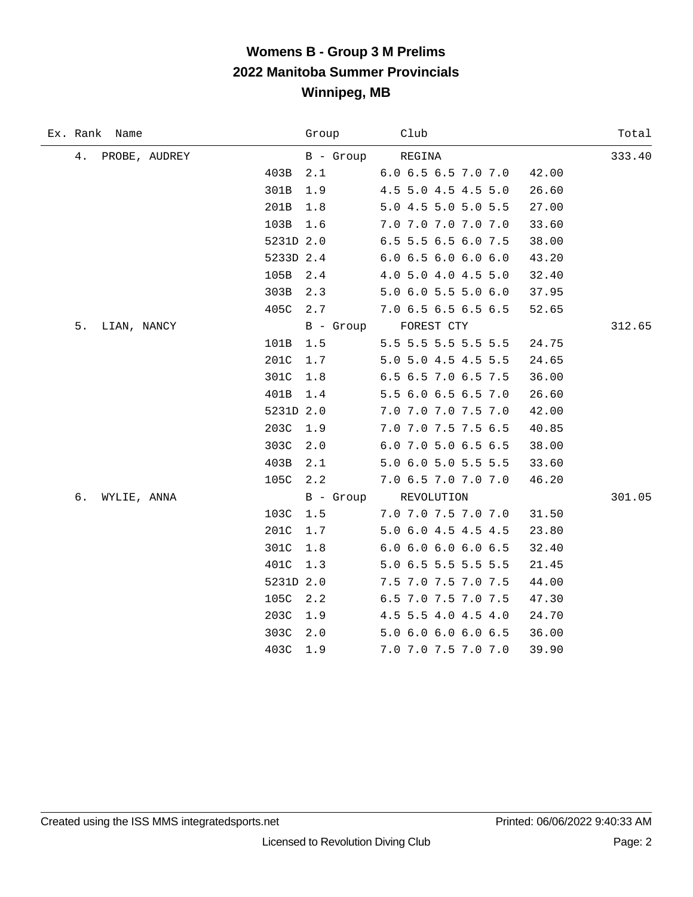# Womens B - Group 3 M Prelims
## 2022 Manitoba Summer Provincials
## Winnipeg, MB

| Ex. Rank | Name | | Group | Club | | Total |
|---|---|---|---|---|---|---|
| 4. | PROBE, AUDREY | | B - Group | REGINA | | 333.40 |
| | | 403B | 2.1 | 6.0 6.5 6.5 7.0 7.0 | 42.00 | |
| | | 301B | 1.9 | 4.5 5.0 4.5 4.5 5.0 | 26.60 | |
| | | 201B | 1.8 | 5.0 4.5 5.0 5.0 5.5 | 27.00 | |
| | | 103B | 1.6 | 7.0 7.0 7.0 7.0 7.0 | 33.60 | |
| | | 5231D | 2.0 | 6.5 5.5 6.5 6.0 7.5 | 38.00 | |
| | | 5233D | 2.4 | 6.0 6.5 6.0 6.0 6.0 | 43.20 | |
| | | 105B | 2.4 | 4.0 5.0 4.0 4.5 5.0 | 32.40 | |
| | | 303B | 2.3 | 5.0 6.0 5.5 5.0 6.0 | 37.95 | |
| | | 405C | 2.7 | 7.0 6.5 6.5 6.5 6.5 | 52.65 | |
| 5. | LIAN, NANCY | | B - Group | FOREST CTY | | 312.65 |
| | | 101B | 1.5 | 5.5 5.5 5.5 5.5 5.5 | 24.75 | |
| | | 201C | 1.7 | 5.0 5.0 4.5 4.5 5.5 | 24.65 | |
| | | 301C | 1.8 | 6.5 6.5 7.0 6.5 7.5 | 36.00 | |
| | | 401B | 1.4 | 5.5 6.0 6.5 6.5 7.0 | 26.60 | |
| | | 5231D | 2.0 | 7.0 7.0 7.0 7.5 7.0 | 42.00 | |
| | | 203C | 1.9 | 7.0 7.0 7.5 7.5 6.5 | 40.85 | |
| | | 303C | 2.0 | 6.0 7.0 5.0 6.5 6.5 | 38.00 | |
| | | 403B | 2.1 | 5.0 6.0 5.0 5.5 5.5 | 33.60 | |
| | | 105C | 2.2 | 7.0 6.5 7.0 7.0 7.0 | 46.20 | |
| 6. | WYLIE, ANNA | | B - Group | REVOLUTION | | 301.05 |
| | | 103C | 1.5 | 7.0 7.0 7.5 7.0 7.0 | 31.50 | |
| | | 201C | 1.7 | 5.0 6.0 4.5 4.5 4.5 | 23.80 | |
| | | 301C | 1.8 | 6.0 6.0 6.0 6.0 6.5 | 32.40 | |
| | | 401C | 1.3 | 5.0 6.5 5.5 5.5 5.5 | 21.45 | |
| | | 5231D | 2.0 | 7.5 7.0 7.5 7.0 7.5 | 44.00 | |
| | | 105C | 2.2 | 6.5 7.0 7.5 7.0 7.5 | 47.30 | |
| | | 203C | 1.9 | 4.5 5.5 4.0 4.5 4.0 | 24.70 | |
| | | 303C | 2.0 | 5.0 6.0 6.0 6.0 6.5 | 36.00 | |
| | | 403C | 1.9 | 7.0 7.0 7.5 7.0 7.0 | 39.90 | |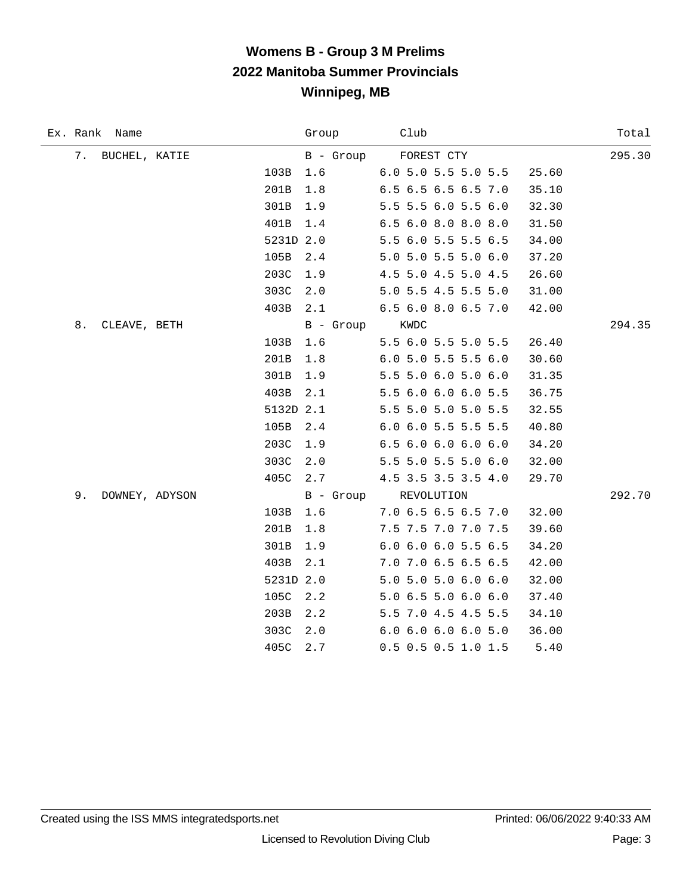# Womens B - Group 3 M Prelims
## 2022 Manitoba Summer Provincials
## Winnipeg, MB

| Ex. | Rank | Name | Dive | DD | Group / Scores | Club | Dive Score | Total |
|---|---|---|---|---|---|---|---|---|
| | 7. | BUCHEL, KATIE | | | B - Group | FOREST CTY | | 295.30 |
| | | | 103B | 1.6 | 6.0 5.0 5.5 5.0 5.5 | | 25.60 | |
| | | | 201B | 1.8 | 6.5 6.5 6.5 6.5 7.0 | | 35.10 | |
| | | | 301B | 1.9 | 5.5 5.5 6.0 5.5 6.0 | | 32.30 | |
| | | | 401B | 1.4 | 6.5 6.0 8.0 8.0 8.0 | | 31.50 | |
| | | | 5231D | 2.0 | 5.5 6.0 5.5 5.5 6.5 | | 34.00 | |
| | | | 105B | 2.4 | 5.0 5.0 5.5 5.0 6.0 | | 37.20 | |
| | | | 203C | 1.9 | 4.5 5.0 4.5 5.0 4.5 | | 26.60 | |
| | | | 303C | 2.0 | 5.0 5.5 4.5 5.5 5.0 | | 31.00 | |
| | | | 403B | 2.1 | 6.5 6.0 8.0 6.5 7.0 | | 42.00 | |
| | 8. | CLEAVE, BETH | | | B - Group | KWDC | | 294.35 |
| | | | 103B | 1.6 | 5.5 6.0 5.5 5.0 5.5 | | 26.40 | |
| | | | 201B | 1.8 | 6.0 5.0 5.5 5.5 6.0 | | 30.60 | |
| | | | 301B | 1.9 | 5.5 5.0 6.0 5.0 6.0 | | 31.35 | |
| | | | 403B | 2.1 | 5.5 6.0 6.0 6.0 5.5 | | 36.75 | |
| | | | 5132D | 2.1 | 5.5 5.0 5.0 5.0 5.5 | | 32.55 | |
| | | | 105B | 2.4 | 6.0 6.0 5.5 5.5 5.5 | | 40.80 | |
| | | | 203C | 1.9 | 6.5 6.0 6.0 6.0 6.0 | | 34.20 | |
| | | | 303C | 2.0 | 5.5 5.0 5.5 5.0 6.0 | | 32.00 | |
| | | | 405C | 2.7 | 4.5 3.5 3.5 3.5 4.0 | | 29.70 | |
| | 9. | DOWNEY, ADYSON | | | B - Group | REVOLUTION | | 292.70 |
| | | | 103B | 1.6 | 7.0 6.5 6.5 6.5 7.0 | | 32.00 | |
| | | | 201B | 1.8 | 7.5 7.5 7.0 7.0 7.5 | | 39.60 | |
| | | | 301B | 1.9 | 6.0 6.0 6.0 5.5 6.5 | | 34.20 | |
| | | | 403B | 2.1 | 7.0 7.0 6.5 6.5 6.5 | | 42.00 | |
| | | | 5231D | 2.0 | 5.0 5.0 5.0 6.0 6.0 | | 32.00 | |
| | | | 105C | 2.2 | 5.0 6.5 5.0 6.0 6.0 | | 37.40 | |
| | | | 203B | 2.2 | 5.5 7.0 4.5 4.5 5.5 | | 34.10 | |
| | | | 303C | 2.0 | 6.0 6.0 6.0 6.0 5.0 | | 36.00 | |
| | | | 405C | 2.7 | 0.5 0.5 0.5 1.0 1.5 | | 5.40 | |

Created using the ISS MMS integratedsports.net — Printed: 06/06/2022 9:40:33 AM

Licensed to Revolution Diving Club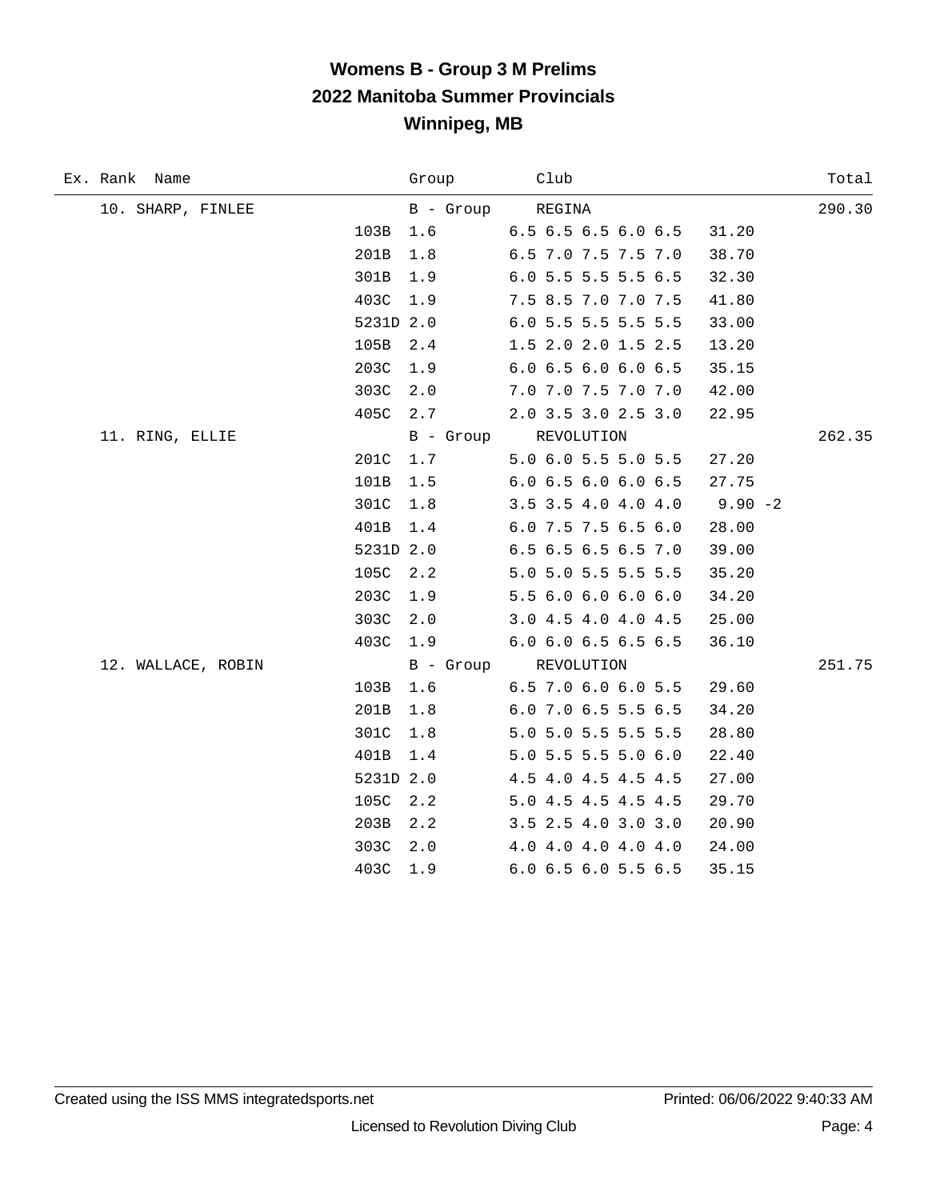# Womens B - Group 3 M Prelims
## 2022 Manitoba Summer Provincials
## Winnipeg, MB

| Ex. | Rank | Name | Dive | DD | Group / Scores | Club / Points | Total |
|---|---|---|---|---|---|---|---|
| | 10. | SHARP, FINLEE | | | B - Group | REGINA | 290.30 |
| | | | 103B | 1.6 | 6.5 6.5 6.5 6.0 6.5 | 31.20 | |
| | | | 201B | 1.8 | 6.5 7.0 7.5 7.5 7.0 | 38.70 | |
| | | | 301B | 1.9 | 6.0 5.5 5.5 5.5 6.5 | 32.30 | |
| | | | 403C | 1.9 | 7.5 8.5 7.0 7.0 7.5 | 41.80 | |
| | | | 5231D | 2.0 | 6.0 5.5 5.5 5.5 5.5 | 33.00 | |
| | | | 105B | 2.4 | 1.5 2.0 2.0 1.5 2.5 | 13.20 | |
| | | | 203C | 1.9 | 6.0 6.5 6.0 6.0 6.5 | 35.15 | |
| | | | 303C | 2.0 | 7.0 7.0 7.5 7.0 7.0 | 42.00 | |
| | | | 405C | 2.7 | 2.0 3.5 3.0 2.5 3.0 | 22.95 | |
| | 11. | RING, ELLIE | | | B - Group | REVOLUTION | 262.35 |
| | | | 201C | 1.7 | 5.0 6.0 5.5 5.0 5.5 | 27.20 | |
| | | | 101B | 1.5 | 6.0 6.5 6.0 6.0 6.5 | 27.75 | |
| | | | 301C | 1.8 | 3.5 3.5 4.0 4.0 4.0 | 9.90 -2 | |
| | | | 401B | 1.4 | 6.0 7.5 7.5 6.5 6.0 | 28.00 | |
| | | | 5231D | 2.0 | 6.5 6.5 6.5 6.5 7.0 | 39.00 | |
| | | | 105C | 2.2 | 5.0 5.0 5.5 5.5 5.5 | 35.20 | |
| | | | 203C | 1.9 | 5.5 6.0 6.0 6.0 6.0 | 34.20 | |
| | | | 303C | 2.0 | 3.0 4.5 4.0 4.0 4.5 | 25.00 | |
| | | | 403C | 1.9 | 6.0 6.0 6.5 6.5 6.5 | 36.10 | |
| | 12. | WALLACE, ROBIN | | | B - Group | REVOLUTION | 251.75 |
| | | | 103B | 1.6 | 6.5 7.0 6.0 6.0 5.5 | 29.60 | |
| | | | 201B | 1.8 | 6.0 7.0 6.5 5.5 6.5 | 34.20 | |
| | | | 301C | 1.8 | 5.0 5.0 5.5 5.5 5.5 | 28.80 | |
| | | | 401B | 1.4 | 5.0 5.5 5.5 5.0 6.0 | 22.40 | |
| | | | 5231D | 2.0 | 4.5 4.0 4.5 4.5 4.5 | 27.00 | |
| | | | 105C | 2.2 | 5.0 4.5 4.5 4.5 4.5 | 29.70 | |
| | | | 203B | 2.2 | 3.5 2.5 4.0 3.0 3.0 | 20.90 | |
| | | | 303C | 2.0 | 4.0 4.0 4.0 4.0 4.0 | 24.00 | |
| | | | 403C | 1.9 | 6.0 6.5 6.0 5.5 6.5 | 35.15 | |

Created using the ISS MMS integratedsports.net Printed: 06/06/2022 9:40:33 AM

Licensed to Revolution Diving Club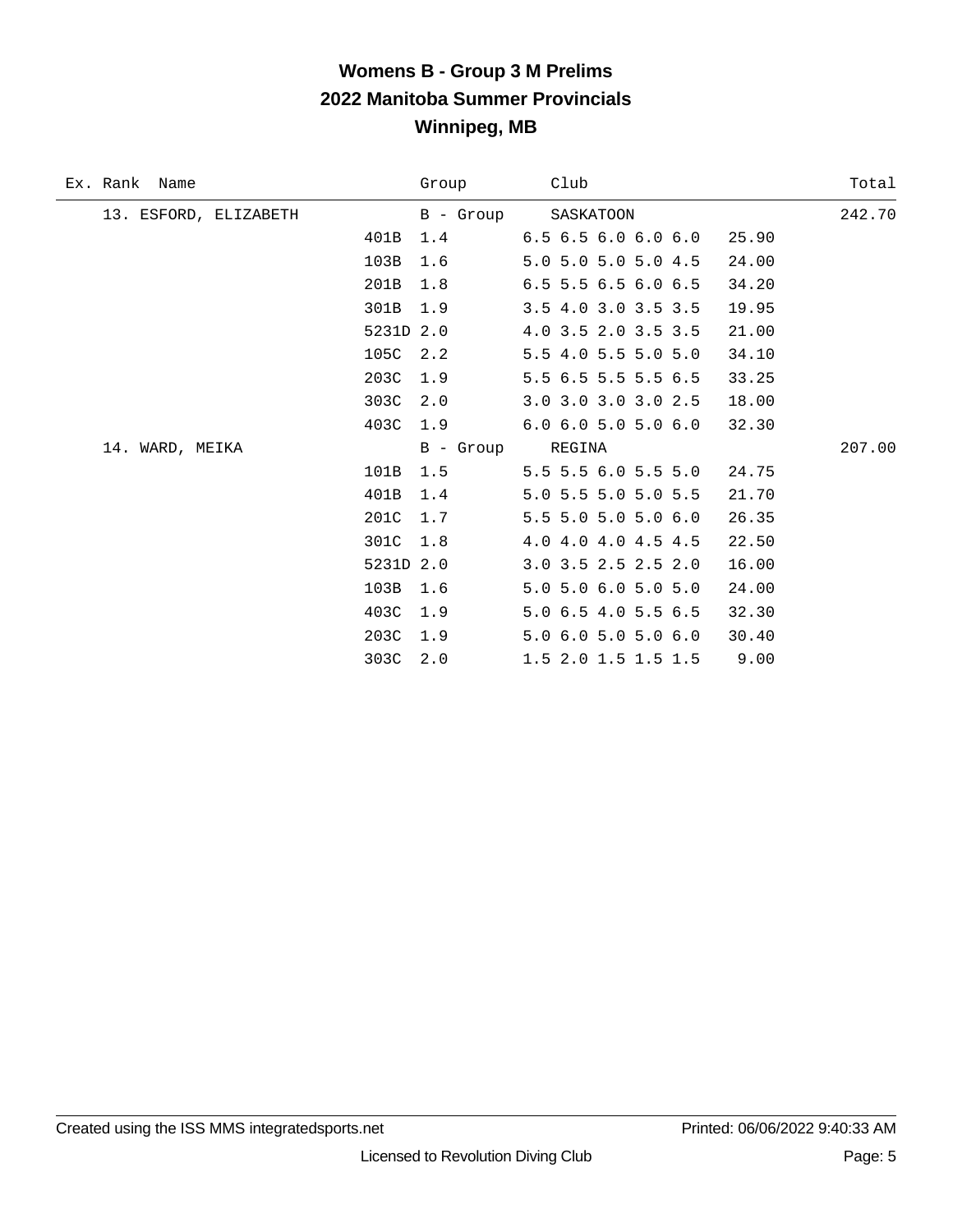# Womens B - Group 3 M Prelims
## 2022 Manitoba Summer Provincials
## Winnipeg, MB

| Ex. | Rank | Name | Dive | DD | Group / Scores | Club / Points | Total |
|---|---|---|---|---|---|---|---|
| | 13. | ESFORD, ELIZABETH | | | B - Group | SASKATOON | 242.70 |
| | | | 401B | 1.4 | 6.5 6.5 6.0 6.0 6.0 | 25.90 | |
| | | | 103B | 1.6 | 5.0 5.0 5.0 5.0 4.5 | 24.00 | |
| | | | 201B | 1.8 | 6.5 5.5 6.5 6.0 6.5 | 34.20 | |
| | | | 301B | 1.9 | 3.5 4.0 3.0 3.5 3.5 | 19.95 | |
| | | | 5231D | 2.0 | 4.0 3.5 2.0 3.5 3.5 | 21.00 | |
| | | | 105C | 2.2 | 5.5 4.0 5.5 5.0 5.0 | 34.10 | |
| | | | 203C | 1.9 | 5.5 6.5 5.5 5.5 6.5 | 33.25 | |
| | | | 303C | 2.0 | 3.0 3.0 3.0 3.0 2.5 | 18.00 | |
| | | | 403C | 1.9 | 6.0 6.0 5.0 5.0 6.0 | 32.30 | |
| | 14. | WARD, MEIKA | | | B - Group | REGINA | 207.00 |
| | | | 101B | 1.5 | 5.5 5.5 6.0 5.5 5.0 | 24.75 | |
| | | | 401B | 1.4 | 5.0 5.5 5.0 5.0 5.5 | 21.70 | |
| | | | 201C | 1.7 | 5.5 5.0 5.0 5.0 6.0 | 26.35 | |
| | | | 301C | 1.8 | 4.0 4.0 4.0 4.5 4.5 | 22.50 | |
| | | | 5231D | 2.0 | 3.0 3.5 2.5 2.5 2.0 | 16.00 | |
| | | | 103B | 1.6 | 5.0 5.0 6.0 5.0 5.0 | 24.00 | |
| | | | 403C | 1.9 | 5.0 6.5 4.0 5.5 6.5 | 32.30 | |
| | | | 203C | 1.9 | 5.0 6.0 5.0 5.0 6.0 | 30.40 | |
| | | | 303C | 2.0 | 1.5 2.0 1.5 1.5 1.5 | 9.00 | |

Created using the ISS MMS integratedsports.net — Printed: 06/06/2022 9:40:33 AM

Licensed to Revolution Diving Club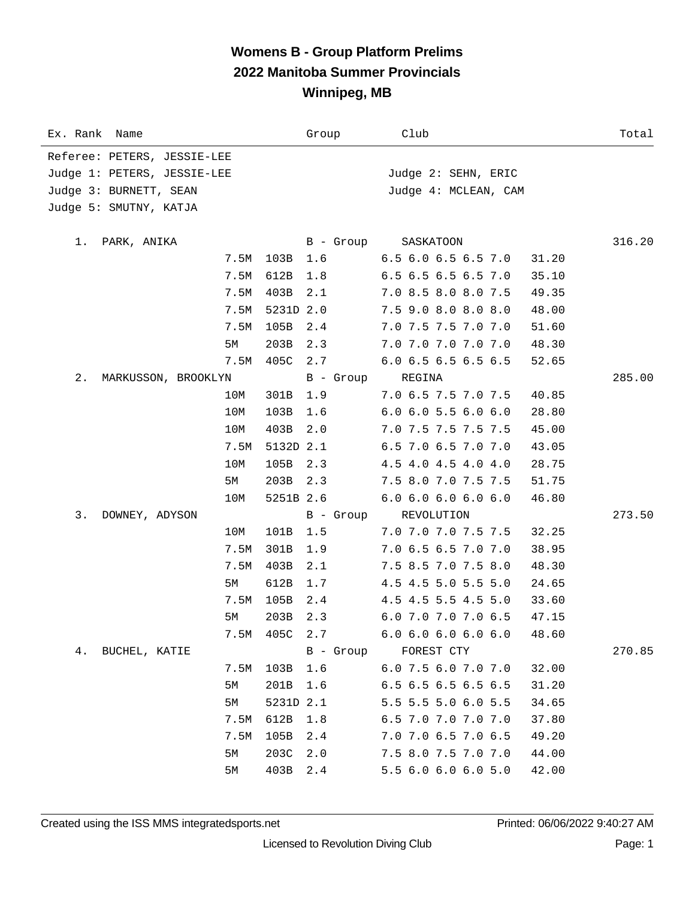# Womens B - Group Platform Prelims
## 2022 Manitoba Summer Provincials
## Winnipeg, MB

| Ex. Rank | Name | | | | Group | Club | | Total |
|---|---|---|---|---|---|---|---|---|
| Referee: PETERS, JESSIE-LEE | | | | | | | | |
| Judge 1: PETERS, JESSIE-LEE | | | | | | Judge 2: SEHN, ERIC | | |
| Judge 3: BURNETT, SEAN | | | | | | Judge 4: MCLEAN, CAM | | |
| Judge 5: SMUTNY, KATJA | | | | | | | | |
| 1. | PARK, ANIKA | | | | B - Group | SASKATOON | | 316.20 |
| | | 7.5M | 103B | 1.6 | | 6.5 6.0 6.5 6.5 7.0 | 31.20 | |
| | | 7.5M | 612B | 1.8 | | 6.5 6.5 6.5 6.5 7.0 | 35.10 | |
| | | 7.5M | 403B | 2.1 | | 7.0 8.5 8.0 8.0 7.5 | 49.35 | |
| | | 7.5M | 5231D | 2.0 | | 7.5 9.0 8.0 8.0 8.0 | 48.00 | |
| | | 7.5M | 105B | 2.4 | | 7.0 7.5 7.5 7.0 7.0 | 51.60 | |
| | | 5M | 203B | 2.3 | | 7.0 7.0 7.0 7.0 7.0 | 48.30 | |
| | | 7.5M | 405C | 2.7 | | 6.0 6.5 6.5 6.5 6.5 | 52.65 | |
| 2. | MARKUSSON, BROOKLYN | | | | B - Group | REGINA | | 285.00 |
| | | 10M | 301B | 1.9 | | 7.0 6.5 7.5 7.0 7.5 | 40.85 | |
| | | 10M | 103B | 1.6 | | 6.0 6.0 5.5 6.0 6.0 | 28.80 | |
| | | 10M | 403B | 2.0 | | 7.0 7.5 7.5 7.5 7.5 | 45.00 | |
| | | 7.5M | 5132D | 2.1 | | 6.5 7.0 6.5 7.0 7.0 | 43.05 | |
| | | 10M | 105B | 2.3 | | 4.5 4.0 4.5 4.0 4.0 | 28.75 | |
| | | 5M | 203B | 2.3 | | 7.5 8.0 7.0 7.5 7.5 | 51.75 | |
| | | 10M | 5251B | 2.6 | | 6.0 6.0 6.0 6.0 6.0 | 46.80 | |
| 3. | DOWNEY, ADYSON | | | | B - Group | REVOLUTION | | 273.50 |
| | | 10M | 101B | 1.5 | | 7.0 7.0 7.0 7.5 7.5 | 32.25 | |
| | | 7.5M | 301B | 1.9 | | 7.0 6.5 6.5 7.0 7.0 | 38.95 | |
| | | 7.5M | 403B | 2.1 | | 7.5 8.5 7.0 7.5 8.0 | 48.30 | |
| | | 5M | 612B | 1.7 | | 4.5 4.5 5.0 5.5 5.0 | 24.65 | |
| | | 7.5M | 105B | 2.4 | | 4.5 4.5 5.5 4.5 5.0 | 33.60 | |
| | | 5M | 203B | 2.3 | | 6.0 7.0 7.0 7.0 6.5 | 47.15 | |
| | | 7.5M | 405C | 2.7 | | 6.0 6.0 6.0 6.0 6.0 | 48.60 | |
| 4. | BUCHEL, KATIE | | | | B - Group | FOREST CTY | | 270.85 |
| | | 7.5M | 103B | 1.6 | | 6.0 7.5 6.0 7.0 7.0 | 32.00 | |
| | | 5M | 201B | 1.6 | | 6.5 6.5 6.5 6.5 6.5 | 31.20 | |
| | | 5M | 5231D | 2.1 | | 5.5 5.5 5.0 6.0 5.5 | 34.65 | |
| | | 7.5M | 612B | 1.8 | | 6.5 7.0 7.0 7.0 7.0 | 37.80 | |
| | | 7.5M | 105B | 2.4 | | 7.0 7.0 6.5 7.0 6.5 | 49.20 | |
| | | 5M | 203C | 2.0 | | 7.5 8.0 7.5 7.0 7.0 | 44.00 | |
| | | 5M | 403B | 2.4 | | 5.5 6.0 6.0 6.0 5.0 | 42.00 | |

Created using the ISS MMS integratedsports.net — Printed: 06/06/2022 9:40:27 AM

Licensed to Revolution Diving Club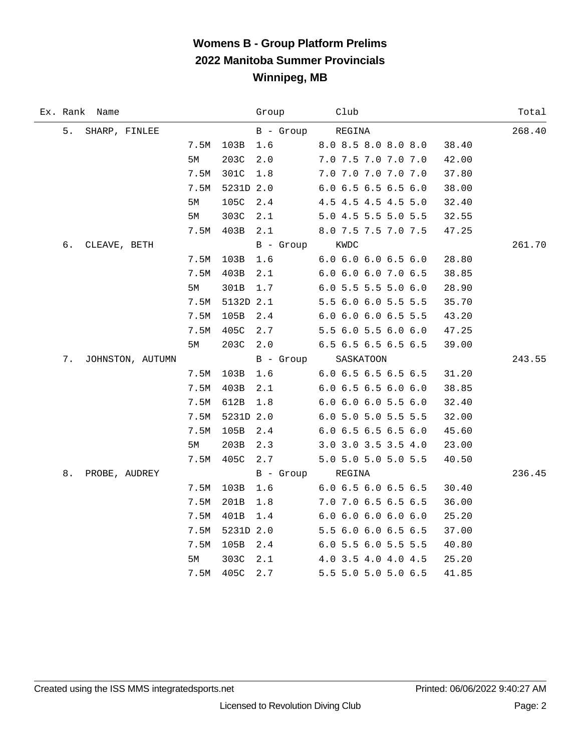# Womens B - Group Platform Prelims
## 2022 Manitoba Summer Provincials
## Winnipeg, MB

| Ex. | Rank | Name | | | | Group | Club | | Total |
|---|---|---|---|---|---|---|---|---|---|
| | 5. | SHARP, FINLEE | | | | B - Group | REGINA | | 268.40 |
| | | | 7.5M | 103B | 1.6 | | 8.0 8.5 8.0 8.0 8.0 | 38.40 | |
| | | | 5M | 203C | 2.0 | | 7.0 7.5 7.0 7.0 7.0 | 42.00 | |
| | | | 7.5M | 301C | 1.8 | | 7.0 7.0 7.0 7.0 7.0 | 37.80 | |
| | | | 7.5M | 5231D | 2.0 | | 6.0 6.5 6.5 6.5 6.0 | 38.00 | |
| | | | 5M | 105C | 2.4 | | 4.5 4.5 4.5 4.5 5.0 | 32.40 | |
| | | | 5M | 303C | 2.1 | | 5.0 4.5 5.5 5.0 5.5 | 32.55 | |
| | | | 7.5M | 403B | 2.1 | | 8.0 7.5 7.5 7.0 7.5 | 47.25 | |
| | 6. | CLEAVE, BETH | | | | B - Group | KWDC | | 261.70 |
| | | | 7.5M | 103B | 1.6 | | 6.0 6.0 6.0 6.5 6.0 | 28.80 | |
| | | | 7.5M | 403B | 2.1 | | 6.0 6.0 6.0 7.0 6.5 | 38.85 | |
| | | | 5M | 301B | 1.7 | | 6.0 5.5 5.5 5.0 6.0 | 28.90 | |
| | | | 7.5M | 5132D | 2.1 | | 5.5 6.0 6.0 5.5 5.5 | 35.70 | |
| | | | 7.5M | 105B | 2.4 | | 6.0 6.0 6.0 6.5 5.5 | 43.20 | |
| | | | 7.5M | 405C | 2.7 | | 5.5 6.0 5.5 6.0 6.0 | 47.25 | |
| | | | 5M | 203C | 2.0 | | 6.5 6.5 6.5 6.5 6.5 | 39.00 | |
| | 7. | JOHNSTON, AUTUMN | | | | B - Group | SASKATOON | | 243.55 |
| | | | 7.5M | 103B | 1.6 | | 6.0 6.5 6.5 6.5 6.5 | 31.20 | |
| | | | 7.5M | 403B | 2.1 | | 6.0 6.5 6.5 6.0 6.0 | 38.85 | |
| | | | 7.5M | 612B | 1.8 | | 6.0 6.0 6.0 5.5 6.0 | 32.40 | |
| | | | 7.5M | 5231D | 2.0 | | 6.0 5.0 5.0 5.5 5.5 | 32.00 | |
| | | | 7.5M | 105B | 2.4 | | 6.0 6.5 6.5 6.5 6.0 | 45.60 | |
| | | | 5M | 203B | 2.3 | | 3.0 3.0 3.5 3.5 4.0 | 23.00 | |
| | | | 7.5M | 405C | 2.7 | | 5.0 5.0 5.0 5.0 5.5 | 40.50 | |
| | 8. | PROBE, AUDREY | | | | B - Group | REGINA | | 236.45 |
| | | | 7.5M | 103B | 1.6 | | 6.0 6.5 6.0 6.5 6.5 | 30.40 | |
| | | | 7.5M | 201B | 1.8 | | 7.0 7.0 6.5 6.5 6.5 | 36.00 | |
| | | | 7.5M | 401B | 1.4 | | 6.0 6.0 6.0 6.0 6.0 | 25.20 | |
| | | | 7.5M | 5231D | 2.0 | | 5.5 6.0 6.0 6.5 6.5 | 37.00 | |
| | | | 7.5M | 105B | 2.4 | | 6.0 5.5 6.0 5.5 5.5 | 40.80 | |
| | | | 5M | 303C | 2.1 | | 4.0 3.5 4.0 4.0 4.5 | 25.20 | |
| | | | 7.5M | 405C | 2.7 | | 5.5 5.0 5.0 5.0 6.5 | 41.85 | |

Created using the ISS MMS integratedsports.net    Printed: 06/06/2022 9:40:27 AM

Licensed to Revolution Diving Club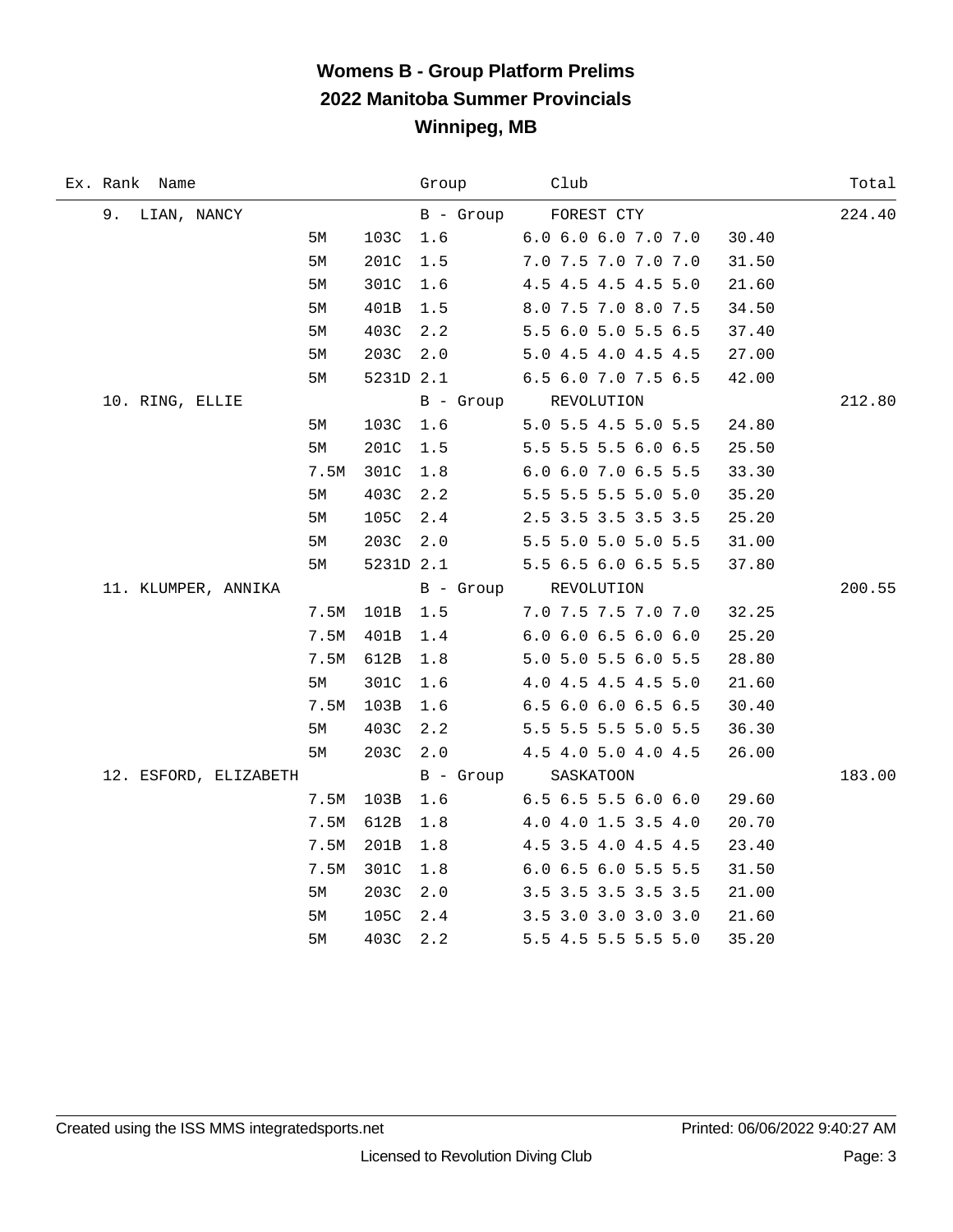# Womens B - Group Platform Prelims
## 2022 Manitoba Summer Provincials
## Winnipeg, MB

| Ex. Rank | Name | | | Group | | Club | | Total |
|---|---|---|---|---|---|---|---|---|
| 9. | LIAN, NANCY | | | B - Group | | FOREST CTY | | 224.40 |
| | | 5M | 103C | 1.6 | | 6.0 6.0 6.0 7.0 7.0 | 30.40 | |
| | | 5M | 201C | 1.5 | | 7.0 7.5 7.0 7.0 7.0 | 31.50 | |
| | | 5M | 301C | 1.6 | | 4.5 4.5 4.5 4.5 5.0 | 21.60 | |
| | | 5M | 401B | 1.5 | | 8.0 7.5 7.0 8.0 7.5 | 34.50 | |
| | | 5M | 403C | 2.2 | | 5.5 6.0 5.0 5.5 6.5 | 37.40 | |
| | | 5M | 203C | 2.0 | | 5.0 4.5 4.0 4.5 4.5 | 27.00 | |
| | | 5M | 5231D | 2.1 | | 6.5 6.0 7.0 7.5 6.5 | 42.00 | |
| 10. | RING, ELLIE | | | B - Group | | REVOLUTION | | 212.80 |
| | | 5M | 103C | 1.6 | | 5.0 5.5 4.5 5.0 5.5 | 24.80 | |
| | | 5M | 201C | 1.5 | | 5.5 5.5 5.5 6.0 6.5 | 25.50 | |
| | | 7.5M | 301C | 1.8 | | 6.0 6.0 7.0 6.5 5.5 | 33.30 | |
| | | 5M | 403C | 2.2 | | 5.5 5.5 5.5 5.0 5.0 | 35.20 | |
| | | 5M | 105C | 2.4 | | 2.5 3.5 3.5 3.5 3.5 | 25.20 | |
| | | 5M | 203C | 2.0 | | 5.5 5.0 5.0 5.0 5.5 | 31.00 | |
| | | 5M | 5231D | 2.1 | | 5.5 6.5 6.0 6.5 5.5 | 37.80 | |
| 11. | KLUMPER, ANNIKA | | | B - Group | | REVOLUTION | | 200.55 |
| | | 7.5M | 101B | 1.5 | | 7.0 7.5 7.5 7.0 7.0 | 32.25 | |
| | | 7.5M | 401B | 1.4 | | 6.0 6.0 6.5 6.0 6.0 | 25.20 | |
| | | 7.5M | 612B | 1.8 | | 5.0 5.0 5.5 6.0 5.5 | 28.80 | |
| | | 5M | 301C | 1.6 | | 4.0 4.5 4.5 4.5 5.0 | 21.60 | |
| | | 7.5M | 103B | 1.6 | | 6.5 6.0 6.0 6.5 6.5 | 30.40 | |
| | | 5M | 403C | 2.2 | | 5.5 5.5 5.5 5.0 5.5 | 36.30 | |
| | | 5M | 203C | 2.0 | | 4.5 4.0 5.0 4.0 4.5 | 26.00 | |
| 12. | ESFORD, ELIZABETH | | | B - Group | | SASKATOON | | 183.00 |
| | | 7.5M | 103B | 1.6 | | 6.5 6.5 5.5 6.0 6.0 | 29.60 | |
| | | 7.5M | 612B | 1.8 | | 4.0 4.0 1.5 3.5 4.0 | 20.70 | |
| | | 7.5M | 201B | 1.8 | | 4.5 3.5 4.0 4.5 4.5 | 23.40 | |
| | | 7.5M | 301C | 1.8 | | 6.0 6.5 6.0 5.5 5.5 | 31.50 | |
| | | 5M | 203C | 2.0 | | 3.5 3.5 3.5 3.5 3.5 | 21.00 | |
| | | 5M | 105C | 2.4 | | 3.5 3.0 3.0 3.0 3.0 | 21.60 | |
| | | 5M | 403C | 2.2 | | 5.5 4.5 5.5 5.5 5.0 | 35.20 | |

Created using the ISS MMS integratedsports.net    Printed: 06/06/2022 9:40:27 AM

Licensed to Revolution Diving Club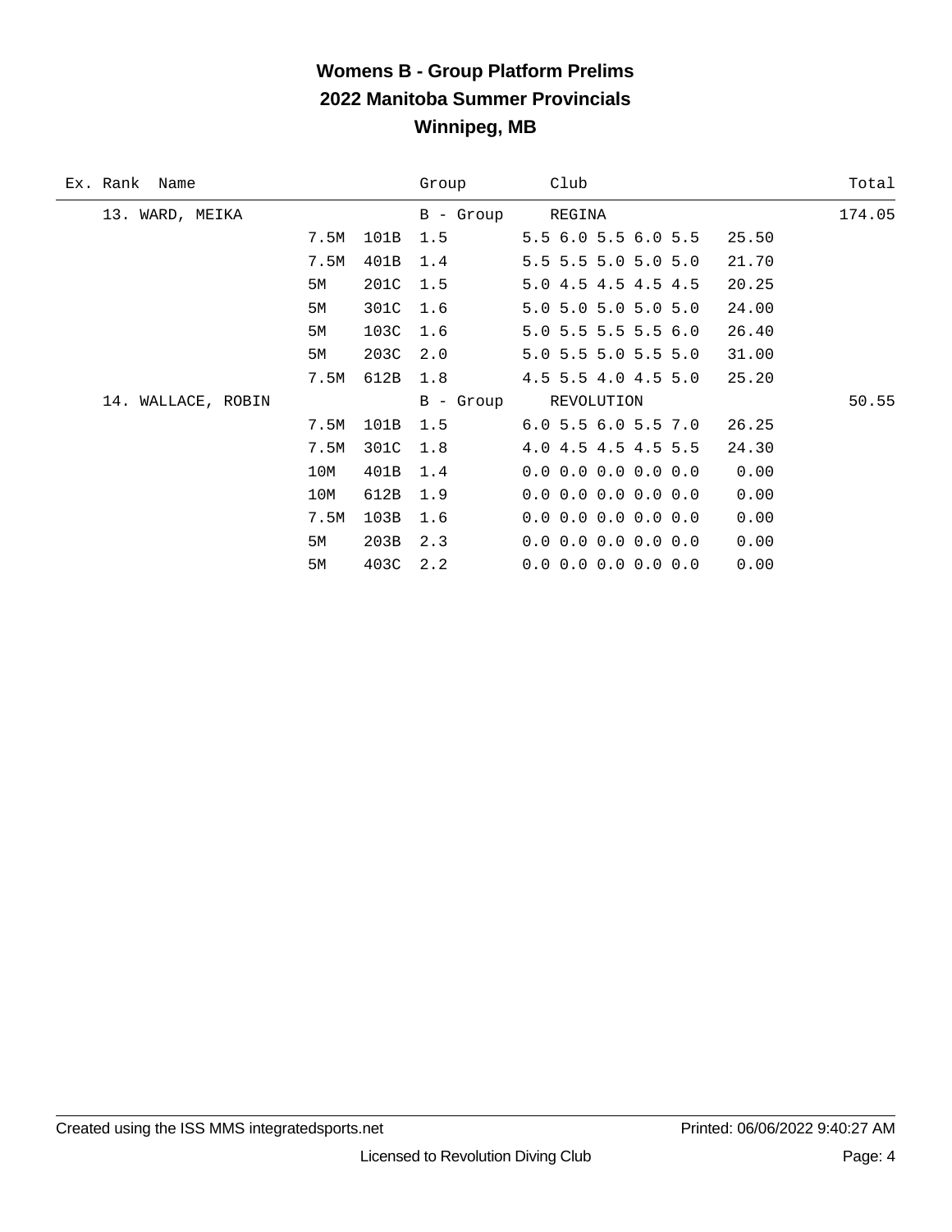# Womens B - Group Platform Prelims

## 2022 Manitoba Summer Provincials

## Winnipeg, MB

| Ex. Rank | Name | | | Group | Club | | Total |
|---|---|---|---|---|---|---|---|
| 13. | WARD, MEIKA | | | B - Group | REGINA | | 174.05 |
| | | 7.5M | 101B | 1.5 | 5.5 6.0 5.5 6.0 5.5 | 25.50 | |
| | | 7.5M | 401B | 1.4 | 5.5 5.5 5.0 5.0 5.0 | 21.70 | |
| | | 5M | 201C | 1.5 | 5.0 4.5 4.5 4.5 4.5 | 20.25 | |
| | | 5M | 301C | 1.6 | 5.0 5.0 5.0 5.0 5.0 | 24.00 | |
| | | 5M | 103C | 1.6 | 5.0 5.5 5.5 5.5 6.0 | 26.40 | |
| | | 5M | 203C | 2.0 | 5.0 5.5 5.0 5.5 5.0 | 31.00 | |
| | | 7.5M | 612B | 1.8 | 4.5 5.5 4.0 4.5 5.0 | 25.20 | |
| 14. | WALLACE, ROBIN | | | B - Group | REVOLUTION | | 50.55 |
| | | 7.5M | 101B | 1.5 | 6.0 5.5 6.0 5.5 7.0 | 26.25 | |
| | | 7.5M | 301C | 1.8 | 4.0 4.5 4.5 4.5 5.5 | 24.30 | |
| | | 10M | 401B | 1.4 | 0.0 0.0 0.0 0.0 0.0 | 0.00 | |
| | | 10M | 612B | 1.9 | 0.0 0.0 0.0 0.0 0.0 | 0.00 | |
| | | 7.5M | 103B | 1.6 | 0.0 0.0 0.0 0.0 0.0 | 0.00 | |
| | | 5M | 203B | 2.3 | 0.0 0.0 0.0 0.0 0.0 | 0.00 | |
| | | 5M | 403C | 2.2 | 0.0 0.0 0.0 0.0 0.0 | 0.00 | |

Created using the ISS MMS integratedsports.net    Printed: 06/06/2022 9:40:27 AM

Licensed to Revolution Diving Club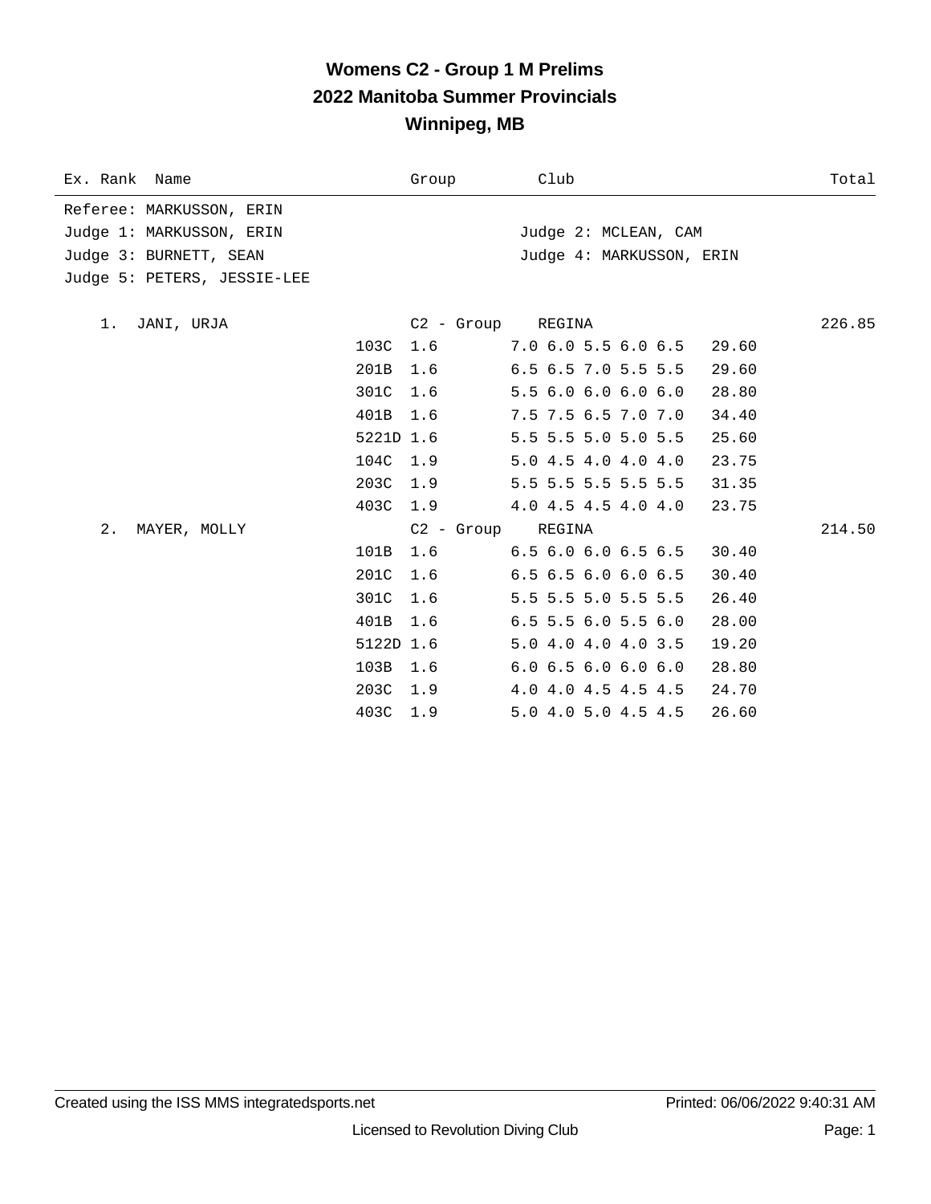# Womens C2 - Group 1 M Prelims
## 2022 Manitoba Summer Provincials
### Winnipeg, MB

| Ex. Rank | Name | Group | Club | Total |
|---|---|---|---|---|

Referee: MARKUSSON, ERIN
Judge 1: MARKUSSON, ERIN
Judge 2: MCLEAN, CAM
Judge 3: BURNETT, SEAN
Judge 4: MARKUSSON, ERIN
Judge 5: PETERS, JESSIE-LEE

| Rank | Name / Dive | DD | Group / Scores | Club / Points | Total |
|---|---|---|---|---|---|
| 1. | JANI, URJA | | C2 - Group | REGINA | 226.85 |
| | 103C | 1.6 | 7.0 6.0 5.5 6.0 6.5 | 29.60 | |
| | 201B | 1.6 | 6.5 6.5 7.0 5.5 5.5 | 29.60 | |
| | 301C | 1.6 | 5.5 6.0 6.0 6.0 6.0 | 28.80 | |
| | 401B | 1.6 | 7.5 7.5 6.5 7.0 7.0 | 34.40 | |
| | 5221D | 1.6 | 5.5 5.5 5.0 5.0 5.5 | 25.60 | |
| | 104C | 1.9 | 5.0 4.5 4.0 4.0 4.0 | 23.75 | |
| | 203C | 1.9 | 5.5 5.5 5.5 5.5 5.5 | 31.35 | |
| | 403C | 1.9 | 4.0 4.5 4.5 4.0 4.0 | 23.75 | |
| 2. | MAYER, MOLLY | | C2 - Group | REGINA | 214.50 |
| | 101B | 1.6 | 6.5 6.0 6.0 6.5 6.5 | 30.40 | |
| | 201C | 1.6 | 6.5 6.5 6.0 6.0 6.5 | 30.40 | |
| | 301C | 1.6 | 5.5 5.5 5.0 5.5 5.5 | 26.40 | |
| | 401B | 1.6 | 6.5 5.5 6.0 5.5 6.0 | 28.00 | |
| | 5122D | 1.6 | 5.0 4.0 4.0 4.0 3.5 | 19.20 | |
| | 103B | 1.6 | 6.0 6.5 6.0 6.0 6.0 | 28.80 | |
| | 203C | 1.9 | 4.0 4.0 4.5 4.5 4.5 | 24.70 | |
| | 403C | 1.9 | 5.0 4.0 5.0 4.5 4.5 | 26.60 | |

Created using the ISS MMS integratedsports.net
Printed: 06/06/2022 9:40:31 AM
Licensed to Revolution Diving Club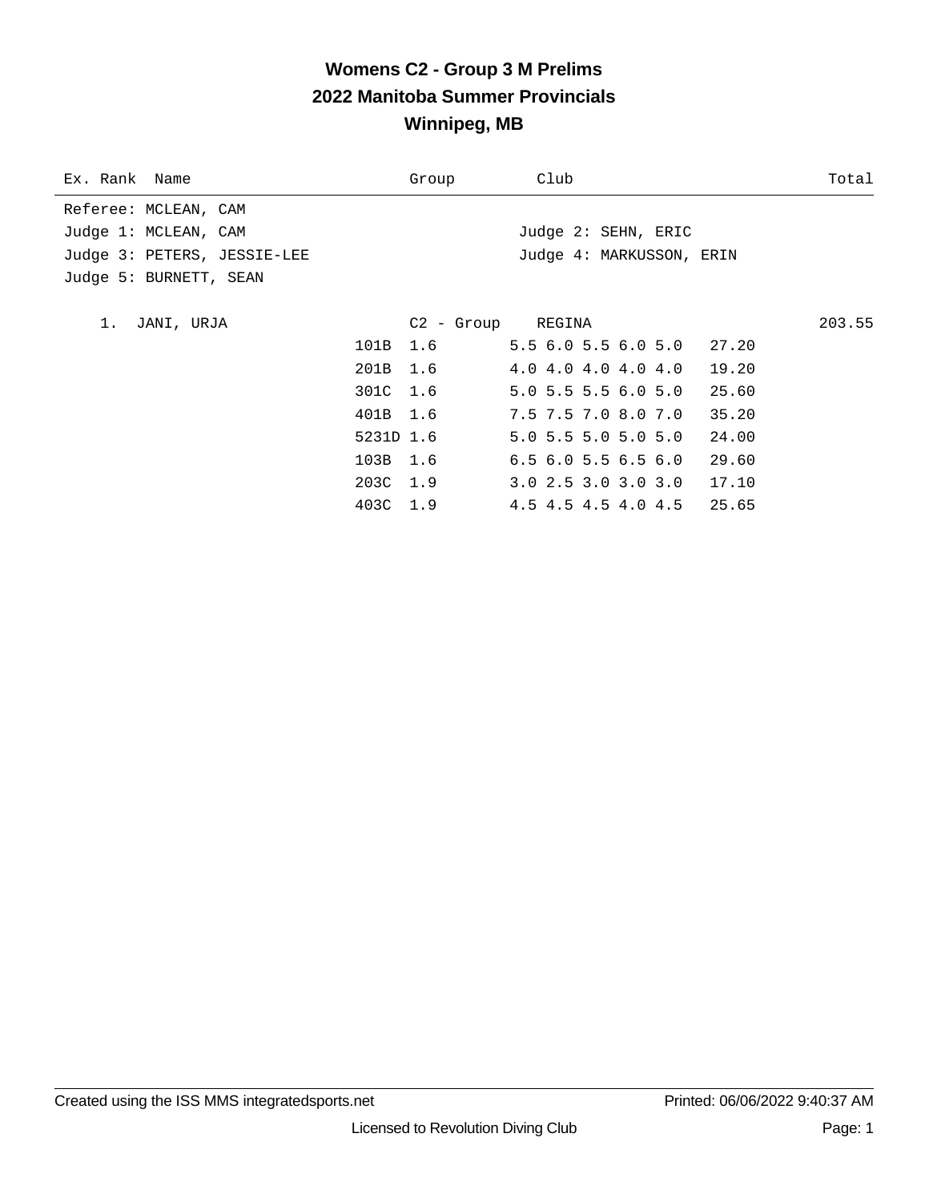# Womens C2 - Group 3 M Prelims
## 2022 Manitoba Summer Provincials
## Winnipeg, MB

| Ex. Rank | Name | Group | Club | Total |
|---|---|---|---|---|

Referee: MCLEAN, CAM
Judge 1: MCLEAN, CAM
Judge 2: SEHN, ERIC
Judge 3: PETERS, JESSIE-LEE
Judge 4: MARKUSSON, ERIN
Judge 5: BURNETT, SEAN

| Rank | Name | Group | Club | Total |
|---|---|---|---|---|
| 1. | JANI, URJA | C2 - Group | REGINA | 203.55 |

| Dive | DD | Scores | Points |
|---|---|---|---|
| 101B | 1.6 | 5.5 6.0 5.5 6.0 5.0 | 27.20 |
| 201B | 1.6 | 4.0 4.0 4.0 4.0 4.0 | 19.20 |
| 301C | 1.6 | 5.0 5.5 5.5 6.0 5.0 | 25.60 |
| 401B | 1.6 | 7.5 7.5 7.0 8.0 7.0 | 35.20 |
| 5231D | 1.6 | 5.0 5.5 5.0 5.0 5.0 | 24.00 |
| 103B | 1.6 | 6.5 6.0 5.5 6.5 6.0 | 29.60 |
| 203C | 1.9 | 3.0 2.5 3.0 3.0 3.0 | 17.10 |
| 403C | 1.9 | 4.5 4.5 4.5 4.0 4.5 | 25.65 |

Created using the ISS MMS integratedsports.net    Printed: 06/06/2022 9:40:37 AM

Licensed to Revolution Diving Club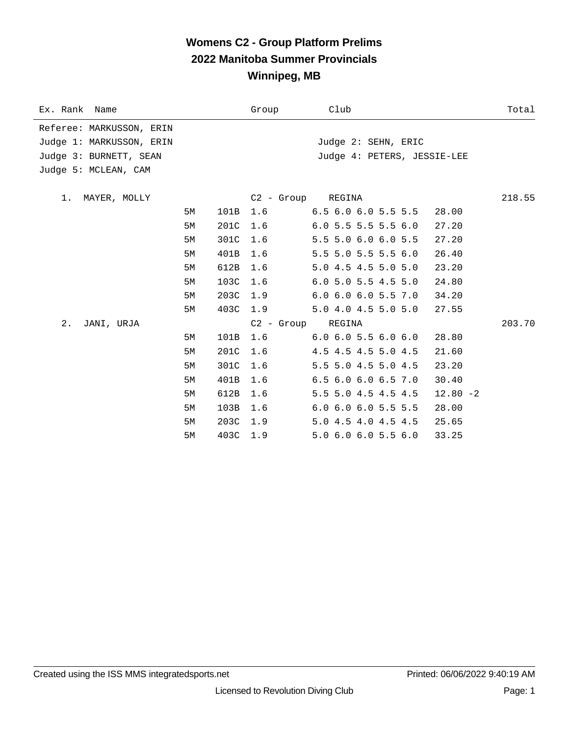# Womens C2 - Group Platform Prelims
## 2022 Manitoba Summer Provincials
## Winnipeg, MB

| Ex. | Rank | Name | | | Group | Club | | Total |
|---|---|---|---|---|---|---|---|---|

Referee: MARKUSSON, ERIN
Judge 1: MARKUSSON, ERIN — Judge 2: SEHN, ERIC
Judge 3: BURNETT, SEAN — Judge 4: PETERS, JESSIE-LEE
Judge 5: MCLEAN, CAM

| Rank | Name | Height | Dive | DD | Scores | Points | Group | Club | Total |
|---|---|---|---|---|---|---|---|---|---|
| 1. | MAYER, MOLLY | | | | | | C2 - Group | REGINA | 218.55 |
| | | 5M | 101B | 1.6 | 6.5 6.0 6.0 5.5 5.5 | 28.00 | | | |
| | | 5M | 201C | 1.6 | 6.0 5.5 5.5 5.5 6.0 | 27.20 | | | |
| | | 5M | 301C | 1.6 | 5.5 5.0 6.0 6.0 5.5 | 27.20 | | | |
| | | 5M | 401B | 1.6 | 5.5 5.0 5.5 5.5 6.0 | 26.40 | | | |
| | | 5M | 612B | 1.6 | 5.0 4.5 4.5 5.0 5.0 | 23.20 | | | |
| | | 5M | 103C | 1.6 | 6.0 5.0 5.5 4.5 5.0 | 24.80 | | | |
| | | 5M | 203C | 1.9 | 6.0 6.0 6.0 5.5 7.0 | 34.20 | | | |
| | | 5M | 403C | 1.9 | 5.0 4.0 4.5 5.0 5.0 | 27.55 | | | |
| 2. | JANI, URJA | | | | | | C2 - Group | REGINA | 203.70 |
| | | 5M | 101B | 1.6 | 6.0 6.0 5.5 6.0 6.0 | 28.80 | | | |
| | | 5M | 201C | 1.6 | 4.5 4.5 4.5 5.0 4.5 | 21.60 | | | |
| | | 5M | 301C | 1.6 | 5.5 5.0 4.5 5.0 4.5 | 23.20 | | | |
| | | 5M | 401B | 1.6 | 6.5 6.0 6.0 6.5 7.0 | 30.40 | | | |
| | | 5M | 612B | 1.6 | 5.5 5.0 4.5 4.5 4.5 | 12.80 -2 | | | |
| | | 5M | 103B | 1.6 | 6.0 6.0 6.0 5.5 5.5 | 28.00 | | | |
| | | 5M | 203C | 1.9 | 5.0 4.5 4.0 4.5 4.5 | 25.65 | | | |
| | | 5M | 403C | 1.9 | 5.0 6.0 6.0 5.5 6.0 | 33.25 | | | |

Created using the ISS MMS integratedsports.net — Printed: 06/06/2022 9:40:19 AM

Licensed to Revolution Diving Club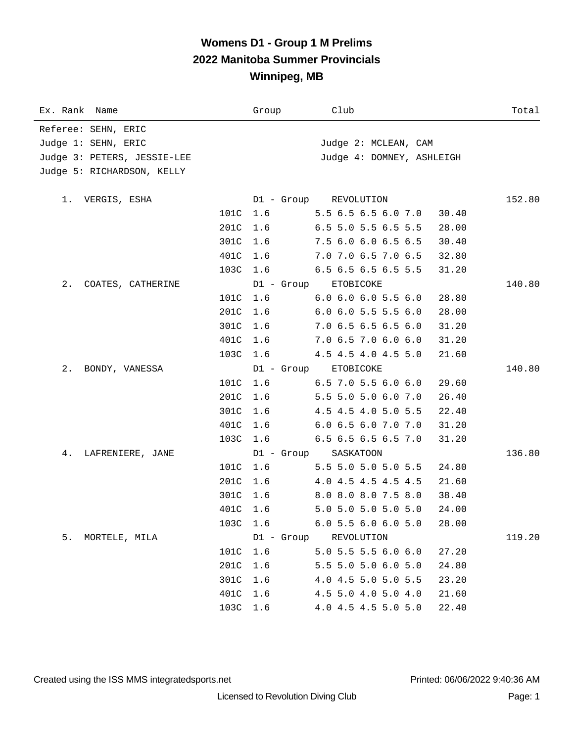# Womens D1 - Group 1 M Prelims
## 2022 Manitoba Summer Provincials
## Winnipeg, MB

| Ex. Rank | Name | | Group | Club | | Total |
|---|---|---|---|---|---|---|
| Referee: SEHN, ERIC | | | | | | |
| Judge 1: SEHN, ERIC | | | | Judge 2: MCLEAN, CAM | | |
| Judge 3: PETERS, JESSIE-LEE | | | | Judge 4: DOMNEY, ASHLEIGH | | |
| Judge 5: RICHARDSON, KELLY | | | | | | |
| 1. | VERGIS, ESHA | | D1 - Group | REVOLUTION | | 152.80 |
| | | 101C | 1.6 | 5.5 6.5 6.5 6.0 7.0 | 30.40 | |
| | | 201C | 1.6 | 6.5 5.0 5.5 6.5 5.5 | 28.00 | |
| | | 301C | 1.6 | 7.5 6.0 6.0 6.5 6.5 | 30.40 | |
| | | 401C | 1.6 | 7.0 7.0 6.5 7.0 6.5 | 32.80 | |
| | | 103C | 1.6 | 6.5 6.5 6.5 6.5 5.5 | 31.20 | |
| 2. | COATES, CATHERINE | | D1 - Group | ETOBICOKE | | 140.80 |
| | | 101C | 1.6 | 6.0 6.0 6.0 5.5 6.0 | 28.80 | |
| | | 201C | 1.6 | 6.0 6.0 5.5 5.5 6.0 | 28.00 | |
| | | 301C | 1.6 | 7.0 6.5 6.5 6.5 6.0 | 31.20 | |
| | | 401C | 1.6 | 7.0 6.5 7.0 6.0 6.0 | 31.20 | |
| | | 103C | 1.6 | 4.5 4.5 4.0 4.5 5.0 | 21.60 | |
| 2. | BONDY, VANESSA | | D1 - Group | ETOBICOKE | | 140.80 |
| | | 101C | 1.6 | 6.5 7.0 5.5 6.0 6.0 | 29.60 | |
| | | 201C | 1.6 | 5.5 5.0 5.0 6.0 7.0 | 26.40 | |
| | | 301C | 1.6 | 4.5 4.5 4.0 5.0 5.5 | 22.40 | |
| | | 401C | 1.6 | 6.0 6.5 6.0 7.0 7.0 | 31.20 | |
| | | 103C | 1.6 | 6.5 6.5 6.5 6.5 7.0 | 31.20 | |
| 4. | LAFRENIERE, JANE | | D1 - Group | SASKATOON | | 136.80 |
| | | 101C | 1.6 | 5.5 5.0 5.0 5.0 5.5 | 24.80 | |
| | | 201C | 1.6 | 4.0 4.5 4.5 4.5 4.5 | 21.60 | |
| | | 301C | 1.6 | 8.0 8.0 8.0 7.5 8.0 | 38.40 | |
| | | 401C | 1.6 | 5.0 5.0 5.0 5.0 5.0 | 24.00 | |
| | | 103C | 1.6 | 6.0 5.5 6.0 6.0 5.0 | 28.00 | |
| 5. | MORTELE, MILA | | D1 - Group | REVOLUTION | | 119.20 |
| | | 101C | 1.6 | 5.0 5.5 5.5 6.0 6.0 | 27.20 | |
| | | 201C | 1.6 | 5.5 5.0 5.0 6.0 5.0 | 24.80 | |
| | | 301C | 1.6 | 4.0 4.5 5.0 5.0 5.5 | 23.20 | |
| | | 401C | 1.6 | 4.5 5.0 4.0 5.0 4.0 | 21.60 | |
| | | 103C | 1.6 | 4.0 4.5 4.5 5.0 5.0 | 22.40 | |

Created using the ISS MMS integratedsports.net    Printed: 06/06/2022 9:40:36 AM

Licensed to Revolution Diving Club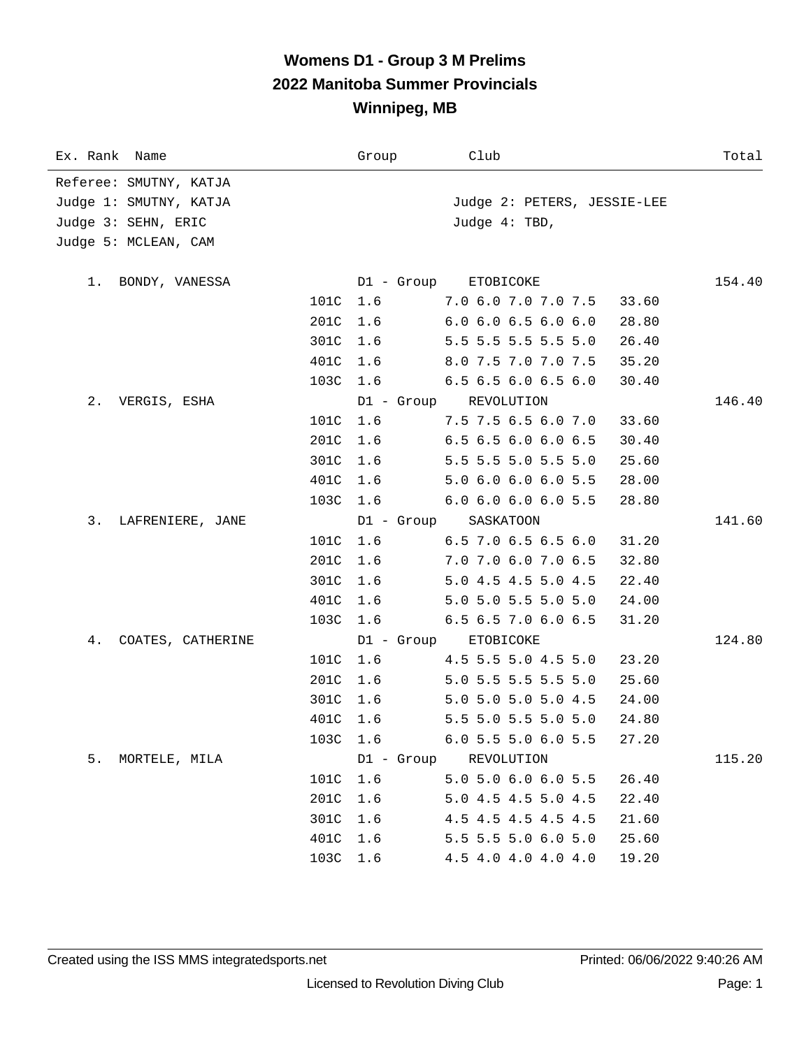# Womens D1 - Group 3 M Prelims
## 2022 Manitoba Summer Provincials
## Winnipeg, MB

| Ex. Rank | Name | | Group | Club | | Total |
|---|---|---|---|---|---|---|

Referee: SMUTNY, KATJA
Judge 1: SMUTNY, KATJA
Judge 2: PETERS, JESSIE-LEE
Judge 3: SEHN, ERIC
Judge 4: TBD,
Judge 5: MCLEAN, CAM

| Rank | Name | Dive | DD | Group / Scores | Club / Points | Total |
|---|---|---|---|---|---|---|
| 1. | BONDY, VANESSA | | | D1 - Group | ETOBICOKE | 154.40 |
| | | 101C | 1.6 | 7.0 6.0 7.0 7.0 7.5 | 33.60 | |
| | | 201C | 1.6 | 6.0 6.0 6.5 6.0 6.0 | 28.80 | |
| | | 301C | 1.6 | 5.5 5.5 5.5 5.5 5.0 | 26.40 | |
| | | 401C | 1.6 | 8.0 7.5 7.0 7.0 7.5 | 35.20 | |
| | | 103C | 1.6 | 6.5 6.5 6.0 6.5 6.0 | 30.40 | |
| 2. | VERGIS, ESHA | | | D1 - Group | REVOLUTION | 146.40 |
| | | 101C | 1.6 | 7.5 7.5 6.5 6.0 7.0 | 33.60 | |
| | | 201C | 1.6 | 6.5 6.5 6.0 6.0 6.5 | 30.40 | |
| | | 301C | 1.6 | 5.5 5.5 5.0 5.5 5.0 | 25.60 | |
| | | 401C | 1.6 | 5.0 6.0 6.0 6.0 5.5 | 28.00 | |
| | | 103C | 1.6 | 6.0 6.0 6.0 6.0 5.5 | 28.80 | |
| 3. | LAFRENIERE, JANE | | | D1 - Group | SASKATOON | 141.60 |
| | | 101C | 1.6 | 6.5 7.0 6.5 6.5 6.0 | 31.20 | |
| | | 201C | 1.6 | 7.0 7.0 6.0 7.0 6.5 | 32.80 | |
| | | 301C | 1.6 | 5.0 4.5 4.5 5.0 4.5 | 22.40 | |
| | | 401C | 1.6 | 5.0 5.0 5.5 5.0 5.0 | 24.00 | |
| | | 103C | 1.6 | 6.5 6.5 7.0 6.0 6.5 | 31.20 | |
| 4. | COATES, CATHERINE | | | D1 - Group | ETOBICOKE | 124.80 |
| | | 101C | 1.6 | 4.5 5.5 5.0 4.5 5.0 | 23.20 | |
| | | 201C | 1.6 | 5.0 5.5 5.5 5.5 5.0 | 25.60 | |
| | | 301C | 1.6 | 5.0 5.0 5.0 5.0 4.5 | 24.00 | |
| | | 401C | 1.6 | 5.5 5.0 5.5 5.0 5.0 | 24.80 | |
| | | 103C | 1.6 | 6.0 5.5 5.0 6.0 5.5 | 27.20 | |
| 5. | MORTELE, MILA | | | D1 - Group | REVOLUTION | 115.20 |
| | | 101C | 1.6 | 5.0 5.0 6.0 6.0 5.5 | 26.40 | |
| | | 201C | 1.6 | 5.0 4.5 4.5 5.0 4.5 | 22.40 | |
| | | 301C | 1.6 | 4.5 4.5 4.5 4.5 4.5 | 21.60 | |
| | | 401C | 1.6 | 5.5 5.5 5.0 6.0 5.0 | 25.60 | |
| | | 103C | 1.6 | 4.5 4.0 4.0 4.0 4.0 | 19.20 | |

Created using the ISS MMS integratedsports.net    Printed: 06/06/2022 9:40:26 AM

Licensed to Revolution Diving Club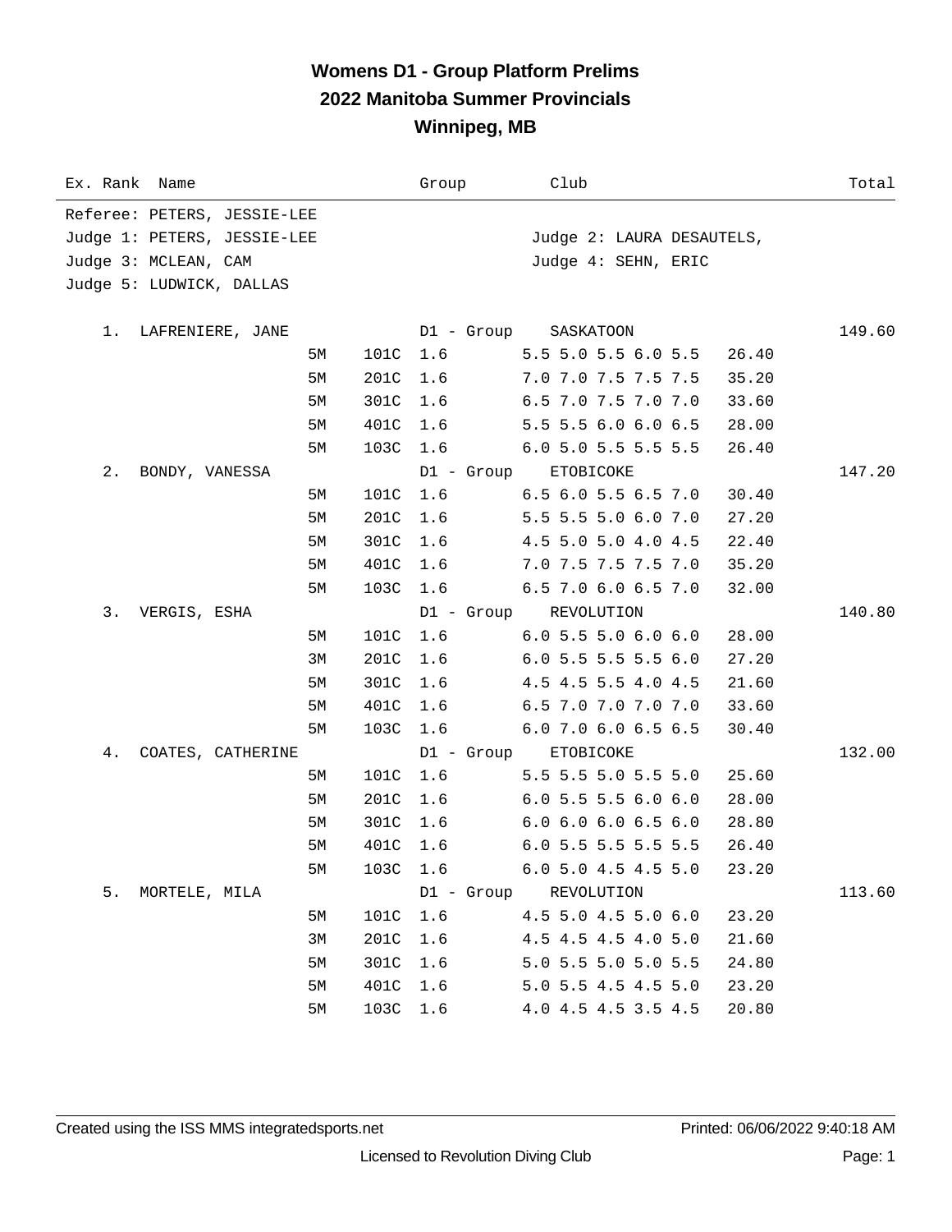# Womens D1 - Group Platform Prelims
## 2022 Manitoba Summer Provincials
## Winnipeg, MB

| Ex. Rank | Name | | | | Group | Club | | Total |
|---|---|---|---|---|---|---|---|---|

Referee: PETERS, JESSIE-LEE
Judge 1: PETERS, JESSIE-LEE
Judge 2: LAURA DESAUTELS,
Judge 3: MCLEAN, CAM
Judge 4: SEHN, ERIC
Judge 5: LUDWICK, DALLAS

| Ex. Rank | Name | Height | Dive | DD | Group / Scores | Club | Points | Total |
|---|---|---|---|---|---|---|---|---|
| 1. | LAFRENIERE, JANE | | | | D1 - Group | SASKATOON | | 149.60 |
| | | 5M | 101C | 1.6 | 5.5 5.0 5.5 6.0 5.5 | | 26.40 | |
| | | 5M | 201C | 1.6 | 7.0 7.0 7.5 7.5 7.5 | | 35.20 | |
| | | 5M | 301C | 1.6 | 6.5 7.0 7.5 7.0 7.0 | | 33.60 | |
| | | 5M | 401C | 1.6 | 5.5 5.5 6.0 6.0 6.5 | | 28.00 | |
| | | 5M | 103C | 1.6 | 6.0 5.0 5.5 5.5 5.5 | | 26.40 | |
| 2. | BONDY, VANESSA | | | | D1 - Group | ETOBICOKE | | 147.20 |
| | | 5M | 101C | 1.6 | 6.5 6.0 5.5 6.5 7.0 | | 30.40 | |
| | | 5M | 201C | 1.6 | 5.5 5.5 5.0 6.0 7.0 | | 27.20 | |
| | | 5M | 301C | 1.6 | 4.5 5.0 5.0 4.0 4.5 | | 22.40 | |
| | | 5M | 401C | 1.6 | 7.0 7.5 7.5 7.5 7.0 | | 35.20 | |
| | | 5M | 103C | 1.6 | 6.5 7.0 6.0 6.5 7.0 | | 32.00 | |
| 3. | VERGIS, ESHA | | | | D1 - Group | REVOLUTION | | 140.80 |
| | | 5M | 101C | 1.6 | 6.0 5.5 5.0 6.0 6.0 | | 28.00 | |
| | | 3M | 201C | 1.6 | 6.0 5.5 5.5 5.5 6.0 | | 27.20 | |
| | | 5M | 301C | 1.6 | 4.5 4.5 5.5 4.0 4.5 | | 21.60 | |
| | | 5M | 401C | 1.6 | 6.5 7.0 7.0 7.0 7.0 | | 33.60 | |
| | | 5M | 103C | 1.6 | 6.0 7.0 6.0 6.5 6.5 | | 30.40 | |
| 4. | COATES, CATHERINE | | | | D1 - Group | ETOBICOKE | | 132.00 |
| | | 5M | 101C | 1.6 | 5.5 5.5 5.0 5.5 5.0 | | 25.60 | |
| | | 5M | 201C | 1.6 | 6.0 5.5 5.5 6.0 6.0 | | 28.00 | |
| | | 5M | 301C | 1.6 | 6.0 6.0 6.0 6.5 6.0 | | 28.80 | |
| | | 5M | 401C | 1.6 | 6.0 5.5 5.5 5.5 5.5 | | 26.40 | |
| | | 5M | 103C | 1.6 | 6.0 5.0 4.5 4.5 5.0 | | 23.20 | |
| 5. | MORTELE, MILA | | | | D1 - Group | REVOLUTION | | 113.60 |
| | | 5M | 101C | 1.6 | 4.5 5.0 4.5 5.0 6.0 | | 23.20 | |
| | | 3M | 201C | 1.6 | 4.5 4.5 4.5 4.0 5.0 | | 21.60 | |
| | | 5M | 301C | 1.6 | 5.0 5.5 5.0 5.0 5.5 | | 24.80 | |
| | | 5M | 401C | 1.6 | 5.0 5.5 4.5 4.5 5.0 | | 23.20 | |
| | | 5M | 103C | 1.6 | 4.0 4.5 4.5 3.5 4.5 | | 20.80 | |

Created using the ISS MMS integratedsports.net — Printed: 06/06/2022 9:40:18 AM

Licensed to Revolution Diving Club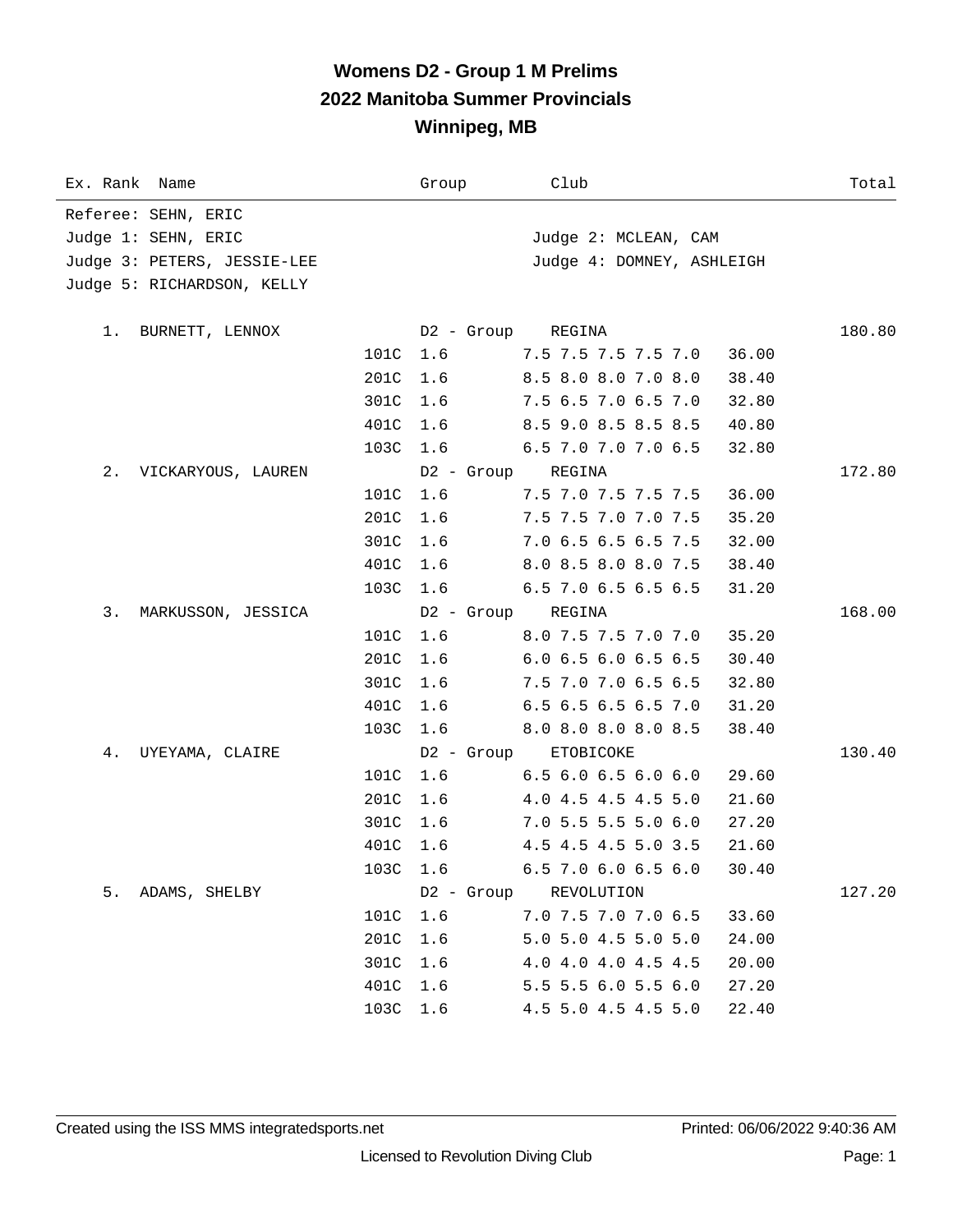# Womens D2 - Group 1 M Prelims
## 2022 Manitoba Summer Provincials
## Winnipeg, MB

| Ex. Rank | Name | | Group | Club | | Total |
|---|---|---|---|---|---|---|

Referee: SEHN, ERIC
Judge 1: SEHN, ERIC
Judge 2: MCLEAN, CAM
Judge 3: PETERS, JESSIE-LEE
Judge 4: DOMNEY, ASHLEIGH
Judge 5: RICHARDSON, KELLY

| Rank | Name | Dive | Group / DD | Club / Scores | Points | Total |
|---|---|---|---|---|---|---|
| 1. | BURNETT, LENNOX | | D2 - Group | REGINA | | 180.80 |
| | | 101C | 1.6 | 7.5 7.5 7.5 7.5 7.0 | 36.00 | |
| | | 201C | 1.6 | 8.5 8.0 8.0 7.0 8.0 | 38.40 | |
| | | 301C | 1.6 | 7.5 6.5 7.0 6.5 7.0 | 32.80 | |
| | | 401C | 1.6 | 8.5 9.0 8.5 8.5 8.5 | 40.80 | |
| | | 103C | 1.6 | 6.5 7.0 7.0 7.0 6.5 | 32.80 | |
| 2. | VICKARYOUS, LAUREN | | D2 - Group | REGINA | | 172.80 |
| | | 101C | 1.6 | 7.5 7.0 7.5 7.5 7.5 | 36.00 | |
| | | 201C | 1.6 | 7.5 7.5 7.0 7.0 7.5 | 35.20 | |
| | | 301C | 1.6 | 7.0 6.5 6.5 6.5 7.5 | 32.00 | |
| | | 401C | 1.6 | 8.0 8.5 8.0 8.0 7.5 | 38.40 | |
| | | 103C | 1.6 | 6.5 7.0 6.5 6.5 6.5 | 31.20 | |
| 3. | MARKUSSON, JESSICA | | D2 - Group | REGINA | | 168.00 |
| | | 101C | 1.6 | 8.0 7.5 7.5 7.0 7.0 | 35.20 | |
| | | 201C | 1.6 | 6.0 6.5 6.0 6.5 6.5 | 30.40 | |
| | | 301C | 1.6 | 7.5 7.0 7.0 6.5 6.5 | 32.80 | |
| | | 401C | 1.6 | 6.5 6.5 6.5 6.5 7.0 | 31.20 | |
| | | 103C | 1.6 | 8.0 8.0 8.0 8.0 8.5 | 38.40 | |
| 4. | UYEYAMA, CLAIRE | | D2 - Group | ETOBICOKE | | 130.40 |
| | | 101C | 1.6 | 6.5 6.0 6.5 6.0 6.0 | 29.60 | |
| | | 201C | 1.6 | 4.0 4.5 4.5 4.5 5.0 | 21.60 | |
| | | 301C | 1.6 | 7.0 5.5 5.5 5.0 6.0 | 27.20 | |
| | | 401C | 1.6 | 4.5 4.5 4.5 5.0 3.5 | 21.60 | |
| | | 103C | 1.6 | 6.5 7.0 6.0 6.5 6.0 | 30.40 | |
| 5. | ADAMS, SHELBY | | D2 - Group | REVOLUTION | | 127.20 |
| | | 101C | 1.6 | 7.0 7.5 7.0 7.0 6.5 | 33.60 | |
| | | 201C | 1.6 | 5.0 5.0 4.5 5.0 5.0 | 24.00 | |
| | | 301C | 1.6 | 4.0 4.0 4.0 4.5 4.5 | 20.00 | |
| | | 401C | 1.6 | 5.5 5.5 6.0 5.5 6.0 | 27.20 | |
| | | 103C | 1.6 | 4.5 5.0 4.5 4.5 5.0 | 22.40 | |

Created using the ISS MMS integratedsports.net
Printed: 06/06/2022 9:40:36 AM
Licensed to Revolution Diving Club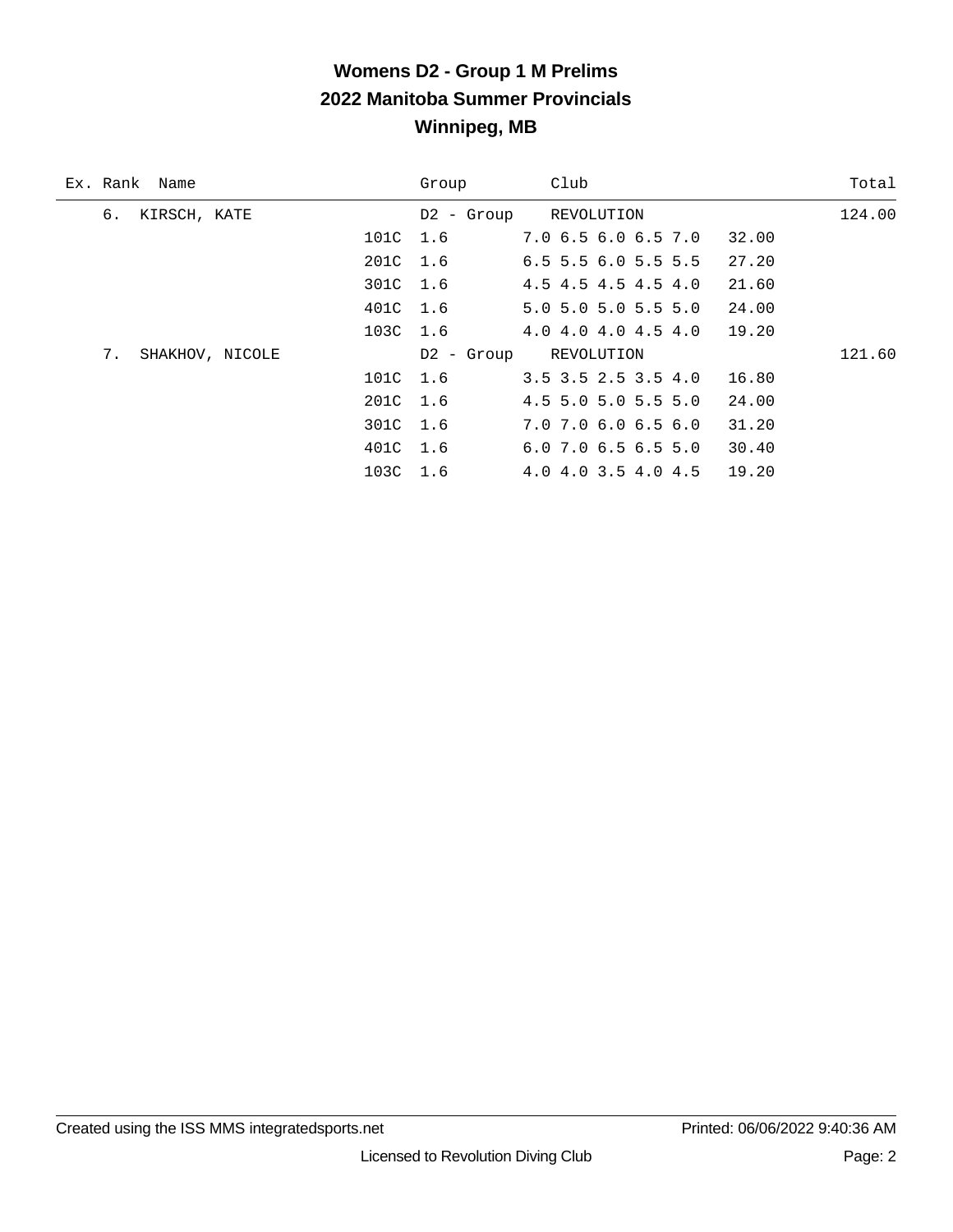# Womens D2 - Group 1 M Prelims

## 2022 Manitoba Summer Provincials

## Winnipeg, MB

| Ex. | Rank | Name | | Group | | Club | | Total |
|---|---|---|---|---|---|---|---|---|
| | 6. | KIRSCH, KATE | | D2 - Group | | REVOLUTION | | 124.00 |
| | | | 101C | 1.6 | 7.0 6.5 6.0 6.5 7.0 | | 32.00 | |
| | | | 201C | 1.6 | 6.5 5.5 6.0 5.5 5.5 | | 27.20 | |
| | | | 301C | 1.6 | 4.5 4.5 4.5 4.5 4.0 | | 21.60 | |
| | | | 401C | 1.6 | 5.0 5.0 5.0 5.5 5.0 | | 24.00 | |
| | | | 103C | 1.6 | 4.0 4.0 4.0 4.5 4.0 | | 19.20 | |
| | 7. | SHAKHOV, NICOLE | | D2 - Group | | REVOLUTION | | 121.60 |
| | | | 101C | 1.6 | 3.5 3.5 2.5 3.5 4.0 | | 16.80 | |
| | | | 201C | 1.6 | 4.5 5.0 5.0 5.5 5.0 | | 24.00 | |
| | | | 301C | 1.6 | 7.0 7.0 6.0 6.5 6.0 | | 31.20 | |
| | | | 401C | 1.6 | 6.0 7.0 6.5 6.5 5.0 | | 30.40 | |
| | | | 103C | 1.6 | 4.0 4.0 3.5 4.0 4.5 | | 19.20 | |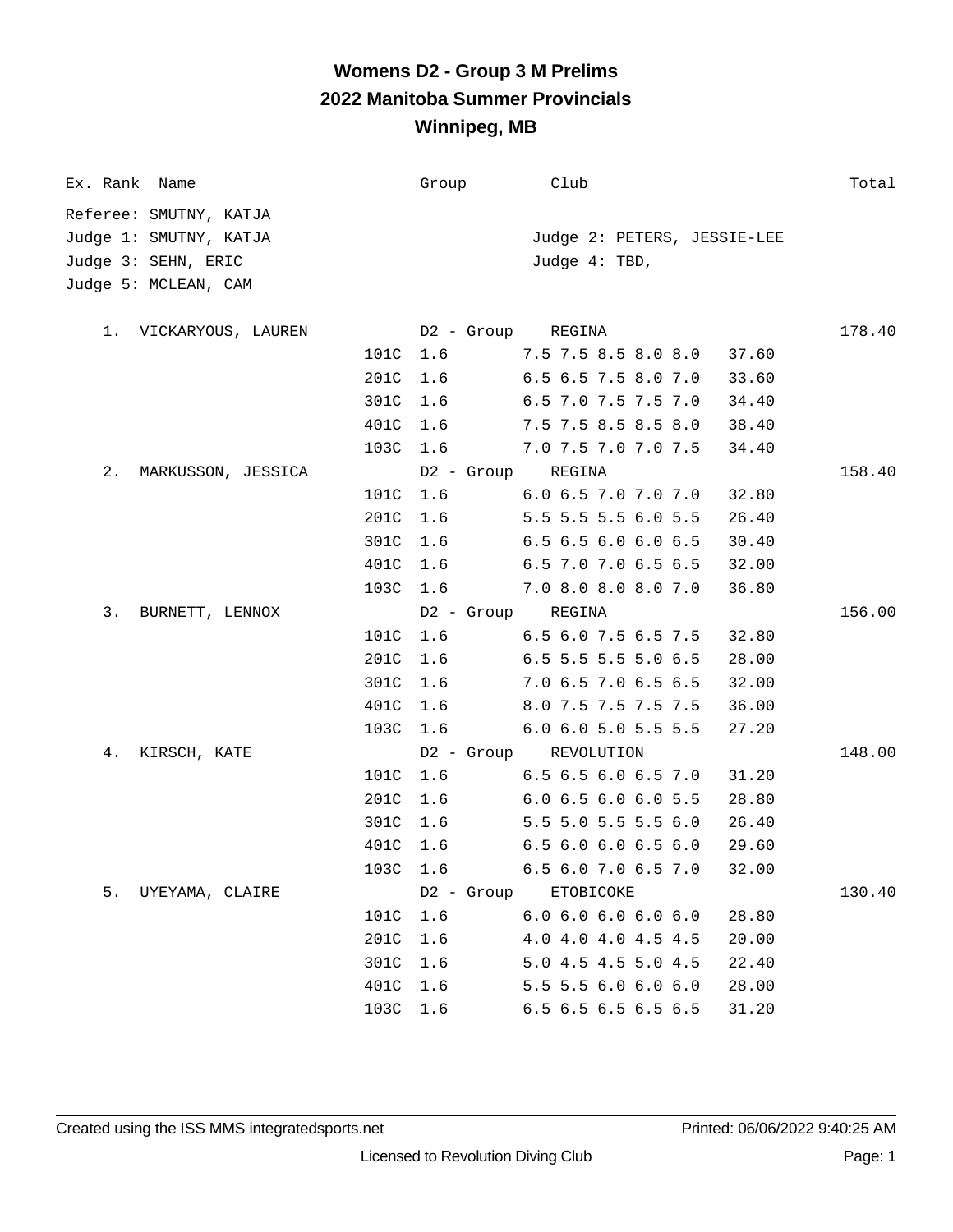# Womens D2 - Group 3 M Prelims
## 2022 Manitoba Summer Provincials
## Winnipeg, MB

| Ex. Rank | Name | | Group | Club | | Total |
|---|---|---|---|---|---|---|
| Referee: SMUTNY, KATJA | | | | | | |
| Judge 1: SMUTNY, KATJA | | | | Judge 2: PETERS, JESSIE-LEE | | |
| Judge 3: SEHN, ERIC | | | | Judge 4: TBD, | | |
| Judge 5: MCLEAN, CAM | | | | | | |
| 1. | VICKARYOUS, LAUREN | | D2 - Group | REGINA | | 178.40 |
| | | 101C | 1.6 | 7.5 7.5 8.5 8.0 8.0 | 37.60 | |
| | | 201C | 1.6 | 6.5 6.5 7.5 8.0 7.0 | 33.60 | |
| | | 301C | 1.6 | 6.5 7.0 7.5 7.5 7.0 | 34.40 | |
| | | 401C | 1.6 | 7.5 7.5 8.5 8.5 8.0 | 38.40 | |
| | | 103C | 1.6 | 7.0 7.5 7.0 7.0 7.5 | 34.40 | |
| 2. | MARKUSSON, JESSICA | | D2 - Group | REGINA | | 158.40 |
| | | 101C | 1.6 | 6.0 6.5 7.0 7.0 7.0 | 32.80 | |
| | | 201C | 1.6 | 5.5 5.5 5.5 6.0 5.5 | 26.40 | |
| | | 301C | 1.6 | 6.5 6.5 6.0 6.0 6.5 | 30.40 | |
| | | 401C | 1.6 | 6.5 7.0 7.0 6.5 6.5 | 32.00 | |
| | | 103C | 1.6 | 7.0 8.0 8.0 8.0 7.0 | 36.80 | |
| 3. | BURNETT, LENNOX | | D2 - Group | REGINA | | 156.00 |
| | | 101C | 1.6 | 6.5 6.0 7.5 6.5 7.5 | 32.80 | |
| | | 201C | 1.6 | 6.5 5.5 5.5 5.0 6.5 | 28.00 | |
| | | 301C | 1.6 | 7.0 6.5 7.0 6.5 6.5 | 32.00 | |
| | | 401C | 1.6 | 8.0 7.5 7.5 7.5 7.5 | 36.00 | |
| | | 103C | 1.6 | 6.0 6.0 5.0 5.5 5.5 | 27.20 | |
| 4. | KIRSCH, KATE | | D2 - Group | REVOLUTION | | 148.00 |
| | | 101C | 1.6 | 6.5 6.5 6.0 6.5 7.0 | 31.20 | |
| | | 201C | 1.6 | 6.0 6.5 6.0 6.0 5.5 | 28.80 | |
| | | 301C | 1.6 | 5.5 5.0 5.5 5.5 6.0 | 26.40 | |
| | | 401C | 1.6 | 6.5 6.0 6.0 6.5 6.0 | 29.60 | |
| | | 103C | 1.6 | 6.5 6.0 7.0 6.5 7.0 | 32.00 | |
| 5. | UYEYAMA, CLAIRE | | D2 - Group | ETOBICOKE | | 130.40 |
| | | 101C | 1.6 | 6.0 6.0 6.0 6.0 6.0 | 28.80 | |
| | | 201C | 1.6 | 4.0 4.0 4.0 4.5 4.5 | 20.00 | |
| | | 301C | 1.6 | 5.0 4.5 4.5 5.0 4.5 | 22.40 | |
| | | 401C | 1.6 | 5.5 5.5 6.0 6.0 6.0 | 28.00 | |
| | | 103C | 1.6 | 6.5 6.5 6.5 6.5 6.5 | 31.20 | |

Created using the ISS MMS integratedsports.net Printed: 06/06/2022 9:40:25 AM

Licensed to Revolution Diving Club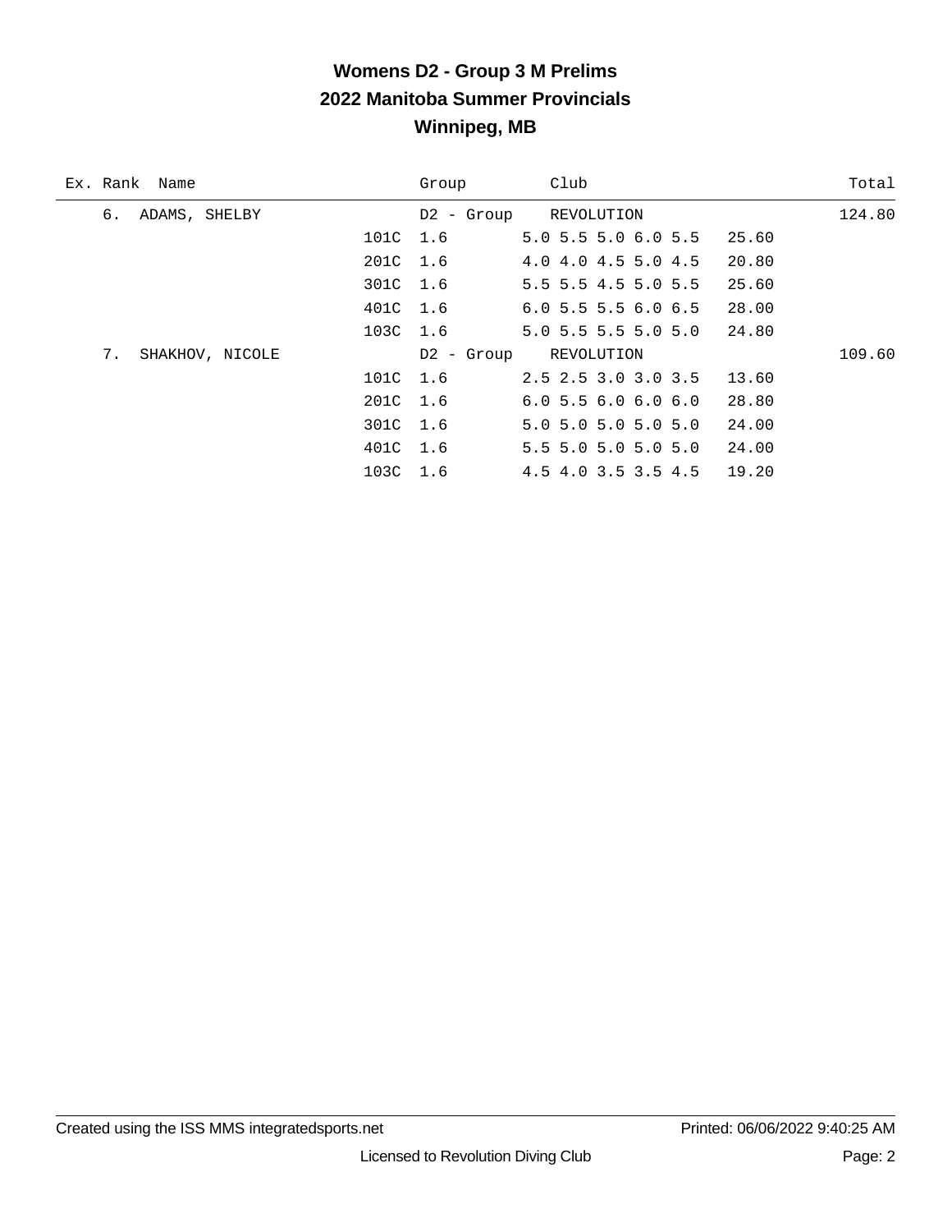# Womens D2 - Group 3 M Prelims
## 2022 Manitoba Summer Provincials
### Winnipeg, MB

| Ex. | Rank | Name | Dive | Group | Club | Scores | Points | Total |
|---|---|---|---|---|---|---|---|---|
| | 6. | ADAMS, SHELBY | | D2 - Group | REVOLUTION | | | 124.80 |
| | | | 101C | 1.6 | | 5.0 5.5 5.0 6.0 5.5 | 25.60 | |
| | | | 201C | 1.6 | | 4.0 4.0 4.5 5.0 4.5 | 20.80 | |
| | | | 301C | 1.6 | | 5.5 5.5 4.5 5.0 5.5 | 25.60 | |
| | | | 401C | 1.6 | | 6.0 5.5 5.5 6.0 6.5 | 28.00 | |
| | | | 103C | 1.6 | | 5.0 5.5 5.5 5.0 5.0 | 24.80 | |
| | 7. | SHAKHOV, NICOLE | | D2 - Group | REVOLUTION | | | 109.60 |
| | | | 101C | 1.6 | | 2.5 2.5 3.0 3.0 3.5 | 13.60 | |
| | | | 201C | 1.6 | | 6.0 5.5 6.0 6.0 6.0 | 28.80 | |
| | | | 301C | 1.6 | | 5.0 5.0 5.0 5.0 5.0 | 24.00 | |
| | | | 401C | 1.6 | | 5.5 5.0 5.0 5.0 5.0 | 24.00 | |
| | | | 103C | 1.6 | | 4.5 4.0 3.5 3.5 4.5 | 19.20 | |

Created using the ISS MMS integratedsports.net — Printed: 06/06/2022 9:40:25 AM

Licensed to Revolution Diving Club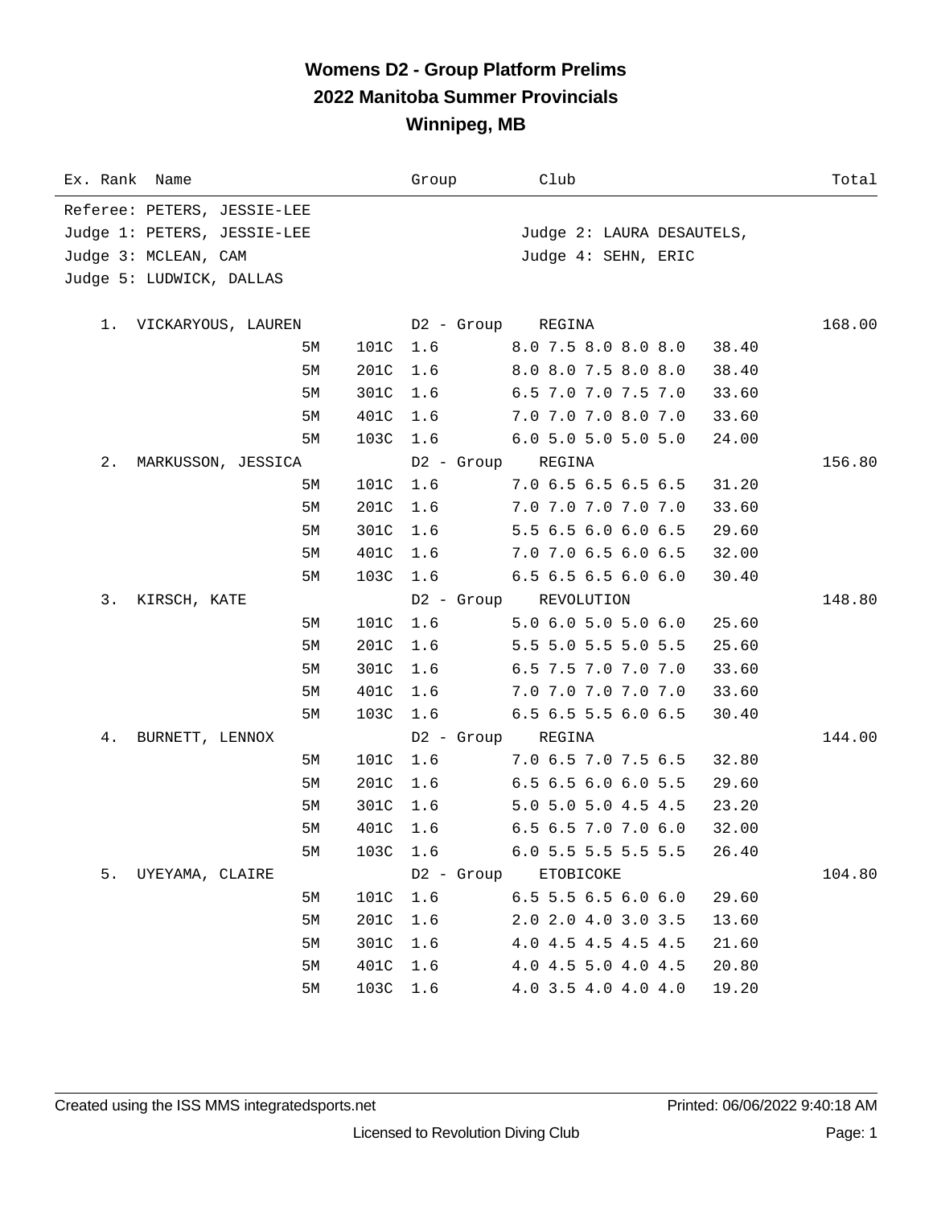# Womens D2 - Group Platform Prelims
## 2022 Manitoba Summer Provincials
## Winnipeg, MB

Referee: PETERS, JESSIE-LEE
Judge 1: PETERS, JESSIE-LEE
Judge 2: LAURA DESAUTELS,
Judge 3: MCLEAN, CAM
Judge 4: SEHN, ERIC
Judge 5: LUDWICK, DALLAS

| Ex. Rank | Name | | | Group | Club | | Total |
|---|---|---|---|---|---|---|---|
| 1. | VICKARYOUS, LAUREN | | | D2 - Group | REGINA | | 168.00 |
| | 5M | 101C | 1.6 | | 8.0 7.5 8.0 8.0 8.0 | 38.40 | |
| | 5M | 201C | 1.6 | | 8.0 8.0 7.5 8.0 8.0 | 38.40 | |
| | 5M | 301C | 1.6 | | 6.5 7.0 7.0 7.5 7.0 | 33.60 | |
| | 5M | 401C | 1.6 | | 7.0 7.0 7.0 8.0 7.0 | 33.60 | |
| | 5M | 103C | 1.6 | | 6.0 5.0 5.0 5.0 5.0 | 24.00 | |
| 2. | MARKUSSON, JESSICA | | | D2 - Group | REGINA | | 156.80 |
| | 5M | 101C | 1.6 | | 7.0 6.5 6.5 6.5 6.5 | 31.20 | |
| | 5M | 201C | 1.6 | | 7.0 7.0 7.0 7.0 7.0 | 33.60 | |
| | 5M | 301C | 1.6 | | 5.5 6.5 6.0 6.0 6.5 | 29.60 | |
| | 5M | 401C | 1.6 | | 7.0 7.0 6.5 6.0 6.5 | 32.00 | |
| | 5M | 103C | 1.6 | | 6.5 6.5 6.5 6.0 6.0 | 30.40 | |
| 3. | KIRSCH, KATE | | | D2 - Group | REVOLUTION | | 148.80 |
| | 5M | 101C | 1.6 | | 5.0 6.0 5.0 5.0 6.0 | 25.60 | |
| | 5M | 201C | 1.6 | | 5.5 5.0 5.5 5.0 5.5 | 25.60 | |
| | 5M | 301C | 1.6 | | 6.5 7.5 7.0 7.0 7.0 | 33.60 | |
| | 5M | 401C | 1.6 | | 7.0 7.0 7.0 7.0 7.0 | 33.60 | |
| | 5M | 103C | 1.6 | | 6.5 6.5 5.5 6.0 6.5 | 30.40 | |
| 4. | BURNETT, LENNOX | | | D2 - Group | REGINA | | 144.00 |
| | 5M | 101C | 1.6 | | 7.0 6.5 7.0 7.5 6.5 | 32.80 | |
| | 5M | 201C | 1.6 | | 6.5 6.5 6.0 6.0 5.5 | 29.60 | |
| | 5M | 301C | 1.6 | | 5.0 5.0 5.0 4.5 4.5 | 23.20 | |
| | 5M | 401C | 1.6 | | 6.5 6.5 7.0 7.0 6.0 | 32.00 | |
| | 5M | 103C | 1.6 | | 6.0 5.5 5.5 5.5 5.5 | 26.40 | |
| 5. | UYEYAMA, CLAIRE | | | D2 - Group | ETOBICOKE | | 104.80 |
| | 5M | 101C | 1.6 | | 6.5 5.5 6.5 6.0 6.0 | 29.60 | |
| | 5M | 201C | 1.6 | | 2.0 2.0 4.0 3.0 3.5 | 13.60 | |
| | 5M | 301C | 1.6 | | 4.0 4.5 4.5 4.5 4.5 | 21.60 | |
| | 5M | 401C | 1.6 | | 4.0 4.5 5.0 4.0 4.5 | 20.80 | |
| | 5M | 103C | 1.6 | | 4.0 3.5 4.0 4.0 4.0 | 19.20 | |

Created using the ISS MMS integratedsports.net | Printed: 06/06/2022 9:40:18 AM

Licensed to Revolution Diving Club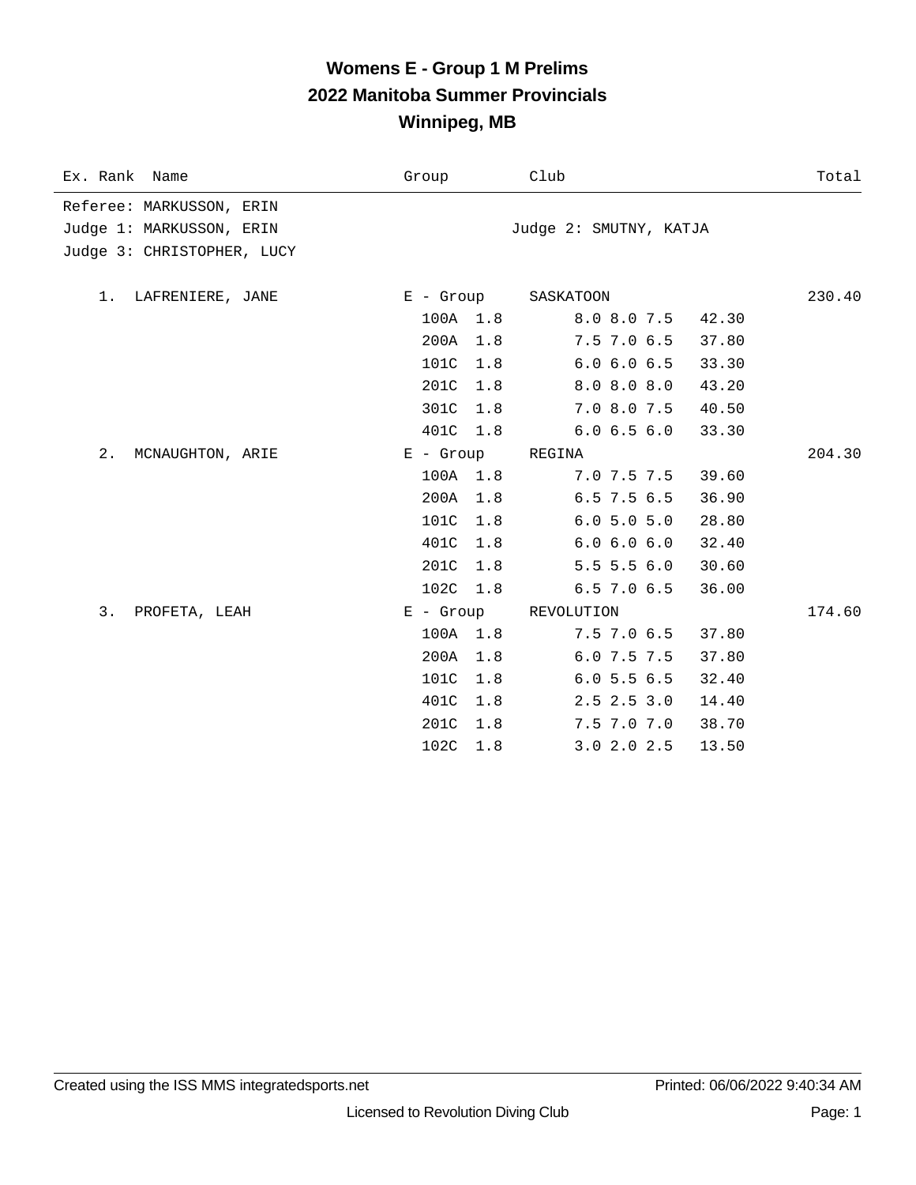# Womens E - Group 1 M Prelims
## 2022 Manitoba Summer Provincials
## Winnipeg, MB

| Ex. Rank | Name | Group | Club | Total |
|---|---|---|---|---|

Referee: MARKUSSON, ERIN
Judge 1: MARKUSSON, ERIN — Judge 2: SMUTNY, KATJA
Judge 3: CHRISTOPHER, LUCY

| Ex. Rank | Name | Group / Dive | DD | Scores | Points | Club | Total |
|---|---|---|---|---|---|---|---|
| 1. | LAFRENIERE, JANE | E - Group | | | | SASKATOON | 230.40 |
| | | 100A | 1.8 | 8.0 8.0 7.5 | 42.30 | | |
| | | 200A | 1.8 | 7.5 7.0 6.5 | 37.80 | | |
| | | 101C | 1.8 | 6.0 6.0 6.5 | 33.30 | | |
| | | 201C | 1.8 | 8.0 8.0 8.0 | 43.20 | | |
| | | 301C | 1.8 | 7.0 8.0 7.5 | 40.50 | | |
| | | 401C | 1.8 | 6.0 6.5 6.0 | 33.30 | | |
| 2. | MCNAUGHTON, ARIE | E - Group | | | | REGINA | 204.30 |
| | | 100A | 1.8 | 7.0 7.5 7.5 | 39.60 | | |
| | | 200A | 1.8 | 6.5 7.5 6.5 | 36.90 | | |
| | | 101C | 1.8 | 6.0 5.0 5.0 | 28.80 | | |
| | | 401C | 1.8 | 6.0 6.0 6.0 | 32.40 | | |
| | | 201C | 1.8 | 5.5 5.5 6.0 | 30.60 | | |
| | | 102C | 1.8 | 6.5 7.0 6.5 | 36.00 | | |
| 3. | PROFETA, LEAH | E - Group | | | | REVOLUTION | 174.60 |
| | | 100A | 1.8 | 7.5 7.0 6.5 | 37.80 | | |
| | | 200A | 1.8 | 6.0 7.5 7.5 | 37.80 | | |
| | | 101C | 1.8 | 6.0 5.5 6.5 | 32.40 | | |
| | | 401C | 1.8 | 2.5 2.5 3.0 | 14.40 | | |
| | | 201C | 1.8 | 7.5 7.0 7.0 | 38.70 | | |
| | | 102C | 1.8 | 3.0 2.0 2.5 | 13.50 | | |

Created using the ISS MMS integratedsports.net — Printed: 06/06/2022 9:40:34 AM

Licensed to Revolution Diving Club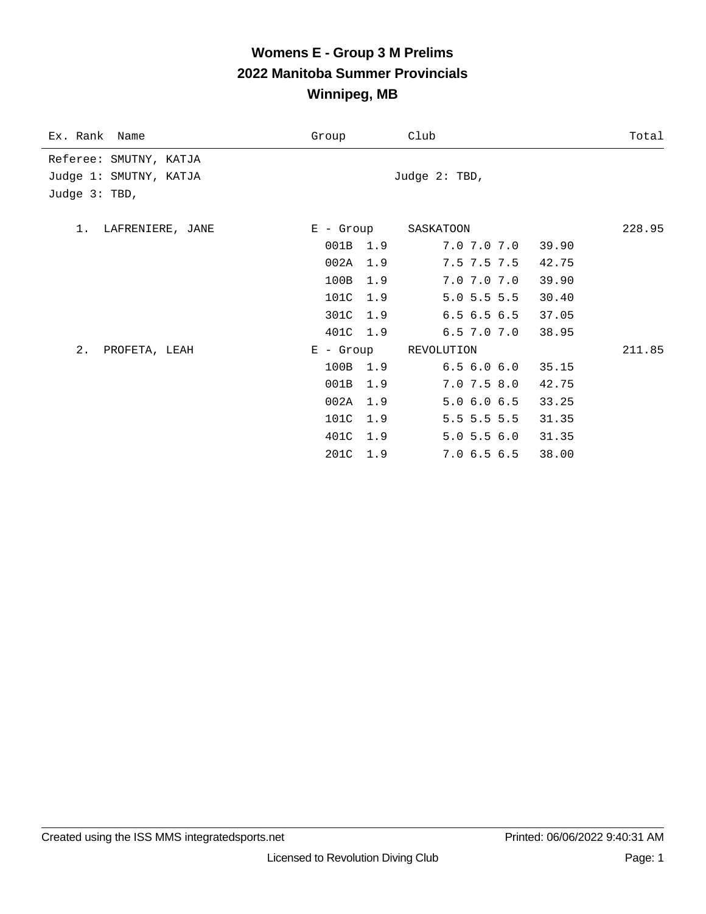# Womens E - Group 3 M Prelims
## 2022 Manitoba Summer Provincials
## Winnipeg, MB

| Ex. Rank | Name | Group | Club | | | Total |
|---|---|---|---|---|---|---|
| Referee: SMUTNY, KATJA | | | | | | |
| Judge 1: SMUTNY, KATJA | | | Judge 2: TBD, | | | |
| Judge 3: TBD, | | | | | | |
| 1. | LAFRENIERE, JANE | E - Group | SASKATOON | | | 228.95 |
| | | 001B 1.9 | | 7.0 7.0 7.0 | 39.90 | |
| | | 002A 1.9 | | 7.5 7.5 7.5 | 42.75 | |
| | | 100B 1.9 | | 7.0 7.0 7.0 | 39.90 | |
| | | 101C 1.9 | | 5.0 5.5 5.5 | 30.40 | |
| | | 301C 1.9 | | 6.5 6.5 6.5 | 37.05 | |
| | | 401C 1.9 | | 6.5 7.0 7.0 | 38.95 | |
| 2. | PROFETA, LEAH | E - Group | REVOLUTION | | | 211.85 |
| | | 100B 1.9 | | 6.5 6.0 6.0 | 35.15 | |
| | | 001B 1.9 | | 7.0 7.5 8.0 | 42.75 | |
| | | 002A 1.9 | | 5.0 6.0 6.5 | 33.25 | |
| | | 101C 1.9 | | 5.5 5.5 5.5 | 31.35 | |
| | | 401C 1.9 | | 5.0 5.5 6.0 | 31.35 | |
| | | 201C 1.9 | | 7.0 6.5 6.5 | 38.00 | |

Created using the ISS MMS integratedsports.net | Printed: 06/06/2022 9:40:31 AM

Licensed to Revolution Diving Club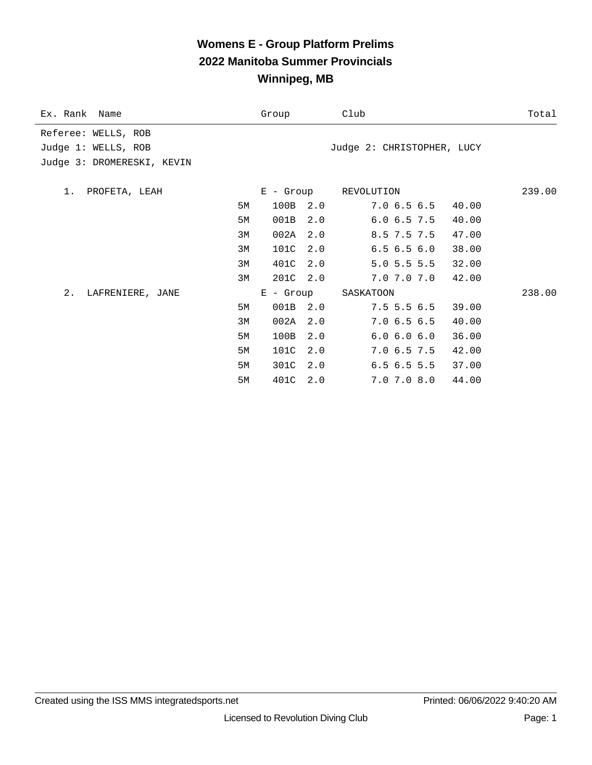# Womens E - Group Platform Prelims
## 2022 Manitoba Summer Provincials
## Winnipeg, MB

| Ex. | Rank | Name | Group | Club | | | Total |
|---|---|---|---|---|---|---|---|

Referee: WELLS, ROB
Judge 1: WELLS, ROB
Judge 2: CHRISTOPHER, LUCY
Judge 3: DROMERESKI, KEVIN

| Rank | Name | Height | Dive | DD | Scores | Points | Group | Club | Total |
|---|---|---|---|---|---|---|---|---|---|
| 1. | PROFETA, LEAH | | | | | | E - Group | REVOLUTION | 239.00 |
| | | 5M | 100B | 2.0 | 7.0 6.5 6.5 | 40.00 | | | |
| | | 5M | 001B | 2.0 | 6.0 6.5 7.5 | 40.00 | | | |
| | | 3M | 002A | 2.0 | 8.5 7.5 7.5 | 47.00 | | | |
| | | 3M | 101C | 2.0 | 6.5 6.5 6.0 | 38.00 | | | |
| | | 3M | 401C | 2.0 | 5.0 5.5 5.5 | 32.00 | | | |
| | | 3M | 201C | 2.0 | 7.0 7.0 7.0 | 42.00 | | | |
| 2. | LAFRENIERE, JANE | | | | | | E - Group | SASKATOON | 238.00 |
| | | 5M | 001B | 2.0 | 7.5 5.5 6.5 | 39.00 | | | |
| | | 3M | 002A | 2.0 | 7.0 6.5 6.5 | 40.00 | | | |
| | | 5M | 100B | 2.0 | 6.0 6.0 6.0 | 36.00 | | | |
| | | 5M | 101C | 2.0 | 7.0 6.5 7.5 | 42.00 | | | |
| | | 5M | 301C | 2.0 | 6.5 6.5 5.5 | 37.00 | | | |
| | | 5M | 401C | 2.0 | 7.0 7.0 8.0 | 44.00 | | | |

Created using the ISS MMS integratedsports.net    Printed: 06/06/2022 9:40:20 AM

Licensed to Revolution Diving Club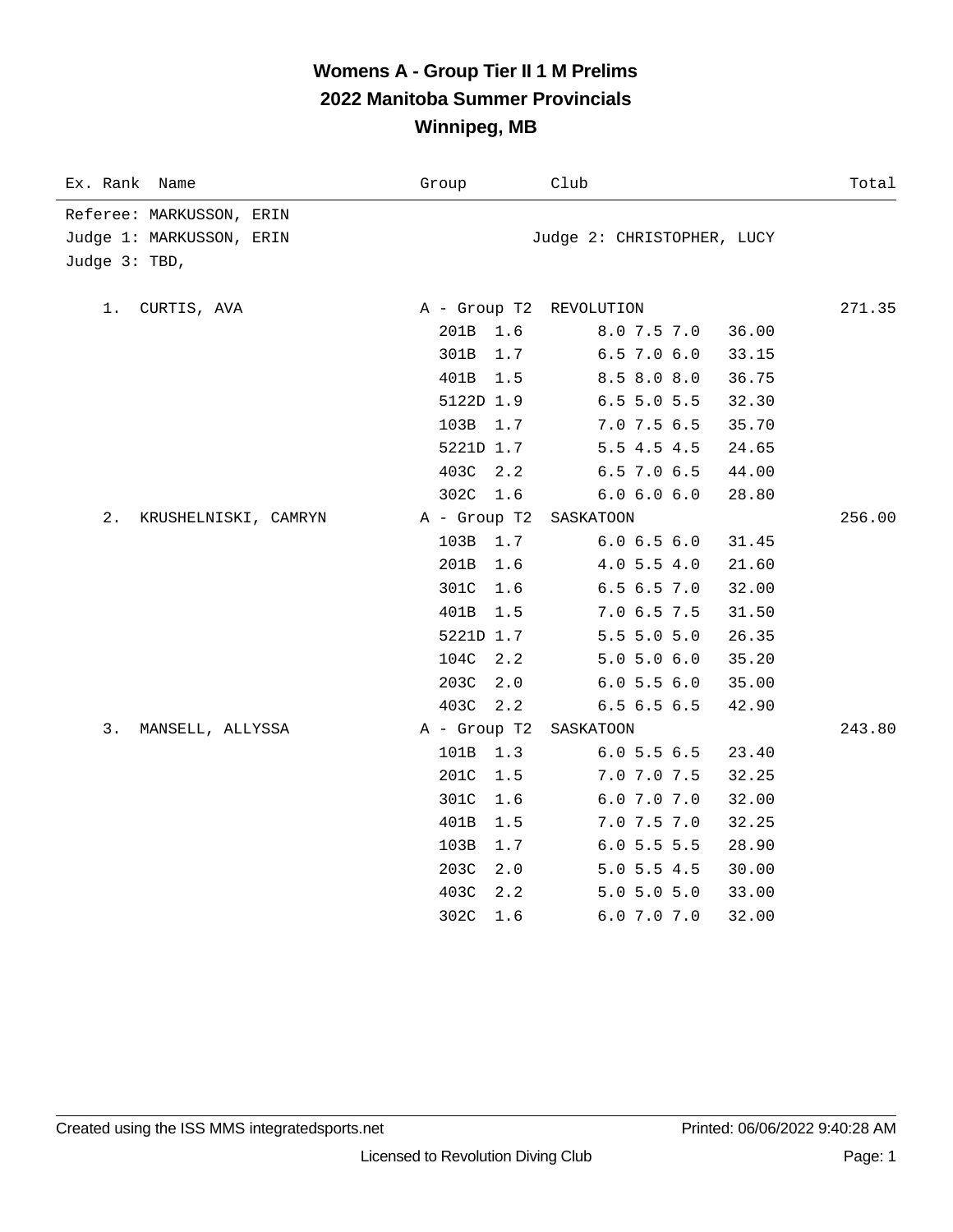# Womens A - Group Tier II 1 M Prelims
## 2022 Manitoba Summer Provincials
## Winnipeg, MB

| Ex. Rank | Name | Group | Club | | Total |
|---|---|---|---|---|---|

Referee: MARKUSSON, ERIN
Judge 1: MARKUSSON, ERIN — Judge 2: CHRISTOPHER, LUCY
Judge 3: TBD,

| Ex. Rank | Name | Dive | DD | Scores | Points | Total |
|---|---|---|---|---|---|---|
| 1. | CURTIS, AVA | A - Group T2 | REVOLUTION | | | 271.35 |
| | | 201B | 1.6 | 8.0 7.5 7.0 | 36.00 | |
| | | 301B | 1.7 | 6.5 7.0 6.0 | 33.15 | |
| | | 401B | 1.5 | 8.5 8.0 8.0 | 36.75 | |
| | | 5122D | 1.9 | 6.5 5.0 5.5 | 32.30 | |
| | | 103B | 1.7 | 7.0 7.5 6.5 | 35.70 | |
| | | 5221D | 1.7 | 5.5 4.5 4.5 | 24.65 | |
| | | 403C | 2.2 | 6.5 7.0 6.5 | 44.00 | |
| | | 302C | 1.6 | 6.0 6.0 6.0 | 28.80 | |
| 2. | KRUSHELNISKI, CAMRYN | A - Group T2 | SASKATOON | | | 256.00 |
| | | 103B | 1.7 | 6.0 6.5 6.0 | 31.45 | |
| | | 201B | 1.6 | 4.0 5.5 4.0 | 21.60 | |
| | | 301C | 1.6 | 6.5 6.5 7.0 | 32.00 | |
| | | 401B | 1.5 | 7.0 6.5 7.5 | 31.50 | |
| | | 5221D | 1.7 | 5.5 5.0 5.0 | 26.35 | |
| | | 104C | 2.2 | 5.0 5.0 6.0 | 35.20 | |
| | | 203C | 2.0 | 6.0 5.5 6.0 | 35.00 | |
| | | 403C | 2.2 | 6.5 6.5 6.5 | 42.90 | |
| 3. | MANSELL, ALLYSSA | A - Group T2 | SASKATOON | | | 243.80 |
| | | 101B | 1.3 | 6.0 5.5 6.5 | 23.40 | |
| | | 201C | 1.5 | 7.0 7.0 7.5 | 32.25 | |
| | | 301C | 1.6 | 6.0 7.0 7.0 | 32.00 | |
| | | 401B | 1.5 | 7.0 7.5 7.0 | 32.25 | |
| | | 103B | 1.7 | 6.0 5.5 5.5 | 28.90 | |
| | | 203C | 2.0 | 5.0 5.5 4.5 | 30.00 | |
| | | 403C | 2.2 | 5.0 5.0 5.0 | 33.00 | |
| | | 302C | 1.6 | 6.0 7.0 7.0 | 32.00 | |

Created using the ISS MMS integratedsports.net — Printed: 06/06/2022 9:40:28 AM

Licensed to Revolution Diving Club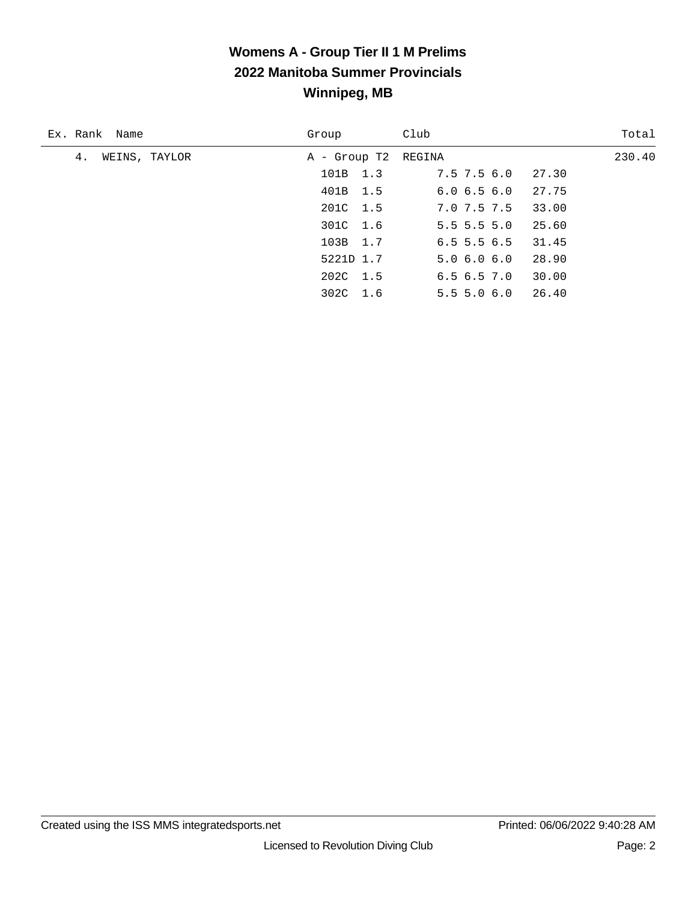# Womens A - Group Tier II 1 M Prelims
## 2022 Manitoba Summer Provincials
## Winnipeg, MB

| Ex. | Rank | Name | Group | Club | | Total |
|---|---|---|---|---|---|---|
| | 4. | WEINS, TAYLOR | A - Group T2 | REGINA | | 230.40 |
| | | | 101B 1.3 | 7.5 7.5 6.0 | 27.30 | |
| | | | 401B 1.5 | 6.0 6.5 6.0 | 27.75 | |
| | | | 201C 1.5 | 7.0 7.5 7.5 | 33.00 | |
| | | | 301C 1.6 | 5.5 5.5 5.0 | 25.60 | |
| | | | 103B 1.7 | 6.5 5.5 6.5 | 31.45 | |
| | | | 5221D 1.7 | 5.0 6.0 6.0 | 28.90 | |
| | | | 202C 1.5 | 6.5 6.5 7.0 | 30.00 | |
| | | | 302C 1.6 | 5.5 5.0 6.0 | 26.40 | |

Created using the ISS MMS integratedsports.net

Printed: 06/06/2022 9:40:28 AM

Licensed to Revolution Diving Club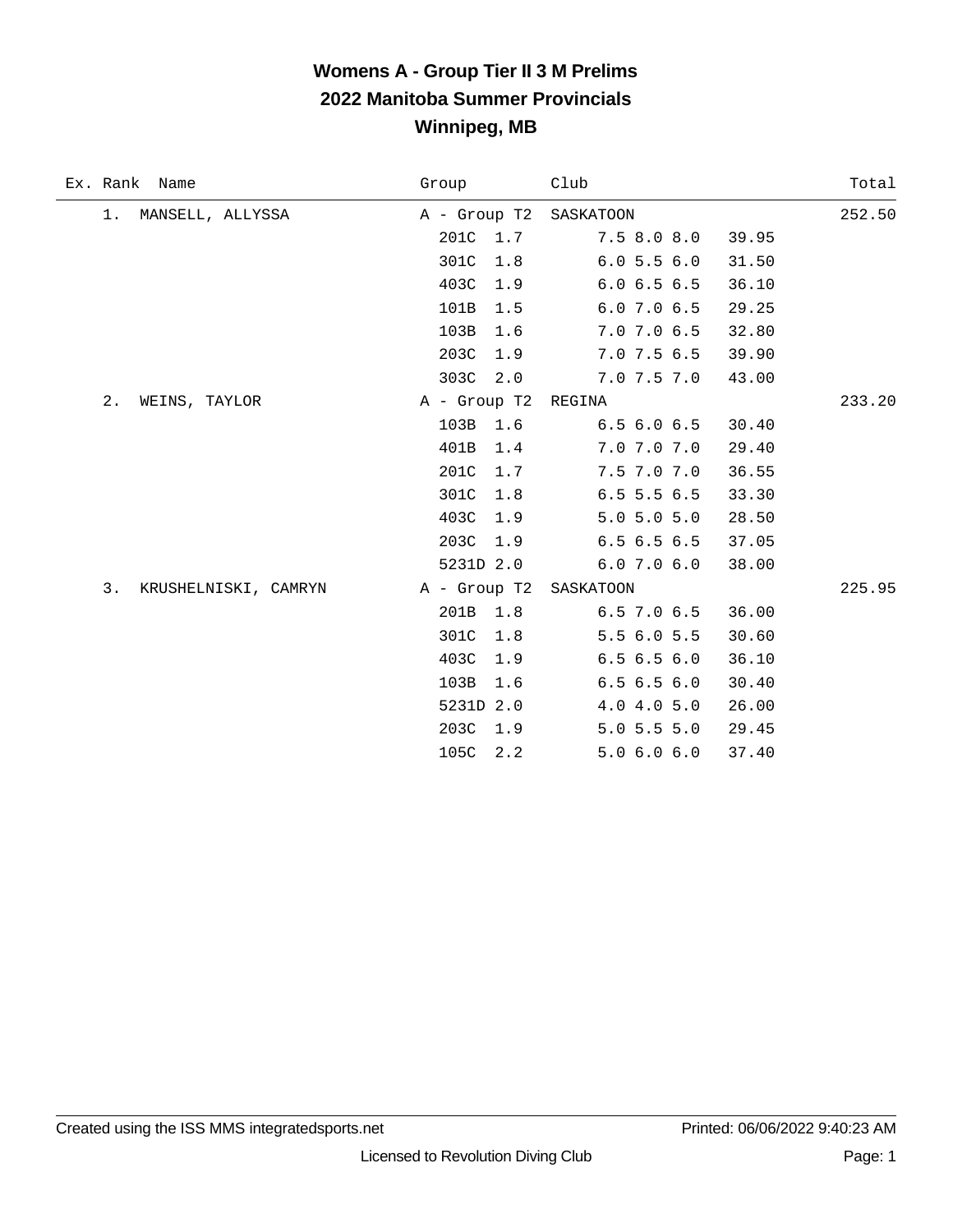# Womens A - Group Tier II 3 M Prelims

## 2022 Manitoba Summer Provincials

## Winnipeg, MB

| Ex. | Rank | Name | Group | Club | | Total |
|---|---|---|---|---|---|---|
| | 1. | MANSELL, ALLYSSA | A - Group T2 | SASKATOON | | 252.50 |
| | | | 201C 1.7 | 7.5 8.0 8.0 | 39.95 | |
| | | | 301C 1.8 | 6.0 5.5 6.0 | 31.50 | |
| | | | 403C 1.9 | 6.0 6.5 6.5 | 36.10 | |
| | | | 101B 1.5 | 6.0 7.0 6.5 | 29.25 | |
| | | | 103B 1.6 | 7.0 7.0 6.5 | 32.80 | |
| | | | 203C 1.9 | 7.0 7.5 6.5 | 39.90 | |
| | | | 303C 2.0 | 7.0 7.5 7.0 | 43.00 | |
| | 2. | WEINS, TAYLOR | A - Group T2 | REGINA | | 233.20 |
| | | | 103B 1.6 | 6.5 6.0 6.5 | 30.40 | |
| | | | 401B 1.4 | 7.0 7.0 7.0 | 29.40 | |
| | | | 201C 1.7 | 7.5 7.0 7.0 | 36.55 | |
| | | | 301C 1.8 | 6.5 5.5 6.5 | 33.30 | |
| | | | 403C 1.9 | 5.0 5.0 5.0 | 28.50 | |
| | | | 203C 1.9 | 6.5 6.5 6.5 | 37.05 | |
| | | | 5231D 2.0 | 6.0 7.0 6.0 | 38.00 | |
| | 3. | KRUSHELNISKI, CAMRYN | A - Group T2 | SASKATOON | | 225.95 |
| | | | 201B 1.8 | 6.5 7.0 6.5 | 36.00 | |
| | | | 301C 1.8 | 5.5 6.0 5.5 | 30.60 | |
| | | | 403C 1.9 | 6.5 6.5 6.0 | 36.10 | |
| | | | 103B 1.6 | 6.5 6.5 6.0 | 30.40 | |
| | | | 5231D 2.0 | 4.0 4.0 5.0 | 26.00 | |
| | | | 203C 1.9 | 5.0 5.5 5.0 | 29.45 | |
| | | | 105C 2.2 | 5.0 6.0 6.0 | 37.40 | |

Created using the ISS MMS integratedsports.net     Printed: 06/06/2022 9:40:23 AM

Licensed to Revolution Diving Club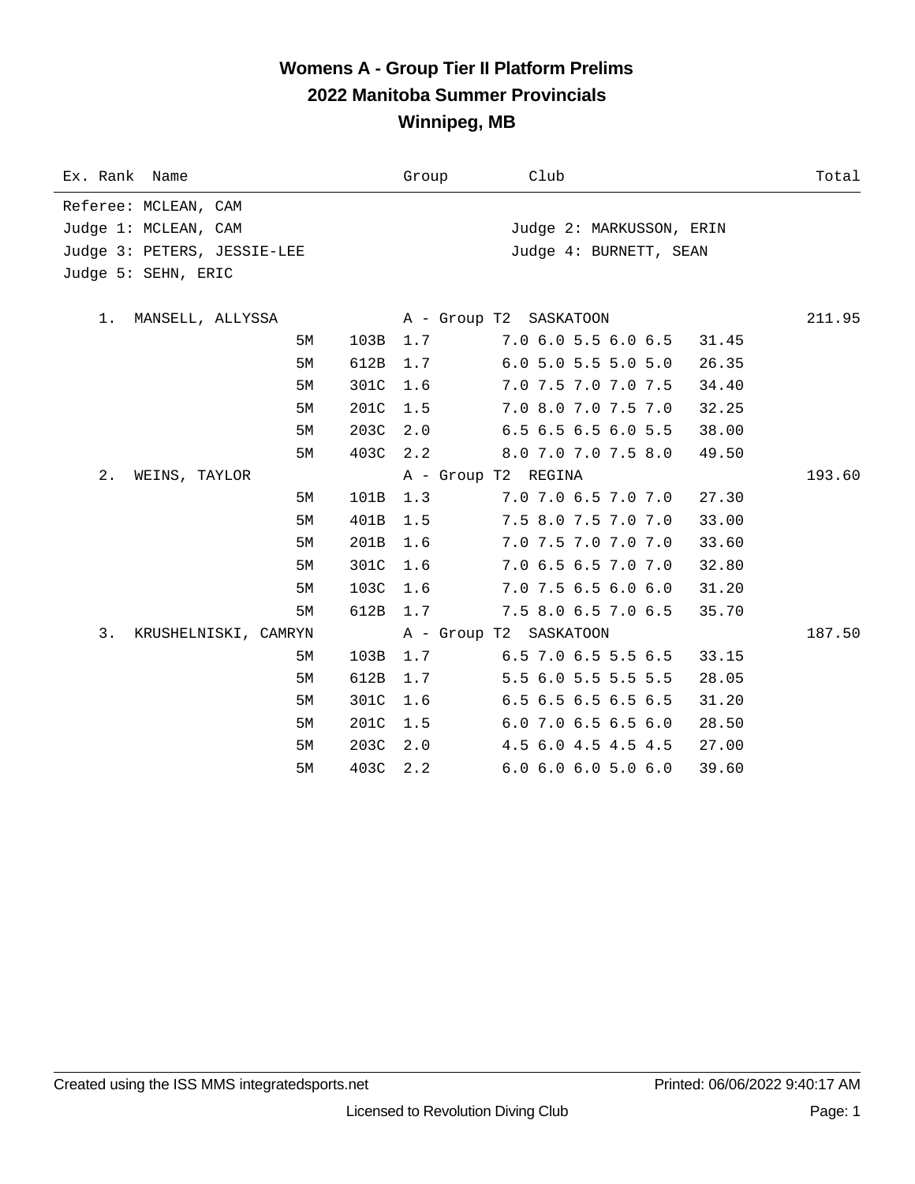# Womens A - Group Tier II Platform Prelims
## 2022 Manitoba Summer Provincials
## Winnipeg, MB

| Ex. Rank | Name | | | | Group | Club | | Total |
|---|---|---|---|---|---|---|---|---|
| Referee: MCLEAN, CAM | | | | | | | | |
| Judge 1: MCLEAN, CAM | | | | | | Judge 2: MARKUSSON, ERIN | | |
| Judge 3: PETERS, JESSIE-LEE | | | | | | Judge 4: BURNETT, SEAN | | |
| Judge 5: SEHN, ERIC | | | | | | | | |
| 1. | MANSELL, ALLYSSA | | | | A - Group T2 | SASKATOON | | 211.95 |
| | | 5M | 103B | 1.7 | | 7.0 6.0 5.5 6.0 6.5 | 31.45 | |
| | | 5M | 612B | 1.7 | | 6.0 5.0 5.5 5.0 5.0 | 26.35 | |
| | | 5M | 301C | 1.6 | | 7.0 7.5 7.0 7.0 7.5 | 34.40 | |
| | | 5M | 201C | 1.5 | | 7.0 8.0 7.0 7.5 7.0 | 32.25 | |
| | | 5M | 203C | 2.0 | | 6.5 6.5 6.5 6.0 5.5 | 38.00 | |
| | | 5M | 403C | 2.2 | | 8.0 7.0 7.0 7.5 8.0 | 49.50 | |
| 2. | WEINS, TAYLOR | | | | A - Group T2 | REGINA | | 193.60 |
| | | 5M | 101B | 1.3 | | 7.0 7.0 6.5 7.0 7.0 | 27.30 | |
| | | 5M | 401B | 1.5 | | 7.5 8.0 7.5 7.0 7.0 | 33.00 | |
| | | 5M | 201B | 1.6 | | 7.0 7.5 7.0 7.0 7.0 | 33.60 | |
| | | 5M | 301C | 1.6 | | 7.0 6.5 6.5 7.0 7.0 | 32.80 | |
| | | 5M | 103C | 1.6 | | 7.0 7.5 6.5 6.0 6.0 | 31.20 | |
| | | 5M | 612B | 1.7 | | 7.5 8.0 6.5 7.0 6.5 | 35.70 | |
| 3. | KRUSHELNISKI, CAMRYN | | | | A - Group T2 | SASKATOON | | 187.50 |
| | | 5M | 103B | 1.7 | | 6.5 7.0 6.5 5.5 6.5 | 33.15 | |
| | | 5M | 612B | 1.7 | | 5.5 6.0 5.5 5.5 5.5 | 28.05 | |
| | | 5M | 301C | 1.6 | | 6.5 6.5 6.5 6.5 6.5 | 31.20 | |
| | | 5M | 201C | 1.5 | | 6.0 7.0 6.5 6.5 6.0 | 28.50 | |
| | | 5M | 203C | 2.0 | | 4.5 6.0 4.5 4.5 4.5 | 27.00 | |
| | | 5M | 403C | 2.2 | | 6.0 6.0 6.0 5.0 6.0 | 39.60 | |

Created using the ISS MMS integratedsports.net Printed: 06/06/2022 9:40:17 AM

Licensed to Revolution Diving Club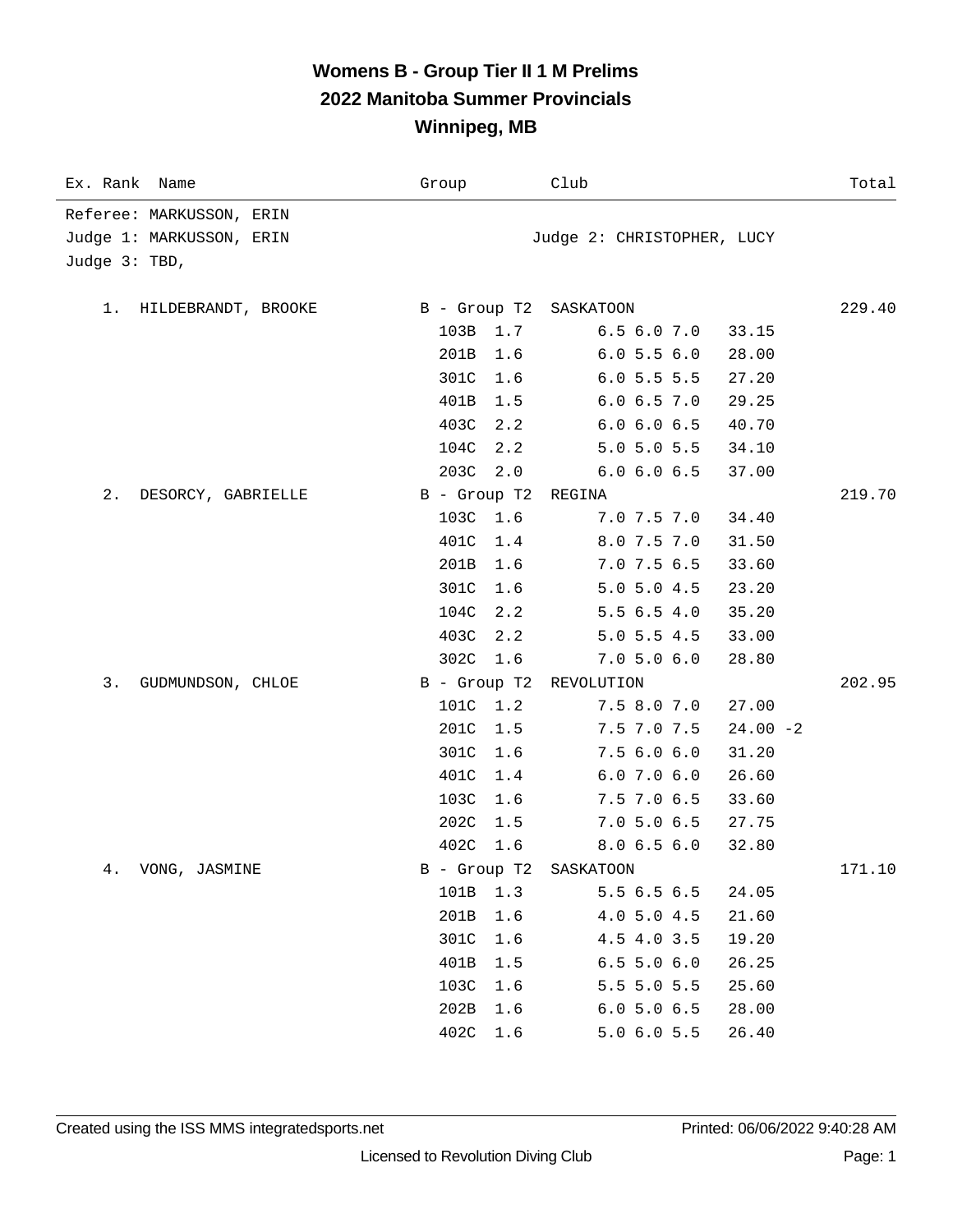# Womens B - Group Tier II 1 M Prelims
## 2022 Manitoba Summer Provincials
## Winnipeg, MB

| Ex. Rank | Name | Group | Club | | | Total |
|---|---|---|---|---|---|---|
| Referee: MARKUSSON, ERIN | | | | | | |
| Judge 1: MARKUSSON, ERIN | | | Judge 2: CHRISTOPHER, LUCY | | | |
| Judge 3: TBD, | | | | | | |
| 1. | HILDEBRANDT, BROOKE | B - Group T2 | SASKATOON | | | 229.40 |
| | | 103B 1.7 | 6.5 6.0 7.0 | 33.15 | | |
| | | 201B 1.6 | 6.0 5.5 6.0 | 28.00 | | |
| | | 301C 1.6 | 6.0 5.5 5.5 | 27.20 | | |
| | | 401B 1.5 | 6.0 6.5 7.0 | 29.25 | | |
| | | 403C 2.2 | 6.0 6.0 6.5 | 40.70 | | |
| | | 104C 2.2 | 5.0 5.0 5.5 | 34.10 | | |
| | | 203C 2.0 | 6.0 6.0 6.5 | 37.00 | | |
| 2. | DESORCY, GABRIELLE | B - Group T2 | REGINA | | | 219.70 |
| | | 103C 1.6 | 7.0 7.5 7.0 | 34.40 | | |
| | | 401C 1.4 | 8.0 7.5 7.0 | 31.50 | | |
| | | 201B 1.6 | 7.0 7.5 6.5 | 33.60 | | |
| | | 301C 1.6 | 5.0 5.0 4.5 | 23.20 | | |
| | | 104C 2.2 | 5.5 6.5 4.0 | 35.20 | | |
| | | 403C 2.2 | 5.0 5.5 4.5 | 33.00 | | |
| | | 302C 1.6 | 7.0 5.0 6.0 | 28.80 | | |
| 3. | GUDMUNDSON, CHLOE | B - Group T2 | REVOLUTION | | | 202.95 |
| | | 101C 1.2 | 7.5 8.0 7.0 | 27.00 | | |
| | | 201C 1.5 | 7.5 7.0 7.5 | 24.00 | -2 | |
| | | 301C 1.6 | 7.5 6.0 6.0 | 31.20 | | |
| | | 401C 1.4 | 6.0 7.0 6.0 | 26.60 | | |
| | | 103C 1.6 | 7.5 7.0 6.5 | 33.60 | | |
| | | 202C 1.5 | 7.0 5.0 6.5 | 27.75 | | |
| | | 402C 1.6 | 8.0 6.5 6.0 | 32.80 | | |
| 4. | VONG, JASMINE | B - Group T2 | SASKATOON | | | 171.10 |
| | | 101B 1.3 | 5.5 6.5 6.5 | 24.05 | | |
| | | 201B 1.6 | 4.0 5.0 4.5 | 21.60 | | |
| | | 301C 1.6 | 4.5 4.0 3.5 | 19.20 | | |
| | | 401B 1.5 | 6.5 5.0 6.0 | 26.25 | | |
| | | 103C 1.6 | 5.5 5.0 5.5 | 25.60 | | |
| | | 202B 1.6 | 6.0 5.0 6.5 | 28.00 | | |
| | | 402C 1.6 | 5.0 6.0 5.5 | 26.40 | | |

Created using the ISS MMS integratedsports.net — Printed: 06/06/2022 9:40:28 AM

Licensed to Revolution Diving Club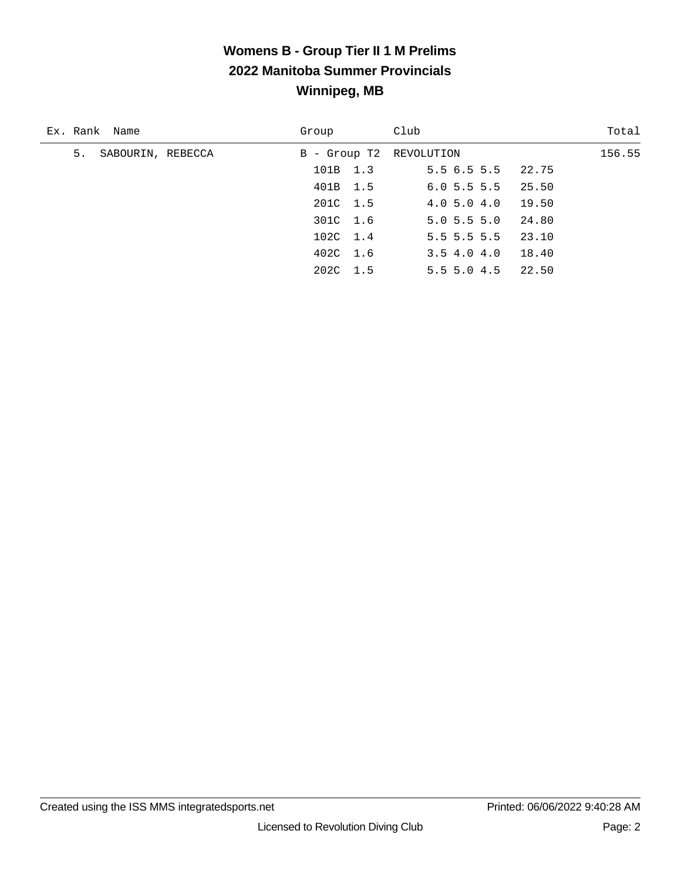# Womens B - Group Tier II 1 M Prelims
## 2022 Manitoba Summer Provincials
## Winnipeg, MB

| Ex. | Rank | Name | Group | Club | | Total |
|---|---|---|---|---|---|---|
| | 5. | SABOURIN, REBECCA | B - Group T2 | REVOLUTION | | 156.55 |
| | | | 101B 1.3 | 5.5 6.5 5.5 | 22.75 | |
| | | | 401B 1.5 | 6.0 5.5 5.5 | 25.50 | |
| | | | 201C 1.5 | 4.0 5.0 4.0 | 19.50 | |
| | | | 301C 1.6 | 5.0 5.5 5.0 | 24.80 | |
| | | | 102C 1.4 | 5.5 5.5 5.5 | 23.10 | |
| | | | 402C 1.6 | 3.5 4.0 4.0 | 18.40 | |
| | | | 202C 1.5 | 5.5 5.0 4.5 | 22.50 | |

Created using the ISS MMS integratedsports.net    Printed: 06/06/2022 9:40:28 AM

Licensed to Revolution Diving Club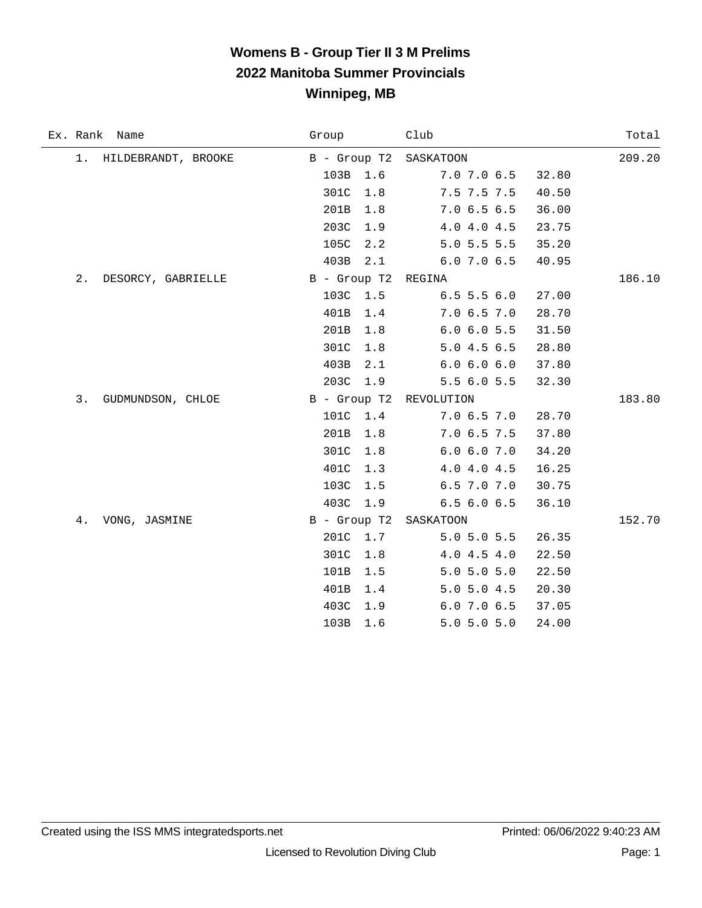# Womens B - Group Tier II 3 M Prelims

## 2022 Manitoba Summer Provincials

## Winnipeg, MB

| Ex. | Rank | Name | Group | Club | | Total |
|---|---|---|---|---|---|---|
| | 1. | HILDEBRANDT, BROOKE | B - Group T2 | SASKATOON | | 209.20 |
| | | | 103B 1.6 | 7.0 7.0 6.5 | 32.80 | |
| | | | 301C 1.8 | 7.5 7.5 7.5 | 40.50 | |
| | | | 201B 1.8 | 7.0 6.5 6.5 | 36.00 | |
| | | | 203C 1.9 | 4.0 4.0 4.5 | 23.75 | |
| | | | 105C 2.2 | 5.0 5.5 5.5 | 35.20 | |
| | | | 403B 2.1 | 6.0 7.0 6.5 | 40.95 | |
| | 2. | DESORCY, GABRIELLE | B - Group T2 | REGINA | | 186.10 |
| | | | 103C 1.5 | 6.5 5.5 6.0 | 27.00 | |
| | | | 401B 1.4 | 7.0 6.5 7.0 | 28.70 | |
| | | | 201B 1.8 | 6.0 6.0 5.5 | 31.50 | |
| | | | 301C 1.8 | 5.0 4.5 6.5 | 28.80 | |
| | | | 403B 2.1 | 6.0 6.0 6.0 | 37.80 | |
| | | | 203C 1.9 | 5.5 6.0 5.5 | 32.30 | |
| | 3. | GUDMUNDSON, CHLOE | B - Group T2 | REVOLUTION | | 183.80 |
| | | | 101C 1.4 | 7.0 6.5 7.0 | 28.70 | |
| | | | 201B 1.8 | 7.0 6.5 7.5 | 37.80 | |
| | | | 301C 1.8 | 6.0 6.0 7.0 | 34.20 | |
| | | | 401C 1.3 | 4.0 4.0 4.5 | 16.25 | |
| | | | 103C 1.5 | 6.5 7.0 7.0 | 30.75 | |
| | | | 403C 1.9 | 6.5 6.0 6.5 | 36.10 | |
| | 4. | VONG, JASMINE | B - Group T2 | SASKATOON | | 152.70 |
| | | | 201C 1.7 | 5.0 5.0 5.5 | 26.35 | |
| | | | 301C 1.8 | 4.0 4.5 4.0 | 22.50 | |
| | | | 101B 1.5 | 5.0 5.0 5.0 | 22.50 | |
| | | | 401B 1.4 | 5.0 5.0 4.5 | 20.30 | |
| | | | 403C 1.9 | 6.0 7.0 6.5 | 37.05 | |
| | | | 103B 1.6 | 5.0 5.0 5.0 | 24.00 | |

Created using the ISS MMS integratedsports.net    Printed: 06/06/2022 9:40:23 AM

Licensed to Revolution Diving Club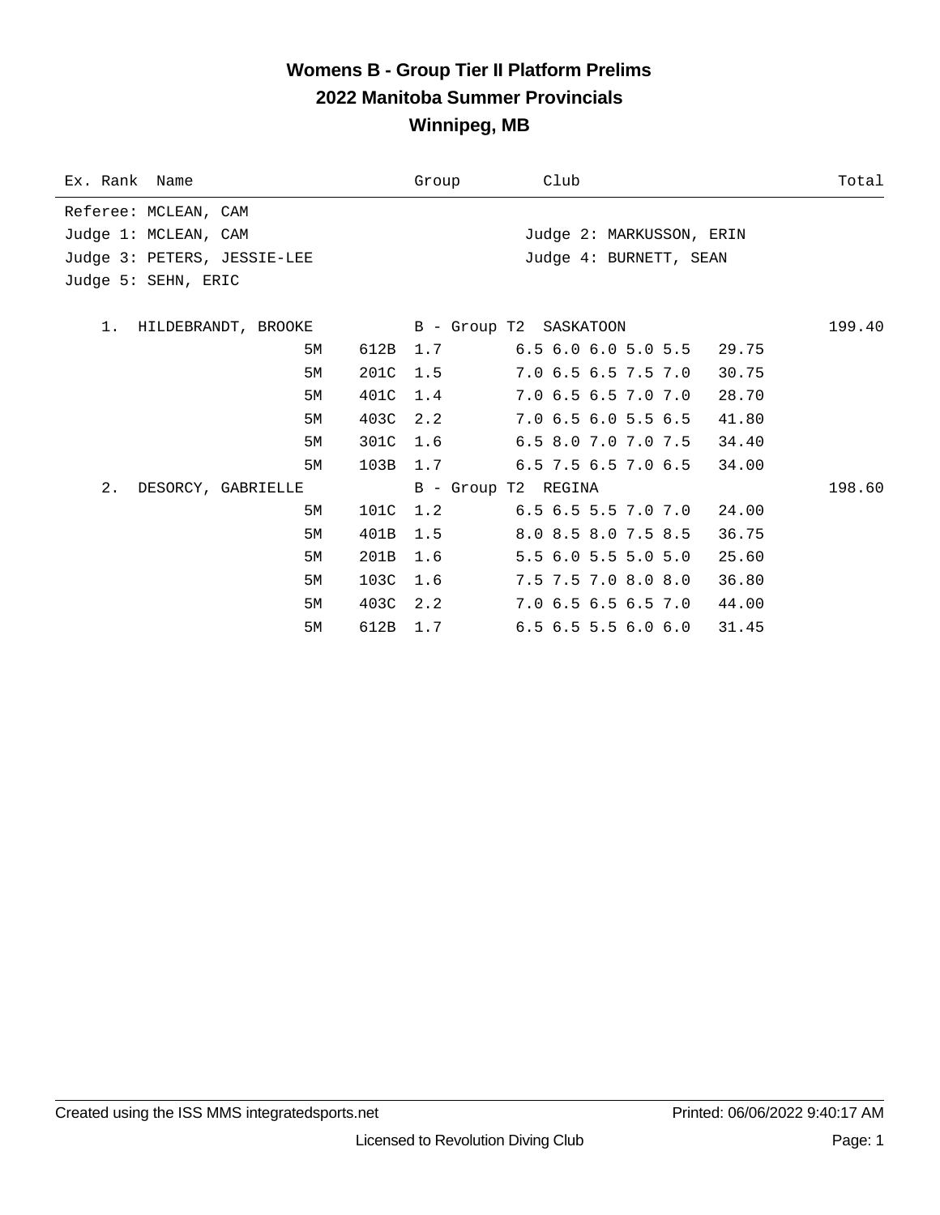# Womens B - Group Tier II Platform Prelims
## 2022 Manitoba Summer Provincials
## Winnipeg, MB

| Ex. Rank | Name | | | Group | Club | | Total |
|---|---|---|---|---|---|---|---|

Referee: MCLEAN, CAM

Judge 1: MCLEAN, CAM — Judge 2: MARKUSSON, ERIN

Judge 3: PETERS, JESSIE-LEE — Judge 4: BURNETT, SEAN

Judge 5: SEHN, ERIC

| Ex. Rank | Name | Height | Dive | DD | Scores | Points | Total |
|---|---|---|---|---|---|---|---|
| 1. | HILDEBRANDT, BROOKE | | | B - Group T2 | SASKATOON | | 199.40 |
| | | 5M | 612B | 1.7 | 6.5 6.0 6.0 5.0 5.5 | 29.75 | |
| | | 5M | 201C | 1.5 | 7.0 6.5 6.5 7.5 7.0 | 30.75 | |
| | | 5M | 401C | 1.4 | 7.0 6.5 6.5 7.0 7.0 | 28.70 | |
| | | 5M | 403C | 2.2 | 7.0 6.5 6.0 5.5 6.5 | 41.80 | |
| | | 5M | 301C | 1.6 | 6.5 8.0 7.0 7.0 7.5 | 34.40 | |
| | | 5M | 103B | 1.7 | 6.5 7.5 6.5 7.0 6.5 | 34.00 | |
| 2. | DESORCY, GABRIELLE | | | B - Group T2 | REGINA | | 198.60 |
| | | 5M | 101C | 1.2 | 6.5 6.5 5.5 7.0 7.0 | 24.00 | |
| | | 5M | 401B | 1.5 | 8.0 8.5 8.0 7.5 8.5 | 36.75 | |
| | | 5M | 201B | 1.6 | 5.5 6.0 5.5 5.0 5.0 | 25.60 | |
| | | 5M | 103C | 1.6 | 7.5 7.5 7.0 8.0 8.0 | 36.80 | |
| | | 5M | 403C | 2.2 | 7.0 6.5 6.5 6.5 7.0 | 44.00 | |
| | | 5M | 612B | 1.7 | 6.5 6.5 5.5 6.0 6.0 | 31.45 | |

Created using the ISS MMS integratedsports.net — Printed: 06/06/2022 9:40:17 AM

Licensed to Revolution Diving Club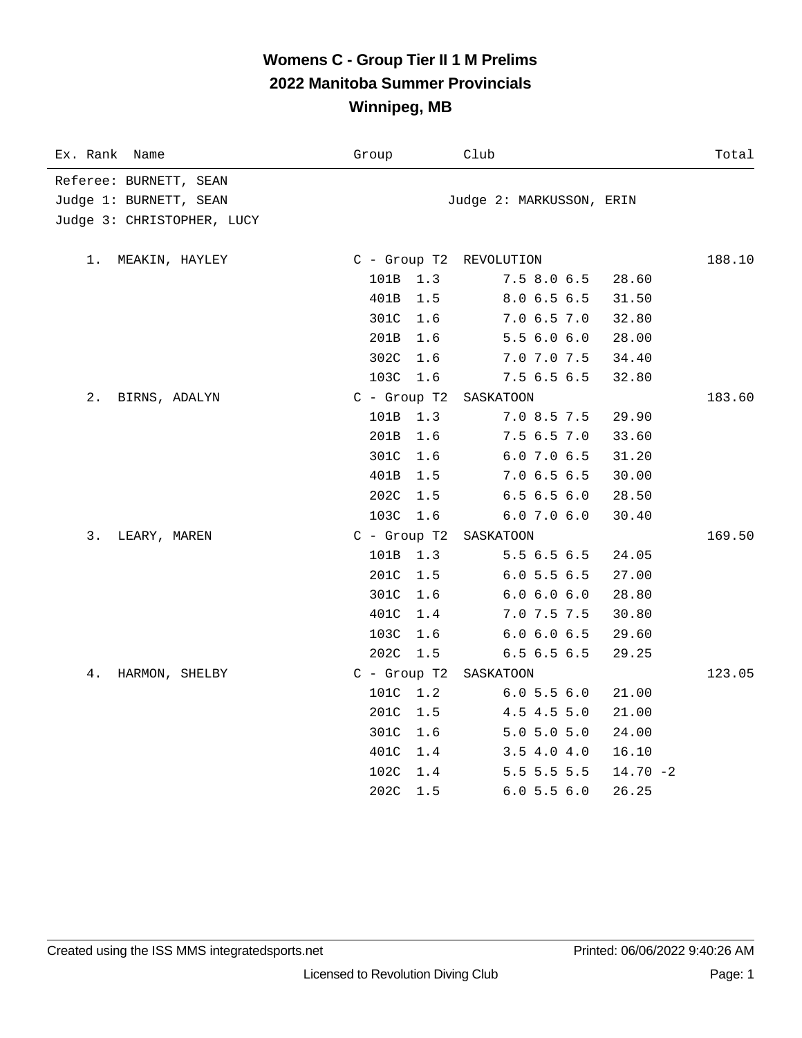# Womens C - Group Tier II 1 M Prelims
## 2022 Manitoba Summer Provincials
## Winnipeg, MB

| Ex. Rank | Name | Group | Club | Total |
|---|---|---|---|---|

Referee: BURNETT, SEAN
Judge 1: BURNETT, SEAN    Judge 2: MARKUSSON, ERIN
Judge 3: CHRISTOPHER, LUCY

```
   1.  MEAKIN, HAYLEY             C - Group T2  REVOLUTION                    188.10
                                    101B  1.3       7.5 8.0 6.5   28.60
                                    401B  1.5       8.0 6.5 6.5   31.50
                                    301C  1.6       7.0 6.5 7.0   32.80
                                    201B  1.6       5.5 6.0 6.0   28.00
                                    302C  1.6       7.0 7.0 7.5   34.40
                                    103C  1.6       7.5 6.5 6.5   32.80
   2.  BIRNS, ADALYN              C - Group T2  SASKATOON                     183.60
                                    101B  1.3       7.0 8.5 7.5   29.90
                                    201B  1.6       7.5 6.5 7.0   33.60
                                    301C  1.6       6.0 7.0 6.5   31.20
                                    401B  1.5       7.0 6.5 6.5   30.00
                                    202C  1.5       6.5 6.5 6.0   28.50
                                    103C  1.6       6.0 7.0 6.0   30.40
   3.  LEARY, MAREN               C - Group T2  SASKATOON                     169.50
                                    101B  1.3       5.5 6.5 6.5   24.05
                                    201C  1.5       6.0 5.5 6.5   27.00
                                    301C  1.6       6.0 6.0 6.0   28.80
                                    401C  1.4       7.0 7.5 7.5   30.80
                                    103C  1.6       6.0 6.0 6.5   29.60
                                    202C  1.5       6.5 6.5 6.5   29.25
   4.  HARMON, SHELBY             C - Group T2  SASKATOON                     123.05
                                    101C  1.2       6.0 5.5 6.0   21.00
                                    201C  1.5       4.5 4.5 5.0   21.00
                                    301C  1.6       5.0 5.0 5.0   24.00
                                    401C  1.4       3.5 4.0 4.0   16.10
                                    102C  1.4       5.5 5.5 5.5   14.70 -2
                                    202C  1.5       6.0 5.5 6.0   26.25
```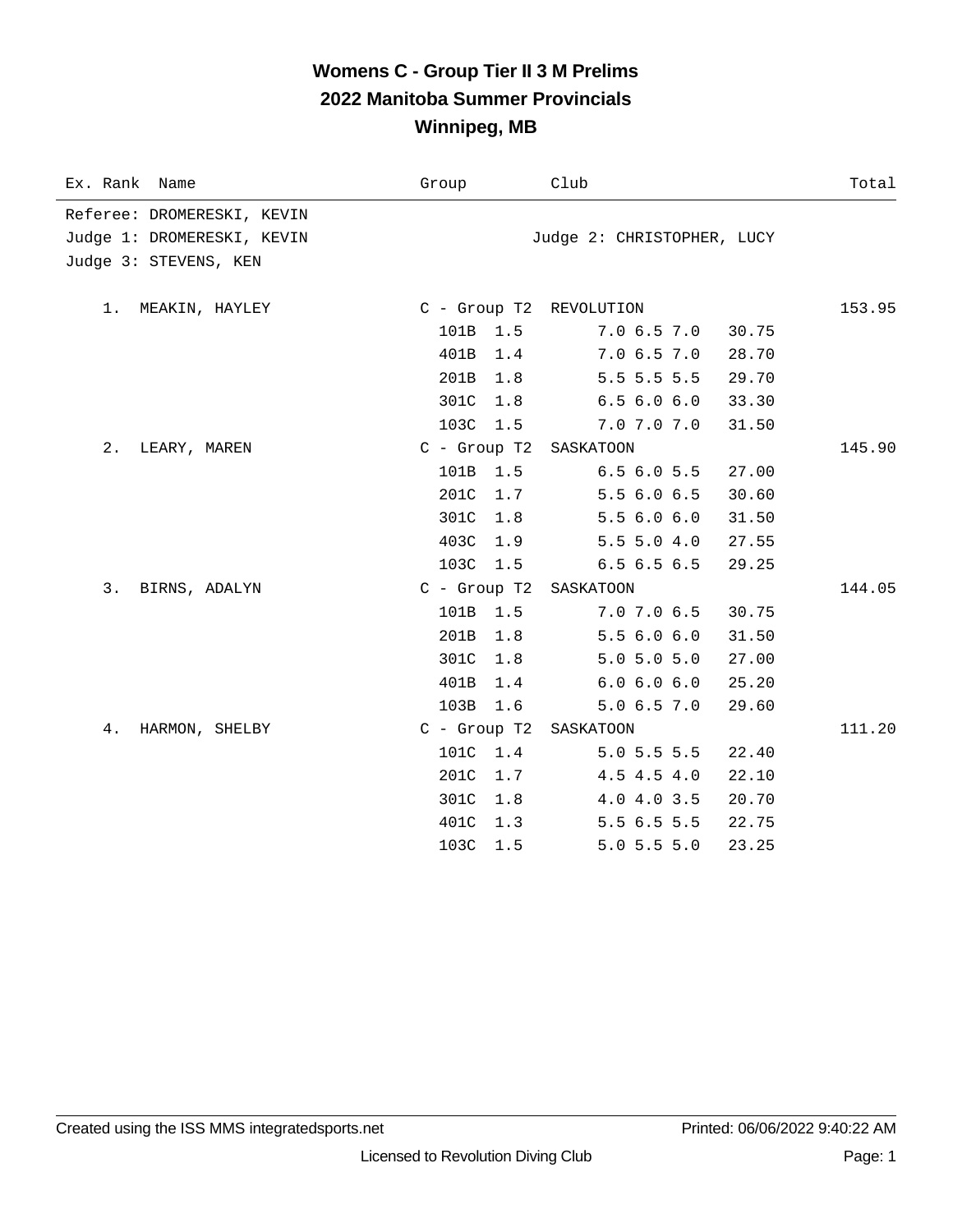# Womens C - Group Tier II 3 M Prelims
## 2022 Manitoba Summer Provincials
## Winnipeg, MB

| Ex. Rank | Name | Group | Club | | Total |
|---|---|---|---|---|---|
| Referee: DROMERESKI, KEVIN | | | | | |
| Judge 1: DROMERESKI, KEVIN | | | Judge 2: CHRISTOPHER, LUCY | | |
| Judge 3: STEVENS, KEN | | | | | |
| 1. | MEAKIN, HAYLEY | C - Group T2 | REVOLUTION | | 153.95 |
| | | 101B 1.5 | 7.0 6.5 7.0 | 30.75 | |
| | | 401B 1.4 | 7.0 6.5 7.0 | 28.70 | |
| | | 201B 1.8 | 5.5 5.5 5.5 | 29.70 | |
| | | 301C 1.8 | 6.5 6.0 6.0 | 33.30 | |
| | | 103C 1.5 | 7.0 7.0 7.0 | 31.50 | |
| 2. | LEARY, MAREN | C - Group T2 | SASKATOON | | 145.90 |
| | | 101B 1.5 | 6.5 6.0 5.5 | 27.00 | |
| | | 201C 1.7 | 5.5 6.0 6.5 | 30.60 | |
| | | 301C 1.8 | 5.5 6.0 6.0 | 31.50 | |
| | | 403C 1.9 | 5.5 5.0 4.0 | 27.55 | |
| | | 103C 1.5 | 6.5 6.5 6.5 | 29.25 | |
| 3. | BIRNS, ADALYN | C - Group T2 | SASKATOON | | 144.05 |
| | | 101B 1.5 | 7.0 7.0 6.5 | 30.75 | |
| | | 201B 1.8 | 5.5 6.0 6.0 | 31.50 | |
| | | 301C 1.8 | 5.0 5.0 5.0 | 27.00 | |
| | | 401B 1.4 | 6.0 6.0 6.0 | 25.20 | |
| | | 103B 1.6 | 5.0 6.5 7.0 | 29.60 | |
| 4. | HARMON, SHELBY | C - Group T2 | SASKATOON | | 111.20 |
| | | 101C 1.4 | 5.0 5.5 5.5 | 22.40 | |
| | | 201C 1.7 | 4.5 4.5 4.0 | 22.10 | |
| | | 301C 1.8 | 4.0 4.0 3.5 | 20.70 | |
| | | 401C 1.3 | 5.5 6.5 5.5 | 22.75 | |
| | | 103C 1.5 | 5.0 5.5 5.0 | 23.25 | |

Created using the ISS MMS integratedsports.net — Printed: 06/06/2022 9:40:22 AM

Licensed to Revolution Diving Club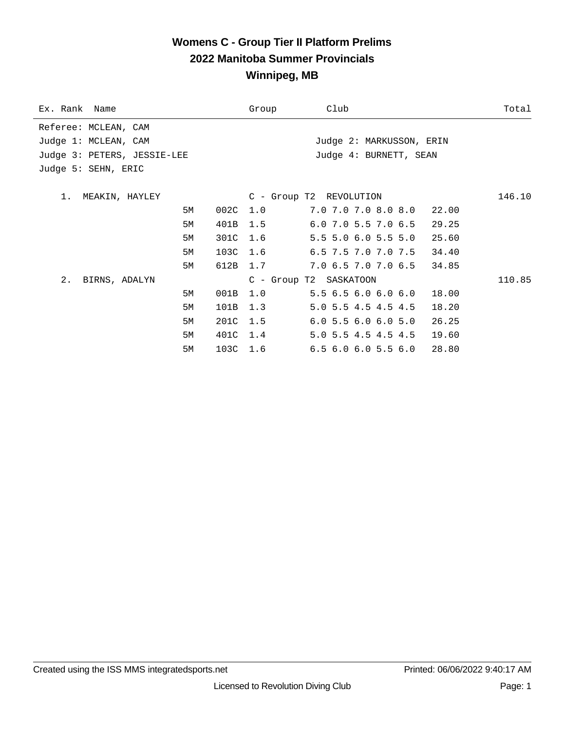# Womens C - Group Tier II Platform Prelims
## 2022 Manitoba Summer Provincials
## Winnipeg, MB

| Ex. Rank | Name | | | | Group | Club | | Total |
|---|---|---|---|---|---|---|---|---|

Referee: MCLEAN, CAM
Judge 1: MCLEAN, CAM
Judge 2: MARKUSSON, ERIN
Judge 3: PETERS, JESSIE-LEE
Judge 4: BURNETT, SEAN
Judge 5: SEHN, ERIC

| Ex. Rank | Name | Height | Dive | DD | Group / Scores | Club | Points | Total |
|---|---|---|---|---|---|---|---|---|
| 1. | MEAKIN, HAYLEY | | | | C - Group T2 | REVOLUTION | | 146.10 |
| | | 5M | 002C | 1.0 | 7.0 7.0 7.0 8.0 8.0 | | 22.00 | |
| | | 5M | 401B | 1.5 | 6.0 7.0 5.5 7.0 6.5 | | 29.25 | |
| | | 5M | 301C | 1.6 | 5.5 5.0 6.0 5.5 5.0 | | 25.60 | |
| | | 5M | 103C | 1.6 | 6.5 7.5 7.0 7.0 7.5 | | 34.40 | |
| | | 5M | 612B | 1.7 | 7.0 6.5 7.0 7.0 6.5 | | 34.85 | |
| 2. | BIRNS, ADALYN | | | | C - Group T2 | SASKATOON | | 110.85 |
| | | 5M | 001B | 1.0 | 5.5 6.5 6.0 6.0 6.0 | | 18.00 | |
| | | 5M | 101B | 1.3 | 5.0 5.5 4.5 4.5 4.5 | | 18.20 | |
| | | 5M | 201C | 1.5 | 6.0 5.5 6.0 6.0 5.0 | | 26.25 | |
| | | 5M | 401C | 1.4 | 5.0 5.5 4.5 4.5 4.5 | | 19.60 | |
| | | 5M | 103C | 1.6 | 6.5 6.0 6.0 5.5 6.0 | | 28.80 | |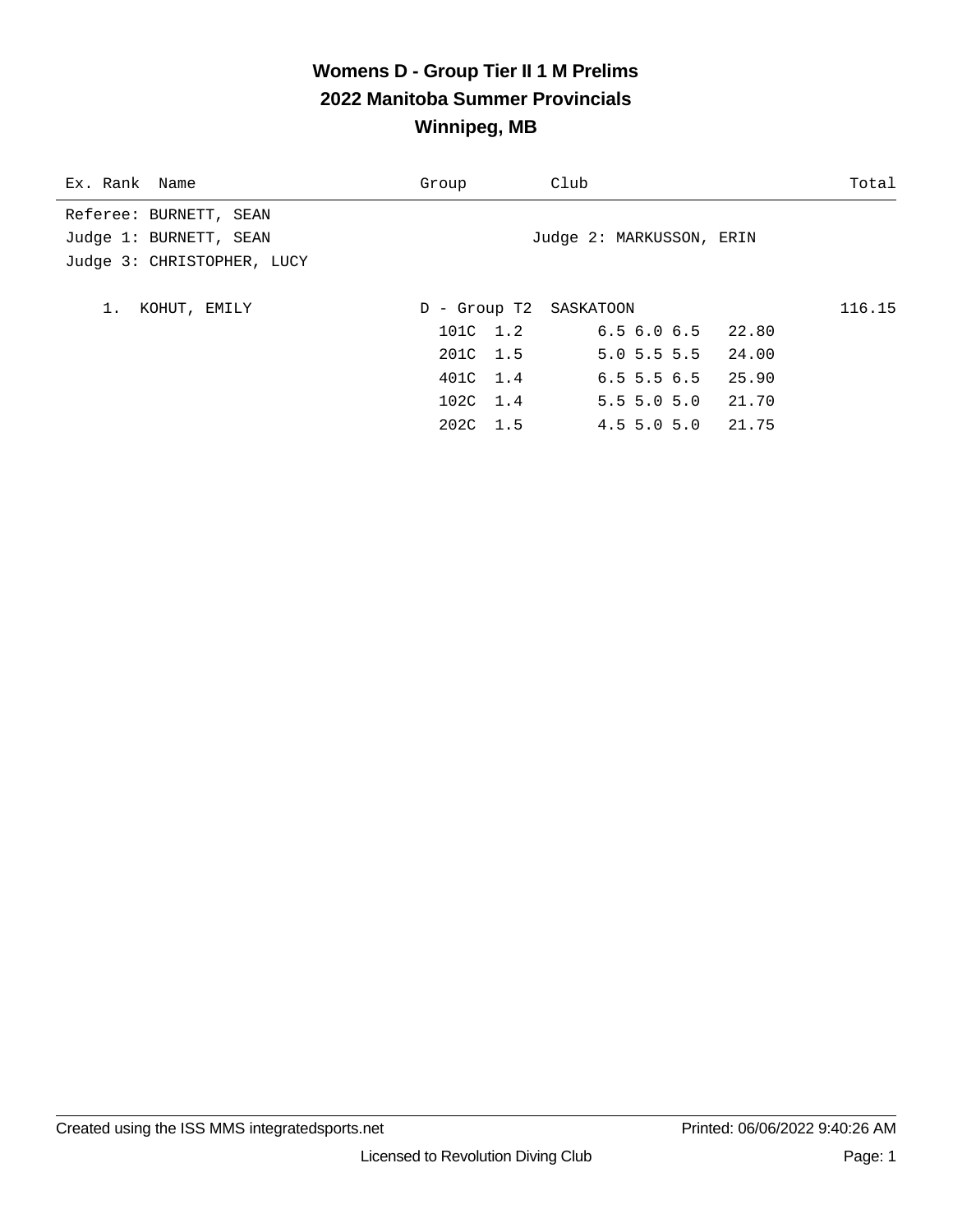# Womens D - Group Tier II 1 M Prelims
## 2022 Manitoba Summer Provincials
## Winnipeg, MB

| Ex. Rank | Name | Group | Club | Total |
|---|---|---|---|---|

Referee: BURNETT, SEAN
Judge 1: BURNETT, SEAN
Judge 2: MARKUSSON, ERIN
Judge 3: CHRISTOPHER, LUCY

| Ex. Rank | Name | Group | Club | | Total |
|---|---|---|---|---|---|
| 1. | KOHUT, EMILY | D - Group T2 | SASKATOON | | 116.15 |
| | | 101C 1.2 | 6.5 6.0 6.5 | 22.80 | |
| | | 201C 1.5 | 5.0 5.5 5.5 | 24.00 | |
| | | 401C 1.4 | 6.5 5.5 6.5 | 25.90 | |
| | | 102C 1.4 | 5.5 5.0 5.0 | 21.70 | |
| | | 202C 1.5 | 4.5 5.0 5.0 | 21.75 | |

Created using the ISS MMS integratedsports.net
Printed: 06/06/2022 9:40:26 AM
Licensed to Revolution Diving Club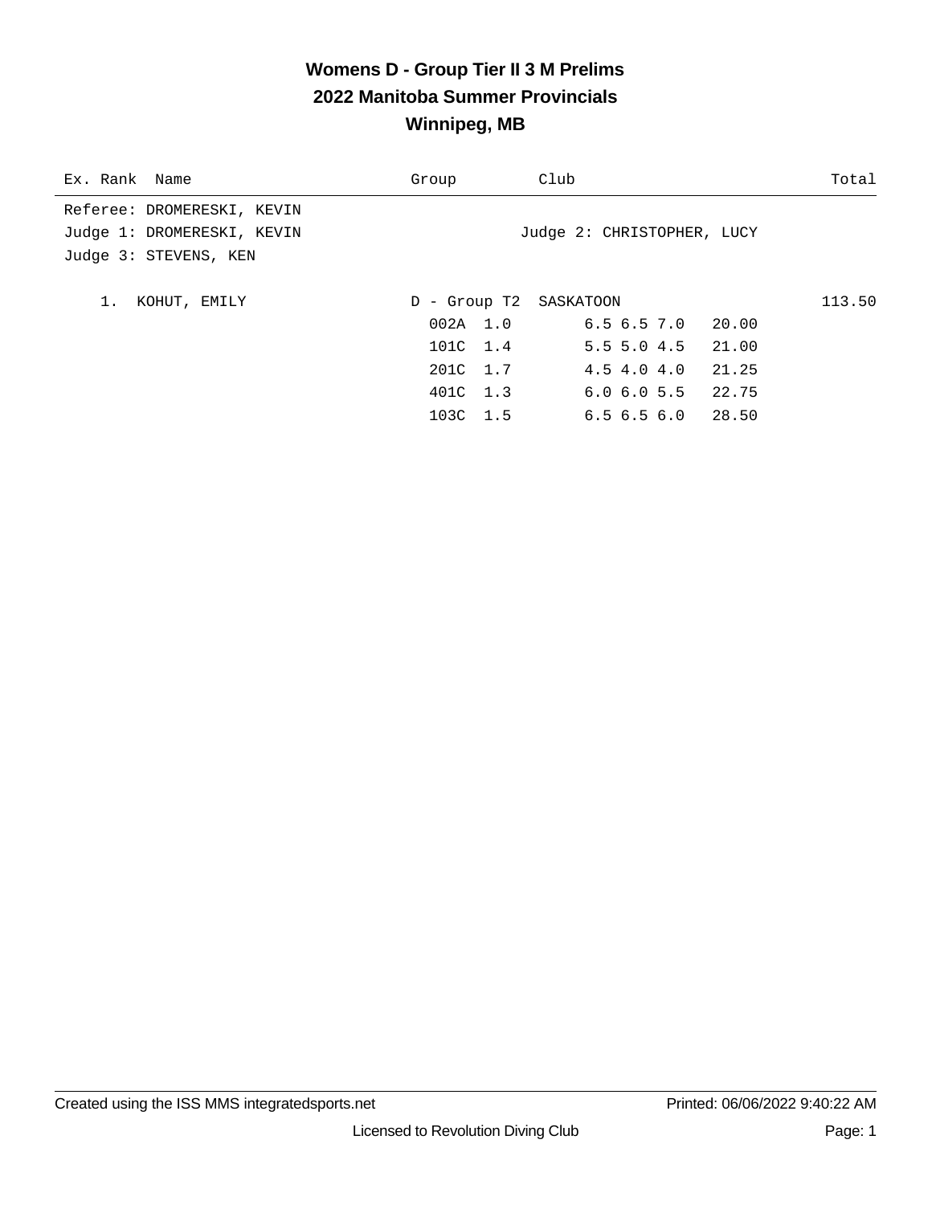# Womens D - Group Tier II 3 M Prelims
## 2022 Manitoba Summer Provincials
## Winnipeg, MB

| Ex. Rank | Name | Group | Club | Total |
|---|---|---|---|---|

Referee: DROMERESKI, KEVIN
Judge 1: DROMERESKI, KEVIN    Judge 2: CHRISTOPHER, LUCY
Judge 3: STEVENS, KEN

| Ex. Rank | Name | Group | Club | Total |
|---|---|---|---|---|
| 1. | KOHUT, EMILY | D - Group T2 | SASKATOON | 113.50 |

| Dive | DD | Scores | Points |
|---|---|---|---|
| 002A | 1.0 | 6.5 6.5 7.0 | 20.00 |
| 101C | 1.4 | 5.5 5.0 4.5 | 21.00 |
| 201C | 1.7 | 4.5 4.0 4.0 | 21.25 |
| 401C | 1.3 | 6.0 6.0 5.5 | 22.75 |
| 103C | 1.5 | 6.5 6.5 6.0 | 28.50 |

Created using the ISS MMS integratedsports.net    Printed: 06/06/2022 9:40:22 AM

Licensed to Revolution Diving Club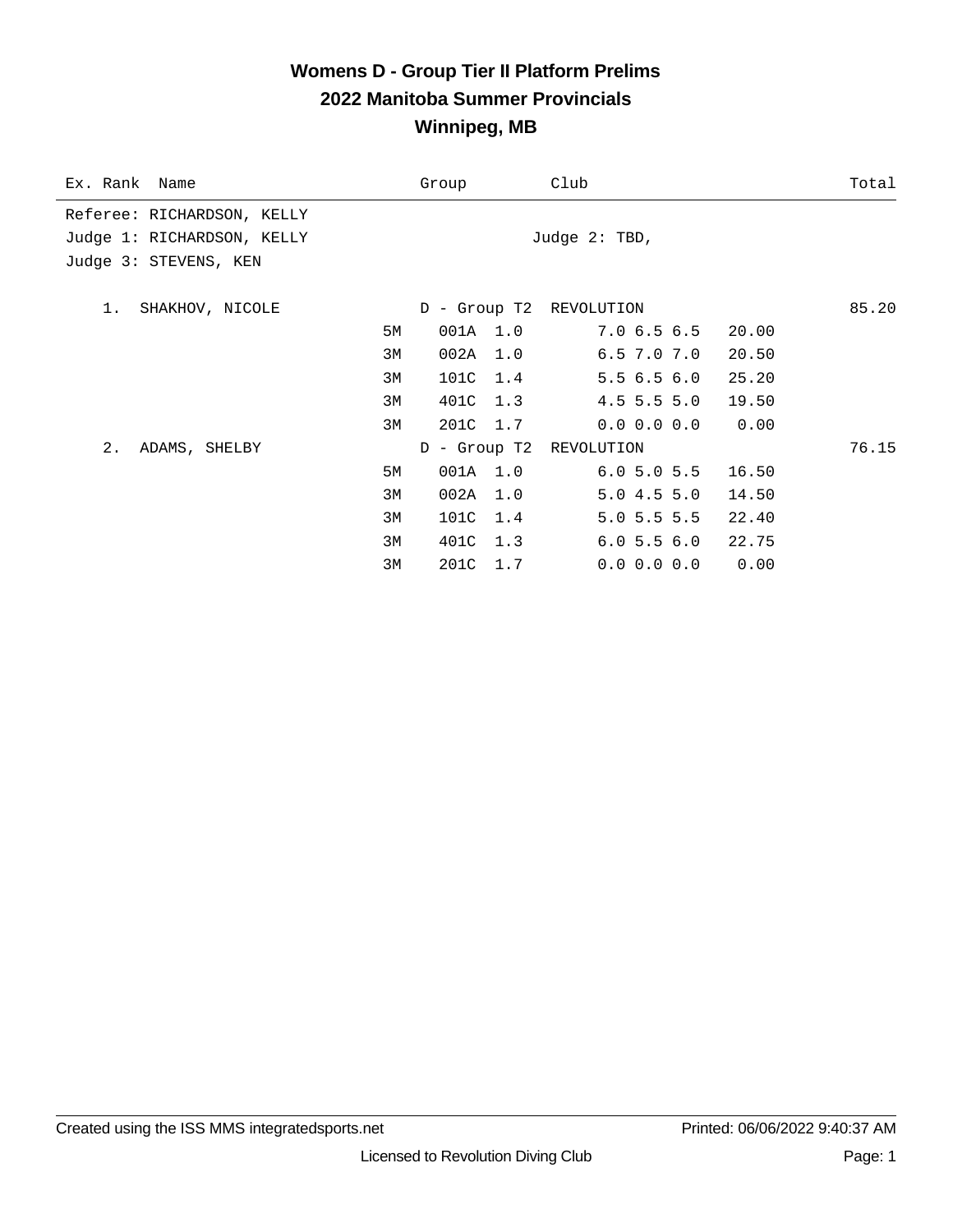# Womens D - Group Tier II Platform Prelims
## 2022 Manitoba Summer Provincials
## Winnipeg, MB

| Ex. Rank | Name | | Group | | Club | | Total |
|---|---|---|---|---|---|---|---|
| Referee: RICHARDSON, KELLY | | | | | | | |
| Judge 1: RICHARDSON, KELLY | | | | | Judge 2: TBD, | | |
| Judge 3: STEVENS, KEN | | | | | | | |
| 1. | SHAKHOV, NICOLE | | D - Group T2 | | REVOLUTION | | 85.20 |
| | | 5M | 001A | 1.0 | 7.0 6.5 6.5 | 20.00 | |
| | | 3M | 002A | 1.0 | 6.5 7.0 7.0 | 20.50 | |
| | | 3M | 101C | 1.4 | 5.5 6.5 6.0 | 25.20 | |
| | | 3M | 401C | 1.3 | 4.5 5.5 5.0 | 19.50 | |
| | | 3M | 201C | 1.7 | 0.0 0.0 0.0 | 0.00 | |
| 2. | ADAMS, SHELBY | | D - Group T2 | | REVOLUTION | | 76.15 |
| | | 5M | 001A | 1.0 | 6.0 5.0 5.5 | 16.50 | |
| | | 3M | 002A | 1.0 | 5.0 4.5 5.0 | 14.50 | |
| | | 3M | 101C | 1.4 | 5.0 5.5 5.5 | 22.40 | |
| | | 3M | 401C | 1.3 | 6.0 5.5 6.0 | 22.75 | |
| | | 3M | 201C | 1.7 | 0.0 0.0 0.0 | 0.00 | |

Created using the ISS MMS integratedsports.net    Printed: 06/06/2022 9:40:37 AM

Licensed to Revolution Diving Club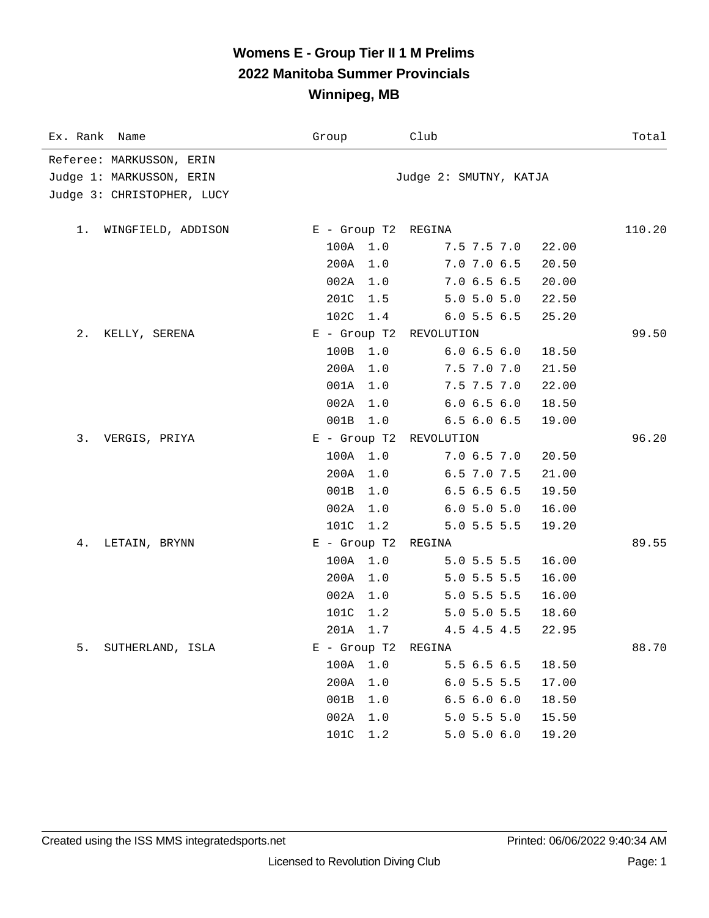# Womens E - Group Tier II 1 M Prelims
## 2022 Manitoba Summer Provincials
## Winnipeg, MB

| Ex. Rank | Name | Group | Club | Total |
|---|---|---|---|---|

Referee: MARKUSSON, ERIN
Judge 1: MARKUSSON, ERIN
Judge 2: SMUTNY, KATJA
Judge 3: CHRISTOPHER, LUCY

| Rank | Name | Group | Club | Dive | DD | Scores | Points | Total |
|---|---|---|---|---|---|---|---|---|
| 1. | WINGFIELD, ADDISON | E - Group T2 | REGINA | | | | | 110.20 |
| | | | | 100A | 1.0 | 7.5 7.5 7.0 | 22.00 | |
| | | | | 200A | 1.0 | 7.0 7.0 6.5 | 20.50 | |
| | | | | 002A | 1.0 | 7.0 6.5 6.5 | 20.00 | |
| | | | | 201C | 1.5 | 5.0 5.0 5.0 | 22.50 | |
| | | | | 102C | 1.4 | 6.0 5.5 6.5 | 25.20 | |
| 2. | KELLY, SERENA | E - Group T2 | REVOLUTION | | | | | 99.50 |
| | | | | 100B | 1.0 | 6.0 6.5 6.0 | 18.50 | |
| | | | | 200A | 1.0 | 7.5 7.0 7.0 | 21.50 | |
| | | | | 001A | 1.0 | 7.5 7.5 7.0 | 22.00 | |
| | | | | 002A | 1.0 | 6.0 6.5 6.0 | 18.50 | |
| | | | | 001B | 1.0 | 6.5 6.0 6.5 | 19.00 | |
| 3. | VERGIS, PRIYA | E - Group T2 | REVOLUTION | | | | | 96.20 |
| | | | | 100A | 1.0 | 7.0 6.5 7.0 | 20.50 | |
| | | | | 200A | 1.0 | 6.5 7.0 7.5 | 21.00 | |
| | | | | 001B | 1.0 | 6.5 6.5 6.5 | 19.50 | |
| | | | | 002A | 1.0 | 6.0 5.0 5.0 | 16.00 | |
| | | | | 101C | 1.2 | 5.0 5.5 5.5 | 19.20 | |
| 4. | LETAIN, BRYNN | E - Group T2 | REGINA | | | | | 89.55 |
| | | | | 100A | 1.0 | 5.0 5.5 5.5 | 16.00 | |
| | | | | 200A | 1.0 | 5.0 5.5 5.5 | 16.00 | |
| | | | | 002A | 1.0 | 5.0 5.5 5.5 | 16.00 | |
| | | | | 101C | 1.2 | 5.0 5.0 5.5 | 18.60 | |
| | | | | 201A | 1.7 | 4.5 4.5 4.5 | 22.95 | |
| 5. | SUTHERLAND, ISLA | E - Group T2 | REGINA | | | | | 88.70 |
| | | | | 100A | 1.0 | 5.5 6.5 6.5 | 18.50 | |
| | | | | 200A | 1.0 | 6.0 5.5 5.5 | 17.00 | |
| | | | | 001B | 1.0 | 6.5 6.0 6.0 | 18.50 | |
| | | | | 002A | 1.0 | 5.0 5.5 5.0 | 15.50 | |
| | | | | 101C | 1.2 | 5.0 5.0 6.0 | 19.20 | |

Created using the ISS MMS integratedsports.net    Printed: 06/06/2022 9:40:34 AM

Licensed to Revolution Diving Club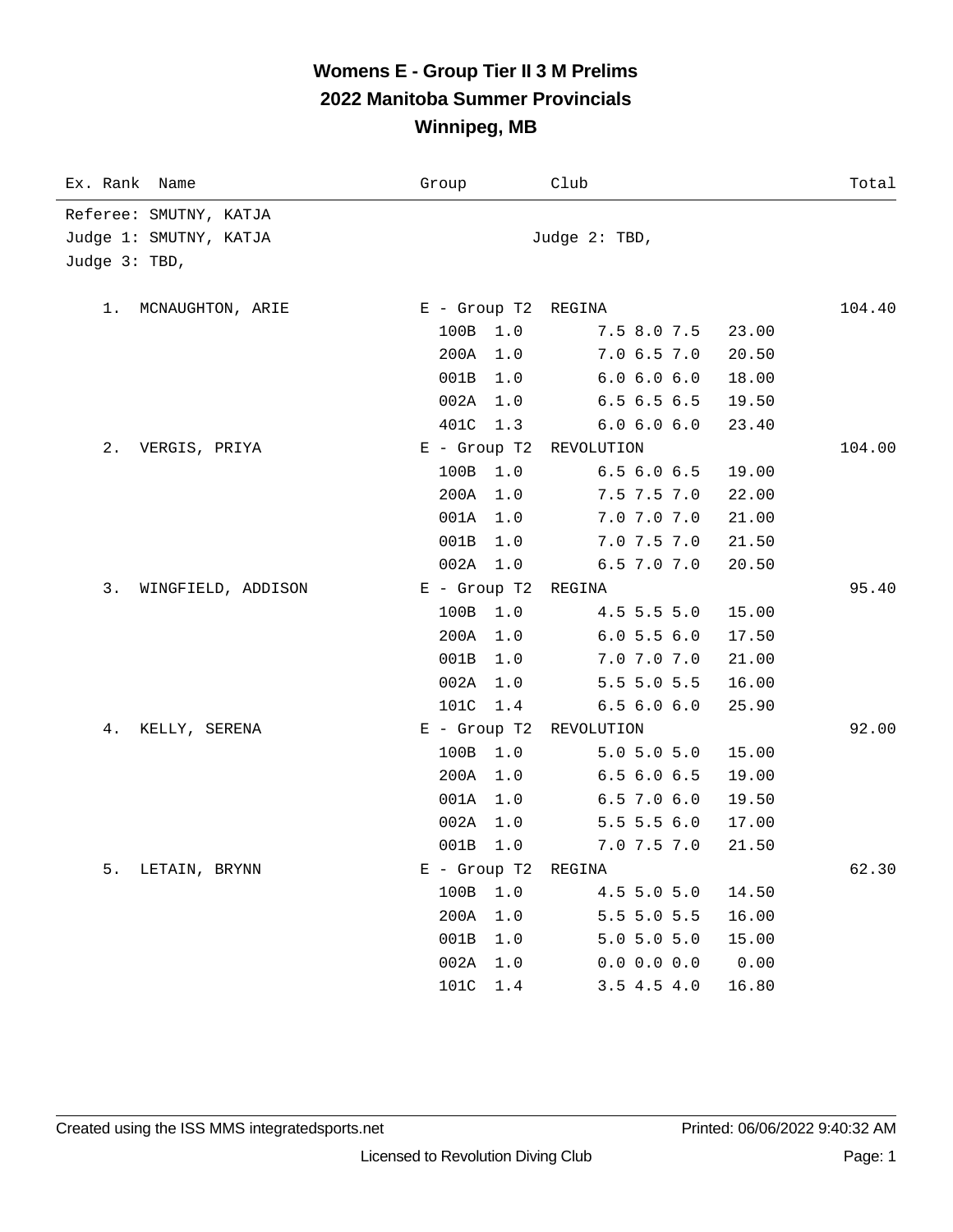# Womens E - Group Tier II 3 M Prelims
## 2022 Manitoba Summer Provincials
## Winnipeg, MB

| Ex. Rank | Name | Group | Club | Total |
|---|---|---|---|---|

Referee: SMUTNY, KATJA
Judge 1: SMUTNY, KATJA
Judge 2: TBD,
Judge 3: TBD,

| Rank | Name / Dive | DD | Scores | Points | Group | Club | Total |
|---|---|---|---|---|---|---|---|
| 1. | MCNAUGHTON, ARIE | | | | E - Group T2 | REGINA | 104.40 |
| | 100B | 1.0 | 7.5 8.0 7.5 | 23.00 | | | |
| | 200A | 1.0 | 7.0 6.5 7.0 | 20.50 | | | |
| | 001B | 1.0 | 6.0 6.0 6.0 | 18.00 | | | |
| | 002A | 1.0 | 6.5 6.5 6.5 | 19.50 | | | |
| | 401C | 1.3 | 6.0 6.0 6.0 | 23.40 | | | |
| 2. | VERGIS, PRIYA | | | | E - Group T2 | REVOLUTION | 104.00 |
| | 100B | 1.0 | 6.5 6.0 6.5 | 19.00 | | | |
| | 200A | 1.0 | 7.5 7.5 7.0 | 22.00 | | | |
| | 001A | 1.0 | 7.0 7.0 7.0 | 21.00 | | | |
| | 001B | 1.0 | 7.0 7.5 7.0 | 21.50 | | | |
| | 002A | 1.0 | 6.5 7.0 7.0 | 20.50 | | | |
| 3. | WINGFIELD, ADDISON | | | | E - Group T2 | REGINA | 95.40 |
| | 100B | 1.0 | 4.5 5.5 5.0 | 15.00 | | | |
| | 200A | 1.0 | 6.0 5.5 6.0 | 17.50 | | | |
| | 001B | 1.0 | 7.0 7.0 7.0 | 21.00 | | | |
| | 002A | 1.0 | 5.5 5.0 5.5 | 16.00 | | | |
| | 101C | 1.4 | 6.5 6.0 6.0 | 25.90 | | | |
| 4. | KELLY, SERENA | | | | E - Group T2 | REVOLUTION | 92.00 |
| | 100B | 1.0 | 5.0 5.0 5.0 | 15.00 | | | |
| | 200A | 1.0 | 6.5 6.0 6.5 | 19.00 | | | |
| | 001A | 1.0 | 6.5 7.0 6.0 | 19.50 | | | |
| | 002A | 1.0 | 5.5 5.5 6.0 | 17.00 | | | |
| | 001B | 1.0 | 7.0 7.5 7.0 | 21.50 | | | |
| 5. | LETAIN, BRYNN | | | | E - Group T2 | REGINA | 62.30 |
| | 100B | 1.0 | 4.5 5.0 5.0 | 14.50 | | | |
| | 200A | 1.0 | 5.5 5.0 5.5 | 16.00 | | | |
| | 001B | 1.0 | 5.0 5.0 5.0 | 15.00 | | | |
| | 002A | 1.0 | 0.0 0.0 0.0 | 0.00 | | | |
| | 101C | 1.4 | 3.5 4.5 4.0 | 16.80 | | | |

Created using the ISS MMS integratedsports.net
Printed: 06/06/2022 9:40:32 AM
Licensed to Revolution Diving Club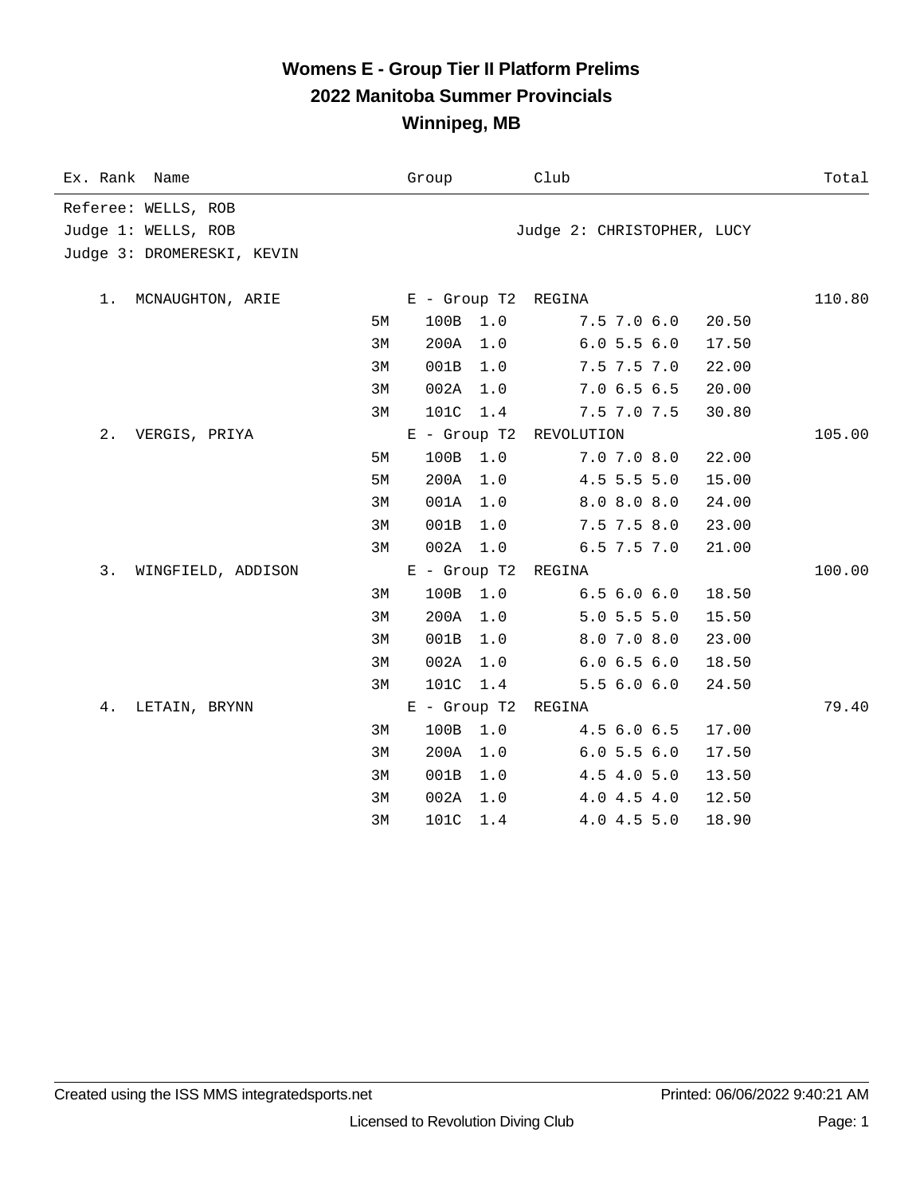# Womens E - Group Tier II Platform Prelims

## 2022 Manitoba Summer Provincials

### Winnipeg, MB

| Ex. Rank | Name | | Group | | Club | | Total |
|---|---|---|---|---|---|---|---|
| Referee: WELLS, ROB | | | | | | | |
| Judge 1: WELLS, ROB | | | | | Judge 2: CHRISTOPHER, LUCY | | |
| Judge 3: DROMERESKI, KEVIN | | | | | | | |
| 1. | MCNAUGHTON, ARIE | | E - Group T2 | | REGINA | | 110.80 |
| | | 5M | 100B | 1.0 | 7.5 7.0 6.0 | 20.50 | |
| | | 3M | 200A | 1.0 | 6.0 5.5 6.0 | 17.50 | |
| | | 3M | 001B | 1.0 | 7.5 7.5 7.0 | 22.00 | |
| | | 3M | 002A | 1.0 | 7.0 6.5 6.5 | 20.00 | |
| | | 3M | 101C | 1.4 | 7.5 7.0 7.5 | 30.80 | |
| 2. | VERGIS, PRIYA | | E - Group T2 | | REVOLUTION | | 105.00 |
| | | 5M | 100B | 1.0 | 7.0 7.0 8.0 | 22.00 | |
| | | 5M | 200A | 1.0 | 4.5 5.5 5.0 | 15.00 | |
| | | 3M | 001A | 1.0 | 8.0 8.0 8.0 | 24.00 | |
| | | 3M | 001B | 1.0 | 7.5 7.5 8.0 | 23.00 | |
| | | 3M | 002A | 1.0 | 6.5 7.5 7.0 | 21.00 | |
| 3. | WINGFIELD, ADDISON | | E - Group T2 | | REGINA | | 100.00 |
| | | 3M | 100B | 1.0 | 6.5 6.0 6.0 | 18.50 | |
| | | 3M | 200A | 1.0 | 5.0 5.5 5.0 | 15.50 | |
| | | 3M | 001B | 1.0 | 8.0 7.0 8.0 | 23.00 | |
| | | 3M | 002A | 1.0 | 6.0 6.5 6.0 | 18.50 | |
| | | 3M | 101C | 1.4 | 5.5 6.0 6.0 | 24.50 | |
| 4. | LETAIN, BRYNN | | E - Group T2 | | REGINA | | 79.40 |
| | | 3M | 100B | 1.0 | 4.5 6.0 6.5 | 17.00 | |
| | | 3M | 200A | 1.0 | 6.0 5.5 6.0 | 17.50 | |
| | | 3M | 001B | 1.0 | 4.5 4.0 5.0 | 13.50 | |
| | | 3M | 002A | 1.0 | 4.0 4.5 4.0 | 12.50 | |
| | | 3M | 101C | 1.4 | 4.0 4.5 5.0 | 18.90 | |

Created using the ISS MMS integratedsports.net Printed: 06/06/2022 9:40:21 AM

Licensed to Revolution Diving Club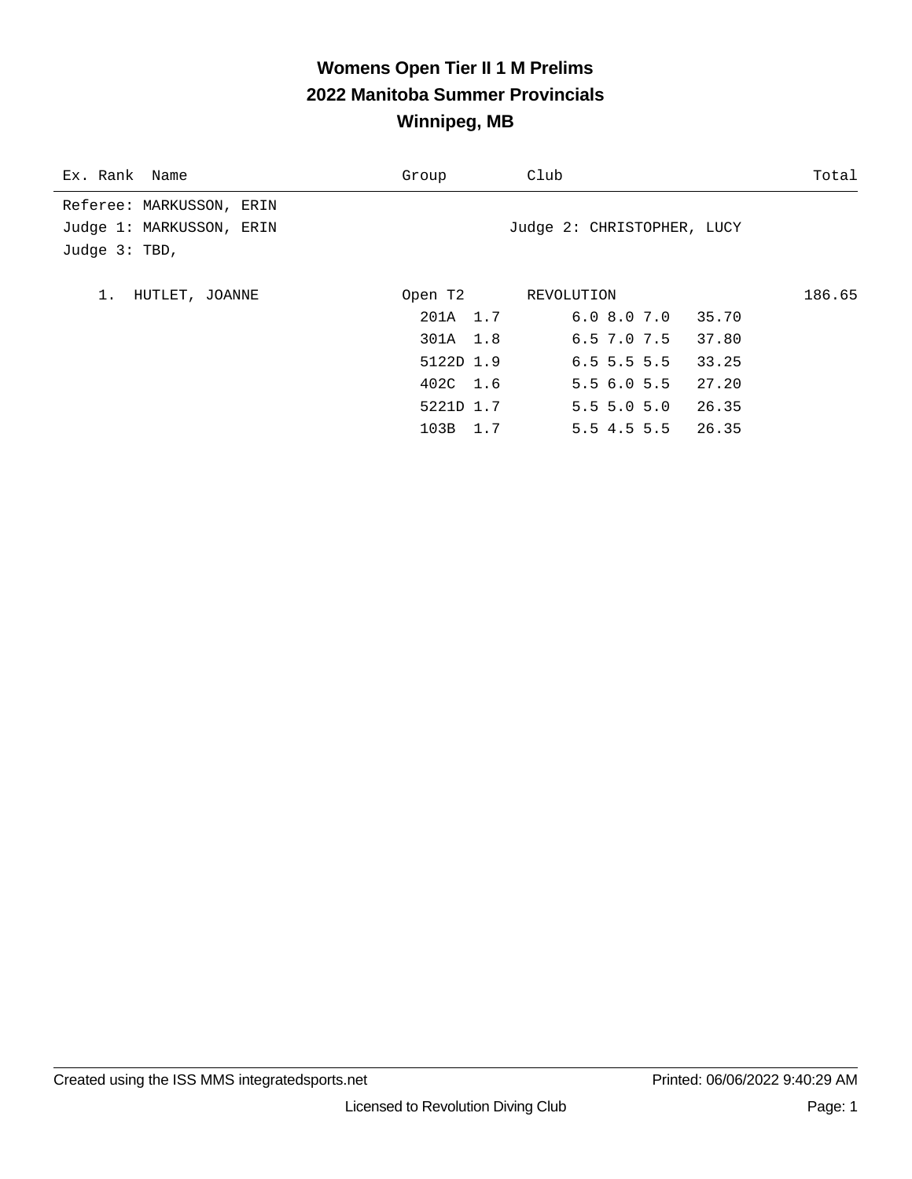# Womens Open Tier II 1 M Prelims

## 2022 Manitoba Summer Provincials

## Winnipeg, MB

| Ex. Rank | Name | Group | Club | Total |
|---|---|---|---|---|

Referee: MARKUSSON, ERIN

Judge 1: MARKUSSON, ERIN

Judge 2: CHRISTOPHER, LUCY

Judge 3: TBD,

| Ex. Rank | Name | Group | Club | | Total |
|---|---|---|---|---|---|
| 1. | HUTLET, JOANNE | Open T2 | REVOLUTION | | 186.65 |
| | | 201A 1.7 | 6.0 8.0 7.0 | 35.70 | |
| | | 301A 1.8 | 6.5 7.0 7.5 | 37.80 | |
| | | 5122D 1.9 | 6.5 5.5 5.5 | 33.25 | |
| | | 402C 1.6 | 5.5 6.0 5.5 | 27.20 | |
| | | 5221D 1.7 | 5.5 5.0 5.0 | 26.35 | |
| | | 103B 1.7 | 5.5 4.5 5.5 | 26.35 | |

Created using the ISS MMS integratedsports.net | Printed: 06/06/2022 9:40:29 AM

Licensed to Revolution Diving Club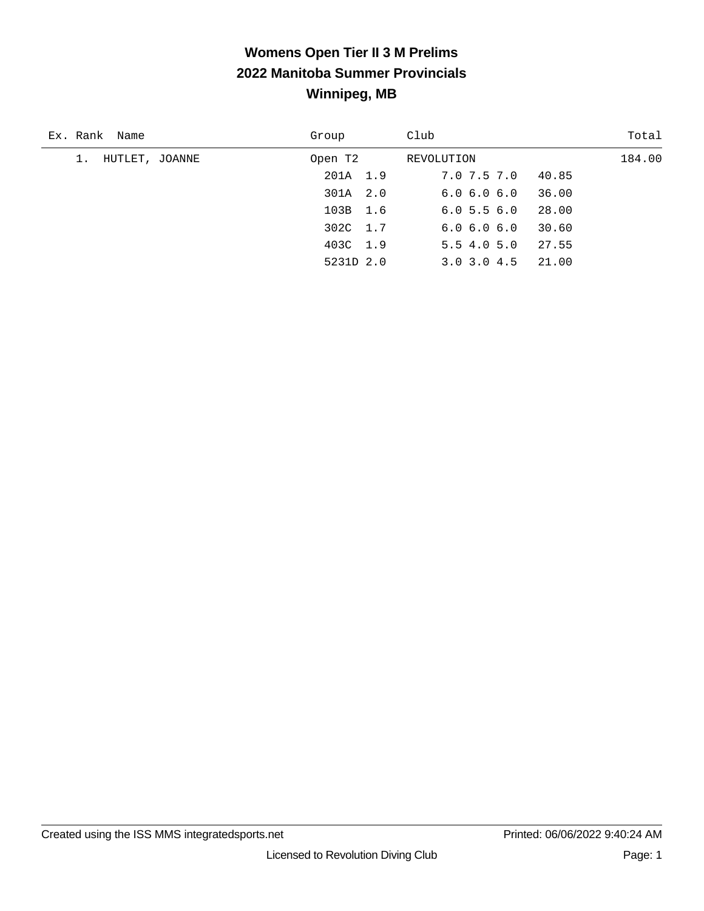# Womens Open Tier II 3 M Prelims

## 2022 Manitoba Summer Provincials

## Winnipeg, MB

| Ex. | Rank | Name | Group | Club | | Total |
|---|---|---|---|---|---|---|
| | 1. | HUTLET, JOANNE | Open T2 | REVOLUTION | | 184.00 |
| | | | 201A 1.9 | 7.0 7.5 7.0 | 40.85 | |
| | | | 301A 2.0 | 6.0 6.0 6.0 | 36.00 | |
| | | | 103B 1.6 | 6.0 5.5 6.0 | 28.00 | |
| | | | 302C 1.7 | 6.0 6.0 6.0 | 30.60 | |
| | | | 403C 1.9 | 5.5 4.0 5.0 | 27.55 | |
| | | | 5231D 2.0 | 3.0 3.0 4.5 | 21.00 | |

Created using the ISS MMS integratedsports.net — Printed: 06/06/2022 9:40:24 AM

Licensed to Revolution Diving Club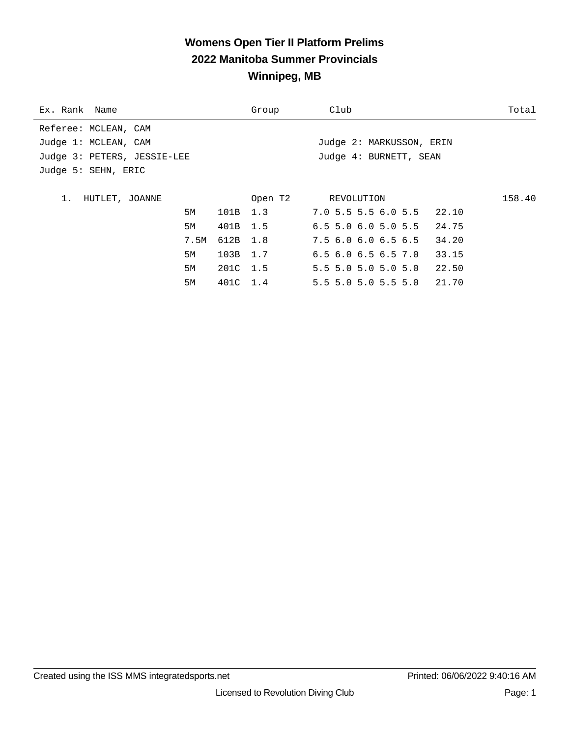# Womens Open Tier II Platform Prelims
## 2022 Manitoba Summer Provincials
## Winnipeg, MB

| Ex. | Rank | Name | Group | Club | Total |
|---|---|---|---|---|---|

Referee: MCLEAN, CAM
Judge 1: MCLEAN, CAM
Judge 2: MARKUSSON, ERIN
Judge 3: PETERS, JESSIE-LEE
Judge 4: BURNETT, SEAN
Judge 5: SEHN, ERIC

| Rank | Name | Height | Dive | DD | Group / Scores | Club | Points | Total |
|---|---|---|---|---|---|---|---|---|
| 1. | HUTLET, JOANNE | | | | Open T2 | REVOLUTION | | 158.40 |
| | | 5M | 101B | 1.3 | 7.0 5.5 5.5 6.0 5.5 | | 22.10 | |
| | | 5M | 401B | 1.5 | 6.5 5.0 6.0 5.0 5.5 | | 24.75 | |
| | | 7.5M | 612B | 1.8 | 7.5 6.0 6.0 6.5 6.5 | | 34.20 | |
| | | 5M | 103B | 1.7 | 6.5 6.0 6.5 6.5 7.0 | | 33.15 | |
| | | 5M | 201C | 1.5 | 5.5 5.0 5.0 5.0 5.0 | | 22.50 | |
| | | 5M | 401C | 1.4 | 5.5 5.0 5.0 5.5 5.0 | | 21.70 | |

Created using the ISS MMS integratedsports.net
Printed: 06/06/2022 9:40:16 AM
Licensed to Revolution Diving Club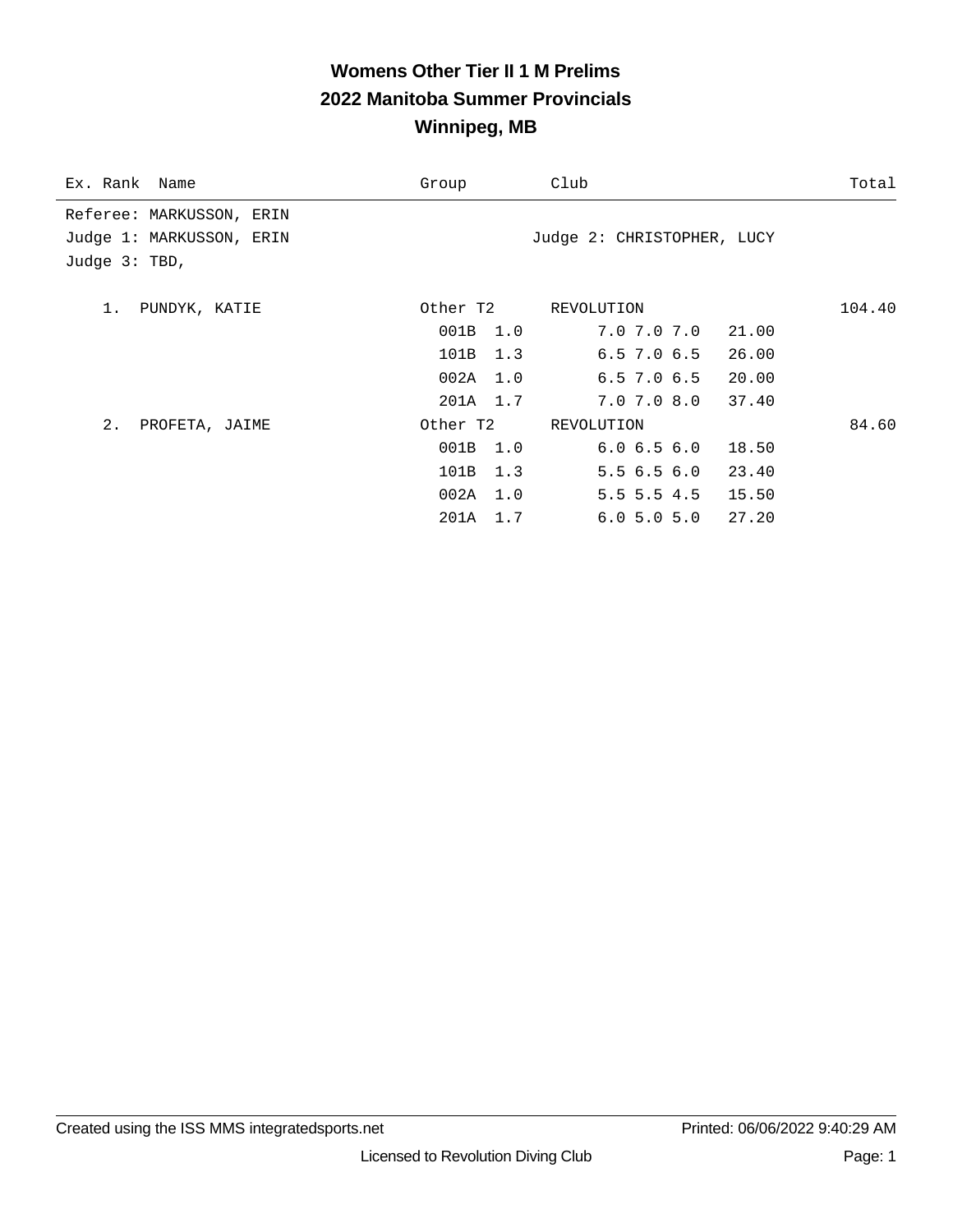# Womens Other Tier II 1 M Prelims

## 2022 Manitoba Summer Provincials

## Winnipeg, MB

| Ex. Rank | Name | Group | Club | Total |
|---|---|---|---|---|

Referee: MARKUSSON, ERIN
Judge 1: MARKUSSON, ERIN    Judge 2: CHRISTOPHER, LUCY
Judge 3: TBD,

| Ex. Rank | Name | Group | Club | Dive | DD | Scores | Points | Total |
|---|---|---|---|---|---|---|---|---|
| 1. | PUNDYK, KATIE | Other T2 | REVOLUTION | | | | | 104.40 |
| | | | | 001B | 1.0 | 7.0 7.0 7.0 | 21.00 | |
| | | | | 101B | 1.3 | 6.5 7.0 6.5 | 26.00 | |
| | | | | 002A | 1.0 | 6.5 7.0 6.5 | 20.00 | |
| | | | | 201A | 1.7 | 7.0 7.0 8.0 | 37.40 | |
| 2. | PROFETA, JAIME | Other T2 | REVOLUTION | | | | | 84.60 |
| | | | | 001B | 1.0 | 6.0 6.5 6.0 | 18.50 | |
| | | | | 101B | 1.3 | 5.5 6.5 6.0 | 23.40 | |
| | | | | 002A | 1.0 | 5.5 5.5 4.5 | 15.50 | |
| | | | | 201A | 1.7 | 6.0 5.0 5.0 | 27.20 | |

Created using the ISS MMS integratedsports.net    Printed: 06/06/2022 9:40:29 AM

Licensed to Revolution Diving Club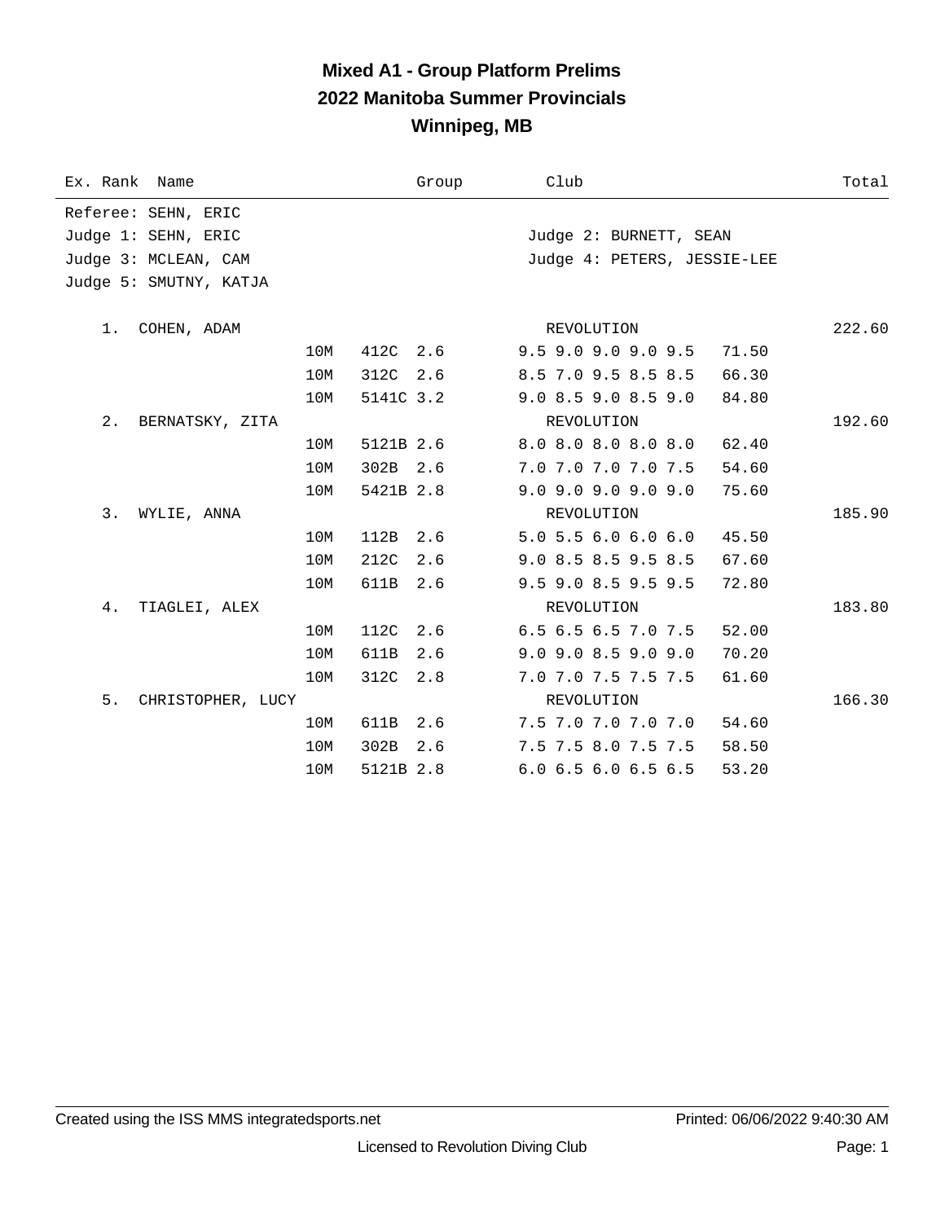# Mixed A1 - Group Platform Prelims
## 2022 Manitoba Summer Provincials
## Winnipeg, MB

| Ex. Rank | Name | Group | | | Club | | Total |
|---|---|---|---|---|---|---|---|
| Referee: SEHN, ERIC | | | | | | | |
| Judge 1: SEHN, ERIC | | | | | Judge 2: BURNETT, SEAN | | |
| Judge 3: MCLEAN, CAM | | | | | Judge 4: PETERS, JESSIE-LEE | | |
| Judge 5: SMUTNY, KATJA | | | | | | | |
| 1. | COHEN, ADAM | | | | REVOLUTION | | 222.60 |
| | | 10M | 412C | 2.6 | 9.5 9.0 9.0 9.0 9.5 | 71.50 | |
| | | 10M | 312C | 2.6 | 8.5 7.0 9.5 8.5 8.5 | 66.30 | |
| | | 10M | 5141C | 3.2 | 9.0 8.5 9.0 8.5 9.0 | 84.80 | |
| 2. | BERNATSKY, ZITA | | | | REVOLUTION | | 192.60 |
| | | 10M | 5121B | 2.6 | 8.0 8.0 8.0 8.0 8.0 | 62.40 | |
| | | 10M | 302B | 2.6 | 7.0 7.0 7.0 7.0 7.5 | 54.60 | |
| | | 10M | 5421B | 2.8 | 9.0 9.0 9.0 9.0 9.0 | 75.60 | |
| 3. | WYLIE, ANNA | | | | REVOLUTION | | 185.90 |
| | | 10M | 112B | 2.6 | 5.0 5.5 6.0 6.0 6.0 | 45.50 | |
| | | 10M | 212C | 2.6 | 9.0 8.5 8.5 9.5 8.5 | 67.60 | |
| | | 10M | 611B | 2.6 | 9.5 9.0 8.5 9.5 9.5 | 72.80 | |
| 4. | TIAGLEI, ALEX | | | | REVOLUTION | | 183.80 |
| | | 10M | 112C | 2.6 | 6.5 6.5 6.5 7.0 7.5 | 52.00 | |
| | | 10M | 611B | 2.6 | 9.0 9.0 8.5 9.0 9.0 | 70.20 | |
| | | 10M | 312C | 2.8 | 7.0 7.0 7.5 7.5 7.5 | 61.60 | |
| 5. | CHRISTOPHER, LUCY | | | | REVOLUTION | | 166.30 |
| | | 10M | 611B | 2.6 | 7.5 7.0 7.0 7.0 7.0 | 54.60 | |
| | | 10M | 302B | 2.6 | 7.5 7.5 8.0 7.5 7.5 | 58.50 | |
| | | 10M | 5121B | 2.8 | 6.0 6.5 6.0 6.5 6.5 | 53.20 | |

Created using the ISS MMS integratedsports.net | Printed: 06/06/2022 9:40:30 AM

Licensed to Revolution Diving Club